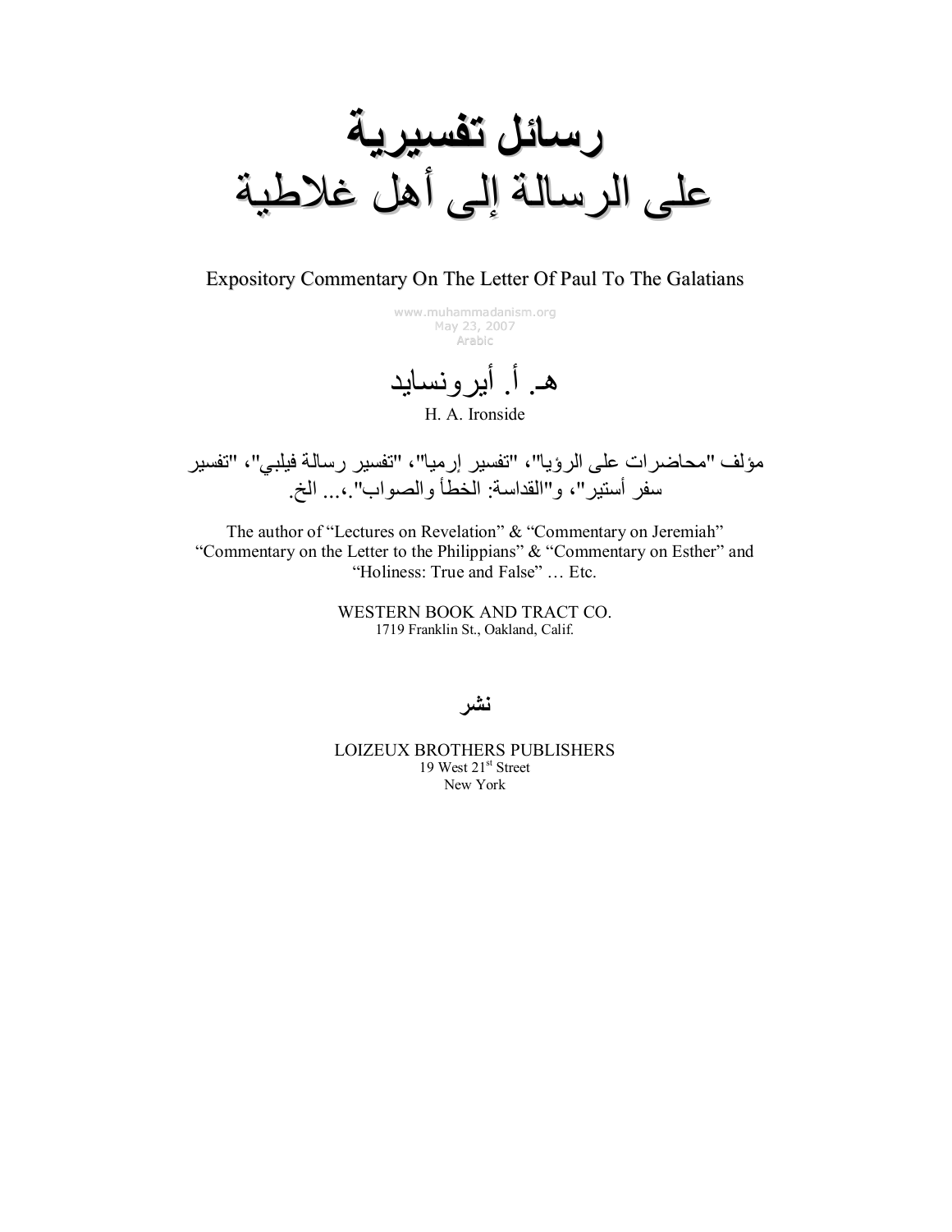# رسائل تفسيرية
# على الرسالة إلى أهل غلاطية

Expository Commentary On The Letter Of Paul To The Galatians

www.muhammadanism.org
May 23, 2007
Arabic

## هـ. أ. أيرونسايد

H. A. Ironside

مؤلف "محاضرات على الرؤيا"، "تفسير إرميا"، "تفسير رسالة فيلبي"، "تفسير سفر أستير"، و"القداسة: الخطأ والصواب".،... الخ.

The author of "Lectures on Revelation" & "Commentary on Jeremiah" "Commentary on the Letter to the Philippians" & "Commentary on Esther" and "Holiness: True and False" … Etc.

WESTERN BOOK AND TRACT CO.
1719 Franklin St., Oakland, Calif.

**نشر**

LOIZEUX BROTHERS PUBLISHERS
19 West 21st Street
New York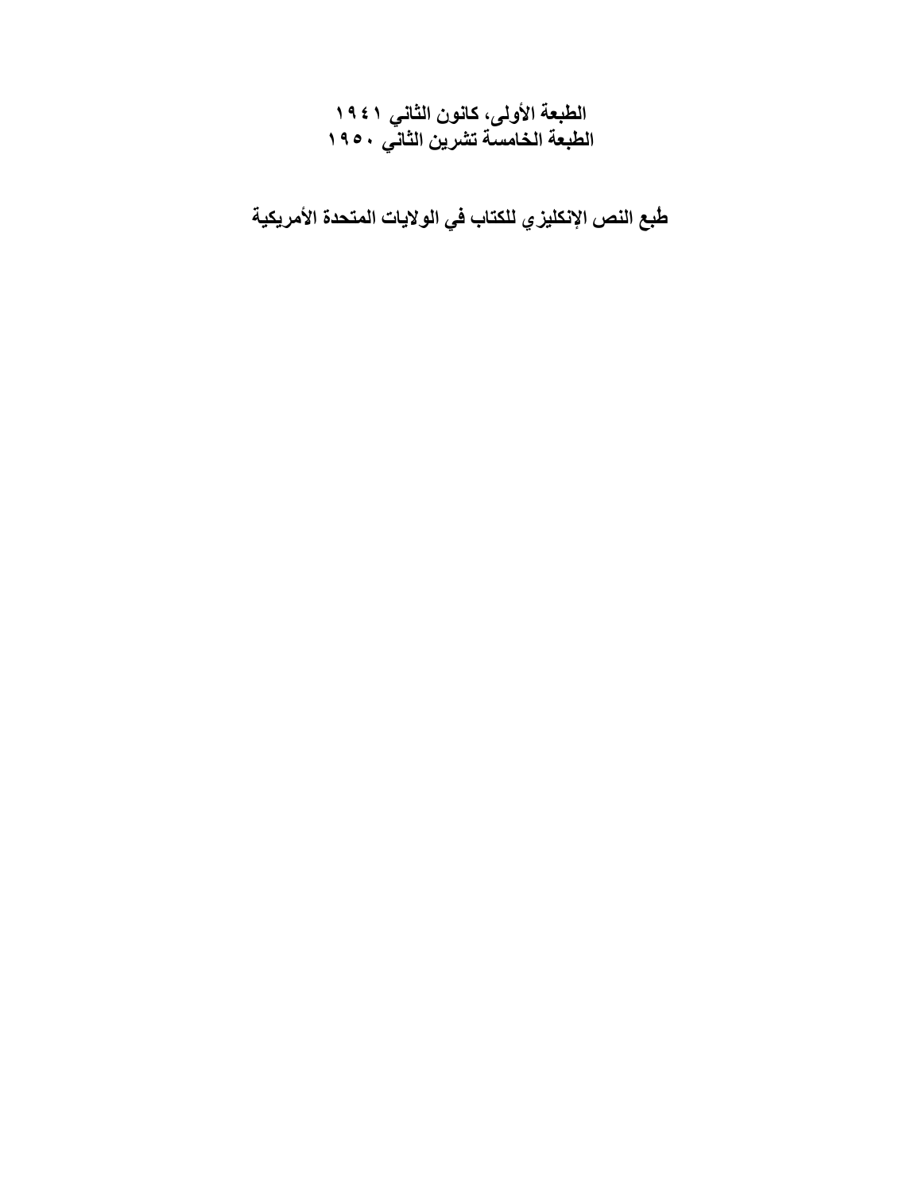**الطبعة الأولى، كانون الثاني ١٩٤١**
**الطبعة الخامسة تشرين الثاني ١٩٥٠**

**طُبع النص الإنكليزي للكتاب في الولايات المتحدة الأمريكية**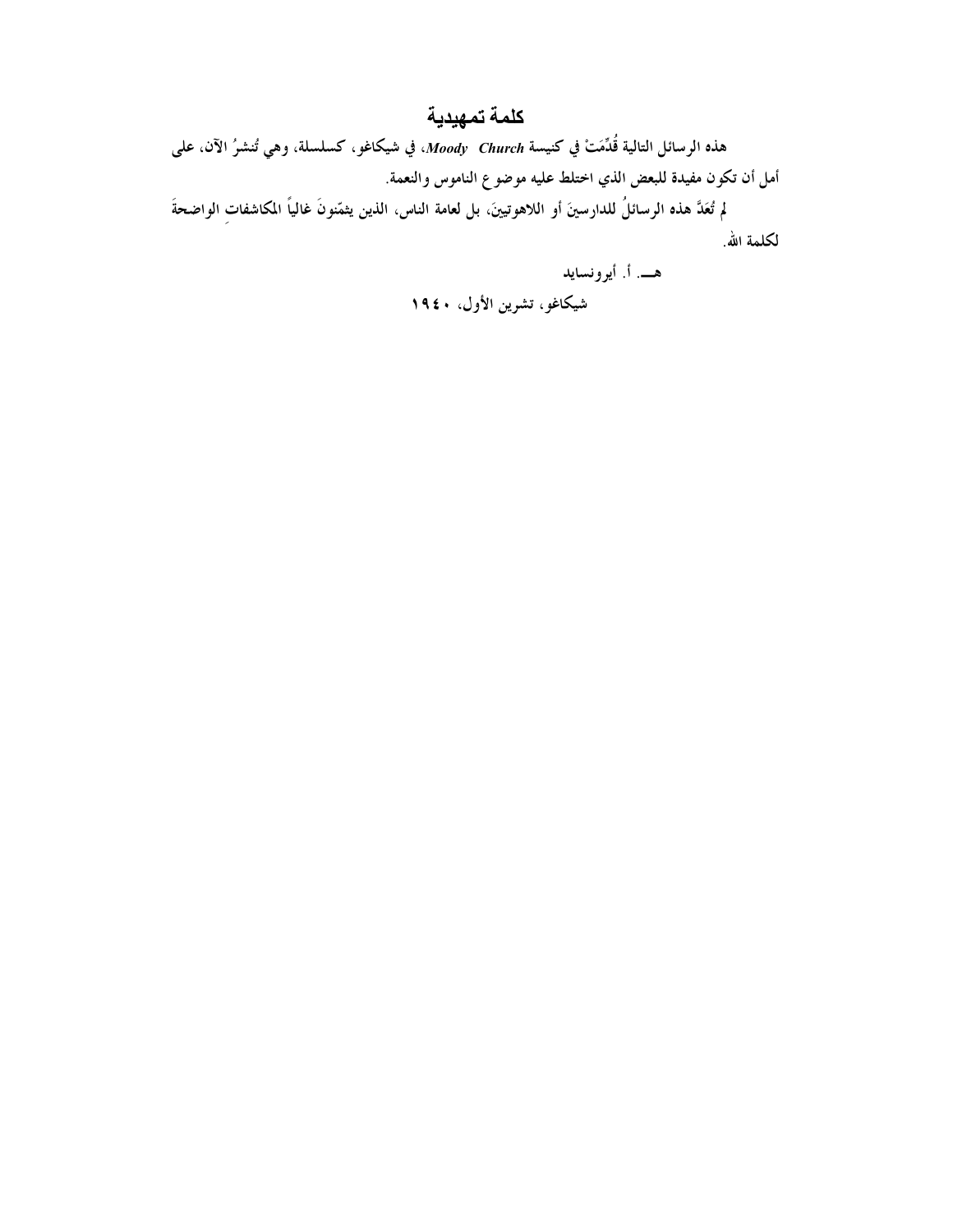# كلمة تمهيدية

هذه الرسائل التالية قُدِّمَتْ في كنيسة ***Moody Church***، في شيكاغو، كسلسلة، وهي تُنشرُ الآن، على أمل أن تكون مفيدة للبعض الذي اختلط عليه موضوع الناموس والنعمة.

لم تُعَدَّ هذه الرسائلُ للدارسينَ أو اللاهوتيينَ، بل لعامة الناس، الذين يثمّنونَ غالياً المكاشفاتِ الواضحةَ لكلمة الله.

**هـ. أ. أيرونسايد**

**شيكاغو، تشرين الأول، ١٩٤٠**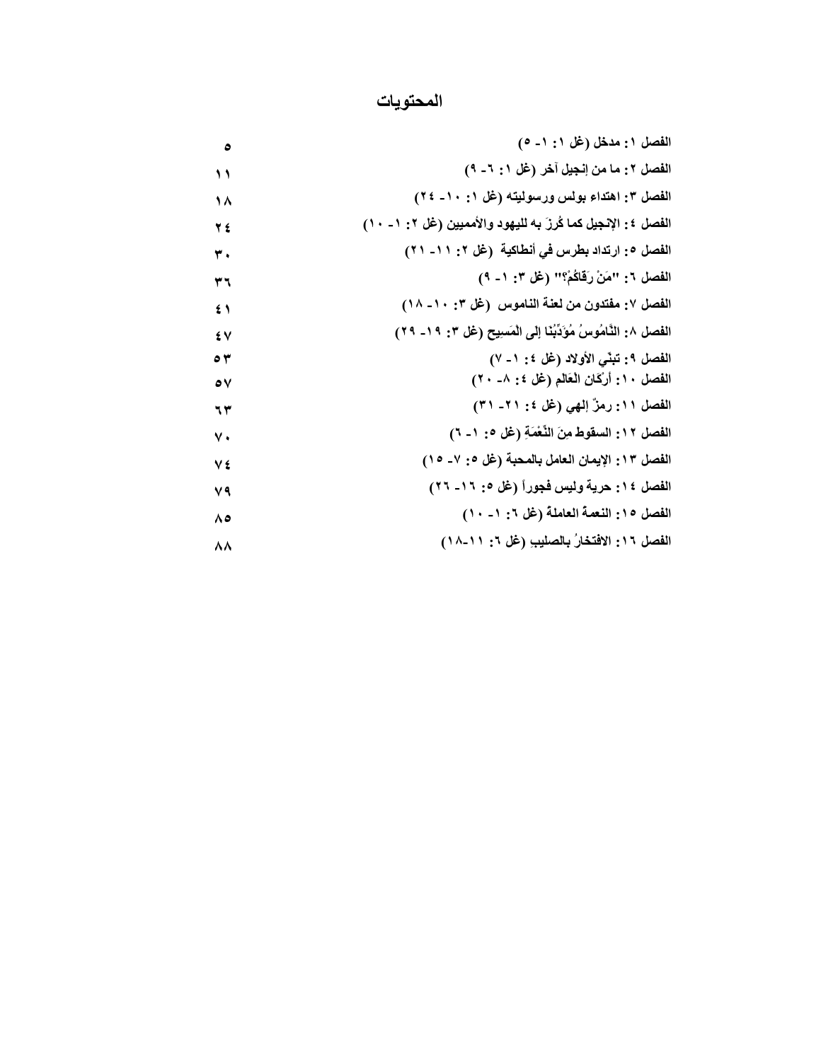# المحتويات

| | |
|---|---|
| الفصل ١: مدخل (غل ١: ١- ٥) | ٥ |
| الفصل ٢: ما من إنجيل آخر (غل ١: ٦- ٩) | ١١ |
| الفصل ٣: اهتداء بولس ورسوليته (غل ١: ١٠- ٢٤) | ١٨ |
| الفصل ٤: الإنجيل كما كُرِزَ به لليهود والأمميين (غل ٢: ١- ١٠) | ٢٤ |
| الفصل ٥: ارتداد بطرس في أنطاكية (غل ٢: ١١- ٢١) | ٣٠ |
| الفصل ٦: "مَنْ رَقَاكُمْ؟" (غل ٣: ١- ٩) | ٣٦ |
| الفصل ٧: مفتدون من لعنة الناموس (غل ٣: ١٠- ١٨) | ٤١ |
| الفصل ٨: النَّامُوسُ مُؤَدِّبُنَا إِلَى الْمَسِيحِ (غل ٣: ١٩- ٢٩) | ٤٧ |
| الفصل ٩: تبنّي الأولاد (غل ٤: ١- ٧) | ٥٣ |
| الفصل ١٠: أَرْكَانِ الْعَالَمِ (غل ٤: ٨- ٢٠) | ٥٧ |
| الفصل ١١: رمزٌ إلهي (غل ٤: ٢١- ٣١) | ٦٣ |
| الفصل ١٢: السقوط مِنَ النِّعْمَةِ (غل ٥: ١- ٦) | ٧٠ |
| الفصل ١٣: الإيمان العامل بالمحبة (غل ٥: ٧- ١٥) | ٧٤ |
| الفصل ١٤: حرية وليس فجوراً (غل ٥: ١٦- ٢٦) | ٧٩ |
| الفصل ١٥: النعمة العاملة (غل ٦: ١- ١٠) | ٨٥ |
| الفصل ١٦: الافتخارُ بالصليبِ (غل ٦: ١١-١٨) | ٨٨ |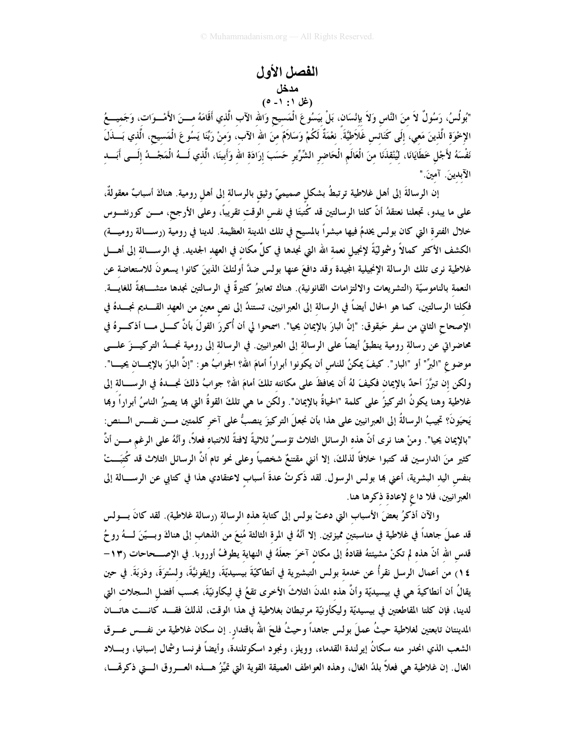# الفصل الأول

## مدخل

### (غل ١: ١- ٥)

"بُولُسُ، رَسُولٌ لاَ مِنَ النَّاسِ وَلاَ بِإِنْسَانٍ، بَلْ بِيَسُوعَ الْمَسِيحِ وَاللهِ الآبِ الَّذِي أَقَامَهُ مِنَ الأَمْوَاتِ، وَجَمِيعُ الإِخْوَةِ الَّذِينَ مَعِي، إِلَى كَنَائِسِ غَلاَطِيَّةَ. نِعْمَةٌ لَكُمْ وَسَلاَمٌ مِنَ اللهِ الآبِ، وَمِنْ رَبِّنَا يَسُوعَ الْمَسِيحِ، الَّذِي بَذَلَ نَفْسَهُ لأَجْلِ خَطَايَانَا، لِيُنْقِذَنَا مِنَ الْعَالَمِ الْحَاضِرِ الشِّرِّيرِ حَسَبَ إِرَادَةِ اللهِ وَأَبِينَا، الَّذِي لَهُ الْمَجْدُ إِلَى أَبَدِ الآبِدِينَ. آمِينَ."

إن الرسالةَ إلى أهل غلاطية ترتبطُ بشكلٍ صميميّ وثيق بالرسالة إلى أهلِ رومية. هناكَ أسبابٌ معقولةٌ، على ما يبدو، تجعلنا نعتقدُ أنّ كلتا الرسالتين قد كُتِبَتا في نفسِ الوقت تقريباً، وعلى الأرجح، من كورنثوس خلال الفترة التي كان بولس يخدمُ فيها مبشراً بالمسيح في تلك المدينة العظيمة. لدينا في رومية (رسالة رومية) الكشف الأكثر كمالاً وشموليّةً لإنجيل نعمة الله التي نجدها في كلِّ مكانٍ في العهد الجديد. في الرسالة إلى أهل غلاطية نرى تلك الرسالة الإنجيلية المجيدة وقد دافعَ عنها بولس ضدَّ أولئكَ الذينَ كانوا يسعونَ للاستعاضة عن النعمة بالناموسيّة (التشريعات والالتزامات القانونية). هناك تعابيرُ كثيرةٌ في الرسالتين نجدها متشابهةً للغاية. فكلتا الرسالتين، كما هو الحال أيضاً في الرسالة إلى العبرانيين، تستندُ إلى نص معين من العهد القديم نجدهُ في الإصحاح الثاني من سفر حَبقوق: "إنَّ البارَ بالإيمان يحيا". اسمحوا لي أن أُكررَ القولَ بأنَّ كل ما أذكرهُ في محاضراتي عن رسالة رومية ينطبقُ أيضاً على الرسالة إلى العبرانيين. في الرسالة إلى رومية نجدُ التركيزَ على موضوع "البرِّ" أو "البار". كيفَ يمكنُ للناسِ أن يكونوا أبراراً أمامَ الله؟ الجوابُ هو: "إنَّ البارَ بالإيمان يحيا". ولكن إن تبرَّرَ أحدٌ بالإيمان فكيفَ لهُ أن يحافظَ على مكانته تلكَ أمامَ الله؟ جوابُ ذلكَ نجدهُ في الرسالة إلى غلاطية وهنا يكونُ التركيزُ على كلمة "الحياةُ بالإيمان". ولكن ما هي تلكَ القوةُ التي بها يصيرُ الناسُ أبراراً وبها يَحيَونَ؟ تجيبُ الرسالةُ إلى العبرانيين على هذا بأن نجعلَ التركيزَ ينصبُّ على آخرِ كلمتين من نفس النص: "بالإيمان يحيا". ومنْ هنا نرى أنّ هذه الرسائل الثلاث تؤسسُ ثلاثيةً لافتةً للانتباه فعلاً، وأنَّهُ على الرغم من أنَّ كثير منَ الدارسين قد كتبوا خلافاً لذلكَ، إلا أنني مقتنعٌ شخصياً وعلى نحو تام أنَّ الرسائل الثلاث قد كُتِبَتْ بنفس اليد البشرية، أعني بها بولس الرسول. لقد ذَكرتُ عدةَ أسبابٍ لاعتقادي هذا في كتابي عن الرسالة إلى العبرانيين، فلا داعٍ لإعادة ذكرها هنا.

والآن أذكرُ بعضَ الأسبابِ التي دعتْ بولس إلى كتابة هذه الرسالة (رسالة غلاطية). لقد كانَ بولس قد عملَ جاهداً في غلاطية في مناسبتين مميزتين. إلا أنَّهُ في المرة الثالثة مُنِعَ من الذهاب إلى هناكَ وبيّنَ لهُ روحُ قدسِ الله أنّ هذه لم تكنْ مشيئتهُ فقادهُ إلى مكان آخرَ جعلَهُ في النهاية يطوفُ أوروبا. في الإصحاحات (١٣-١٤) من أعمال الرسل نقرأُ عن خدمة بولس التبشيرية في أنطاكيّة بيسيديّة، وإيقونيَّة، ولسْترَةَ، ودَربَةَ. في حين يقالُ أن أنطاكية هي في بيسيديّة وأنَّ هذه المدنَ الثلاثَ الأخرى تقعُ في ليكأونيّة، بحسب أفضل السجلات التي لدينا، فإن كلتا المقاطعتين في بيسيديّة وليكأونيّة مرتبطتان بغلاطية في هذا الوقت، لذلكَ فقد كانت هاتان المدينتان تابعتين لغلاطية حيثُ عملَ بولس جاهداً وحيثُ فلحَ اللهُ باقتدارٍ. إن سكان غلاطية من نفس عرق الشعب الذي انحدر منه سكانُ إيرلندة القدماء، وويلز، ونجود اسكوتلندة، وأيضاً فرنسا وشمال إسبانيا، وبلاد الغال. إن غلاطية هي فعلاً بلدُ الغال، وهذه العواطف العميقة القوية التي تميِّزُ هذه العروق التي ذكرتها،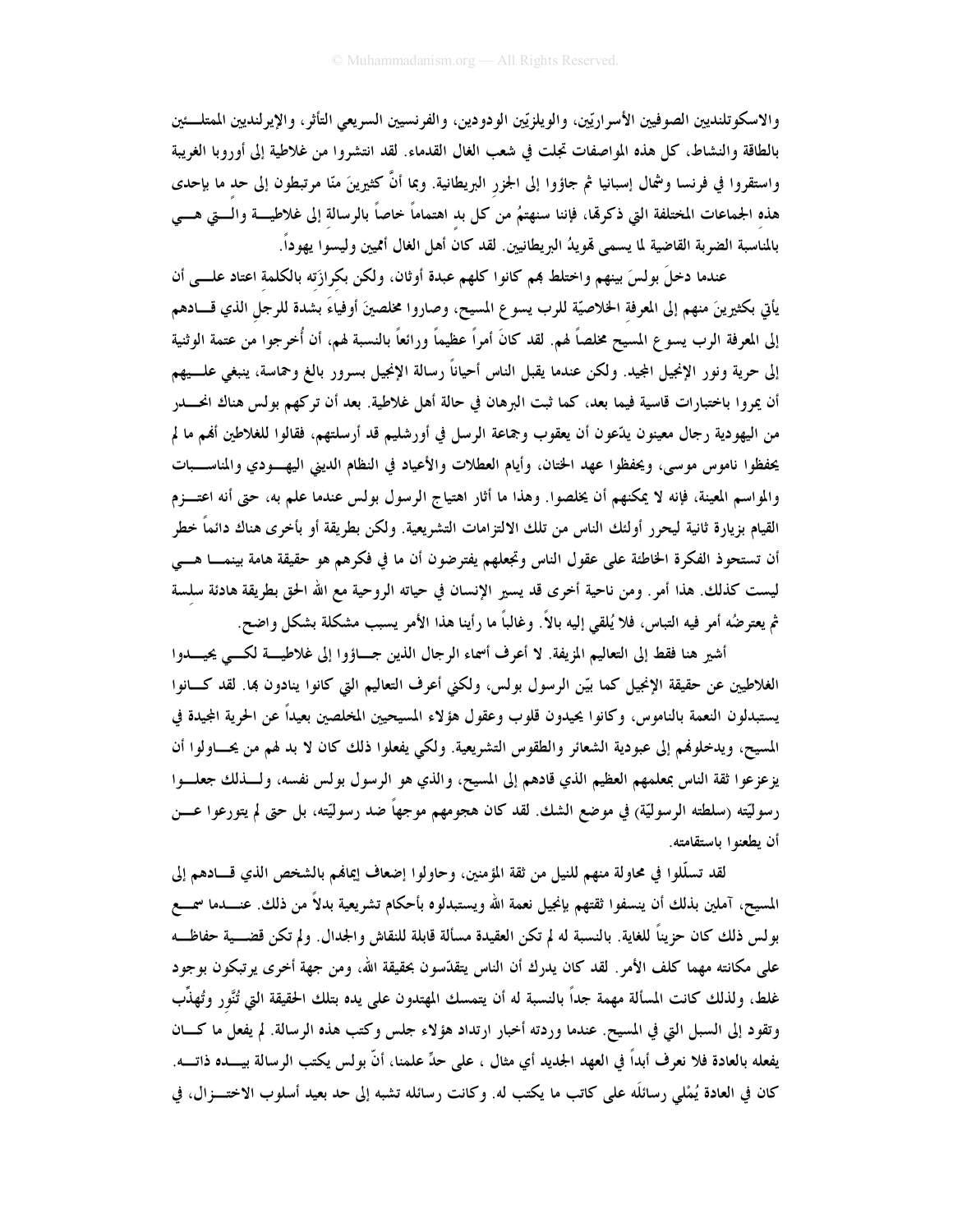والاسكوتلنديين الصوفيين الأسراريّين، والويلزيّين الودودين، والفرنسيين السريعي التأثر، والإيرلنديين الممتلـــئين بالطاقة والنشاط، كل هذه المواصفات تجلت في شعب الغال القدماء. لقد انتشروا من غلاطية إلى أوروبا الغربية واستقروا في فرنسا وشمال إسبانيا ثم جاؤوا إلى الجزر البريطانية. وبما أنَّ كثيرينَ منّا مرتبطون إلى حد ما بإحدى هذه الجماعات المختلفة التي ذكرتها، فإننا سنهتمُ من كل بد اهتماماً خاصاً بالرسالة إلى غلاطيـــة والّـــتي هـــي بالمناسبة الضربة القاضية لما يسمى تهويدُ البريطانيين. لقد كان أهل الغال أميين وليسوا يهوداً.

عندما دخلَ بولسَ بينهم واختلط بهم كانوا كلهم عبدة أوثان، ولكن بكرازَته بالكلمة اعتاد علـــى أن يأتي بكثيرينَ منهم إلى المعرفة الخلاصيّة للرب يسوع المسيح، وصاروا مخلصينَ أوفياءَ بشدة للرجلِ الذي قـــادهم إلى المعرفة الرب يسوع المسيح مخلصاً لهم. لقد كانَ أمراً عظيماً ورائعاً بالنسبة لهم، أن أُخرجوا من عتمة الوثنية إلى حرية ونور الإنجيل المجيد. ولكن عندما يقبل الناس أحياناً رسالة الإنجيل بسرور بالغ وحماسة، ينبغي علـــيهم أن يمروا باختبارات قاسية فيما بعد، كما ثبت البرهان في حالة أهل غلاطية. بعد أن تركهم بولس هناك انحـــدر من اليهودية رجال معينون يدّعون أن يعقوب وجماعة الرسل في أورشليم قد أرسلتهم، فقالوا للغلاطين أنهم ما لم يحفظوا ناموس موسى، ويحفظوا عهد الختان، وأيام العطلات والأعياد في النظام الديني اليهـــودي والمناســـبات والمواسم المعينة، فإنه لا يمكنهم أن يخلصوا. وهذا ما أثار اهتياج الرسول بولس عندما علم به، حتى أنه اعتـــزم القيام بزيارة ثانية ليحرر أولئك الناس من تلك الالتزامات التشريعية. ولكن بطريقة أو بأخرى هناك دائماً خطر أن تستحوذ الفكرة الخاطئة على عقول الناس وتجعلهم يفترضون أن ما في فكرهم هو حقيقة هامة بينمـــا هـــي ليست كذلك. هذا أمر. ومن ناحية أخرى قد يسير الإنسان في حياته الروحية مع الله الحق بطريقة هادئة سلسة ثم يعترضُه أمر فيه التباس، فلا يُلقي إليه بالاً. وغالباً ما رأينا هذا الأمر يسبب مشكلة بشكل واضح.

أشير هنا فقط إلى التعاليم المزيفة. لا أعرف أسماء الرجال الذين جـــاؤوا إلى غلاطيـــة لكـــي يحيـــدوا الغلاطيين عن حقيقة الإنجيل كما بيّن الرسول بولس، ولكني أعرف التعاليم التي كانوا ينادون بها. لقد كـــانوا يستبدلون النعمة بالناموس، وكانوا يحيدون قلوب وعقول هؤلاء المسيحيين المخلصين بعيداً عن الحرية المجيدة في المسيح، ويدخلونهم إلى عبودية الشعائر والطقوس التشريعية. ولكي يفعلوا ذلك كان لا بد لهم من يحـــاولوا أن يزعزعوا ثقة الناس بمعلمهم العظيم الذي قادهم إلى المسيح، والذي هو الرسول بولس نفسه، ولـــذلك جعلـــوا رسوليّته (سلطته الرسوليّة) في موضع الشك. لقد كان هجومهم موجهاً ضد رسوليّته، بل حتى لم يتورعوا عـــن أن يطعنوا باستقامته.

لقد تسلّلوا في محاولة منهم للنيل من ثقة المؤمنين، وحاولوا إضعاف إيمانهم بالشخص الذي قـــادهم إلى المسيح، آملين بذلك أن ينسفوا ثقتهم بإنجيل نعمة الله ويستبدلوه بأحكام تشريعية بدلاً من ذلك. عنـــدما سمـــع بولس ذلك كان حزيناً للغاية. بالنسبة له لم تكن العقيدة مسألة قابلة للنقاش والجدال. ولم تكن قضـــية حفاظـــه على مكانته مهما كلف الأمر. لقد كان يدرك أن الناس يتقدّسون بحقيقة الله، ومن جهة أخرى يرتبكون بوجود غلط، ولذلك كانت المسألة مهمة جداً بالنسبة له أن يتمسك المهتدون على يده بتلك الحقيقة التي تُنَّور وتُهذِّب وتقود إلى السبل التي في المسيح. عندما وردته أخبار ارتداد هؤلاء جلس وكتب هذه الرسالة. لم يفعل ما كـــان يفعله بالعادة فلا نعرف أبداً في العهد الجديد أي مثال ، على حدِّ علمنا، أنّ بولس يكتب الرسالة بيـــده ذاتـــه. كان في العادة يُمْلي رسائلَه على كاتب ما يكتب له. وكانت رسائله تشبه إلى حد بعيد أسلوب الاختـــزال، في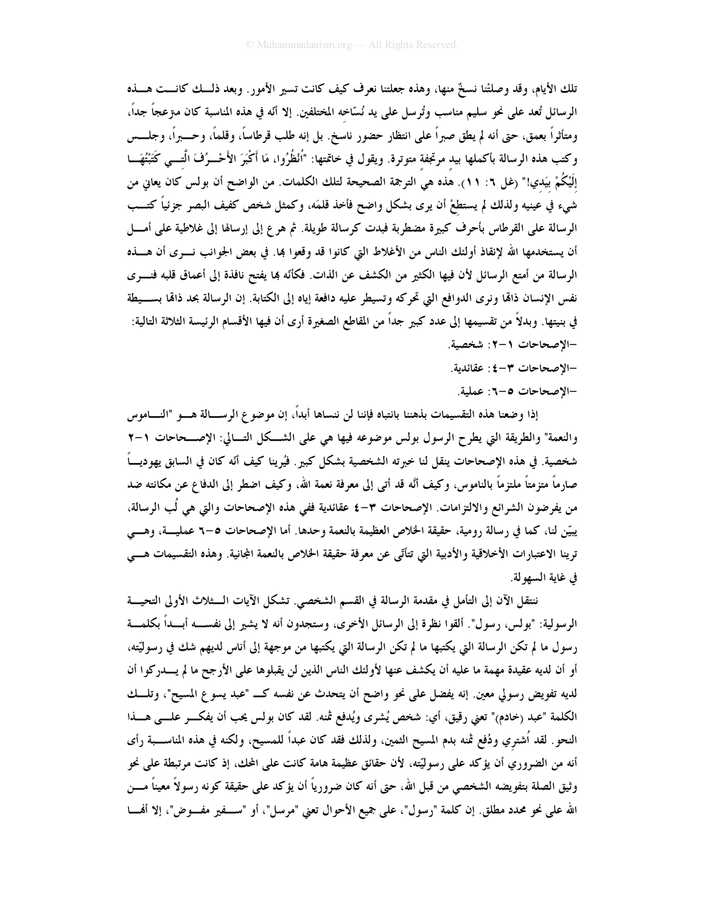تلك الأيام، وقد وصلتْنا نسخٌ منها، وهذه جعلتنا نعرف كيف كانت تسير الأمور. وبعد ذلك كانت هذه الرسائل تُعد على نحو سليم مناسب وتُرسل على يد نُسّاخه المختلفين. إلا أنّه في هذه المناسبة كان منزعجاً جداً، ومتأثراً بعمق، حتى أنه لم يطق صبراً على انتظار حضور ناسخ. بل إنه طلب قرطاساً، وقلماً، وحبراً، وجلس وكتب هذه الرسالة بأكملها بيد مرتجفة متوترة. ويقول في خاتمتها: "اُنْظُرُوا، مَا أَكْبَرَ الأَحْرُفَ الَّتِي كَتَبْتُهَا إِلَيْكُمْ بِيَدِي!" (غل ٦: ١١). هذه هي الترجمة الصحيحة لتلك الكلمات. من الواضح أن بولس كان يعاني من شيء في عينيه ولذلك لم يستطعْ أن يرى بشكل واضح فأخذ قلمَه، وكمثل شخص كفيف البصر جزئياً كتب الرسالة على القرطاس بأحرف كبيرة مضطربة فبدت كرسالة طويلة. ثم هرع إلى إرسالها إلى غلاطية على أمل أن يستخدمها الله لإنقاذ أولئك الناس من الأغلاط التي كانوا قد وقعوا بها. في بعض الجوانب نرى أن هذه الرسالة من أمتع الرسائل لأن فيها الكثير من الكشف عن الذات. فكأنّه بها يفتح نافذة إلى أعماق قلبه فنرى نفس الإنسان ذاتها ونرى الدوافع التي تحركه وتسيطر عليه دافعة إياه إلى الكتابة. إن الرسالة بحد ذاتها بسيطة في بنيتها. وبدلاً من تقسيمها إلى عدد كبير جداً من المقاطع الصغيرة أرى أن فيها الأقسام الرئيسة الثلاثة التالية:

- الإصحاحات ١-٢: شخصية.
- الإصحاحات ٣-٤: عقائدية.
- الإصحاحات ٥-٦: عملية.

إذا وضعنا هذه التقسيمات بذهننا بانتباه فإننا لن ننساها أبداً، إن موضوع الرسالة هو "الناموس والنعمة" والطريقة التي يطرح الرسول بولس موضوعه فيها هي على الشكل التالي: الإصحاحات ١-٢ شخصية. في هذه الإصحاحات ينقل لنا خبرته الشخصية بشكل كبير. فيُرينا كيف أنّه كان في السابق يهودياً صارماً متزمتاً ملتزماً بالناموس، وكيف أنّه قد أتى إلى معرفة نعمة الله، وكيف اضطر إلى الدفاع عن مكانته ضد من يفرضون الشرائع والالتزامات. الإصحاحات ٣-٤ عقائدية ففي هذه الإصحاحات والتي هي لُب الرسالة، يبيّن لنا، كما في رسالة رومية، حقيقة الخلاص العظيمة بالنعمة وحدها. أما الإصحاحات ٥-٦ عملية، وهي ترينا الاعتبارات الأخلاقية والأدبية التي تتأتّى عن معرفة حقيقة الخلاص بالنعمة المجانية. وهذه التقسيمات هي في غاية السهولة.

ننتقل الآن إلى التأمل في مقدمة الرسالة في القسم الشخصي. تشكل الآيات الثلاث الأولى التحية الرسولية: "بولس، رسول". ألقوا نظرة إلى الرسائل الأخرى، وستجدون أنه لا يشير إلى نفسه أبداً بكلمة رسول ما لم تكن الرسالة التي يكتبها ما لم تكن الرسالة التي يكتبها من موجهة إلى أناس لديهم شك في رسوليّته، أو أن لديه عقيدة مهمة ما عليه أن يكشف عنها لأولئك الناس الذين لن يقبلوها على الأرجح ما لم يدركوا أن لديه تفويض رسولي معين. إنه يفضل على نحو واضح أن يتحدث عن نفسه كـ "عبد يسوع المسيح"، وتلك الكلمة "عبد (خادم)" تعني رقيق، أي: شخص يُشرى ويُدفع ثمنه. لقد كان بولس يحب أن يفكر على هذا النحو. لقد اُشتري ودُفع ثمنه بدم المسيح الثمين، ولذلك فقد كان عبداً للمسيح، ولكنه في هذه المناسبة رأى أنه من الضروري أن يؤكد على رسوليّته، لأن حقائق عظيمة هامة كانت على المحك، إذ كانت مرتبطة على نحو وثيق الصلة بتفويضه الشخصي من قبل الله، حتى أنه كان ضرورياً أن يؤكد على حقيقة كونه رسولاً معيناً من الله على نحو محدد مطلق. إن كلمة "رسول"، على جميع الأحوال تعني "مرسل"، أو "سفير مفوض"، إلا أنها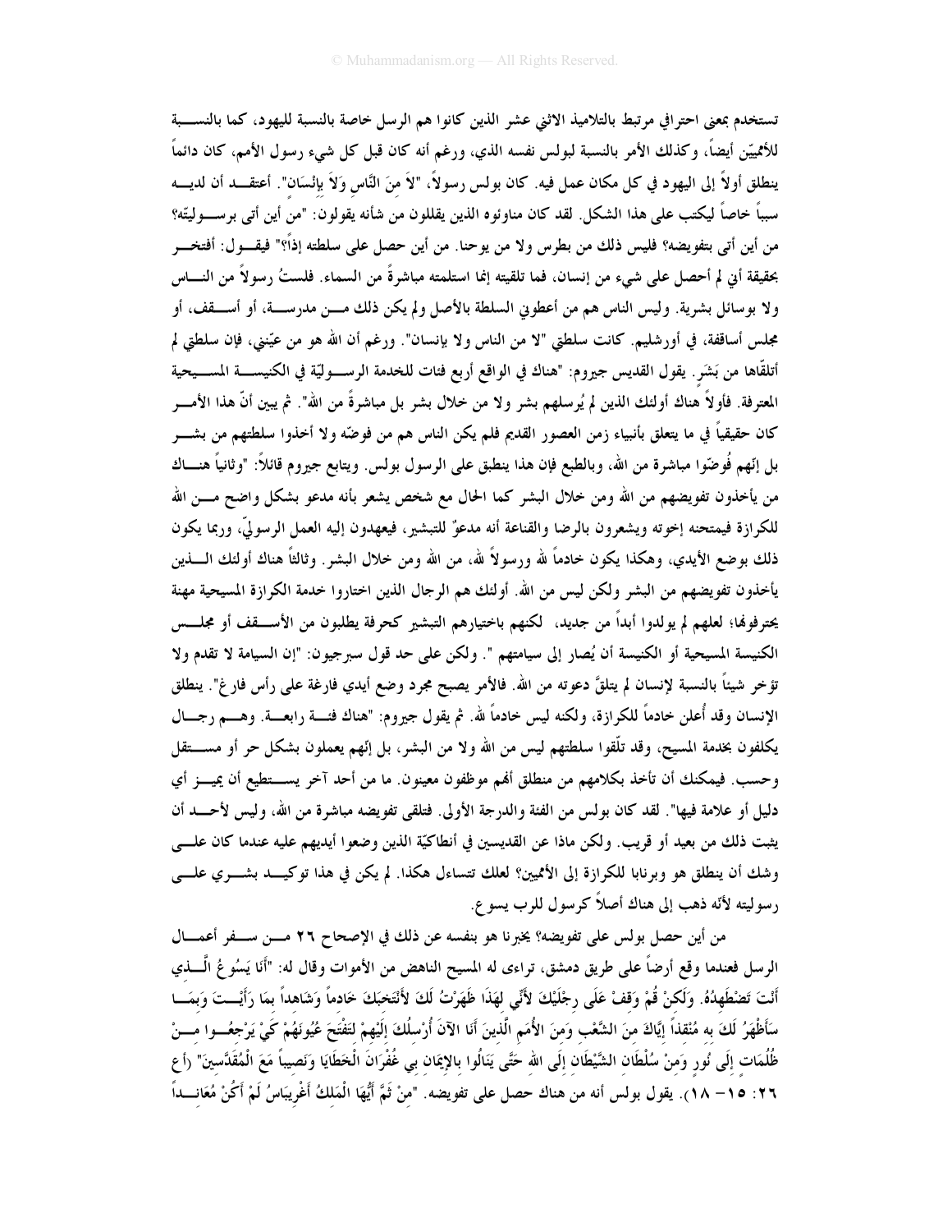تستخدم بمعنى احترافي مرتبط بالتلاميذ الاثني عشر الذين كانوا هم الرسل خاصة بالنسبة لليهود، كما بالنسبة للأمميّين أيضاً، وكذلك الأمر بالنسبة لبولس نفسه الذي، ورغم أنه كان قبل كل شيء رسول الأمم، كان دائماً ينطلق أولاً إلى اليهود في كل مكان عمل فيه. كان بولس رسولاً، "لاَ مِنَ النَّاسِ وَلاَ بِإِنْسَانٍ". أعتقد أن لديه سبباً خاصاً ليكتب على هذا الشكل. لقد كان مناوئوه الذين يقللون من شأنه يقولون: "من أين أتى برسوليّته؟ من أين أتى بتفويضه؟ فليس ذلك من بطرس ولا من يوحنا. من أين حصل على سلطته إذاً؟" فيقول: أفتخر بحقيقة أني لم أحصل على شيء من إنسان، فما تلقيته إنما استلمته مباشرةً من السماء. فلستُ رسولاً من الناس ولا بوسائل بشرية. وليس الناس هم من أعطوني السلطة بالأصل ولم يكن ذلك من مدرسة، أو أسقف، أو مجلس أساقفة، في أورشليم. كانت سلطتي "لا من الناس ولا بإنسان". ورغم أن الله هو من عيّنني، فإن سلطتي لم أتلقّاها من بَشَر. يقول القديس جيروم: "هناك في الواقع أربع فئات للخدمة الرسوليّة في الكنيسة المسيحية المعترفة. فأولاً هناك أولئك الذين لم يُرسلهم بشر ولا من خلال بشر بل مباشرةً من الله". ثم يبين أنّ هذا الأمر كان حقيقياً في ما يتعلق بأنبياء زمن العصور القديم فلم يكن الناس هم من فوضّه ولا أخذوا سلطتهم من بشر بل إنّهم فُوضّوا مباشرة من الله، وبالطبع فإن هذا ينطبق على الرسول بولس. ويتابع جيروم قائلاً: "وثانياً هناك من يأخذون تفويضهم من الله ومن خلال البشر كما الحال مع شخص يشعر بأنه مدعو بشكل واضح من الله للكرازة فيمتحنه إخوته ويشعرون بالرضا والقناعة أنه مدعوٌ للتبشير، فيعهدون إليه العمل الرسوليّ، وربما يكون ذلك بوضع الأيدي، وهكذا يكون خادماً لله ورسولاً لله، من الله ومن خلال البشر. وثالثاً هناك أولئك الذين يأخذون تفويضهم من البشر ولكن ليس من الله. أولئك هم الرجال الذين اختاروا خدمة الكرازة المسيحية مهنة يحترفونها؛ لعلهم لم يولدوا أبداً من جديد، لكنهم باختيارهم التبشير كحرفة يطلبون من الأسقف أو مجلس الكنيسة المسيحية أو الكنيسة أن يُصار إلى سيامتهم". ولكن على حد قول سبرجيون: "إن السيامة لا تقدم ولا تؤخر شيئاً بالنسبة لإنسان لم يتلقَّ دعوته من الله. فالأمر يصبح مجرد وضع أيدي فارغة على رأس فارغ". ينطلق الإنسان وقد أُعلن خادماً للكرازة، ولكنه ليس خادماً لله. ثم يقول جيروم: "هناك فئة رابعة. وهم رجال يكلفون بخدمة المسيح، وقد تلّقوا سلطتهم ليس من الله ولا من البشر، بل إنهم يعملون بشكل حر أو مستقل وحسب. فيمكنك أن تأخذ بكلامهم من منطلق أنهم موظفون معينون. ما من أحد آخر يستطيع أن يميز أي دليل أو علامة فيها". لقد كان بولس من الفئة والدرجة الأولى. فتلقى تفويضه مباشرة من الله، وليس لأحد أن يثبت ذلك من بعيد أو قريب. ولكن ماذا عن القديسين في أنطاكيّة الذين وضعوا أيديهم عليه عندما كان على وشك أن ينطلق هو وبرنابا للكرازة إلى الأمميين؟ لعلك تتساءل هكذا. لم يكن في هذا توكيد بشري على رسوليته لأنه ذهب إلى هناك أصلاً كرسول للرب يسوع.

من أين حصل بولس على تفويضه؟ يخبرنا هو بنفسه عن ذلك في الإصحاح ٢٦ من سفر أعمال الرسل فعندما وقع أرضاً على طريق دمشق، تراءى له المسيح الناهض من الأموات وقال له: "أَنَا يَسُوعُ الَّذِي أَنْتَ تَضْطَهِدُهُ. وَلَكِنْ قُمْ وَقِفْ عَلَى رِجْلَيْكَ لأَنِّي لِهَذَا ظَهَرْتُ لَكَ لأَنْتَخِبَكَ خَادِماً وَشَاهِداً بِمَا رَأَيْتَ وَبِمَا سَأَظْهَرُ لَكَ بِهِ مُنْقِذاً إِيَّاكَ مِنَ الشَّعْبِ وَمِنَ الأُمَمِ الَّذِينَ أَنَا الآنَ أُرْسِلُكَ إِلَيْهِمْ لِتَفْتَحَ عُيُونَهُمْ كَيْ يَرْجِعُوا مِنْ ظُلُمَاتٍ إِلَى نُورٍ وَمِنْ سُلْطَانِ الشَّيْطَانِ إِلَى اللهِ حَتَّى يَنَالُوا بِالإِيمَانِ بِي غُفْرَانَ الْخَطَايَا وَنَصِيباً مَعَ الْمُقَدَّسِينَ" (أع ٢٦: ١٥– ١٨). يقول بولس أنه من هناك حصل على تفويضه. "مِنْ ثَمَّ أَيُّهَا الْمَلِكُ أَغْرِيبَاسُ لَمْ أَكُنْ مُعَانِداً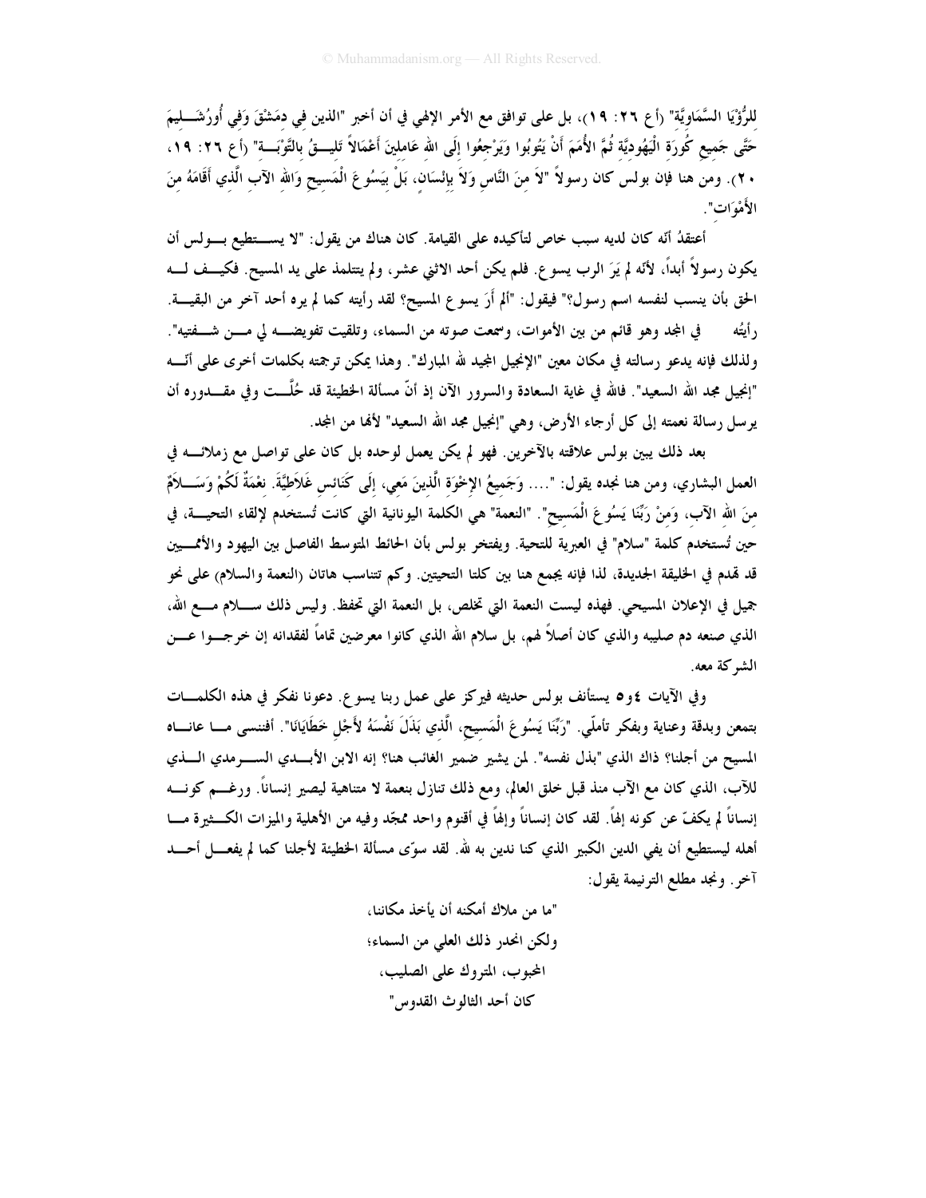لِلرُّؤْيَا السَّمَاوِيَّةِ" (أع ٢٦: ١٩)، بل على توافق مع الأمر الإلهي في أن أخبر "الذين في دِمَشْقَ وَفِي أُورُشَلِيمَ حَتَّى جَمِيعِ كُورَةِ الْيَهُودِيَّةِ ثُمَّ الأُمَمَ أَنْ يَتُوبُوا وَيَرْجِعُوا إِلَى اللهِ عَامِلِينَ أَعْمَالاً تَلِيقُ بِالتَّوْبَةِ" (أع ٢٦: ١٩، ٢٠). ومن هنا فإن بولس كان رسولاً "لاَ مِنَ النَّاسِ وَلاَ بِإِنْسَانٍ، بَلْ بِيَسُوعَ الْمَسِيحِ وَاللهِ الآبِ الَّذِي أَقَامَهُ مِنَ الأَمْوَاتِ".

أعتقدُ أنّه كان لديه سبب خاص لتأكيده على القيامة. كان هناك من يقول: "لا يستطيع بولس أن يكون رسولاً أبداً، لأنه لم يَرَ الرب يسوع. فلم يكن أحد الاثني عشر، ولم يتتلمذ على يد المسيح. فكيف له الحق بأن ينسب لنفسه اسم رسول؟" فيقول: "ألم أَرَ يسوع المسيح؟ لقد رأيته كما لم يره أحد آخر من البقية. رأيتُه في المجد وهو قائم من بين الأموات، وسمعت صوته من السماء، وتلقيت تفويضه لي من شفتيه". ولذلك فإنه يدعو رسالته في مكان معين "الإنجيل المجيد لله المبارك". وهذا يمكن ترجمته بكلمات أخرى على أنّه "إنجيل مجد الله السعيد". فالله في غاية السعادة والسرور الآن إذ أنّ مسألة الخطيئة قد حُلَّت وفي مقدوره أن يرسل رسالة نعمته إلى كل أرجاء الأرض، وهي "إنجيل مجد الله السعيد" لأنها من المجد.

بعد ذلك يبين بولس علاقته بالآخرين. فهو لم يكن يعمل لوحده بل كان على تواصل مع زملائه في العمل البشاري، ومن هنا نجده يقول: ".... وَجَمِيعُ الإِخْوَةِ الَّذِينَ مَعِي، إِلَى كَنَائِسِ غَلاَطِيَّةَ. نِعْمَةٌ لَكُمْ وَسَلاَمٌ مِنَ اللهِ الآبِ، وَمِنْ رَبِّنَا يَسُوعَ الْمَسِيحِ". "النعمة" هي الكلمة اليونانية التي كانت تُستخدم لإلقاء التحية، في حين تُستخدم كلمة "سلام" في العبرية للتحية. ويفتخر بولس بأن الحائط المتوسط الفاصل بين اليهود والأمميين قد تهدم في الخليقة الجديدة، لذا فإنه يجمع هنا بين كلتا التحيتين. وكم تتناسب هاتان (النعمة والسلام) على نحو جميل في الإعلان المسيحي. فهذه ليست النعمة التي تخلص، بل النعمة التي تحفظ. وليس ذلك سلام مع الله، الذي صنعه دم صليبه والذي كان أصلاً لهم، بل سلام الله الذي كانوا معرضين تماماً لفقدانه إن خرجوا عن الشركة معه.

وفي الآيات ٤و٥ يستأنف بولس حديثه فيركز على عمل ربنا يسوع. دعونا نفكر في هذه الكلمات بتمعن وبدقة وعناية وبفكر تأملّي. "رَبِّنَا يَسُوعَ الْمَسِيحِ، الَّذِي بَذَلَ نَفْسَهُ لأَجْلِ خَطَايَانَا". أفننسى ما عاناه المسيح من أجلنا؟ ذاك الذي "بذل نفسه". لمن يشير ضمير الغائب هنا؟ إنه الابن الأبدي السرمدي الذي للآب، الذي كان مع الآب منذ قبل خلق العالم، ومع ذلك تنازل بنعمة لا متناهية ليصير إنساناً. ورغم كونه إنساناً لم يكفّ عن كونه إلهاً. لقد كان إنساناً وإلهاً في أقنوم واحد ممجّد وفيه من الأهلية والميزات الكثيرة ما أهله ليستطيع أن يفي الدين الكبير الذي كنا ندين به لله. لقد سوّى مسألة الخطيئة لأجلنا كما لم يفعل أحد آخر. ونجد مطلع الترنيمة يقول:

"ما من ملاك أمكنه أن يأخذ مكاننا،
ولكن انحدر ذلك العلي من السماء؛
المحبوب، المتروك على الصليب،
كان أحد الثالوث القدوس"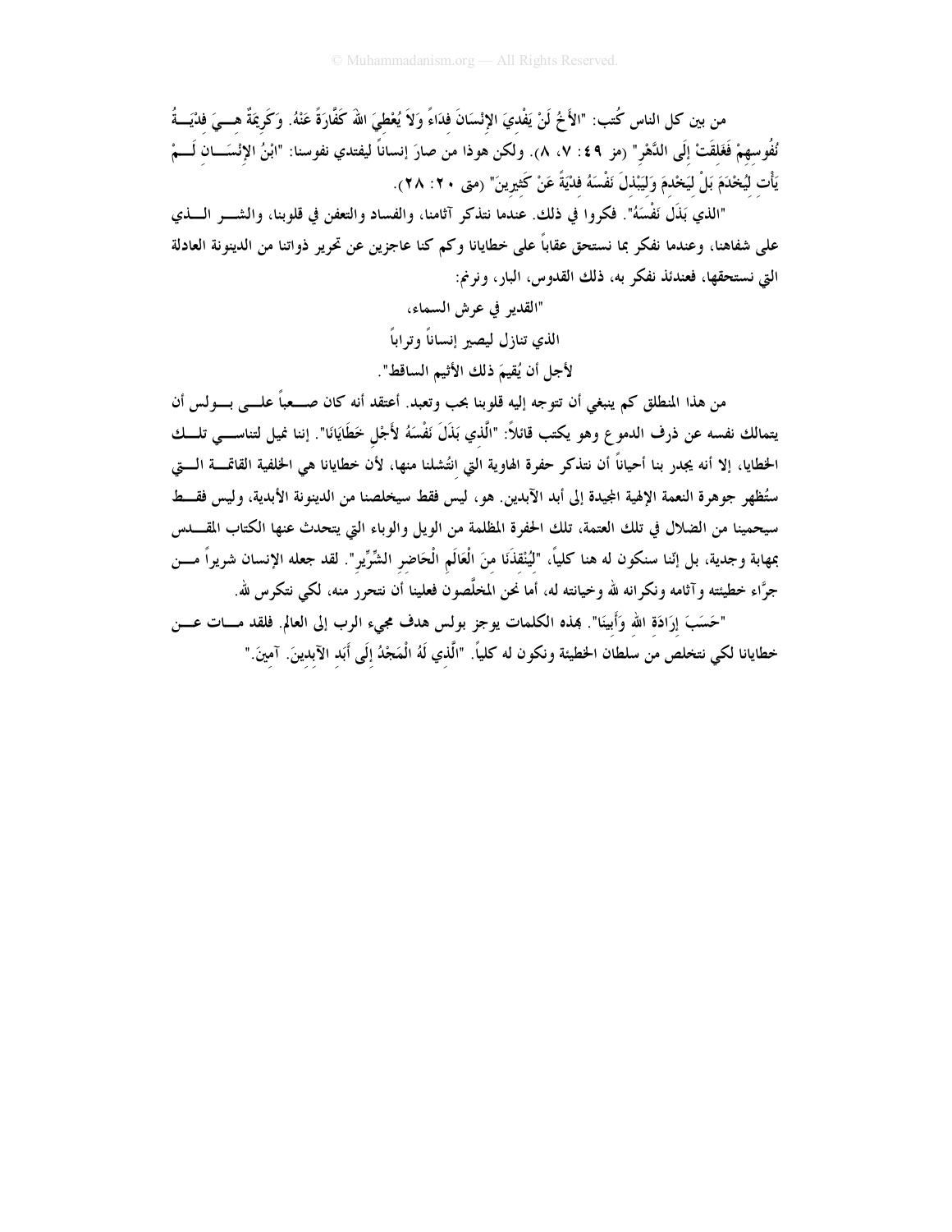من بين كل الناس كُتب: "الأَخُ لَنْ يَفْدِيَ الإِنْسَانَ فِدَاءً وَلاَ يُعْطِيَ اللهَ كَفَّارَةً عَنْهُ. وَكَرِيمَةٌ هِيَ فِدْيَةُ نُفُوسِهِمْ فَغَلِقَتْ إِلَى الدَّهْرِ" (مز ٤٩: ٧، ٨). ولكن هوذا من صارَ إنساناً ليفتدي نفوسنا: "ابْنُ الإِنْسَانِ لَمْ يَأْتِ لِيُخْدَمَ بَلْ لِيَخْدِمَ وَلِيَبْذِلَ نَفْسَهُ فِدْيَةً عَنْ كَثِيرِينَ" (متى ٢٠: ٢٨).

"الذي بَذَلَ نَفْسَهُ". فكروا في ذلك. عندما نتذكر آثامنا، والفساد والتعفن في قلوبنا، والشر الذي على شفاهنا، وعندما نفكر بما نستحق عقاباً على خطايانا وكم كنا عاجزين عن تحرير ذواتنا من الدينونة العادلة التي نستحقها، فعندئذ نفكر به، ذلك القدوس، البار، ونرنم:

"القدير في عرش السماء،

الذي تنازل ليصير إنساناً وتراباً

لأجل أن يُقيمَ ذلك الأثيم الساقط".

من هذا المنطلق كم ينبغي أن تتوجه إليه قلوبنا بحب وتعبد. أعتقد أنه كان صعباً على بولس أن يتمالك نفسه عن ذرف الدموع وهو يكتب قائلاً: "الَّذِي بَذَلَ نَفْسَهُ لأَجْلِ خَطَايَانَا". إننا نميل لتناسي تلك الخطايا، إلا أنه يجدر بنا أحياناً أن نتذكر حفرة الهاوية التي انتشلنا منها، لأن خطايانا هي الخلفية القاتمة التي ستُظهر جوهرة النعمة الإلهية المجيدة إلى أبد الآبدين. هو، ليس فقط سيخلصنا من الدينونة الأبدية، وليس فقط سيحمينا من الضلال في تلك العتمة، تلك الحفرة المظلمة من الويل والوباء التي يتحدث عنها الكتاب المقدس بمهابة وجدية، بل إننا سنكون له هنا كلياً، "لِيُنْقِذَنَا مِنَ الْعَالَمِ الْحَاضِرِ الشِّرِّيرِ". لقد جعله الإنسان شريراً من جرَّاء خطيئته وآثامه ونكرانه لله وخيانته له، أما نحن المخلَّصون فعلينا أن نتحرر منه، لكي نتكرس لله.

"حَسَبَ إِرَادَةِ اللهِ وَأَبِينَا". بهذه الكلمات يوجز بولس هدف مجيء الرب إلى العالم. فلقد مات عن خطايانا لكي نتخلص من سلطان الخطيئة ونكون له كلياً. "الَّذِي لَهُ الْمَجْدُ إِلَى أَبَدِ الآبِدِينَ. آمِينَ."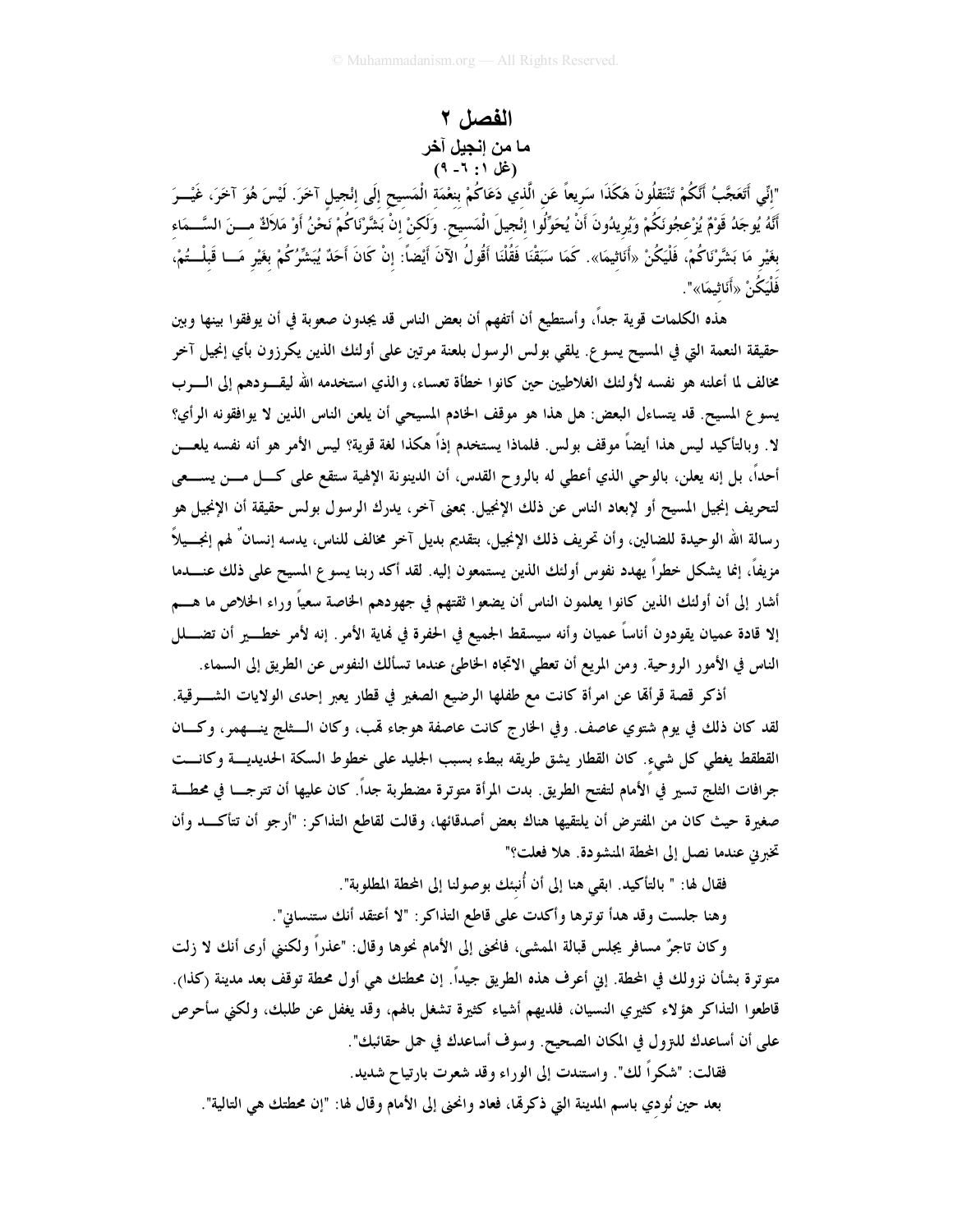# الفصل ٢

## ما من إنجيل آخر

### (غل ١: ٦- ٩)

"إِنِّي أَتَعَجَّبُ أَنَّكُمْ تَنْتَقِلُونَ هَكَذَا سَرِيعاً عَنِ الَّذِي دَعَاكُمْ بِنِعْمَةِ الْمَسِيحِ إِلَى إِنْجِيلٍ آخَرَ. لَيْسَ هُوَ آخَرَ، غَيْرَ أَنَّهُ يُوجَدُ قَوْمٌ يُزْعِجُونَكُمْ وَيُرِيدُونَ أَنْ يُحَوِّلُوا إِنْجِيلَ الْمَسِيحِ. وَلَكِنْ إِنْ بَشَّرْنَاكُمْ نَحْنُ أَوْ مَلاَكٌ مِنَ السَّمَاءِ بِغَيْرِ مَا بَشَّرْنَاكُمْ، فَلْيَكُنْ «أَنَاثِيمَا». كَمَا سَبَقْنَا فَقُلْنَا أَقُولُ الآنَ أَيْضاً: إِنْ كَانَ أَحَدٌ يُبَشِّرُكُمْ بِغَيْرِ مَا قَبِلْتُمْ، فَلْيَكُنْ «أَنَاثِيمَا»".

هذه الكلمات قوية جداً، وأستطيع أن أتفهم أن بعض الناس قد يجدون صعوبة في أن يوفقوا بينها وبين حقيقة النعمة التي في المسيح يسوع. يلقي بولس الرسول بلعنة مرتين على أولئك الذين يكرزون بأي إنجيل آخر مخالف لما أعلنه هو نفسه لأولئك الغلاطيين حين كانوا خطأة تعساء، والذي استخدمه الله ليقودهم إلى الرب يسوع المسيح. قد يتساءل البعض: هل هذا هو موقف الخادم المسيحي أن يلعن الناس الذين لا يوافقونه الرأي؟ لا. وبالتأكيد ليس هذا أيضاً موقف بولس. فلماذا يستخدم إذاً هكذا لغة قوية؟ ليس الأمر هو أنه نفسه يلعن أحداً، بل إنه يعلن، بالوحي الذي أعطي له بالروح القدس، أن الدينونة الإلهية ستقع على كل من يسعى لتحريف إنجيل المسيح أو لإبعاد الناس عن ذلك الإنجيل. بمعنى آخر، يدرك الرسول بولس حقيقة أن الإنجيل هو رسالة الله الوحيدة للضالين، وأن تحريف ذلك الإنجيل، بتقديم بديل آخر مخالف للناس، يدسه إنسانٌ لهم إنجيلاً مزيفاً، إنما يشكل خطراً يهدد نفوس أولئك الذين يستمعون إليه. لقد أكد ربنا يسوع المسيح على ذلك عندما أشار إلى أن أولئك الذين كانوا يعلمون الناس أن يضعوا ثقتهم في جهودهم الخاصة سعياً وراء الخلاص ما هم إلا قادة عميان يقودون أناساً عمياناً وأنه سيسقط الجميع في الحفرة في نهاية الأمر. إنه لأمر خطير أن تضلل الناس في الأمور الروحية. ومن المريع أن تعطي الاتجاه الخاطئ عندما تسألك النفوس عن الطريق إلى السماء.

أذكر قصة قرأتها عن امرأة كانت مع طفلها الرضيع الصغير في قطار يعبر إحدى الولايات الشرقية. لقد كان ذلك في يوم شتوي عاصف. وفي الخارج كانت عاصفة هوجاء تهب، وكان الثلج ينهمر، وكان القطقط يغطي كل شيء. كان القطار يشق طريقه ببطء بسبب الجليد على خطوط السكة الحديدية وكانت جرافات الثلج تسير في الأمام لتفتح الطريق. بدت المرأة متوترة مضطربة جداً. كان عليها أن تترجل في محطة صغيرة حيث كان من المفترض أن يلتقيها هناك بعض أصدقائها، وقالت لقاطع التذاكر: "أرجو أن تتأكد وأن تخبرني عندما نصل إلى المحطة المنشودة. هلا فعلت؟"

فقال لها: " بالتأكيد. ابقي هنا إلى أن أُنبئك بوصولنا إلى المحطة المطلوبة".

وهنا جلست وقد هدأ توترها وأكدت على قاطع التذاكر: "لا أعتقد أنك ستنساني".

وكان تاجرٌ مسافر يجلس قبالة الممشى، فانحنى إلى الأمام نحوها وقال: "عذراً ولكنني أرى أنك لا زلت متوترة بشأن نزولك في المحطة. إني أعرف هذه الطريق جيداً. إن محطتك هي أول محطة توقف بعد مدينة (كذا). قاطعوا التذاكر هؤلاء كثيري النسيان، فلديهم أشياء كثيرة تشغل بالهم، وقد يغفل عن طلبك، ولكني سأحرص على أن أساعدك للنزول في المكان الصحيح. وسوف أساعدك في حمل حقائبك".

فقالت: "شكراً لك". واستندت إلى الوراء وقد شعرت بارتياح شديد.

بعد حين نُودي باسم المدينة التي ذكرتها، فعاد وانحنى إلى الأمام وقال لها: "إن محطتك هي التالية".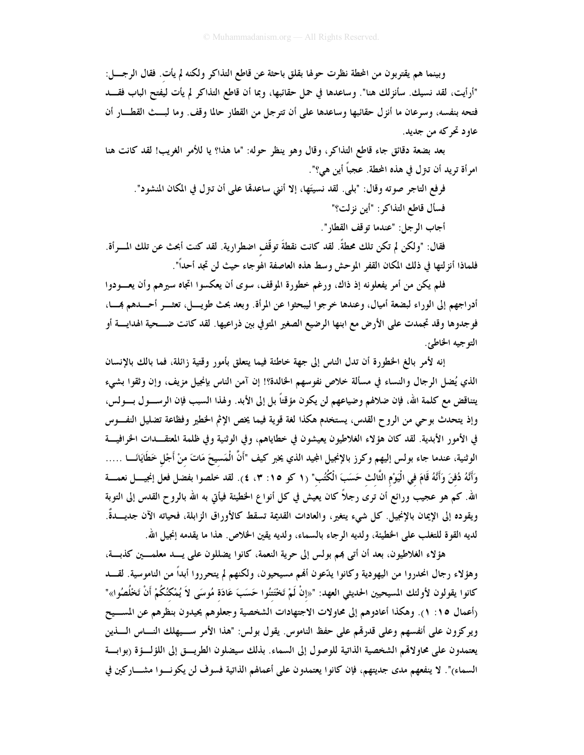وبينما هم يقتربون من المحطة نظرت حولها بقلق باحثة عن قاطع التذاكر ولكنه لم يأتِ. فقال الرجل: "أرأيت، لقد نسيك. سأنزلك هنا". وساعدها في حمل حقائبها، وبما أن قاطع التذاكر لم يأت ليفتح الباب فقد فتحه بنفسه، وسرعان ما أنزل حقائبها وساعدها على أن تترجل من القطار حالما وقف. وما لبث القطار أن عاود تحركه من جديد.

بعد بضعة دقائق جاء قاطع التذاكر، وقال وهو ينظر حوله: "ما هذا؟ يا للأمر الغريب! لقد كانت هنا امرأة تريد أن تنزل في هذه المحطة. عجباً أين هي؟".

فرفع التاجر صوته وقال: "بلى. لقد نسيتَها، إلا أنني ساعدتها على أن تنزل في المكان المنشود".

فسأل قاطع التذاكر: "أين نزلت؟"

أجاب الرجل: "عندما توقف القطار".

فقال: "ولكن لم تكن تلك محطةً. لقد كانت نقطةَ توقّفٍ اضطرارية. لقد كنت أبحث عن تلك المرأة. فلماذا أنزلتها في ذلك المكان القفر الموحش وسط هذه العاصفة الهوجاء حيث لن تجد أحداً".

فلم يكن من أمر يفعلونه إذ ذاك، ورغم خطورة الموقف، سوى أن يعكسوا اتجاه سيرهم وأن يعودوا أدراجهم إلى الوراء لبضعة أميال، وعندها خرجوا ليبحثوا عن المرأة. وبعد بحث طويل، تعثر أحدهم بها، فوجدوها وقد تجمدت على الأرض مع ابنها الرضيع الصغير المتوفي بين ذراعيها. لقد كانت ضحية الهداية أو التوجيه الخاطئ.

إنه لأمر بالغ الخطورة أن تدل الناس إلى جهة خاطئة فيما يتعلق بأمور وقتية زائلة، فما بالك بالإنسان الذي يُضل الرجال والنساء في مسألة خلاص نفوسهم الخالدة؟! إن آمن الناس بإنجيل مزيف، وإن وثقوا بشيء يتناقض مع كلمة الله، فإن ضلالهم وضياعهم لن يكون مؤقتاً بل إلى الأبد. ولهذا السبب فإن الرسول بولس، وإذ يتحدث بوحي من الروح القدس، يستخدم هكذا لغة قوية فيما يخص الإثم الخطير وفظاعة تضليل النفوس في الأمور الأبدية. لقد كان هؤلاء الغلاطيون يعيشون في خطاياهم، وفي الوثنية وفي ظلمة المعتقدات الخرافية الوثنية، عندما جاء بولس إليهم وكرز بالإنجيل المجيد الذي يخبر كيف "أَنَّ الْمَسِيحَ مَاتَ مِنْ أَجْلِ خَطَايَانَا ..... وَأَنَّهُ دُفِنَ وَأَنَّهُ قَامَ فِي الْيَوْمِ الثَّالِثِ حَسَبَ الْكُتُبِ" (١ كو ١٥: ٣، ٤). لقد خلصوا بفضل فعل إنجيل نعمة الله. كم هو عجيب ورائع أن ترى رجلاً كان يعيش في كل أنواع الخطيئة فيأتي به الله بالروح القدس إلى التوبة ويقوده إلى الإيمان بالإنجيل. كل شيء يتغير، والعادات القديمة تسقط كالأوراق الزابلة، فحياته الآن جديدةٌ. لديه القوة للتغلب على الخطيئة، ولديه الرجاء بالسماء، ولديه يقين الخلاص. هذا ما يقدمه إنجيل الله.

هؤلاء الغلاطيون، بعد أن أتى بهم بولس إلى حرية النعمة، كانوا يضللون على يد معلمين كذبة، وهؤلاء رجال انحدروا من اليهودية وكانوا يدّعون أنهم مسيحيون، ولكنهم لم يتحرروا أبداً من الناموسية. لقد كانوا يقولون لأولئك المسيحيين الحديثي العهد: "«إِنْ لَمْ تَخْتَتِنُوا حَسَبَ عَادَةِ مُوسَى لاَ يُمْكِنُكُمْ أَنْ تَخْلُصُوا»" (أعمال ١٥: ١). وهكذا أعادوهم إلى محاولات الاجتهادات الشخصية وجعلوهم يحيدون بنظرهم عن المسيح ويركزون على أنفسهم وعلى قدرتهم على حفظ الناموس. يقول بولس: "هذا الأمر سيهلك الناس الذين يعتمدون على محاولاتهم الشخصية الذاتية للوصول إلى السماء. بذلك سيضلون الطريق إلى اللؤلؤة (بوابة السماء)". لا ينفعهم مدى جديتهم، فإن كانوا يعتمدون على أعمالهم الذاتية فسوف لن يكونوا مشاركين في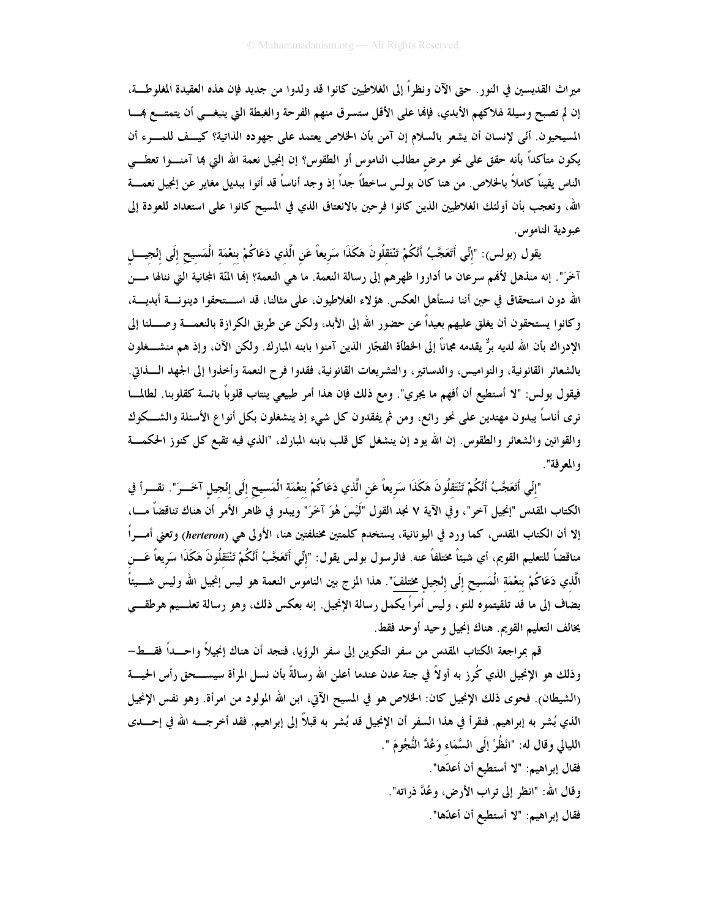ميراث القديسين في النور. حتى الآن ونظراً إلى الغلاطيين كانوا قد ولدوا من جديد فإن هذه العقيدة المغلوطة، إن لم تصبح وسيلة لهلاكهم الأبدي، فإنها على الأقل ستسرق منهم الفرحة والغبطة التي ينبغي أن يتمتع بها المسيحيون. أنّى لإنسان أن يشعر بالسلام إن آمن بأن الخلاص يعتمد على جهوده الذاتية؟ كيف للمرء أن يكون متأكداً بأنه حقق على نحو مرضٍ مطالب الناموس أو الطقوس؟ إن إنجيل نعمة الله التي بها آمنوا تعطي الناس يقيناً كاملاً بالخلاص. من هنا كان بولس ساخطاً جداً إذ وجد أناساً قد أتوا ببديل مغاير عن إنجيل نعمة الله، وتعجب بأن أولئك الغلاطيين الذين كانوا فرحين بالانعتاق الذي في المسيح كانوا على استعداد للعودة إلى عبودية الناموس.

يقول (بولس): "إِنِّي أَتَعَجَّبُ أَنَّكُمْ تَنْتَقِلُونَ هَكَذَا سَرِيعاً عَنِ الَّذِي دَعَاكُمْ بِنِعْمَةِ الْمَسِيحِ إِلَى إِنْجِيلٍ آخَرَ". إنه منذهل لأنهم سرعان ما أداروا ظهرهم إلى رسالة النعمة. ما هي النعمة؟ إنها المنّة المجانية التي ننالها من الله دون استحقاق في حين أننا نستأهل العكس. هؤلاء الغلاطيون، على مثالنا، قد استحقوا دينونة أبدية، وكانوا يستحقون أن يغلق عليهم بعيداً عن حضور الله إلى الأبد، ولكن عن طريق الكرازة بالنعمة وصلنا إلى الإدراك بأن الله لديه برٌّ يقدمه مجاناً إلى الخطأة الفجّار الذين آمنوا بابنه المبارك. ولكن الآن، وإذ هم منشغلون بالشعائر القانونية، والنواميس، والدساتير، والتشريعات القانونية، فقدوا فرح النعمة وأخذوا إلى الجهد الذاتي. فيقول بولس: "لا أستطيع أن أفهم ما يجري". ومع ذلك فإن هذا أمر طبيعي ينتاب قلوباً بائسة كقلوبنا. لطالما نرى أناساً يبدون مهتدين على نحو رائع، ومن ثم يفقدون كل شيء إذ ينشغلون بكل أنواع الأسئلة والشكوك والقوانين والشعائر والطقوس. إن الله يود إن ينشغل كل قلب بابنه المبارك، "الذي فيه تقبع كل كنوز الحكمة والمعرفة".

"إِنِّي أَتَعَجَّبُ أَنَّكُمْ تَنْتَقِلُونَ هَكَذَا سَرِيعاً عَنِ الَّذِي دَعَاكُمْ بِنِعْمَةِ الْمَسِيحِ إِلَى إِنْجِيلٍ آخَرَ". نقرأ في الكتاب المقدس "إنجيل آخر"، وفي الآية ٧ نجد القول "لَيْسَ هُوَ آخَرَ" ويبدو في ظاهر الأمر أن هناك تناقضاً ما، إلا أن الكتاب المقدس، كما ورد في اليونانية، يستخدم كلمتين مختلفتين هنا، الأولى هي (*herteron*) وتعني أمراً مناقضاً للتعليم القويم، أي شيئاً مختلفاً عنه. فالرسول بولس يقول: "إِنِّي أَتَعَجَّبُ أَنَّكُمْ تَنْتَقِلُونَ هَكَذَا سَرِيعاً عَنِ الَّذِي دَعَاكُمْ بِنِعْمَةِ الْمَسِيحِ إِلَى إِنْجِيلٍ مختلفَ". هذا المزج بين الناموس النعمة هو ليس إنجيل الله وليس شيئاً يضاف إلى ما قد تلقيتموه للتو، وليس أمراً يكمل رسالة الإنجيل. إنه بعكس ذلك، وهو رسالة تعليم هرطقي يخالف التعليم القويم. هناك إنجيل وحيد أوحد فقط.

قم بمراجعة الكتاب المقدس من سفر التكوين إلى سفر الرؤيا، فتجد أن هناك إنجيلاً واحداً فقط– وذلك هو الإنجيل الذي كُرز به أولاً في جنة عدن عندما أعلن الله رسالةً بأن نسل المرأة سيسحق رأس الحية (الشيطان). فحوى ذلك الإنجيل كان: الخلاص هو في المسيح الآتي، ابن الله المولود من امرأة. وهو نفس الإنجيل الذي بُشر به إبراهيم. فنقرأ في هذا السفر أن الإنجيل قد بُشر به قبلاً إلى إبراهيم. فقد أخرجه الله في إحدى الليالي وقال له: "انْظُرْ إِلَى السَّمَاءِ وَعُدَّ النُّجُومَ ".

فقال إبراهيم: "لا أستطيع أن أعدّها".

وقال الله: "انظر إلى تراب الأرض، وعُدَّ ذراته".

فقال إبراهيم: "لا أستطيع أن أعدّها".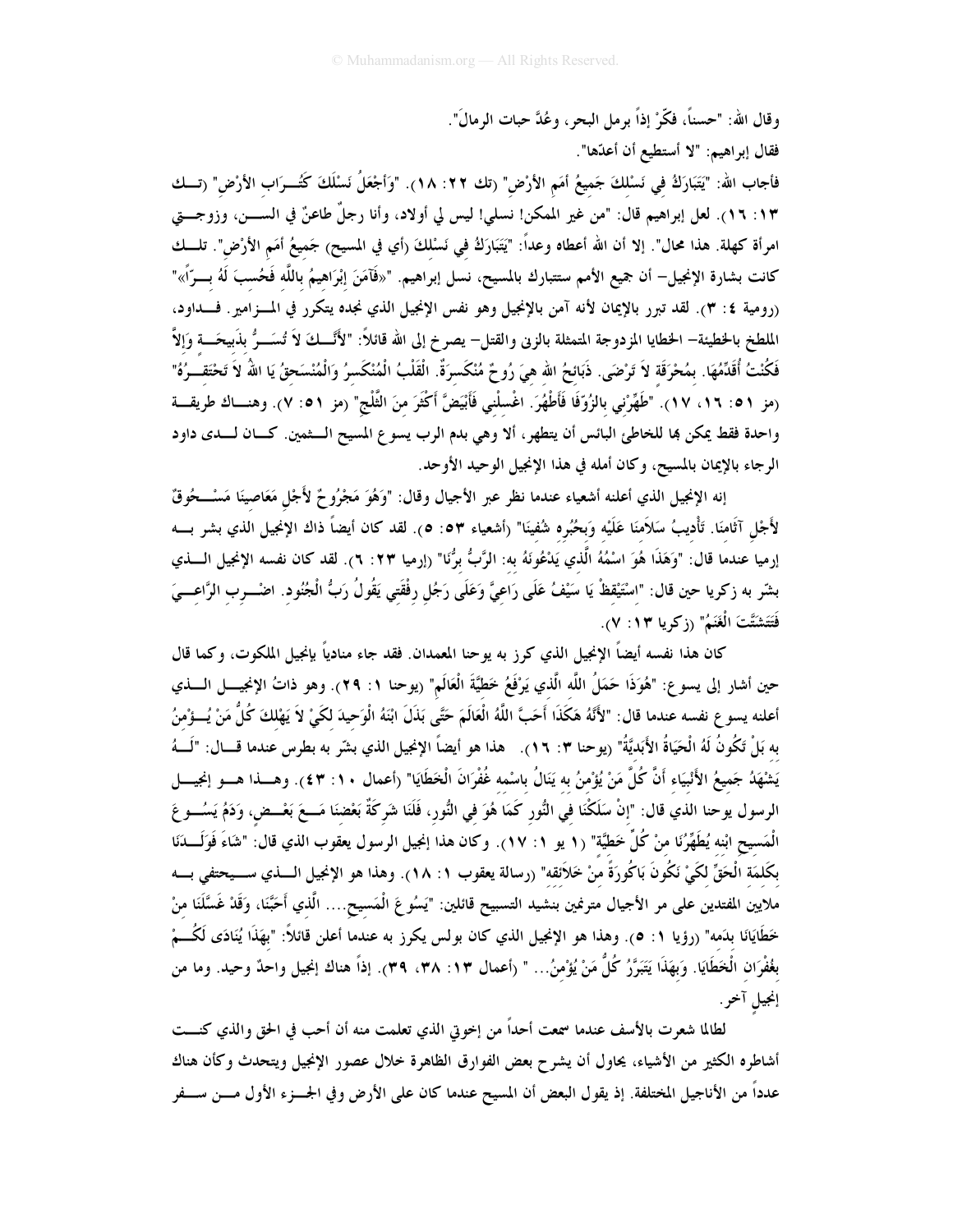وقال الله: "حسناً، فكِّرْ إذاً برمل البحر، وعُدَّ حبات الرمالَ".

فقال إبراهيم: "لا أستطيع أن أعدّها".

فأجاب الله: "يَتَبَارَكُ فِي نَسْلِكَ جَمِيعُ أُمَمِ الأَرْضِ" (تك ٢٢: ١٨). "وَأَجْعَلُ نَسْلَكَ كَتُرَابِ الأَرْضِ" (تك ١٣: ١٦). لعل إبراهيم قال: "من غير الممكن! نسلي! ليس لي أولاد، وأنا رجلٌ طاعنٌ في السن، وزوجتي امرأة كهلة. هذا محال". إلا أن الله أعطاه وعداً: "يَتَبَارَكُ فِي نَسْلِكَ (أي في المسيح) جَمِيعُ أُمَمِ الأَرْضِ". تلك كانت بشارة الإنجيل– أن جميع الأمم ستتبارك بالمسيح، نسل إبراهيم. "«فَآمَنَ إِبْرَاهِيمُ بِاللَّهِ فَحُسِبَ لَهُ بِرّاً»" (رومية ٤: ٣). لقد تبرر بالإيمان لأنه آمن بالإنجيل وهو نفس الإنجيل الذي نجده يتكرر في المزامير. فداود، الملطخ بالخطية– الخطايا المزدوجة المتمثلة بالزنى والقتل– يصرخ إلى الله قائلاً: "لأَنَّكَ لاَ تُسَرُّ بِذَبِيحَةٍ وَإِلاَّ فَكُنْتُ أُقَدِّمُهَا. بِمُحْرَقَةٍ لاَ تَرْضَى. ذَبَائِحُ اللهِ هِيَ رُوحٌ مُنْكَسِرَةٌ. الْقَلْبُ الْمُنْكَسِرُ وَالْمُنْسَحِقُ يَا اللهُ لاَ تَحْتَقِرُهُ" (مز ٥١: ١٦، ١٧). "طَهِّرْنِي بِالزُّوفَا فَأَطْهُرَ. اغْسِلْنِي فَأَبْيَضَّ أَكْثَرَ مِنَ الثَّلْجِ" (مز ٥١: ٧). وهناك طريقة واحدة فقط يمكن بها للخاطئ البائس أن يتطهر، ألا وهي بدم الرب يسوع المسيح الثمين. كان لدى داود الرجاء بالإيمان بالمسيح، وكان أمله في هذا الإنجيل الوحيد الأوحد.

إنه الإنجيل الذي أعلنه أشعياء عندما نظر عبر الأجيال وقال: "وَهُوَ مَجْرُوحٌ لأَجْلِ مَعَاصِينَا مَسْحُوقٌ لأَجْلِ آثَامِنَا. تَأْدِيبُ سَلاَمِنَا عَلَيْهِ وَبِحُبُرِهِ شُفِينَا" (أشعياء ٥٣: ٥). لقد كان أيضاً ذاك الإنجيل الذي بشر به إرميا عندما قال: "وَهَذَا هُوَ اسْمُهُ الَّذِي يَدْعُونَهُ بِهِ: الرَّبُّ بِرُّنَا" (إرميا ٢٣: ٦). لقد كان نفسه الإنجيل الذي بشّر به زكريا حين قال: "اسْتَيْقِظْ يَا سَيْفُ عَلَى رَاعِيَّ وَعَلَى رَجُلِ رِفْقَتِي يَقُولُ رَبُّ الْجُنُودِ. اضْرِبِ الرَّاعِيَ فَتَتَشَتَّتَ الْغَنَمُ" (زكريا ١٣: ٧).

كان هذا نفسه أيضاً الإنجيل الذي كرز به يوحنا المعمدان. فقد جاء منادياً بإنجيل الملكوت، وكما قال حين أشار إلى يسوع: "هُوَذَا حَمَلُ اللَّهِ الَّذِي يَرْفَعُ خَطِيَّةَ الْعَالَمِ" (يوحنا ١: ٢٩). وهو ذاتُ الإنجيل الذي أعلنه يسوع نفسه عندما قال: "لأَنَّهُ هَكَذَا أَحَبَّ اللَّهُ الْعَالَمَ حَتَّى بَذَلَ ابْنَهُ الْوَحِيدَ لِكَيْ لاَ يَهْلِكَ كُلُّ مَنْ يُؤْمِنُ بِهِ بَلْ تَكُونُ لَهُ الْحَيَاةُ الأَبَدِيَّةُ" (يوحنا ٣: ١٦). هذا هو أيضاً الإنجيل الذي بشّر به بطرس عندما قال: "لَهُ يَشْهَدُ جَمِيعُ الأَنْبِيَاءِ أَنَّ كُلَّ مَنْ يُؤْمِنُ بِهِ يَنَالُ بِاسْمِهِ غُفْرَانَ الْخَطَايَا" (أعمال ١٠: ٤٣). وهذا هو إنجيل الرسول يوحنا الذي قال: "إِنْ سَلَكْنَا فِي النُّورِ كَمَا هُوَ فِي النُّورِ، فَلَنَا شَرِكَةٌ بَعْضِنَا مَعَ بَعْضٍ، وَدَمُ يَسُوعَ الْمَسِيحِ ابْنِهِ يُطَهِّرُنَا مِنْ كُلِّ خَطِيَّةٍ" (١ يو ١: ١٧). وكان هذا إنجيل الرسول يعقوب الذي قال: "شَاءَ فَوَلَدَنَا بِكَلِمَةِ الْحَقِّ لِكَيْ نَكُونَ بَاكُورَةً مِنْ خَلاَئِقِهِ" (رسالة يعقوب ١: ١٨). وهذا هو الإنجيل الذي سيحتفي به ملايين المفتدين على مر الأجيال مترنمين بنشيد التسبيح قائلين: "يَسُوعَ الْمَسِيحِ.... الَّذِي أَحَبَّنَا، وَقَدْ غَسَّلَنَا مِنْ خَطَايَانَا بِدَمِهِ" (رؤيا ١: ٥). وهذا هو الإنجيل الذي كان بولس يكرز به عندما أعلن قائلاً: "بِهَذَا يُنَادَى لَكُمْ بِغُفْرَانِ الْخَطَايَا. وَبِهَذَا يَتَبَرَّرُ كُلُّ مَنْ يُؤْمِنُ... " (أعمال ١٣: ٣٨، ٣٩). إذاً هناك إنجيل واحدٌ وحيد. وما من إنجيلٍ آخر.

لطالما شعرت بالأسف عندما سمعت أحداً من إخوتي الذي تعلمت منه أن أحب في الحق والذي كنت أشاطره الكثير من الأشياء، يحاول أن يشرح بعض الفوارق الظاهرة خلال عصور الإنجيل ويتحدث وكأن هناك عدداً من الأناجيل المختلفة. إذ يقول البعض أن المسيح عندما كان على الأرض وفي الجزء الأول من سفر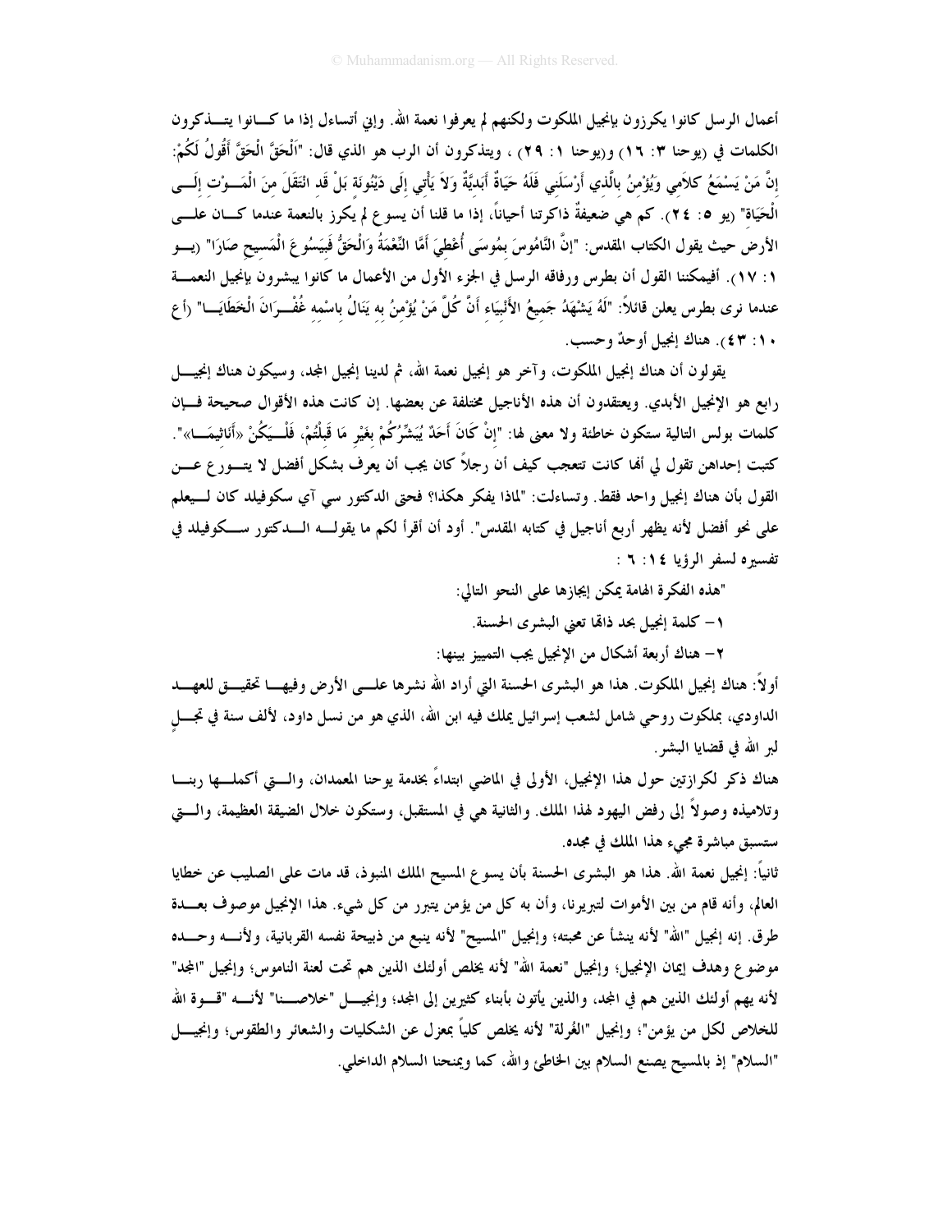أعمال الرسل كانوا يكرزون بانجيل الملكوت ولكنهم لم يعرفوا نعمة الله. وإني أتساءل إذا ما كـانوا يتـذكرون الكلمات في (يوحنا ٣: ١٦) و(يوحنا ١: ٢٩) ، ويتذكرون أن الرب هو الذي قال: "اَلْحَقَّ الْحَقَّ أَقُولُ لَكُمْ: إِنَّ مَنْ يَسْمَعُ كَلاَمِي وَيُؤْمِنُ بِالَّذِي أَرْسَلَنِي فَلَهُ حَيَاةٌ أَبَدِيَّةٌ وَلاَ يَأْتِي إِلَى دَيْنُونَة بَلْ قَدِ انْتَقَلَ مِنَ الْمَوْتِ إِلَى الْحَيَاةِ" (يو ٥: ٢٤). كم هي ضعيفةٌ ذاكرتنا أحياناً، إذا ما قلنا أن يسوع لم يكرز بالنعمة عندما كـان علـى الأرض حيث يقول الكتاب المقدس: "إِنَّ النَّامُوسَ بِمُوسَى أُعْطِيَ أَمَّا النِّعْمَةُ وَالْحَقُّ فَبِيَسُوعَ الْمَسِيحِ صَارَا" (يـو ١: ١٧). أفيمكننا القول أن بطرس ورفاقه الرسل في الجزء الأول من الأعمال ما كانوا يبشرون بانجيل النعمـة عندما نرى بطرس يعلن قائلاً: "لَهُ يَشْهَدُ جَمِيعُ الأَنْبِيَاءِ أَنَّ كُلَّ مَنْ يُؤْمِنُ بِهِ يَنَالُ بِاسْمِهِ غُفْـرَانَ الْخَطَايَـا" (أع ١٠: ٤٣). هناك إنجيل أوحدٌ وحسب.

يقولون أن هناك إنجيل الملكوت، وآخر هو إنجيل نعمة الله، ثم لدينا إنجيل المجد، وسيكون هناك إنجيـل رابع هو الإنجيل الأبدي. ويعتقدون أن هذه الأناجيل مختلفة عن بعضها. إن كانت هذه الأقوال صحيحة فـإن كلمات بولس التالية ستكون خاطئة ولا معنى لها: "إِنْ كَانَ أَحَدٌ يُبَشِّرُكُمْ بِغَيْرِ مَا قَبِلْتُمْ، فَلْـيَكُنْ «أَنَاثِيمَـا»". كتبت إحداهن تقول لي أنها كانت تتعجب كيف أن رجلاً كان يجب أن يعرف بشكل أفضل لا يتـورع عـن القول بأن هناك إنجيل واحد فقط. وتساءلت: "لماذا يفكر هكذا؟ فحتى الدكتور سي آي سكوفيلد كان لـيعلم على نحو أفضل لأنه يظهر أربع أناجيل في كتابه المقدس". أود أن أقرأ لكم ما يقولـه الـدكتور سـكوفيلد في تفسيره لسفر الرؤيا ١٤: ٦ :

"هذه الفكرة الهامة يمكن إيجازها على النحو التالي:

١- كلمة إنجيل بحد ذاتها تعني البشرى الحسنة.

٢- هناك أربعة أشكال من الإنجيل يجب التمييز بينها:

أولاً: هناك إنجيل الملكوت. هذا هو البشرى الحسنة التي أراد الله نشرها علـى الأرض وفيهـا تحقيـق للعهـد الداودي، بملكوت روحي شامل لشعب إسرائيل يملك فيه ابن الله، الذي هو من نسل داود، لألف سنة في تجـلٍ لبر الله في قضايا البشر.

هناك ذكر لكرازتين حول هذا الإنجيل، الأولى في الماضي ابتداءً بخدمة يوحنا المعمدان، والـتي أكملـها ربنـا وتلاميذه وصولاً إلى رفض اليهود لهذا الملك. والثانية هي في المستقبل، وستكون خلال الضيقة العظيمة، والـتي ستسبق مباشرة مجيء هذا الملك في مجده.

ثانياً: إنجيل نعمة الله. هذا هو البشرى الحسنة بأن يسوع المسيح الملك المنبوذ، قد مات على الصليب عن خطايا العالم، وأنه قام من بين الأموات لتبريرنا، وأن به كل من يؤمن يتبرر من كل شيء. هذا الإنجيل موصوف بعـدة طرق. إنه إنجيل "الله" لأنه ينشأ عن محبته؛ وإنجيل "المسيح" لأنه ينبع من ذبيحة نفسه القربانية، ولأنـه وحـده موضوع وهدف إيمان الإنجيل؛ وإنجيل "نعمة الله" لأنه يخلص أولئك الذين هم تحت لعنة الناموس؛ وإنجيل "المجد" لأنه يهم أولئك الذين هم في المجد، والذين يأتون بأبناء كثيرين إلى المجد؛ وإنجيـل "خلاصـنا" لأنـه "قـوة الله للخلاص لكل من يؤمن"؛ وإنجيل "الغُرلة" لأنه يخلص كلياً بمعزل عن الشكليات والشعائر والطقوس؛ وإنجيـل "السلام" إذ بالمسيح يصنع السلام بين الخاطئ والله، كما ويمنحنا السلام الداخلي.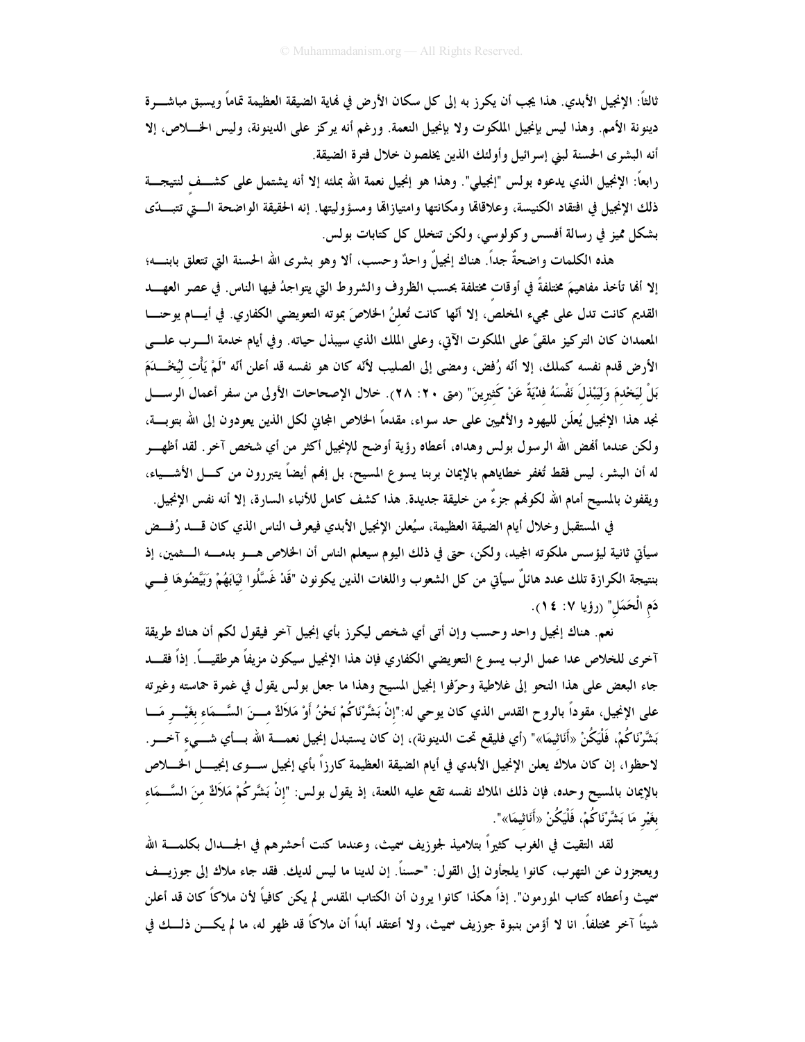ثالثاً: الإنجيل الأبدي. هذا يجب أن يكرز به إلى كل سكان الأرض في نهاية الضيقة العظيمة تماماً ويسبق مباشرة دينونة الأمم. وهذا ليس بإنجيل الملكوت ولا بإنجيل النعمة. ورغم أنه يركز على الدينونة، وليس الخلاص، إلا أنه البشرى الحسنة لبني إسرائيل وأولئك الذين يخلصون خلال فترة الضيقة.

رابعاً: الإنجيل الذي يدعوه بولس "إنجيلي". وهذا هو إنجيل نعمة الله بملئه إلا أنه يشتمل على كشف لنتيجة ذلك الإنجيل في افتقاد الكنيسة، وعلاقاتها ومكانتها وامتيازاتها ومسؤوليتها. إنه الحقيقة الواضحة التي تتبدّى بشكل مميز في رسالة أفسس وكولوسي، ولكن تتخلل كل كتابات بولس.

هذه الكلمات واضحةٌ جداً. هناك إنجيلٌ واحدٌ وحسب، ألا وهو بشرى الله الحسنة التي تتعلق بابنه؛ إلا أنها تأخذ مفاهيمَ مختلفةً في أوقات مختلفة بحسب الظروف والشروط التي يتواجدُ فيها الناس. في عصر العهد القديم كانت تدل على مجيء المخلص، إلا أنّها كانت تُعلنُ الخلاصَ بموته التعويضي الكفاري. في أيام يوحنا المعمدان كان التركيز ملقىً على الملكوت الآتي، وعلى الملك الذي سيبذل حياته. وفي أيام خدمة الرب على الأرض قدم نفسه كملك، إلا أنّه رُفض، ومضى إلى الصليب لأنّه كان هو نفسه قد أعلن أنّه "لَمْ يَأْتِ لِيُخْدَمَ بَلْ لِيَخْدِمَ وَلِيَبْذِلَ نَفْسَهُ فِدْيَةً عَنْ كَثِيرِينَ" (متى ٢٠: ٢٨). خلال الإصحاحات الأولى من سفر أعمال الرسل نجد هذا الإنجيل يُعلَن لليهود والأمميين على حد سواء، مقدماً الخلاص المجاني لكل الذين يعودون إلى الله بتوبة، ولكن عندما أنهض الله الرسول بولس وهداه، أعطاه رؤية أوضح للإنجيل أكثر من أي شخص آخر. لقد أظهر له أن البشر، ليس فقط تُغفر خطاياهم بالإيمان بربنا يسوع المسيح، بل إنهم أيضاً يتبررون من كل الأشياء، ويقفون بالمسيح أمام الله لكونهم جزءٌ من خليقة جديدة. هذا كشف كامل للأنباء السارة، إلا أنه نفس الإنجيل.

في المستقبل وخلال أيام الضيقة العظيمة، سيُعلن الإنجيل الأبدي فيعرف الناس الذي كان قد رُفض سيأتي ثانية ليؤسس ملكوته المجيد، ولكن، حتى في ذلك اليوم سيعلم الناس أن الخلاص هو بدمه الثمين، إذ بنتيجة الكرازة تلك عدد هائلٌ سيأتي من كل الشعوب واللغات الذين يكونون "قَدْ غَسَّلُوا ثِيَابَهُمْ وَبَيَّضُوهَا فِي دَمِ الْحَمَلِ" (رؤيا ٧: ١٤).

نعم. هناك إنجيل واحد وحسب وإن أتى أي شخص ليكرز بأي إنجيل آخر فيقول لكم أن هناك طريقة آخرى للخلاص عدا عمل الرب يسوع التعويضي الكفاري فإن هذا الإنجيل سيكون مزيفاً هرطقياً. إذاً فقد جاء البعض على هذا النحو إلى غلاطية وحرّفوا إنجيل المسيح وهذا ما جعل بولس يقول في غمرة حماسته وغيرته على الإنجيل، مقوداً بالروح القدس الذي كان يوحي له:"إِنْ بَشَّرْنَاكُمْ نَحْنُ أَوْ مَلاَكٌ مِنَ السَّمَاءِ بِغَيْرِ مَا بَشَّرْنَاكُمْ، فَلْيَكُنْ «أَنَاثِيمَا»" (أي فليقع تحت الدينونة)، إن كان يستبدل إنجيل نعمة الله بأي شيء آخر. لاحظوا، إن كان ملاك يعلن الإنجيل الأبدي في أيام الضيقة العظيمة كارزاً بأي إنجيل سوى إنجيل الخلاص بالإيمان بالمسيح وحده، فإن ذلك الملاك نفسه تقع عليه اللعنة، إذ يقول بولس: "إِنْ بَشَّرَكُمْ مَلاَكٌ مِنَ السَّمَاءِ بِغَيْرِ مَا بَشَّرْنَاكُمْ، فَلْيَكُنْ «أَنَاثِيمَا»".

لقد التقيت في الغرب كثيراً بتلاميذ لجوزيف سميث، وعندما كنت أحشرهم في الجدال بكلمة الله ويعجزون عن التهرب، كانوا يلجأون إلى القول: "حسناً. إن لدينا ما ليس لديك. فقد جاء ملاك إلى جوزيف سميث وأعطاه كتاب المورمون". إذاً هكذا كانوا يرون أن الكتاب المقدس لم يكن كافياً لأن ملاكاً كان قد أعلن شيئاً آخر مختلفاً. انا لا أؤمن بنبوة جوزيف سميث، ولا أعتقد أبداً أن ملاكاً قد ظهر له، ما لم يكن ذلك في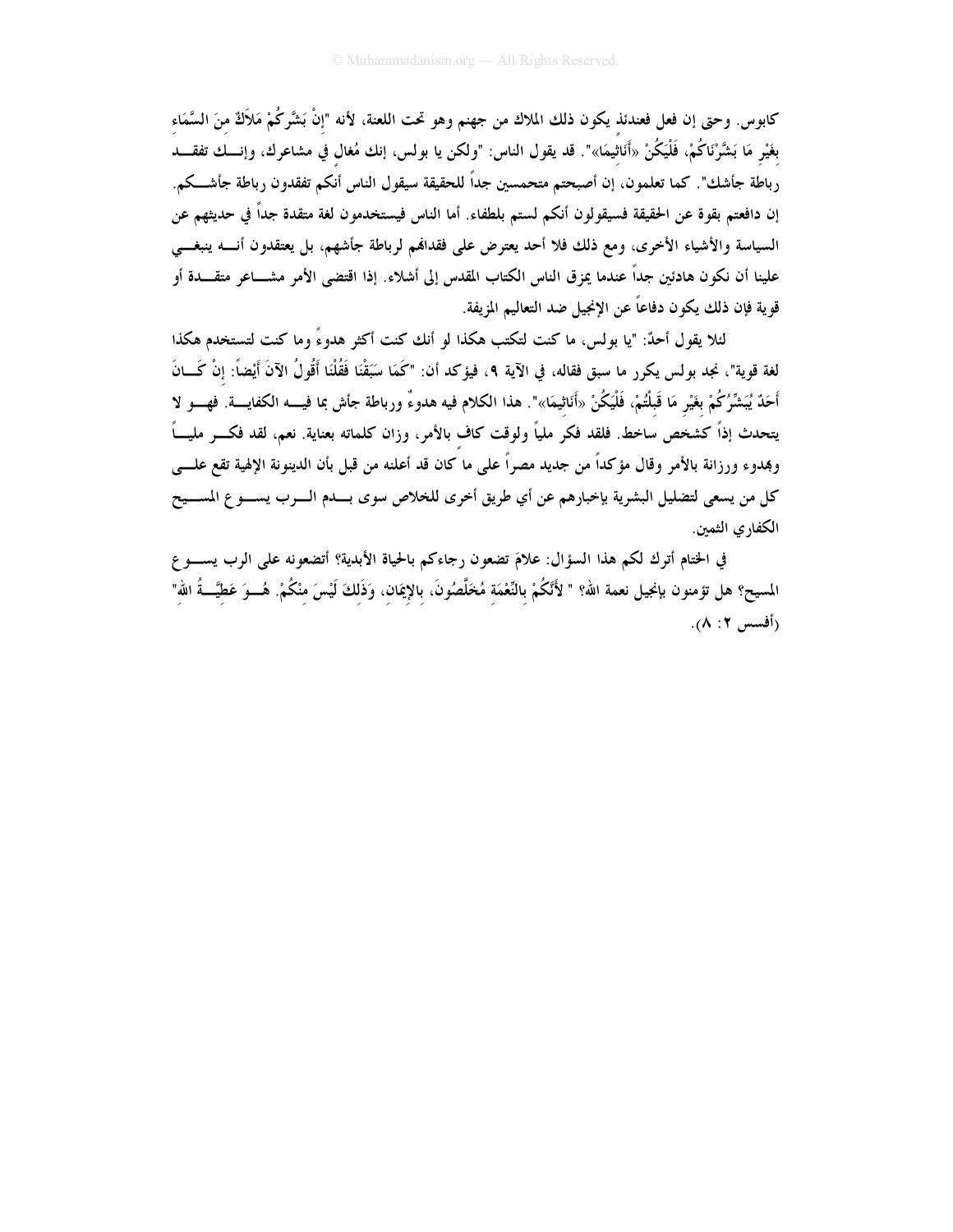كابوس. وحتى إن فعل فعندئذ يكون ذلك الملاك من جهنم وهو تحت اللعنة، لأنه "إِنْ بَشَّرَكُمْ مَلاَكٌ مِنَ السَّمَاءِ بِغَيْرِ مَا بَشَّرْنَاكُمْ، فَلْيَكُنْ «أَنَاثِيمَا»". قد يقول الناس: "ولكن يا بولس، إنك مُغالٍ في مشاعرك، وإنك تفقد رباطة جأشك". كما تعلمون، إن أصبحتم متحمسين جداً للحقيقة سيقول الناس أنكم تفقدون رباطة جأشكم. إن دافعتم بقوة عن الحقيقة فسيقولون أنكم لستم بلطفاء. أما الناس فيستخدمون لغة متقدة جداً في حديثهم عن السياسة والأشياء الأخرى، ومع ذلك فلا أحد يعترض على فقدانهم لرباطة جأشهم، بل يعتقدون أنه ينبغي علينا أن نكون هادئين جداً عندما يمزق الناس الكتاب المقدس إلى أشلاء. إذا اقتضى الأمر مشاعر متقدة أو قوية فإن ذلك يكون دفاعاً عن الإنجيل ضد التعاليم المزيفة.

لئلا يقول أحدٌ: "يا بولس، ما كنت لتكتب هكذا لو أنك كنت أكثر هدوءً وما كنت لتستخدم هكذا لغة قوية"، نجد بولس يكرر ما سبق فقاله، في الآية ٩، فيؤكد أن: "كَمَا سَبَقْنَا فَقُلْنَا أَقُولُ الآنَ أَيْضاً: إِنْ كَانَ أَحَدٌ يُبَشِّرُكُمْ بِغَيْرِ مَا قَبِلْتُمْ، فَلْيَكُنْ «أَنَاثِيمَا»". هذا الكلام فيه هدوءٌ ورباطة جأش بما فيه الكفاية. فهو لا يتحدث إذاً كشخص ساخط. فلقد فكر ملياً ولوقت كافٍ بالأمر، وزان كلماته بعناية. نعم، لقد فكر ملياً وبهدوء ورزانة بالأمر وقال مؤكداً من جديد مصراً على ما كان قد أعلنه من قبل بأن الدينونة الإلهية تقع على كل من يسعى لتضليل البشرية بإخبارهم عن أي طريق أخرى للخلاص سوى بدم الرب يسوع المسيح الكفاري الثمين.

في الختام أترك لكم هذا السؤال: علامَ تضعون رجاءكم بالحياة الأبدية؟ أتضعونه على الرب يسوع المسيح؟ هل تؤمنون بإنجيل نعمة الله؟ " لأَنَّكُمْ بِالنِّعْمَةِ مُخَلَّصُونَ، بِالإِيمَانِ، وَذَلِكَ لَيْسَ مِنْكُمْ. هُوَ عَطِيَّةُ اللهِ" (أفسس ٢: ٨).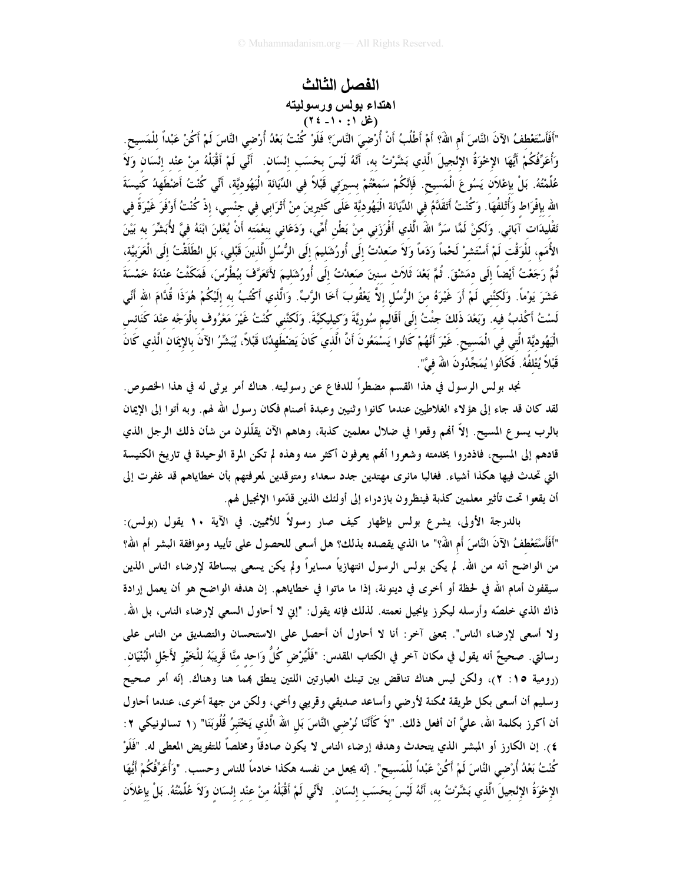# الفصل الثالث

## اهتداء بولس ورسوليته

### (غل ١: ١٠- ٢٤)

"أَفَأَسْتَعْطِفُ الآنَ النَّاسَ أَمِ اللهَ؟ أَمْ أَطْلُبُ أَنْ أُرْضِيَ النَّاسَ؟ فَلَوْ كُنْتُ بَعْدُ أُرْضِي النَّاسَ لَمْ أَكُنْ عَبْداً لِلْمَسِيحِ. وَأُعَرِّفُكُمْ أَيُّهَا الإِخْوَةُ الإِنْجِيلَ الَّذِي بَشَّرْتُ بِهِ، أَنَّهُ لَيْسَ بِحَسَبِ إِنْسَانٍ. أَنِّي لَمْ أَقْبَلْهُ مِنْ عِنْدِ إِنْسَانٍ وَلاَ عُلِّمْتُهُ. بَلْ بِإِعْلاَنِ يَسُوعَ الْمَسِيحِ. فَإِنَّكُمْ سَمِعْتُمْ بِسِيرَتِي قَبْلاً فِي الدِّيَانَةِ الْيَهُودِيَّةِ، أَنِّي كُنْتُ أَضْطَهِدُ كَنِيسَةَ اللهِ بِإِفْرَاطٍ وَأُتْلِفُهَا. وَكُنْتُ أَتَقَدَّمُ فِي الدِّيَانَةِ الْيَهُودِيَّةِ عَلَى كَثِيرِينَ مِنْ أَتْرَابِي فِي جِنْسِي، إِذْ كُنْتُ أَوْفَرَ غَيْرَةً فِي تَقْلِيدَاتِ آبَائِي. وَلَكِنْ لَمَّا سَرَّ اللهَ الَّذِي أَفْرَزَنِي مِنْ بَطْنِ أُمِّي، وَدَعَانِي بِنِعْمَتِهِ أَنْ يُعْلِنَ ابْنَهُ فِيَّ لأُبَشِّرَ بِهِ بَيْنَ الأُمَمِ، لِلْوَقْتِ لَمْ أَسْتَشِرْ لَحْماً وَدَماً وَلاَ صَعِدْتُ إِلَى أُورُشَلِيمَ إِلَى الرُّسُلِ الَّذِينَ قَبْلِي، بَلِ انْطَلَقْتُ إِلَى الْعَرَبِيَّةِ، ثُمَّ رَجَعْتُ أَيْضاً إِلَى دِمَشْقَ. ثُمَّ بَعْدَ ثَلاَثِ سِنِينَ صَعِدْتُ إِلَى أُورُشَلِيمَ لأَتَعَرَّفَ بِبُطْرُسَ، فَمَكَثْتُ عِنْدَهُ خَمْسَةَ عَشَرَ يَوْماً. وَلَكِنَّنِي لَمْ أَرَ غَيْرَهُ مِنَ الرُّسُلِ إِلاَّ يَعْقُوبَ أَخَا الرَّبِّ. وَالَّذِي أَكْتُبُ بِهِ إِلَيْكُمْ هُوَذَا قُدَّامَ اللهِ أَنِّي لَسْتُ أَكْذِبُ فِيهِ. وَبَعْدَ ذَلِكَ جِئْتُ إِلَى أَقَالِيمِ سُورِيَّةَ وَكِيلِيكِيَّةَ. وَلَكِنَّنِي كُنْتُ غَيْرَ مَعْرُوفٍ بِالْوَجْهِ عِنْدَ كَنَائِسِ الْيَهُودِيَّةِ الَّتِي فِي الْمَسِيحِ. غَيْرَ أَنَّهُمْ كَانُوا يَسْمَعُونَ أَنَّ الَّذِي كَانَ يَضْطَهِدُنَا قَبْلاً، يُبَشِّرُ الآنَ بِالإِيمَانِ الَّذِي كَانَ قَبْلاً يُتْلِفُهُ. فَكَانُوا يُمَجِّدُونَ اللهَ فِيَّ".

نجد بولس الرسول في هذا القسم مضطراً للدفاع عن رسوليته. هناك أمر يرثى له في هذا الخصوص. لقد كان قد جاء إلى هؤلاء الغلاطيين عندما كانوا وثنيين وعبدة أصنام فكان رسول الله لهم. وبه أتوا إلى الإيمان بالرب يسوع المسيح. إلاّ أنهم وقعوا في ضلال معلمين كذبة، وهاهم الآن يقلّلون من شأن ذلك الرجل الذي قادهم إلى المسيح، فاذدروا بخدمته وشعروا أنهم يعرفون أكثر منه وهذه لم تكن المرة الوحيدة في تاريخ الكنيسة التي تحدث فيها هكذا أشياء. فغالبا مانرى مهتدين جدد سعداء ومتوقدين لمعرفتهم بأن خطاياهم قد غفرت إلى أن يقعوا تحت تأثير معلمين كذبة فينظرون بازدراء إلى أولئك الذين قدّموا الإنجيل لهم.

بالدرجة الأولى، يشرع بولس باظهار كيف صار رسولاً للأمميين. في الآية ١٠ يقول (بولس): "أَفَأَسْتَعْطِفُ الآنَ النَّاسَ أَمِ اللهَ؟" ما الذي يقصده بذلك؟ هل أسعى للحصول على تأييد وموافقة البشر أم الله؟ من الواضح أنه من الله. لم يكن بولس الرسول انتهازياً مسايراً ولم يكن يسعى ببساطة لإرضاء الناس الذين سيقفون أمام الله في لحظة أو أخرى في دينونة، إذا ما ماتوا في خطاياهم. إن هدفه الواضح هو أن يعمل إرادة ذاك الذي خلصّه وأرسله ليكرز بإنجيل نعمته. لذلك فإنه يقول: "إني لا أحاول السعي لإرضاء الناس، بل الله. ولا أسعى لإرضاء الناس". بمعنى آخر: أنا لا أحاول أن أحصل على الاستحسان والتصديق من الناس على رسالتي. صحيحٌ أنه يقول في مكان آخر في الكتاب المقدس: "فَلْيُرْضِ كُلُّ وَاحِدٍ مِنَّا قَرِيبَهُ لِلْخَيْرِ لأَجْلِ الْبُنْيَانِ. (رومية ١٥: ٢)، ولكن ليس هناك تناقض بين تينك العبارتين اللتين ينطق بهما هنا وهناك. إنّه أمر صحيح وسليم أن أسعى بكل طريقة ممكنة لأرضي وأساعد صديقي وقريبي وأخي، ولكن من جهة أخرى، عندما أحاول أن أكرز بكلمة الله، عليَّ أن أفعل ذلك. "لاَ كَأَنَّنَا نُرْضِي النَّاسَ بَلِ اللهَ الَّذِي يَخْتَبِرُ قُلُوبَنَا" (١ تسالونيكي ٢: ٤). إن الكارز أو المبشر الذي يتحدث وهدفه إرضاء الناس لا يكون صادقاً ومخلصاً للتفويض المعطى له. "فَلَوْ كُنْتُ بَعْدُ أُرْضِي النَّاسَ لَمْ أَكُنْ عَبْداً لِلْمَسِيحِ". إنّه يجعل من نفسه هكذا خادماً للناس وحسب. "وَأُعَرِّفُكُمْ أَيُّهَا الإِخْوَةُ الإِنْجِيلَ الَّذِي بَشَّرْتُ بِهِ، أَنَّهُ لَيْسَ بِحَسَبِ إِنْسَانٍ. لأَنِّي لَمْ أَقْبَلْهُ مِنْ عِنْدِ إِنْسَانٍ وَلاَ عُلِّمْتُهُ. بَلْ بِإِعْلاَنِ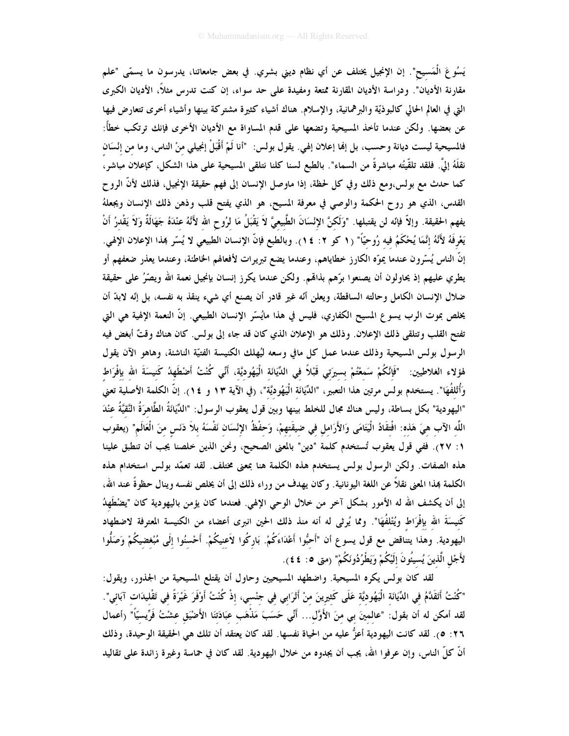يَسُوعَ الْمَسِيحِ". إن الإنجيل يختلف عن أي نظام ديني بشري. في بعض جامعاتنا، يدرسون ما يسمّى "علم مقارنة الأديان". ودراسة الأديان المقارنة ممتعة ومفيدة على حد سواء، إن كنت تدرس مثلاً، الأديان الكبرى التي في العالم الحالي كالبوذيّة والبرهمانية، والإسلام. هناك أشياء كثيرة مشتركة بينها وأشياء أخرى تتعارض فيها عن بعضها. ولكن عندما تأخذ المسيحية وتضعها على قدم المساواة مع الأديان الأخرى فإنك ترتكب خطأً: فالمسيحية ليست ديانة وحسب، بل إنها إعلان إلهي. يقول بولس: "أنا لَمْ أَقْبَلْ إنجيلي مِنْ الناس، وما من إِنْسَانٍ نقلَهُ إليَّ. فلقد تلقّيتُه مباشرةً من السماء". بالطبع لسنا كلنا نتلقى المسيحية على هذا الشكل، كإعلان مباشر، كما حدث مع بولس،ومع ذلك وفي كل لحظة، إذا ماوصل الإنسان إلى فهم حقيقة الإنجيل، فذلك لأنّ الروح القدس، الذي هو روح الحكمة والوصي في معرفة المسيح، هو الذي يفتح قلب وذهن ذلك الإنسان ويجعلهُ يفهم الحقيقة. وإلاّ فإنّه لن يقتبلها. "وَلَكِنَّ الإِنْسَانَ الطَّبِيعِيَّ لاَ يَقْبَلُ مَا لِرُوحِ اللهِ لأَنَّهُ عِنْدَهُ جَهَالَةٌ وَلاَ يَقْدِرُ أَنْ يَعْرِفَهُ لأَنَّهُ إِنَّمَا يُحْكَمُ فيهِ رُوحِيّاً" (١ كو ٢: ١٤). وبالطبع فإنّ الإنسان الطبيعي لا يُسّر بهذا الإعلان الإلهي. إنّ الناس يُسّرون عندما يموّه الكارز خطاياهم، وعندما يضع تبريرات لأفعالهم الخاطئة، وعندما يعذر ضعفهم أو يطري عليهم إذ يحاولون أن يصنعوا برّهم بذاتهم. ولكن عندما يكرز إنسان بإنجيل نعمة الله ويصّرُ على حقيقة ضلال الإنسان الكامل وحالته الساقطة، ويعلن أنه غير قادر أن يصنع أي شيء ينقذ به نفسه، بل إنّه لابدّ أن يخلص بموت الرب يسوع المسيح الكفاري، فليس في هذا مايُسّر الإنسان الطبيعي. إنّ النعمة الإلهية هي التي تفتح القلب وتتلقى ذلك الإعلان. وذلك هو الإعلان الذي كان قد جاء إلى بولس. كان هناك وقتٌ أبغض فيه الرسول بولس المسيحية وذلك عندما عمل كل مافي وسعه ليُهلك الكنيسة الفتيّة الناشئة، وهاهو الآن يقول لهؤلاء الغلاطيين: "فَإِنَّكُمْ سَمِعْتُمْ بِسِيرَتِي قَبْلاً فِي الدِّيَانَةِ الْيَهُودِيَّةِ، أَنِّي كُنْتُ أَضْطَهِدُ كَنِيسَةَ اللهِ بِإِفْرَاطٍ وَأُتْلِفُهَا". يستخدم بولس مرتين هذا التعبير، "الدِّيَانَةِ الْيَهُودِيَّةِ"، (في الآية ١٣ و ١٤). إنّ الكلمة الأصلية تعني "اليهودية" بكل بساطة، وليس هناك مجال للخلط بينها وبين قول يعقوب الرسول: "الدِّيَانَةُ الطَّاهِرَةُ النَّقِيَّةُ عِنْدَ اللَّهِ الآبِ هِيَ هَذِهِ: افْتِقَادُ الْيَتَامَى وَالأَرَامِلِ فِي ضِيقَتِهِمْ، وَحِفْظُ الإِنْسَانِ نَفْسَهُ بِلاَ دَنَسٍ مِنَ الْعَالَمِ" (يعقوب ١: ٢٧). ففي قول يعقوب تُستخدم كلمة "دين" بالمعنى الصحيح، ونحن الذين خلصنا يجب أن تنطبق علينا هذه الصفات. ولكن الرسول بولس يستخدم هذه الكلمة هنا بمعنى مختلف. لقد تعمّد بولس استخدام هذه الكلمة بهذا المعنى نقلاً عن اللغة اليونانية. وكان يهدف من وراء ذلك إلى أن يخلص نفسه وينال حظوةً عند الله، إلى أن يكشف الله له الأمور بشكل آخر من خلال الوحي الإلهي. فعندما كان يؤمن باليهودية كان "يضْطَهِدُ كَنِيسَةَ اللهِ بِإِفْرَاطٍ ويُتْلِفُهَا". ومما يُرثى له أنه منذ ذلك الحين انبرى أعضاء من الكنيسة المعترفة لاضطهاد اليهودية. وهذا يتناقض مع قول يسوع أن "أَحِبُّوا أَعْدَاءَكُمْ. بَارِكُوا لاَعِنِيكُمْ. أَحْسِنُوا إِلَى مُبْغِضِيكُمْ وَصَلُّوا لأَجْلِ الَّذِينَ يُسِيئُونَ إِلَيْكُمْ وَيَطْرُدُونَكُمْ" (متى ٥: ٤٤).

لقد كان بولس يكره المسيحية. واضطهد المسيحيين وحاول أن يقتلع المسيحية من الجذور، ويقول: "كُنْتُ أَتَقَدَّمُ فِي الدِّيَانَةِ الْيَهُودِيَّةِ عَلَى كَثِيرِينَ مِنْ أَتْرَابِي فِي جِنْسِي، إِذْ كُنْتُ أَوْفَرَ غَيْرَةً فِي تَقْلِيدَاتِ آبَائِي". لقد أمكن له أن يقول: "عالمِينَ بِي مِنَ الأَوَّلِ... أَنِّي حَسَبَ مَذْهَبِ عِبَادَتِنَا الأَضْيَقِ عِشْتُ فَرِّيسِيّاً" (أعمال ٢٦: ٥). لقد كانت اليهودية أعزُّ عليه من الحياة نفسها. لقد كان يعتقد أن تلك هي الحقيقة الوحيدة، وذلك أنّ كلّ الناس، وإن عرفوا الله، يجب أن يجدوه من خلال اليهودية. لقد كان في حماسة وغيرة زائدة على تقاليد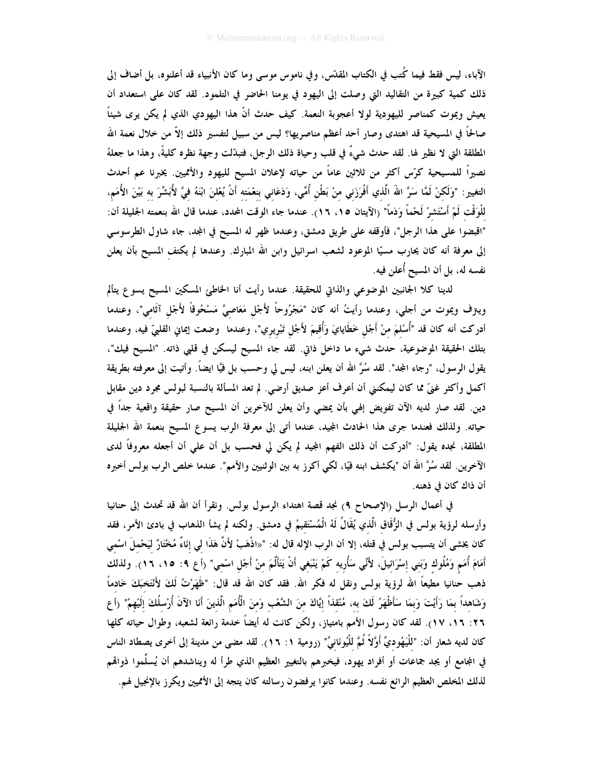الآباء، ليس فقط فيما كُتب في الكتاب المقدّس، وفي ناموس موسى وما كان الأنبياء قد أعلنوه، بل أضاف إلى ذلك كمية كبيرة من التقاليد التي وصلت إلى اليهود في يومنا الحاضر في التلمود. لقد كان على استعداد أن يعيش ويموت كمناصر لليهودية لولا أعجوبة النعمة. كيف حدث أنّ هذا اليهودي الذي لم يكن يرى شيئاً صالحاً في المسيحية قد اهتدى وصار أحد أعظم مناصريها؟ ليس من سبيل لتفسير ذلك إلاّ من خلال نعمة الله المطلقة التي لا نظير لها. لقد حدث شيءٌ في قلب وحياة ذلك الرجل، فتبدّلت وجهة نظره كليةً، وهذا ما جعلهُ نصيراً للمسيحية كرّس أكثر من ثلاثين عاماً من حياته لإعلان المسيح لليهود والأمّميين. يخبرنا عم أحدث التغيير: "وَلَكِنْ لَمَّا سَرَّ اللهَ الَّذِي أَفْرَزَنِي مِنْ بَطْنِ أُمِّي، وَدَعَانِي بِنِعْمَتِهِ أَنْ يُعْلِنَ ابْنَهُ فِيَّ لأُبَشِّرَ بِهِ بَيْنَ الأُمَمِ، لِلْوَقْتِ لَمْ أَسْتَشِرْ لَحْماً وَدَماً" (الآيتان ١٥، ١٦). عندما جاء الوقت المحدد، عندما قال الله بنعمته الجليلة أن: "اقبضوا على هذا الرجل"، فأوقفه على طريق دمشق، وعندما ظهر له المسيح في المجد، جاء شاول الطرسوسي إلى معرفة أنه كان يحارب مسيّا الموعود لشعب اسرائيل وابن الله المبارك. وعندها لم يكتفِ المسيح بأن يعلن نفسه له، بل أن المسيح أُعلن فيه.

لدينا كلا الجانبين الموضوعي والذاتي للحقيقة. عندما رأيت أنا الخاطئ المسكين المسيح يسوع يتألم ويترف ويموت من أجلي، وعندما رأيتُ أنه كان "مَجْرُوحاً لأَجْلِ مَعَاصِيَّ مَسْحُوقاً لأَجْلِ آثَامي"، وعندما أدركت أنه كان قد "أُسْلِمَ مِنْ أَجْلِ خَطَايَايَ وَأُقِيمَ لأَجْلِ تَبْرِيرِي"، وعندما وضعت إيماني القلبيّ فيه، وعندما بتلك الحقيقة الموضوعية، حدث شيء ما داخل ذاتي. لقد جاء المسيح ليسكن في قلبي ذاته. "المسيح فيك"، يقول الرسول، "رجاء المجد". لقد سُرَّ الله أن يعلن ابنه، ليس لي وحسب بل فيَّا ايضاً. وأتيت إلى معرفته بطريقة أكمل وأكثر غنىً مما كان ليمكنني أن أعرف أعز صديق أرضي. لم تعد المسألة بالنسبة لبولس مجرد دين مقابل دين. لقد صار لديه الآن تفويض إلهي بأن يمضي وأن يعلن للآخرين أن المسيح صار حقيقة واقعية جداً في حياته. ولذلك فعندما جرى هذا الحادث المجيد، عندما أتى إلى معرفة الرب يسوع المسيح بنعمة الله الجليلة المطلقة، نجده يقول: "أدركت أن ذلك الفهم المجيد لم يكن لي فحسب بل أن علي أن أجعله معروفاً لدى الآخرين. لقد سُرَّ الله أن "يكشف ابنه فيّا، لكي أكرز به بين الوثنيين والأمم". عندما خلص الرب بولس أخبره أن ذاك كان في ذهنه.

في أعمال الرسل (الإصحاح ٩) نجد قصة اهتداء الرسول بولس. ونقرأ أن الله قد تحدث إلى حنانيا وأرسله لرؤية بولس في الزُّقَاقِ الَّذِي يُقَالُ لَهُ الْمُسْتَقِيمُ في دمشق. ولكنه لم يشأ الذهاب في بادئ الأمر، فقد كان يخشى أن يتسبب بولس في قتله، إلا أن الرب الإله قال له: "«اذْهَبْ لأَنَّ هَذَا لِي إِنَاءٌ مُخْتَارٌ لِيَحْمِلَ اسْمِي أَمَامَ أُمَمٍ وَمُلُوكٍ وَبَنِي إِسْرَائِيلَ، لأَنِّي سَأُرِيهِ كَمْ يَنْبَغِي أَنْ يَتَأَلَّمَ مِنْ أَجْلِ اسْمِي" (أع ٩: ١٥، ١٦). ولذلك ذهب حنانيا مطيعاً الله لرؤية بولس ونقل له فكر الله. فقد كان الله قد قال: "ظَهَرْتُ لَكَ لأَنْتَخِبَكَ خَادِماً وَشَاهِداً بِمَا رَأَيْتَ وَبِمَا سَأَظْهَرُ لَكَ بِهِ، مُنْقِذاً إِيَّاكَ مِنَ الشَّعْبِ وَمِنَ الأُمَمِ الَّذِينَ أَنَا الآنَ أُرْسِلُكَ إِلَيْهِمْ" (أع ٢٦: ١٦، ١٧). لقد كان رسول الأمم بامتياز، ولكن كانت له أيضاً خدمة رائعة لشعبه، وطوال حياته كلها كان لديه شعار أن: "لِلْيَهُودِيِّ أَوَّلاً ثُمَّ لِلْيُونَانِيِّ" (رومية ١: ١٦). لقد مضى من مدينة إلى أخرى يصطاد الناس في المجامع أو يجد جماعات أو أفراد يهود، فيخبرهم بالتغيير العظيم الذي طرأ له ويناشدهم أن يُسلّموا ذواتهم لذلك المخلص العظيم الرائع نفسه. وعندما كانوا يرفضون رسالته كان يتجه إلى الأمميين ويكرز بالإنجيل لهم.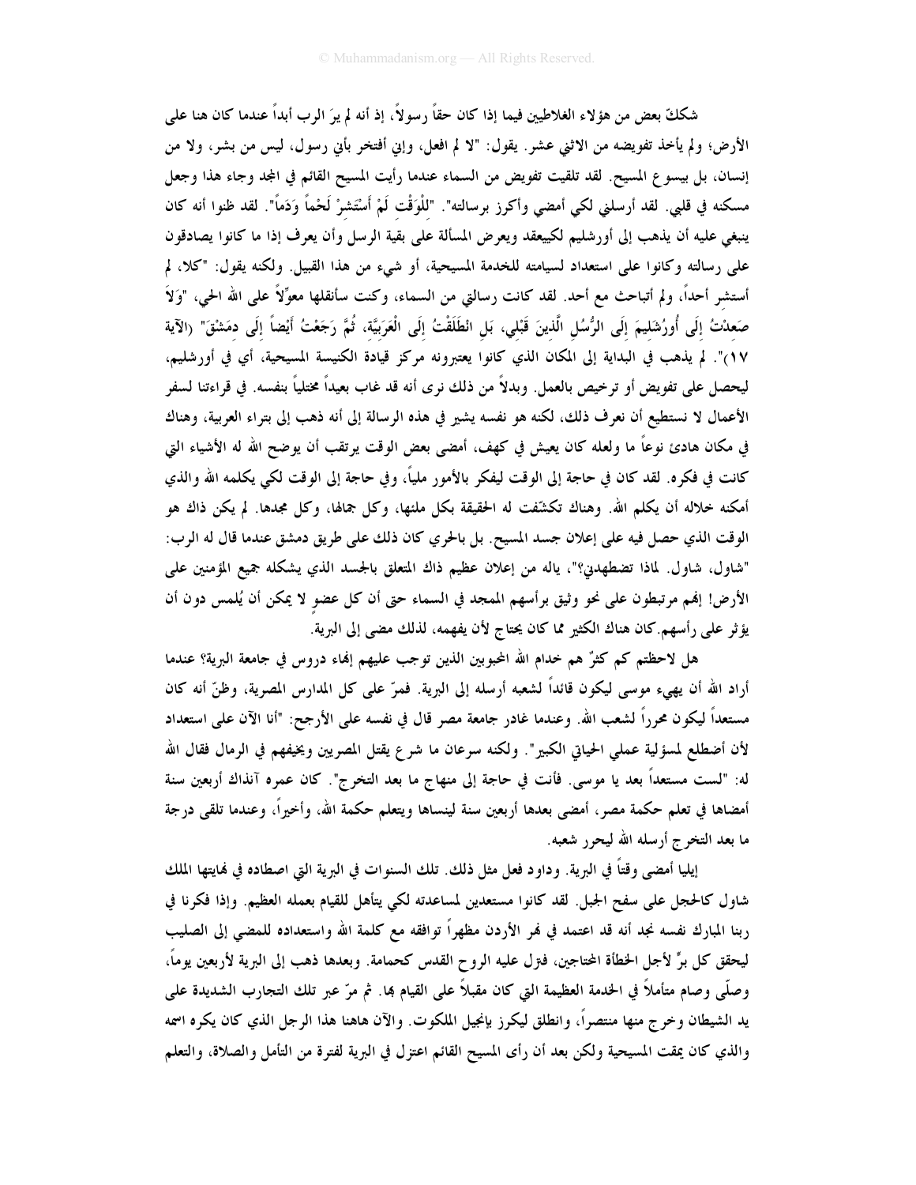شككَ بعض من هؤلاء الغلاطيين فيما إذا كان حقاً رسولاً، إذ أنه لم يرَ الرب أبداً عندما كان هنا على الأرض؛ ولم يأخذ تفويضه من الاثني عشر. يقول: "لا لم افعل، وإني أفتخر بأني رسول، ليس من بشر، ولا من إنسان، بل بيسوع المسيح. لقد تلقيت تفويض من السماء عندما رأيت المسيح القائم في المجد وجاء هذا وجعل مسكنه في قلبي. لقد أرسلني لكي أمضي وأكرز برسالته". "لِلْوَقْتِ لَمْ أَسْتَشِرْ لَحْماً وَدَماً". لقد ظنوا أنه كان ينبغي عليه أن يذهب إلى أورشليم لكيجتمع ويعرض المسألة على بقية الرسل وأن يعرف إذا ما كانوا يصادقون على رسالته وكانوا على استعداد لسيامته للخدمة المسيحية، أو شيء من هذا القبيل. ولكنه يقول: "كلا، لم أستشر أحداً، ولم أتباحث مع أحد. لقد كانت رسالتي من السماء، وكنت سأنقلها معوِّلاً على الله الحي، "وَلاَ صَعِدْتُ إِلَى أُورُشَلِيمَ إِلَى الرُّسُلِ الَّذِينَ قَبْلِي، بَلِ انْطَلَقْتُ إِلَى الْعَرَبِيَّةِ، ثُمَّ رَجَعْتُ أَيْضاً إِلَى دِمَشْقَ" (الآية ١٧)". لم يذهب في البداية إلى المكان الذي كانوا يعتبرونه مركز قيادة الكنيسة المسيحية، أي في أورشليم، ليحصل على تفويض أو ترخيص بالعمل. وبدلاً من ذلك نرى أنه قد غاب بعيداً مختلياً بنفسه. في قراءتنا لسفر الأعمال لا نستطيع أن نعرف ذلك، لكنه هو نفسه يشير في هذه الرسالة إلى أنه ذهب إلى بتراء العربية، وهناك في مكان هادئ نوعاً ما ولعله كان يعيش في كهف، أمضى بعض الوقت يرتقب أن يوضح الله له الأشياء التي كانت في فكره. لقد كان في حاجة إلى الوقت ليفكر بالأمور ملياً، وفي حاجة إلى الوقت لكي يكلمه الله والذي أمكنه خلاله أن يكلم الله. وهناك تكشفت له الحقيقة بكل ملئها، وكل جمالها، وكل مجدها. لم يكن ذاك هو الوقت الذي حصل فيه على إعلان جسد المسيح. بل بالحري كان ذلك على طريق دمشق عندما قال له الرب: "شاول، شاول. لماذا تضطهدني؟"، ياله من إعلان عظيم ذاك المتعلق بالجسد الذي يشكله جميع المؤمنين على الأرض! إنهم مرتبطون على نحو وثيق برأسهم الممجد في السماء حتى أن كل عضوٍ لا يمكن أن يُلمس دون أن يؤثر على رأسهم. كان هناك الكثير مما كان يحتاج لأن يفهمه، لذلك مضى إلى البرية.

هل لاحظتم كم كثرٌ هم خدام الله المحبوبين الذين توجب عليهم إنهاء دروس في جامعة البرية؟ عندما أراد الله أن يهيء موسى ليكون قائداً لشعبه أرسله إلى البرية. فمرّ على كل المدارس المصرية، وظنّ أنه كان مستعداً ليكون محرراً لشعب الله. وعندما غادر جامعة مصر قال في نفسه على الأرجح: "أنا الآن على استعداد لأن أضطلع لمسؤلية عملي الحياتي الكبير". ولكنه سرعان ما شرع يقتل المصريين ويخفيهم في الرمال فقال الله له: "لست مستعداً بعد يا موسى. فأنت في حاجة إلى منهاج ما بعد التخرج". كان عمره آنذاك أربعين سنة أمضاها في تعلم حكمة مصر، أمضى بعدها أربعين سنة لينساها ويتعلم حكمة الله، وأخيراً، وعندما تلقى درجة ما بعد التخرج أرسله الله ليحرر شعبه.

إيليا أمضى وقتاً في البرية. وداود فعل مثل ذلك. تلك السنوات في البرية التي اصطاده في نهايتها الملك شاول كالحجل على سفح الجبل. لقد كانوا مستعدين لمساعدته لكي يتأهل للقيام بعمله العظيم. وإذا فكرنا في ربنا المبارك نفسه نجد أنه قد اعتمد في نهر الأردن مظهراً توافقه مع كلمة الله واستعداده للمضي إلى الصليب ليحقق كل برٍّ لأجل الخطأة المحتاجين، فنزل عليه الروح القدس كحمامة. وبعدها ذهب إلى البرية لأربعين يوماً، وصلّى وصام متأملاً في الخدمة العظيمة التي كان مقبلاً على القيام بها. ثم مرّ عبر تلك التجارب الشديدة على يد الشيطان وخرج منها منتصراً، وانطلق ليكرز بإنجيل الملكوت. والآن هاهنا هذا الرجل الذي كان يكره اسمه والذي كان يمقت المسيحية ولكن بعد أن رأى المسيح القائم اعتزل في البرية لفترة من التأمل والصلاة، والتعلم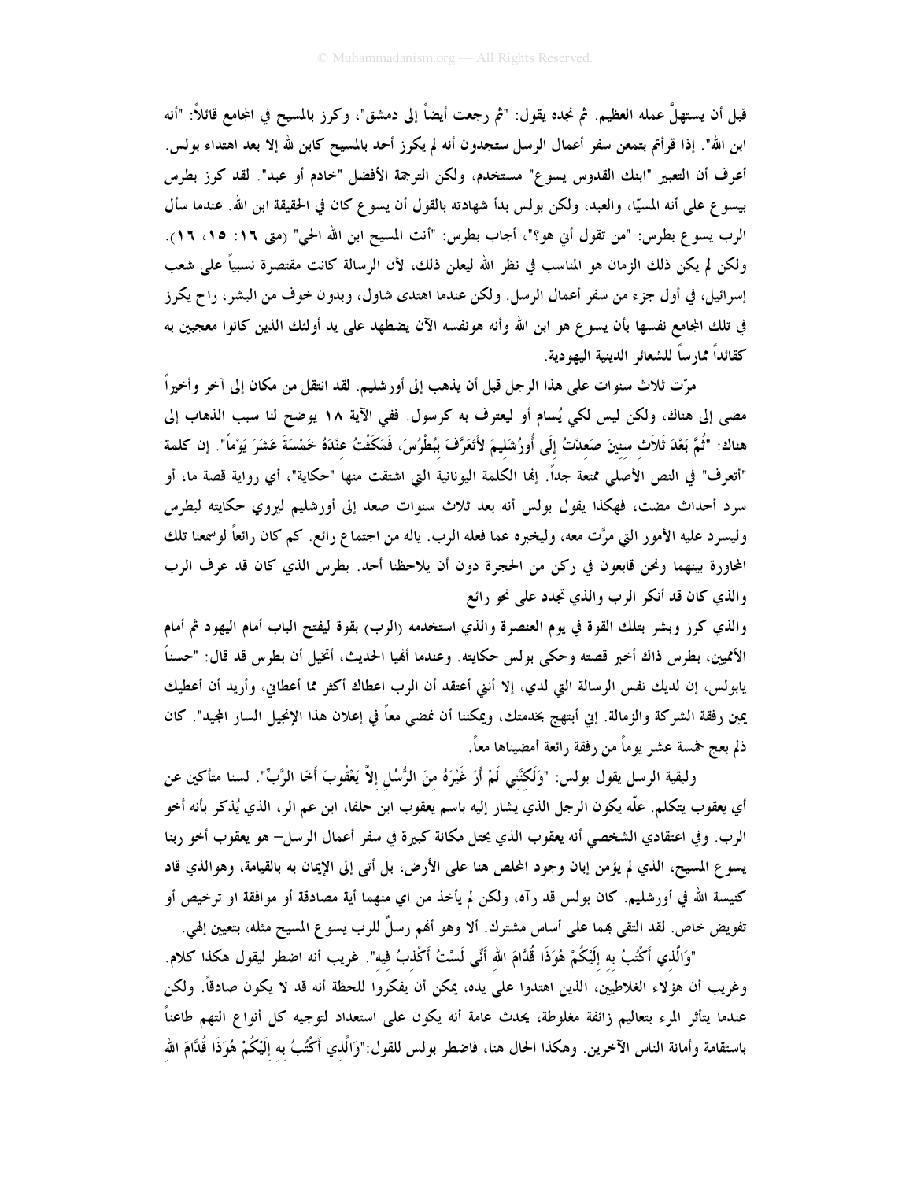قبل أن يستهلّ عمله العظيم. ثم نجده يقول: "ثم رجعت أيضاً إلى دمشق"، وكرز بالمسيح في المجامع قائلاً: "أنه ابن الله". إذا قرأتم بتمعن سفر أعمال الرسل ستجدون أنه لم يكرز أحد بالمسيح كابن لله إلا بعد اهتداء بولس. أعرف أن التعبير "ابنك القدوس يسوع" مستخدم، ولكن الترجمة الأفضل "خادم أو عبد". لقد كرز بطرس بيسوع على أنه المسيّا، والعبد، ولكن بولس بدأ شهادته بالقول أن يسوع كان في الحقيقة ابن الله. عندما سأل الرب يسوع بطرس: "من تقول أني هو؟"، أجاب بطرس: "أنت المسيح ابن الله الحي" (متى ١٦: ١٥، ١٦). ولكن لم يكن ذلك الزمان هو المناسب في نظر الله ليعلن ذلك، لأن الرسالة كانت مقتصرة نسبياً على شعب إسرائيل، في أول جزء من سفر أعمال الرسل. ولكن عندما اهتدى شاول، وبدون خوف من البشر، راح يكرز في تلك المجامع نفسها بأن يسوع هو ابن الله وأنه هونفسه الآن يضطهد على يد أولئك الذين كانوا معجبين به كقائداً ممارساً للشعائر الدينية اليهودية.

مرّت ثلاث سنوات على هذا الرجل قبل أن يذهب إلى أورشليم. لقد انتقل من مكان إلى آخر وأخيراً مضى إلى هناك، ولكن ليس لكي يُسام أو ليعترف به كرسول. ففي الآية ١٨ يوضح لنا سبب الذهاب إلى هناك: "ثُمَّ بَعْدَ ثَلاَثِ سِنِينَ صَعِدْتُ إِلَى أُورُشَلِيمَ لأَتَعَرَّفَ بِبُطْرُسَ، فَمَكَثْتُ عِنْدَهُ خَمْسَةَ عَشَرَ يَوْماً". إن كلمة "أتعرف" في النص الأصلي ممتعة جداً. إنها الكلمة اليونانية التي اشتقت منها "حكاية"، أي رواية قصة ما، أو سرد أحداث مضت، فهكذا يقول بولس أنه بعد ثلاث سنوات صعد إلى أورشليم ليروي حكايته لبطرس وليسرد عليه الأمور التي مرَّت معه، وليخبره عما فعله الرب. ياله من اجتماع رائع. كم كان رائعاً لوسمعنا تلك المحاورة بينهما ونحن قابعون في ركن من الحجرة دون أن يلاحظنا أحد. بطرس الذي كان قد عرف الرب والذي كان قد أنكر الرب والذي تجدد على نحو رائع

والذي كرز وبشر بتلك القوة في يوم العنصرة والذي استخدمه (الرب) بقوة ليفتح الباب أمام اليهود ثم أمام الأمميين، بطرس ذاك أخبر قصته وحكى بولس حكايته. وعندما أنهيا الحديث، أتخيل أن بطرس قد قال: "حسناً يابولس، إن لديك نفس الرسالة التي لدي، إلا أنني أعتقد أن الرب اعطاك أكثر مما أعطاني، وأريد أن أعطيك يمين رفقة الشركة والزمالة. إني أبتهج بخدمتك، ويمكننا أن نمضي معاً في إعلان هذا الإنجيل السار المجيد". كان ذلم بعج خمسة عشر يوماً من رفقة رائعة أمضيناها معاً.

ولبقية الرسل يقول بولس: "وَلكِنَّنِي لَمْ أَرَ غَيْرَهُ مِنَ الرُّسُلِ إِلاَّ يَعْقُوبَ أَخَا الرَّبِّ". لسنا متأكين عن أي يعقوب يتكلم. علّه يكون الرجل الذي يشار إليه باسم يعقوب ابن حلفا، ابن عم الر، الذي يُذكر بأنه أخو الرب. وفي اعتقادي الشخصي أنه يعقوب الذي يحتل مكانة كبيرة في سفر أعمال الرسل– هو يعقوب أخو ربنا يسوع المسيح، الذي لم يؤمن إبان وجود المخلص هنا على الأرض، بل أتى إلى الإيمان به بالقيامة، وهوالذي قاد كنيسة الله في أورشليم. كان بولس قد رآه، ولكن لم يأخذ من اي منهما أية مصادقة أو موافقة او ترخيص أو تفويض خاص. لقد التقى بهما على أساس مشترك. ألا وهو أنهم رسلٌ للرب يسوع المسيح مثله، بتعيين إلهي.

"وَالَّذِي أَكْتُبُ بِهِ إِلَيْكُمْ هُوَذَا قُدَّامَ اللهِ أَنِّي لَسْتُ أَكْذِبُ فِيهِ". غريب أنه اضطر ليقول هكذا كلام. وغريب أن هؤلاء الغلاطيين، الذين اهتدوا على يده، يمكن أن يفكروا للحظة أنه قد لا يكون صادقاً. ولكن عندما يتأثر المرء بتعاليم زائفة مغلوطة، يحدث عامة أنه يكون على استعداد لتوجيه كل أنواع التهم طاعناً باستقامة وأمانة الناس الآخرين. وهكذا الحال هنا، فاضطر بولس للقول:"وَالَّذِي أَكْتُبُ بِهِ إِلَيْكُمْ هُوَذَا قُدَّامَ اللهِ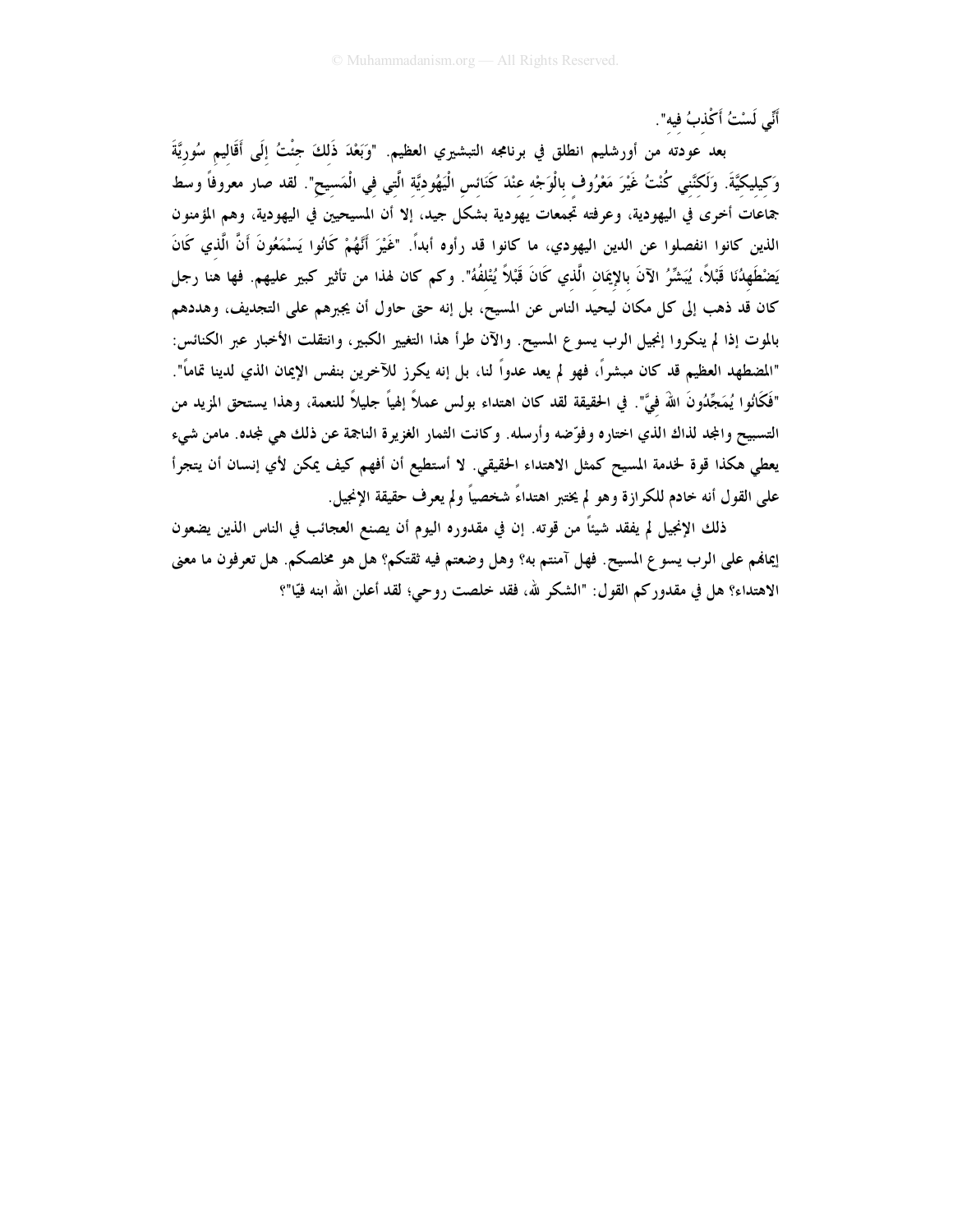أَنِّي لَسْتُ أَكْذِبُ فِيهِ".

بعد عودته من أورشليم انطلق في برنامجه التبشيري العظيم. "وَبَعْدَ ذَلِكَ جِئْتُ إِلَى أَقَالِيمِ سُورِيَّةَ وَكِيلِيكِيَّةَ. وَلَكِنَّنِي كُنْتُ غَيْرَ مَعْرُوفٍ بِالْوَجْهِ عِنْدَ كَنَائِسِ الْيَهُودِيَّةِ الَّتِي فِي الْمَسِيحِ". لقد صار معروفاً وسط جماعات أخرى في اليهودية، وعرفته تجمعات يهودية بشكل جيد، إلا أن المسيحيين في اليهودية، وهم المؤمنون الذين كانوا انفصلوا عن الدين اليهودي، ما كانوا قد رأوه أبداً. "غَيْرَ أَنَّهُمْ كَانُوا يَسْمَعُونَ أَنَّ الَّذِي كَانَ يَضْطَهِدُنَا قَبْلاً، يُبَشِّرُ الآنَ بِالإِيمَانِ الَّذِي كَانَ قَبْلاً يُتْلِفُهُ". وكم كان لهذا من تأثير كبير عليهم. فها هنا رجل كان قد ذهب إلى كل مكان ليحيد الناس عن المسيح، بل إنه حتى حاول أن يجبرهم على التجديف، وهددهم بالموت إذا لم ينكروا إنجيل الرب يسوع المسيح. والآن طرأ هذا التغيير الكبير، وانتقلت الأخبار عبر الكنائس: "المضطهد العظيم قد كان مبشراً، فهو لم يعد عدواً لنا، بل إنه يكرز للآخرين بنفس الإيمان الذي لدينا تماماً". "فَكَانُوا يُمَجِّدُونَ اللهَ فِيَّ". في الحقيقة لقد كان اهتداء بولس عملاً إلهياً جليلاً للنعمة، وهذا يستحق المزيد من التسبيح والمجد لذاك الذي اختاره وفوّضه وأرسله. وكانت الثمار الغزيرة الناجمة عن ذلك هي لمجده. مامن شيء يعطي هكذا قوة لخدمة المسيح كمثل الاهتداء الحقيقي. لا أستطيع أن أفهم كيف يمكن لأي إنسان أن يتجرأ على القول أنه خادم للكرازة وهو لم يختبر اهتداءً شخصياً ولم يعرف حقيقة الإنجيل.

ذلك الإنجيل لم يفقد شيئاً من قوته. إن في مقدوره اليوم أن يصنع العجائب في الناس الذين يضعون إيمانهم على الرب يسوع المسيح. فهل آمنتم به؟ وهل وضعتم فيه ثقتكم؟ هل هو مخلصكم. هل تعرفون ما معنى الاهتداء؟ هل في مقدوركم القول: "الشكر لله، فقد خلصت روحي؛ لقد أعلن الله ابنه فيّا"؟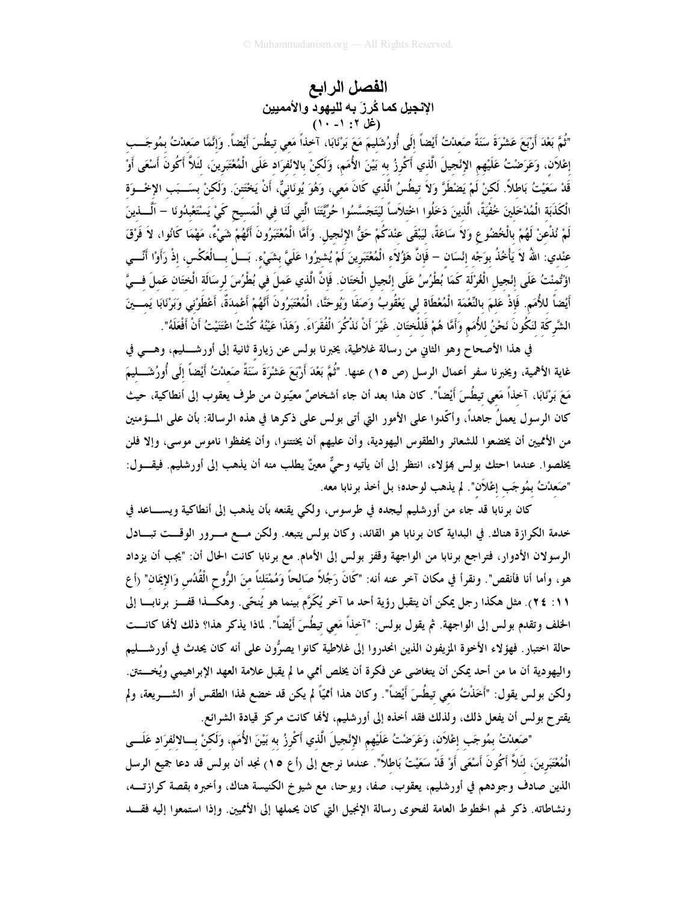# الفصل الرابع

## الإنجيل كما كُرز به لليهود والأمميين

### (غل ٢: ١- ١٠)

"ثُمَّ بَعْدَ أَرْبَعَ عَشْرَةَ سَنَةً صَعِدْتُ أَيْضاً إِلَى أُورُشَلِيمَ مَعَ بَرْنَابَا، آخِذاً مَعِي تِيطُسَ أَيْضاً. وَإِنَّمَا صَعِدْتُ بِمُوجَبِ إِعْلاَنٍ، وَعَرَضْتُ عَلَيْهِمِ الإِنْجِيلَ الَّذِي أَكْرِزُ بِهِ بَيْنَ الأُمَمِ، وَلكِنْ بِالانْفِرَادِ عَلَى الْمُعْتَبَرِينَ، لِئَلاَّ أَكُونَ أَسْعَى أَوْ قَدْ سَعَيْتُ بَاطِلاً. لكِنْ لَمْ يَضْطَرَّ وَلاَ تِيطُسُ الَّذِي كَانَ مَعِي، وَهُوَ يُونَانِيٌّ، أَنْ يَخْتَتِنَ. وَلكِنْ بِسَبَبِ الإِخْوَةِ الْكَذَبَةِ الْمُدْخَلِينَ خُفْيَةً، الَّذِينَ دَخَلُوا اخْتِلاَساً لِيَتَجَسَّسُوا حُرِّيَّتَنَا الَّتِي لَنَا فِي الْمَسِيحِ كَيْ يَسْتَعْبِدُونَا – اَلَّذِينَ لَمْ نُذْعِنْ لَهُمْ بِالْخُضُوعِ وَلاَ سَاعَةً، لِيَبْقَى عِنْدَكُمْ حَقُّ الإِنْجِيلِ. وَأَمَّا الْمُعْتَبَرُونَ أَنَّهُمْ شَيْءٌ، مَهْمَا كَانُوا، لاَ فَرْقَ عِنْدِي: اَللهُ لاَ يَأْخُذُ بِوَجْهِ إِنْسَانٍ – فَإِنَّ هؤُلاَءِ الْمُعْتَبَرِينَ لَمْ يُشِيرُوا عَلَيَّ بِشَيْءٍ. بَلْ بِالْعَكْسِ، إِذْ رَأَوْا أَنِّي اؤْتُمِنْتُ عَلَى إِنْجِيلِ الْغُرْلَةِ كَمَا بُطْرُسُ عَلَى إِنْجِيلِ الْخِتَانِ. فَإِنَّ الَّذِي عَمِلَ فِي بُطْرُسَ لِرِسَالَةِ الْخِتَانِ عَمِلَ فِيَّ أَيْضاً لِلأُمَمِ. فَإِذْ عَلِمَ بِالنِّعْمَةِ الْمُعْطَاةِ لِي يَعْقُوبُ وَصَفَا وَيُوحَنَّا، الْمُعْتَبَرُونَ أَنَّهُمْ أَعْمِدَةٌ، أَعْطَوْنِي وَبَرْنَابَا يَمِينَ الشَّرِكَةِ لِنَكُونَ نَحْنُ لِلأُمَمِ وَأَمَّا هُمْ فَلِلْخِتَانِ. غَيْرَ أَنْ نَذْكُرَ الْفُقَرَاءَ. وَهذَا عَيْنُهُ كُنْتُ اعْتَنَيْتُ أَنْ أَفْعَلَهُ".

في هذا الأصحاح وهو الثاني من رسالة غلاطية، يخبرنا بولس عن زيارة ثانية إلى أورشليم، وهي في غاية الأهمية، ويخبرنا سفر أعمال الرسل (ص ١٥) عنها. "ثُمَّ بَعْدَ أَرْبَعَ عَشْرَةَ سَنَةً صَعِدْتُ أَيْضاً إِلَى أُورُشَلِيمَ مَعَ بَرْنَابَا، آخِذاً مَعِي تِيطُسَ أَيْضاً". كان هذا بعد أن جاء أشخاصٌ معيّنون من طرف يعقوب إلى أنطاكية، حيث كان الرسول يعملُ جاهداً، وأكّدوا على الأمور التي أتى بولس على ذكرها في هذه الرسالة: بأن على المؤمنين من الأمميين أن يخضعوا للشعائر والطقوس اليهودية، وأن عليهم أن يختتنوا، وأن يحفظوا ناموس موسى، وإلا فلن يخلصوا. عندما احتك بولس بهؤلاء، انتظر إلى أن يأتيه وحيٌ معينٌ يطلب منه أن يذهب إلى أورشليم. فيقول: "صَعِدْتُ بِمُوجَبِ إِعْلاَنٍ". لم يذهب لوحده؛ بل أخذ برنابا معه.

كان برنابا قد جاء من أورشليم ليجده في طرسوس، ولكي يقنعه بأن يذهب إلى أنطاكية ويساعد في خدمة الكرازة هناك. في البداية كان برنابا هو القائد، وكان بولس يتبعه. ولكن مع مرور الوقت تبادل الرسولان الأدوار، فتراجع برنابا من الواجهة وقفز بولس إلى الأمام. مع برنابا كانت الحال أن: "يجب أن يزداد هو، وأما أنا فأنقص". ونقرأ في مكان آخر عنه أنه: "كَانَ رَجُلاً صَالِحاً وَمُمْتَلِئاً مِنَ الرُّوحِ الْقُدُسِ وَالإِيمَانِ" (أع ١١: ٢٤). مثل هكذا رجل يمكن أن يتقبل رؤية أحد ما آخر يُكَرَّم بينما هو يُنحّى. وهكذا قفز برنابا إلى الخلف وتقدم بولس إلى الواجهة. ثم يقول بولس: "آخِذاً مَعِي تِيطُسَ أَيْضاً". لماذا يذكر هذا؟ ذلك لأنها كانت حالة اختبار. فهؤلاء الأخوة المزيفون الذين انحدروا إلى غلاطية كانوا يصرُّون على أنه كان يحدث في أورشليم واليهودية أن ما من أحد يمكن أن يتغاضى عن فكرة أن يخلص أممي ما لم يقبل علامة العهد الإبراهيمي ويُختتن. ولكن بولس يقول: "أَخَذْتُ مَعِي تِيطُسَ أَيْضاً". وكان هذا أممياً لم يكن قد خضع لهذا الطقس أو الشريعة، ولم يقترح بولس أن يفعل ذلك، ولذلك فقد أخذه إلى أورشليم، لأنها كانت مركز قيادة الشرائع.

"صَعِدْتُ بِمُوجَبِ إِعْلاَنٍ، وَعَرَضْتُ عَلَيْهِمِ الإِنْجِيلَ الَّذِي أَكْرِزُ بِهِ بَيْنَ الأُمَمِ، وَلكِنْ بِالانْفِرَادِ عَلَى الْمُعْتَبَرِينَ، لِئَلاَّ أَكُونَ أَسْعَى أَوْ قَدْ سَعَيْتُ بَاطِلاً". عندما نرجع إلى (أع ١٥) نجد أن بولس قد دعا جميع الرسل الذين صادف وجودهم في أورشليم، يعقوب، صفا، ويوحنا، مع شيوخ الكنيسة هناك، وأخبره بقصة كرازته، ونشاطاته. ذكر لهم الخطوط العامة لفحوى رسالة الإنجيل التي كان يحملها إلى الأمميين. وإذا استمعوا إليه فقد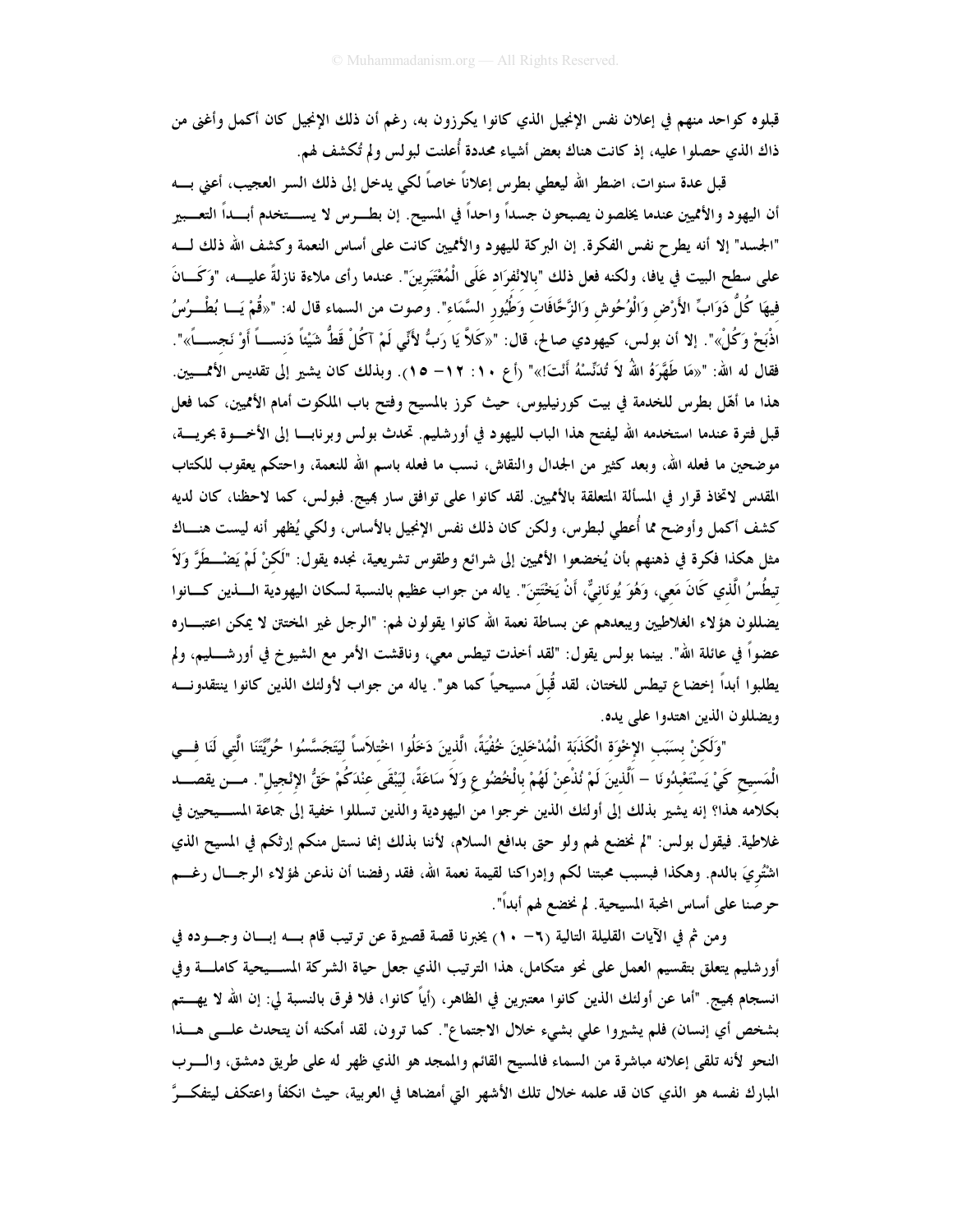قبلوه كواحد منهم في إعلان نفس الإنجيل الذي كانوا يكرزون به، رغم أن ذلك الإنجيل كان أكمل وأغنى من ذاك الذي حصلوا عليه، إذ كانت هناك بعض أشياء محددة أُعلنت لبولس ولم تُكشف لهم.

قبل عدة سنوات، اضطر الله ليعطي بطرس إعلاناً خاصاً لكي يدخل إلى ذلك السر العجيب، أعني به أن اليهود والأمميين عندما يخلصون يصبحون جسداً واحداً في المسيح. إن بطرس لا يستخدم أبداً التعبير "الجسد" إلا أنه يطرح نفس الفكرة. إن البركة لليهود والأمميين كانت على أساس النعمة وكشف الله ذلك له على سطح البيت في يافا، ولكنه فعل ذلك "بالانْفِرَادِ عَلَى الْمُعْتَبَرِينَ". عندما رأى ملاءة نازلةً عليه، "وَكَانَ فِيهَا كُلُّ دَوَابِّ الأَرْضِ وَالْوُحُوشِ وَالزَّحَّافَاتِ وَطُيُورِ السَّمَاءِ". وصوت من السماء قال له: "«قُمْ يَا بُطْرُسُ اذْبَحْ وَكُلْ»". إلا أن بولس، كيهودي صالح، قال: "«كَلاَّ يَا رَبُّ لأَنِّي لَمْ آكُلْ قَطُّ شَيْئاً دَنِساً أَوْ نَجِساً»". فقال له الله: "«مَا طَهَّرَهُ اللهُ لاَ تُدَنِّسْهُ أَنْتَ!»" (أع ١٠: ١٢- ١٥). وبذلك كان يشير إلى تقديس الأمميين. هذا ما أهّل بطرس للخدمة في بيت كورنيليوس، حيث كرز بالمسيح وفتح باب الملكوت أمام الأمميين، كما فعل قبل فترة عندما استخدمه الله ليفتح هذا الباب لليهود في أورشليم. تحدث بولس وبرنابا إلى الأخوة بحرية، موضحين ما فعله الله، وبعد كثير من الجدال والنقاش، نسب ما فعله باسم الله للنعمة، واحتكم يعقوب للكتاب المقدس لاتخاذ قرار في المسألة المتعلقة بالأمميين. لقد كانوا على توافق سار بهيج. فبولس، كما لاحظنا، كان لديه كشف أكمل وأوضح مما أُعطي لبطرس، ولكن كان ذلك نفس الإنجيل بالأساس، ولكي يُظهر أنه ليست هناك مثل هكذا فكرة في ذهنهم بأن يُخضعوا الأمميين إلى شرائع وطقوس تشريعية، نجده يقول: "لَكِنْ لَمْ يُضْطَرَّ وَلاَ تِيطُسُ الَّذِي كَانَ مَعِي، وَهُوَ يُونَانِيٌّ، أَنْ يَخْتَتِنَ". ياله من جواب عظيم بالنسبة لسكان اليهودية الذين كانوا يضللون هؤلاء الغلاطيين ويبعدهم عن بساطة نعمة الله كانوا يقولون لهم: "الرجل غير المختتن لا يمكن اعتباره عضواً في عائلة الله". بينما بولس يقول: "لقد أخذت تيطس معي، وناقشت الأمر مع الشيوخ في أورشليم، ولم يطلبوا أبداً إخضاع تيطس للختان، لقد قُبلَ مسيحياً كما هو". ياله من جواب لأولئك الذين كانوا ينتقدونه ويضللون الذين اهتدوا على يده.

"وَلَكِنْ بِسَبَبِ الإِخْوَةِ الْكَذَبَةِ الْمُدْخَلِينَ خُفْيَةً، الَّذِينَ دَخَلُوا اخْتِلاَساً لِيَتَجَسَّسُوا حُرِّيَّتَنَا الَّتِي لَنَا فِي الْمَسِيحِ كَيْ يَسْتَعْبِدُونَا - اَلَّذِينَ لَمْ نُذْعِنْ لَهُمْ بِالْخُضُوعِ وَلاَ سَاعَةً، لِيَبْقَى عِنْدَكُمْ حَقُّ الإِنْجِيلِ". من يقصد بكلامه هذا؟ إنه يشير بذلك إلى أولئك الذين خرجوا من اليهودية والذين تسللوا خفية إلى جماعة المسيحيين في غلاطية. فيقول بولس: "لم نخضع لهم ولو حتى بدافع السلام، لأننا بذلك إنما نستل منكم إرثكم في المسيح الذي اشْتُرِيَ بالدم. وهكذا فبسبب محبتنا لكم وإدراكنا لقيمة نعمة الله، فقد رفضنا أن نذعن لهؤلاء الرجال رغم حرصنا على أساس المحبة المسيحية. لم نخضع لهم أبداً".

ومن ثم في الآيات القليلة التالية (٦- ١٠) يخبرنا قصة قصيرة عن ترتيب قام به إبان وجوده في أورشليم يتعلق بتقسيم العمل على نحو متكامل، هذا الترتيب الذي جعل حياة الشركة المسيحية كاملة وفي انسجام بهيج. "أما عن أولئك الذين كانوا معتبرين في الظاهر، (أياً كانوا، فلا فرق بالنسبة لي: إن الله لا يهتم بشخص أي إنسان) فلم يشيروا علي بشيء خلال الاجتماع". كما ترون، لقد أمكنه أن يتحدث على هذا النحو لأنه تلقى إعلانه مباشرة من السماء فالمسيح القائم والممجد هو الذي ظهر له على طريق دمشق، والرب المبارك نفسه هو الذي كان قد علمه خلال تلك الأشهر التي أمضاها في العربية، حيث انكفأ واعتكف ليتفكرَّ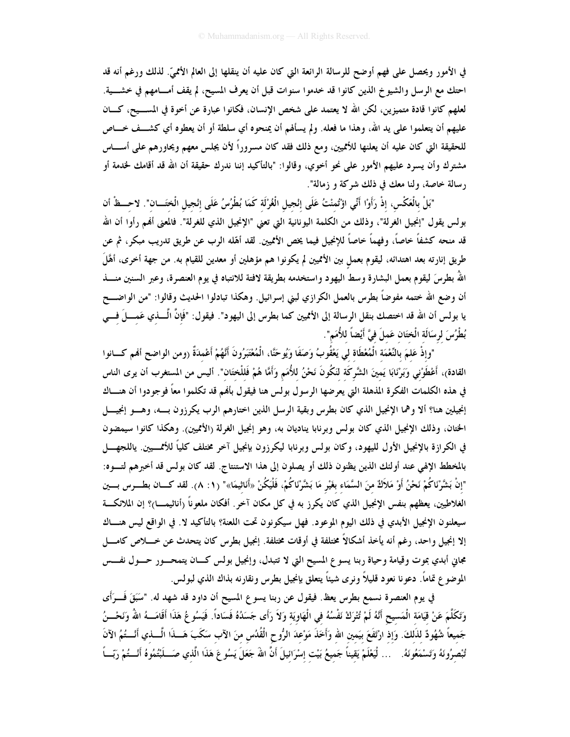في الأمور ويحصل على فهم أوضح للرسالة الرائعة التي كان عليه أن ينقلها إلى العالم الأمميّ. لذلك ورغم أنه قد احتك مع الرسل والشيوخ الذين كانوا قد خدموا سنوات قبل أن يعرف المسيح، لم يقف أمامهم في خشية. لعلهم كانوا قادة متميزين، لكن الله لا يعتمد على شخص الإنسان، فكانوا عبارة عن أخوة في المسيح، كان عليهم أن يتعلموا على يد الله، وهذا ما فعله. ولم يسألهم أن يمنحوه أي سلطة أو أن يعطوه أي كشف خاص للحقيقة التي كان عليه أن يعلنها للأمميين، ومع ذلك فقد كان مسروراً لأن يجلس معهم ويحاورهم على أساس مشترك وأن يسرد عليهم الأمور على نحو أخوي، وقالوا: "بالتأكيد إننا ندرك حقيقة أن الله قد أقامك لخدمة أو رسالة خاصة، ولنا معك في ذلك شركة و زمالة".

"بَلْ بِالْعَكْسِ، إِذْ رَأَوْا أَنِّي اؤْتُمِنْتُ عَلَى إِنْجِيلِ الْغُرْلَةِ كَمَا بُطْرُسُ عَلَى إِنْجِيلِ الْخِتَانِ". لاحظْ أن بولس يقول "إنجيل الغرلة"، وذلك من الكلمة اليونانية التي تعني "الإنجيل الذي للغرلة". فالمعنى أنهم رأوا أن الله قد منحه كشفاً خاصاً، وفهماً خاصاً للإنجيل فيما يخص الأمميين. لقد أهّله الرب عن طريق تدريب مبكر، ثم عن طريق إنارته بعد اهتدائه، ليقوم بعمل بين الأمميين لم يكونوا هم مؤهلين أو معدين للقيام به. من جهة أخرى، أهّلَ اللهُ بطرسَ ليقوم بعمل البشارة وسط اليهود واستخدمه بطريقة لافتة للانتباه في يوم العنصرة، وعبر السنين منذ أن وضع الله ختمه مفوضاً بطرس بالعمل الكرازي لبني إسرائيل. وهكذا تبادلوا الحديث وقالوا: "من الواضح يا بولس أن الله قد اختصك بنقل الرسالة إلى الأمميين كما بطرس إلى اليهود". فيقول: "فَإِنَّ الَّذِي عَمِلَ فِي بُطْرُسَ لِرِسَالَةِ الْخِتَانِ عَمِلَ فِيَّ أَيْضاً لِلأُمَمِ".

"وَإِذْ عَلِمَ بِالنِّعْمَةِ الْمُعْطَاةِ لِي يَعْقُوبُ وَصَفَا وَيُوحَنَّا، الْمُعْتَبَرُونَ أَنَّهُمْ أَعْمِدَةٌ (ومن الواضح أنهم كانوا القادة)، أَعْطَوْنِي وَبَرْنَابَا يَمِينَ الشَّرِكَةِ لِنَكُونَ نَحْنُ لِلأُمَمِ وَأَمَّا هُمْ فَلِلْخِتَانِ". أليس من المستغرب أن يرى الناس في هذه الكلمات الفكرة المذهلة التي يعرضها الرسول بولس هنا فيقول بأنهم قد تكلموا معاً فوجودوا أن هناك إنجيلين هنا؟ ألا وهما الإنجيل الذي كان بطرس وبقية الرسل الذين اختارهم الرب يكرزون به، وهو إنجيل الختان، وذلك الإنجيل الذي كان بولس وبرنابا يناديان به، وهو إنجيل الغرلة (الأمميين). وهكذا كانوا سيمضون في الكرازة بالإنجيل الأول لليهود، وكان بولس وبرنابا ليكرزون بإنجيل آخر مختلف كلياً للأمميين. ياللجهل بالمخطط الإلهي عند أولئك الذين يظنون ذلك أو يصلون إلى هذا الاستنتاج. لقد كان بولس قد أخبرهم لتوه: "إِنْ بَشَّرْنَاكُمْ نَحْنُ أَوْ مَلاَكٌ مِنَ السَّمَاءِ بِغَيْرِ مَا بَشَّرْنَاكُمْ، فَلْيَكُنْ «أَنَاثِيمَا»" (١ : ٨). لقد كان بطرس بين الغلاطيين، يعظهم بنفس الإنجيل الذي كان يكرز به في كل مكان آخر. أفكان ملعوناً (أناثيما)؟ إن الملائكة سيعلنون الإنجيل الأبدي في ذلك اليوم الموعود. فهل سيكونون تحت اللعنة؟ بالتأكيد لا. في الواقع ليس هناك إلا إنجيل واحد، رغم أنه يأخذ أشكالاً مختلفة في أوقات مختلفة. إنجيل بطرس كان يتحدث عن خلاص كامل مجاني أبدي بموت وقيامة وحياة ربنا يسوع المسيح التي لا تتبدل، وإنجيل بولس كان يتمحور حول نفس الموضوع تماماً. دعونا نعود قليلاً ونرى شيئاً يتعلق بإنجيل بطرس ونقارنه بذاك الذي لبولس.

في يوم العنصرة نسمع بطرس يعظ. فيقول عن ربنا يسوع المسيح أن داود قد شهد له. "سَبَقَ فَرَأَى وَتَكَلَّمَ عَنْ قِيَامَةِ الْمَسِيحِ أَنَّهُ لَمْ تُتْرَكْ نَفْسُهُ فِي الْهَاوِيَةِ وَلاَ رَأَى جَسَدُهُ فَسَاداً. فَيَسُوعُ هَذَا أَقَامَهُ اللهُ وَنَحْنُ جَمِيعاً شُهُودٌ لِذَلِكَ. وَإِذِ ارْتَفَعَ بِيَمِينِ اللهِ وَأَخَذَ مَوْعِدَ الرُّوحِ الْقُدُسِ مِنَ الآبِ سَكَبَ هَذَا الَّذِي أَنْتُمُ الآنَ تُبْصِرُونَهُ وَتَسْمَعُونَهُ. ... لِيَعْلَمْ يَقِيناً جَمِيعُ بَيْتِ إِسْرَائِيلَ أَنَّ اللهَ جَعَلَ يَسُوعَ هَذَا الَّذِي صَلَبْتُمُوهُ أَنْتُمْ رَبّاً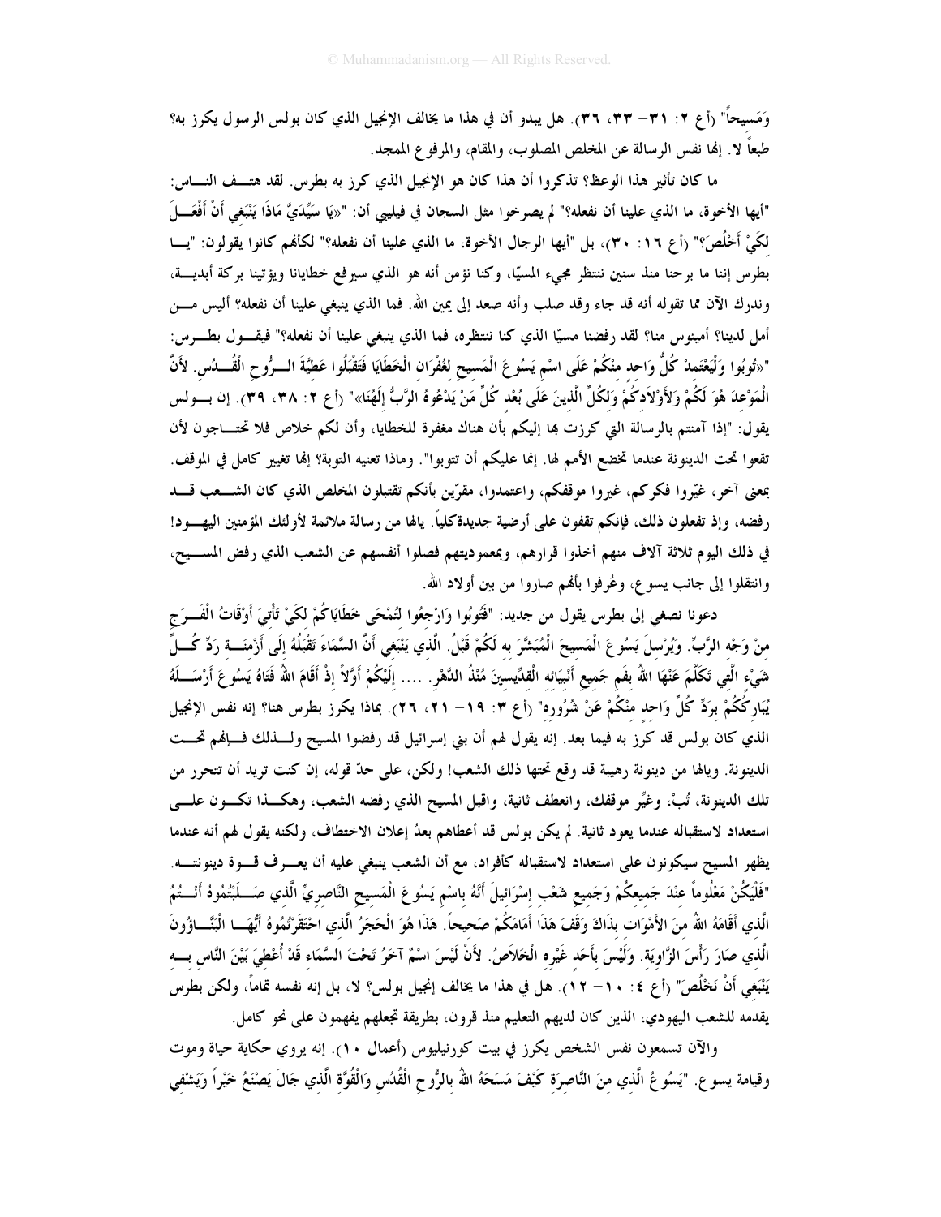وَمَسيحاً" (أع ٢: ٣١– ٣٣، ٣٦). هل يبدو أن في هذا ما يخالف الإنجيل الذي كان بولس الرسول يكرز به؟ طبعاً لا. إنها نفس الرسالة عن المخلص المصلوب، والمقام، والمرفوع الممجد.

ما كان تأثير هذا الوعظ؟ تذكروا أن هذا كان هو الإنجيل الذي كرز به بطرس. لقد هتف الناس: "أيها الأخوة، ما الذي علينا أن نفعله؟" لم يصرخوا مثل السجان في فيليبي أن: "«يَا سَيِّدَيَّ مَاذَا يَنْبَغِي أَنْ أَفْعَلَ لِكَيْ أَخْلُصَ؟" (أع ١٦: ٣٠)، بل "أيها الرجال الأخوة، ما الذي علينا أن نفعله؟" لكأنهم كانوا يقولون: "يا بطرس إننا ما برحنا منذ سنين ننتظر مجيء المسيّا، وكنا نؤمن أنه هو الذي سيرفع خطايانا ويؤتينا بركة أبدية، وندرك الآن مما تقوله أنه قد جاء وقد صلب وأنه صعد إلى يمين الله. فما الذي ينبغي علينا أن نفعله؟ أليس من أمل لدينا؟ أميئوس منا؟ لقد رفضنا مسيّا الذي كنا ننتظره، فما الذي ينبغي علينا أن نفعله؟" فيقول بطرس: "«تُوبُوا وَلْيَعْتَمِدْ كُلُّ وَاحِدٍ مِنْكُمْ عَلَى اسْمِ يَسُوعَ الْمَسِيحِ لِغُفْرَانِ الْخَطَايَا فَتَقْبَلُوا عَطِيَّةَ الرُّوحِ الْقُدُسِ. لأَنَّ الْمَوْعِدَ هُوَ لَكُمْ وَلأَوْلاَدِكُمْ وَلِكُلِّ الَّذِينَ عَلَى بُعْدٍ كُلِّ مَنْ يَدْعُوهُ الرَّبُّ إِلَهُنَا»" (أع ٢: ٣٨، ٣٩). إن بولس يقول: "إذا آمنتم بالرسالة التي كرزت بها إليكم بأن هناك مغفرة للخطايا، وأن لكم خلاص فلا تحتاجون لأن تقعوا تحت الدينونة عندما تخضع الأمم لها. إنما عليكم أن تتوبوا". وماذا تعنيه التوبة؟ إنها تغيير كامل في الموقف. بمعنى آخر، غيّروا فكركم، غيروا موقفكم، واعتمدوا، مقرّين بأنكم تقتبلون المخلص الذي كان الشعب قد رفضه، وإذ تفعلون ذلك، فإنكم تقفون على أرضية جديدةكلياً. ياله من رسالة ملائمة لأولئك المؤمنين اليهود! في ذلك اليوم ثلاثة آلاف منهم أخذوا قرارهم، وبمعموديتهم فصلوا أنفسهم عن الشعب الذي رفض المسيح، وانتقلوا إلى جانب يسوع، وعُرفوا بأنهم صاروا من بين أولاد الله.

دعونا نصغي إلى بطرس يقول من جديد: "فَتُوبُوا وَارْجِعُوا لِتُمْحَى خَطَايَاكُمْ لِكَيْ تَأْتِيَ أَوْقَاتُ الْفَرَجِ مِنْ وَجْهِ الرَّبِّ. وَيُرْسِلَ يَسُوعَ الْمَسِيحَ الْمُبَشَّرَ بِهِ لَكُمْ قَبْلُ. الَّذِي يَنْبَغِي أَنَّ السَّمَاءَ تَقْبَلُهُ إِلَى أَزْمِنَةِ رَدِّ كُلِّ شَيْءٍ الَّتِي تَكَلَّمَ عَنْهَا اللهُ بِفَمِ جَمِيعِ أَنْبِيَائِهِ الْقِدِّيسِينَ مُنْذُ الدَّهْرِ. .... إِلَيْكُمْ أَوَّلاً إِذْ أَقَامَ اللهُ فَتَاهُ يَسُوعَ أَرْسَلَهُ يُبَارِكُكُمْ بِرَدِّ كُلِّ وَاحِدٍ مِنْكُمْ عَنْ شُرُورِهِ" (أع ٣: ١٩– ٢١، ٢٦). بماذا يكرز بطرس هنا؟ إنه نفس الإنجيل الذي كان بولس قد كرز به فيما بعد. إنه يقول لهم أن بني إسرائيل قد رفضوا المسيح ولذلك فإنهم تحت الدينونة. وياله من دينونة رهيبة قد وقع تحتها ذلك الشعب! ولكن، على حدّ قوله، إن كنت تريد أن تتحرر من تلك الدينونة، تُبْ، وغيِّر موقفك، وانعطف ثانية، واقبل المسيح الذي رفضه الشعب، وهكذا تكون على استعداد لاستقباله عندما يعود ثانية. لم يكن بولس قد أعطاهم بعدُ إعلان الاختطاف، ولكنه يقول لهم أنه عندما يظهر المسيح سيكونون على استعداد لاستقباله كأفراد، مع أن الشعب ينبغي عليه أن يعرف قوة دينونته. "فَلْيَكُنْ مَعْلُوماً عِنْدَ جَمِيعِكُمْ وَجَمِيعِ شَعْبِ إِسْرَائِيلَ أَنَّهُ بِاسْمِ يَسُوعَ الْمَسِيحِ النَّاصِرِيِّ الَّذِي صَلَبْتُمُوهُ أَنْتُمُ الَّذِي أَقَامَهُ اللهُ مِنَ الأَمْوَاتِ بِذَاكَ وَقَفَ هَذَا أَمَامَكُمْ صَحِيحاً. هَذَا هُوَ الْحَجَرُ الَّذِي احْتَقَرْتُمُوهُ أَيُّهَا الْبَنَّاؤُونَ الَّذِي صَارَ رَأْسَ الزَّاوِيَةِ. وَلَيْسَ بِأَحَدٍ غَيْرِهِ الْخَلاَصُ. لأَنْ لَيْسَ اسْمٌ آخَرُ تَحْتَ السَّمَاءِ قَدْ أُعْطِيَ بَيْنَ النَّاسِ بِهِ يَنْبَغِي أَنْ نَخْلُصَ" (أع ٤: ١٠– ١٢). هل في هذا ما يخالف إنجيل بولس؟ لا، بل إنه نفسه تماماً، ولكن بطرس يقدمه للشعب اليهودي، الذين كان لديهم التعليم منذ قرون، بطريقة تجعلهم يفهمون على نحو كامل.

والآن تسمعون نفس الشخص يكرز في بيت كورنيليوس (أعمال ١٠). إنه يروي حكاية حياة وموت وقيامة يسوع. "يَسُوعُ الَّذِي مِنَ النَّاصِرَةِ كَيْفَ مَسَحَهُ اللهُ بِالرُّوحِ الْقُدُسِ وَالْقُوَّةِ الَّذِي جَالَ يَصْنَعُ خَيْراً وَيَشْفِي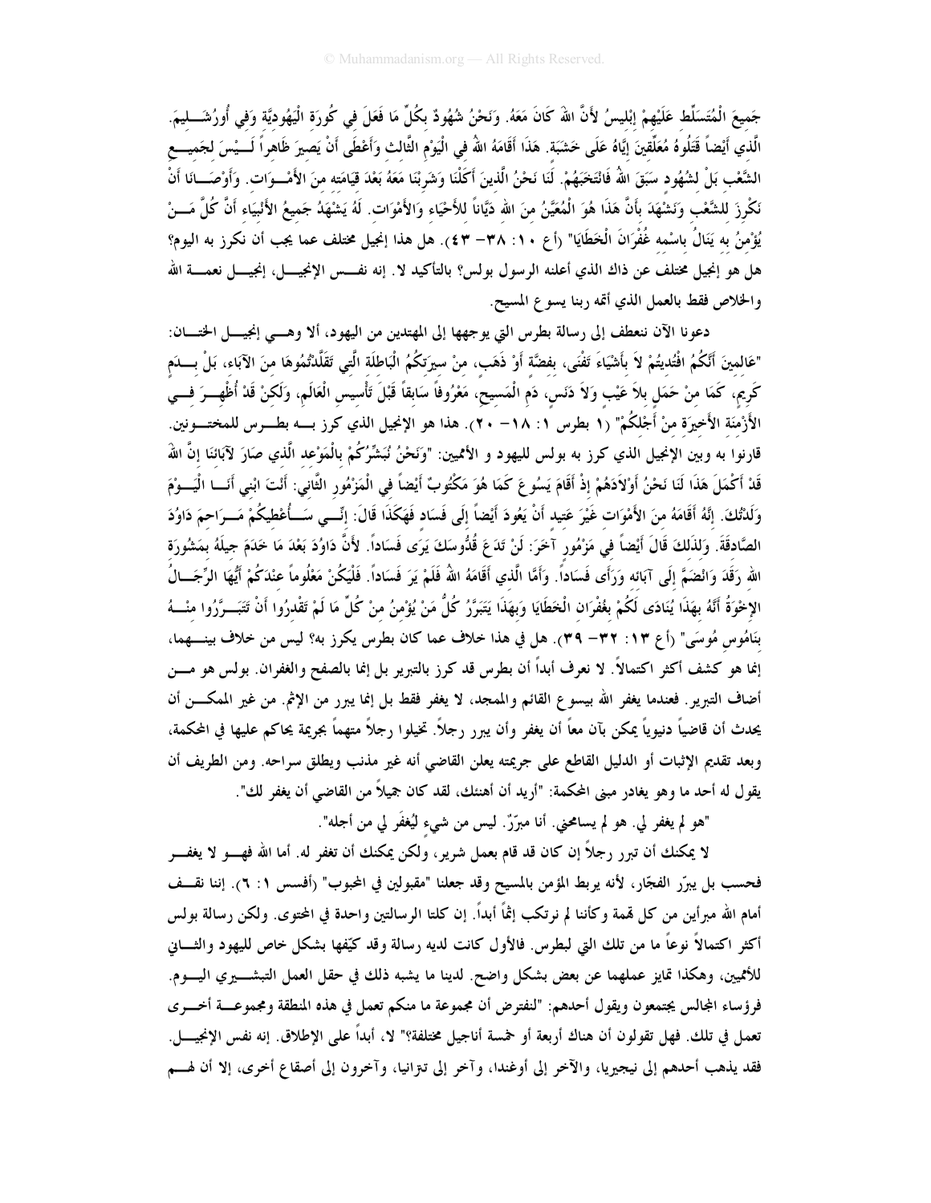جَميعَ الْمُتَسَلِّط عَلَيْهِمْ إِبْلِيسُ لأَنَّ اللهَ كَانَ مَعَهُ. وَنَحْنُ شُهُودٌ بكُلِّ مَا فَعَلَ في كُورَة الْيَهُوديَّة وَفي أُورُشَليمَ. الَّذي أَيْضاً قَتَلُوهُ مُعَلِّقينَ إِيَّاهُ عَلَى خَشَبَة. هَذَا أَقَامَهُ اللهُ في الْيَوْمِ الثَّالث وَأَعْطَى أَنْ يَصيرَ ظَاهراً لَيْسَ لجَميع الشَّعْب بَلْ لشُهُود سَبَقَ اللهُ فَانْتَخَبَهُمْ. لَنَا نَحْنُ الَّذينَ أَكَلْنَا وَشَرِبْنَا مَعَهُ بَعْدَ قيَامَته منَ الأَمْوَات. وَأَوْصَانَا أَنْ نَكْرِزَ للشَّعْب وَنَشْهَدَ بأَنَّ هَذَا هُوَ الْمُعَيَّنُ منَ الله دَيَّاناً للأَحْيَاء وَالأَمْوَات. لَهُ يَشْهَدُ جَميعُ الأَنْبيَاء أَنَّ كُلَّ مَنْ يُؤْمنُ به يَنَالُ باسْمه غُفْرَانَ الْخَطَايَا" (أع ١٠: ٣٨- ٤٣). هل هذا إنجيل مختلف عما يجب أن نكرز به اليوم؟ هل هو إنجيل مختلف عن ذاك الذي أعلنه الرسول بولس؟ بالتأكيد لا. إنه نفس الإنجيل، إنجيل نعمة الله والخلاص فقط بالعمل الذي أتمه ربنا يسوع المسيح.

دعونا الآن ننعطف إلى رسالة بطرس التي يوجهها إلى المهتدين من اليهود، ألا وهي إنجيل الختان: "عَالمينَ أَنَّكُمُ افْتُديتُمْ لاَ بأَشْيَاءَ تَفْنَى، بفضَّة أَوْ ذَهَب، منْ سيرَتكُمُ الْبَاطلَة الَّتي تَقَلَّدْتُمُوهَا منَ الآبَاء، بَلْ بدَمٍ كَريمٍ، كَمَا منْ حَمَلٍ بلاَ عَيْبٍ وَلاَ دَنَسٍ، دَمِ الْمَسيحِ، مَعْرُوفاً سَابقاً قَبْلَ تَأْسيسِ الْعَالَمِ، وَلَكنْ قَدْ أُظْهِرَ في الأَزْمنَة الأَخيرَة منْ أَجْلكُمْ" (١ بطرس ١: ١٨- ٢٠). هذا هو الإنجيل الذي كرز به بطرس للمختونين. قارنوا به وبين الإنجيل الذي كرز به بولس لليهود و الأمميين: "وَنَحْنُ نُبَشِّرُكُمْ بالْمَوْعد الَّذي صَارَ لآبَائنَا إنَّ اللهَ قَدْ أَكْمَلَ هَذَا لَنَا نَحْنُ أَوْلاَدَهُمْ إذْ أَقَامَ يَسُوعَ كَمَا هُوَ مَكْتُوبٌ أَيْضاً في الْمَزْمُور الثَّاني: أَنْتَ ابْني أَنَا الْيَوْمَ وَلَدْتُكَ. إنَّهُ أَقَامَهُ منَ الأَمْوَات غَيْرَ عَتيد أَنْ يَعُودَ أَيْضاً إلَى فَسَاد فَهَكَذَا قَالَ: إنِّي سَأُعْطيكُمْ مَرَاحمَ دَاوُدَ الصَّادقَةَ. وَلذَلكَ قَالَ أَيْضاً في مَزْمُور آخَرَ: لَنْ تَدَعَ قُدُّوسَكَ يَرَى فَسَاداً. لأَنَّ دَاوُدَ بَعْدَ مَا خَدَمَ جيلَهُ بمَشُورَة الله رَقَدَ وَانْضَمَّ إلَى آبَائه وَرَأَى فَسَاداً. وَأَمَّا الَّذي أَقَامَهُ اللهُ فَلَمْ يَرَ فَسَاداً. فَلْيَكُنْ مَعْلُوماً عنْدَكُمْ أَيُّهَا الرِّجَالُ الإخْوَةُ أَنَّهُ بهَذَا يُنَادَى لَكُمْ بغُفْرَان الْخَطَايَا وَبهَذَا يَتَبَرَّرُ كُلُّ مَنْ يُؤْمنُ منْ كُلِّ مَا لَمْ تَقْدرُوا أَنْ تَتَبَرَّرُوا منْهُ بنَامُوس مُوسَى" (أع ١٣: ٣٢- ٣٩). هل في هذا خلاف عما كان بطرس يكرز به؟ ليس من خلاف بينهما، إنما هو كشف أكثر اكتمالاً. لا نعرف أبداً أن بطرس قد كرز بالتبرير بل إنما بالصفح والغفران. بولس هو من أضاف التبرير. فعندما يغفر الله بيسوع القائم والممجد، لا يغفر فقط بل إنما يبرر من الإثم. من غير الممكن أن يحدث أن قاضياً دنيوياً يمكن بآن معاً أن يغفر وأن يبرر رجلاً. تخيلوا رجلاً متهماً بجريمة يحاكم عليها في المحكمة، وبعد تقديم الإثبات أو الدليل القاطع على جريمته يعلن القاضي أنه غير مذنب ويطلق سراحه. ومن الطريف أن يقول له أحد ما وهو يغادر مبنى المحكمة: "أريد أن أهنئك، لقد كان جميلاً من القاضي أن يغفر لك".

"هو لم يغفر لي. هو لم يسامحني. أنا مبرّر. ليس من شيء ليُغفَر لي من أجله".

لا يمكنك أن تبرر رجلاً إن كان قد قام بعمل شرير، ولكن يمكنك أن تغفر له. أما الله فهو لا يغفر فحسب بل يبرّر الفجّار، لأنه يربط المؤمن بالمسيح وقد جعلنا "مقبولين في المحبوب" (أفسس ١: ٦). إننا نقف أمام الله مبرأين من كل تهمة وكأننا لم نرتكب إثماً أبداً. إن كلتا الرسالتين واحدة في المحتوى. ولكن رسالة بولس أكثر اكتمالاً نوعاً ما من تلك التي لبطرس. فالأول كانت لديه رسالة وقد كيّفها بشكل خاص لليهود والثاني للأمميين، وهكذا تمايز عملهما عن بعض بشكل واضح. لدينا ما يشبه ذلك في حقل العمل التبشيري اليوم. فرؤساء المجالس يجتمعون ويقول أحدهم: "لنفترض أن مجموعة ما منكم تعمل في هذه المنطقة ومجموعة أخرى تعمل في تلك. فهل تقولون أن هناك أربعة أو خمسة أناجيل مختلفة؟" لا، أبداً على الإطلاق. إنه نفس الإنجيل. فقد يذهب أحدهم إلى نيجيريا، والآخر إلى أوغندا، وآخر إلى تنزانيا، وآخرون إلى أصقاع أخرى، إلا أن هم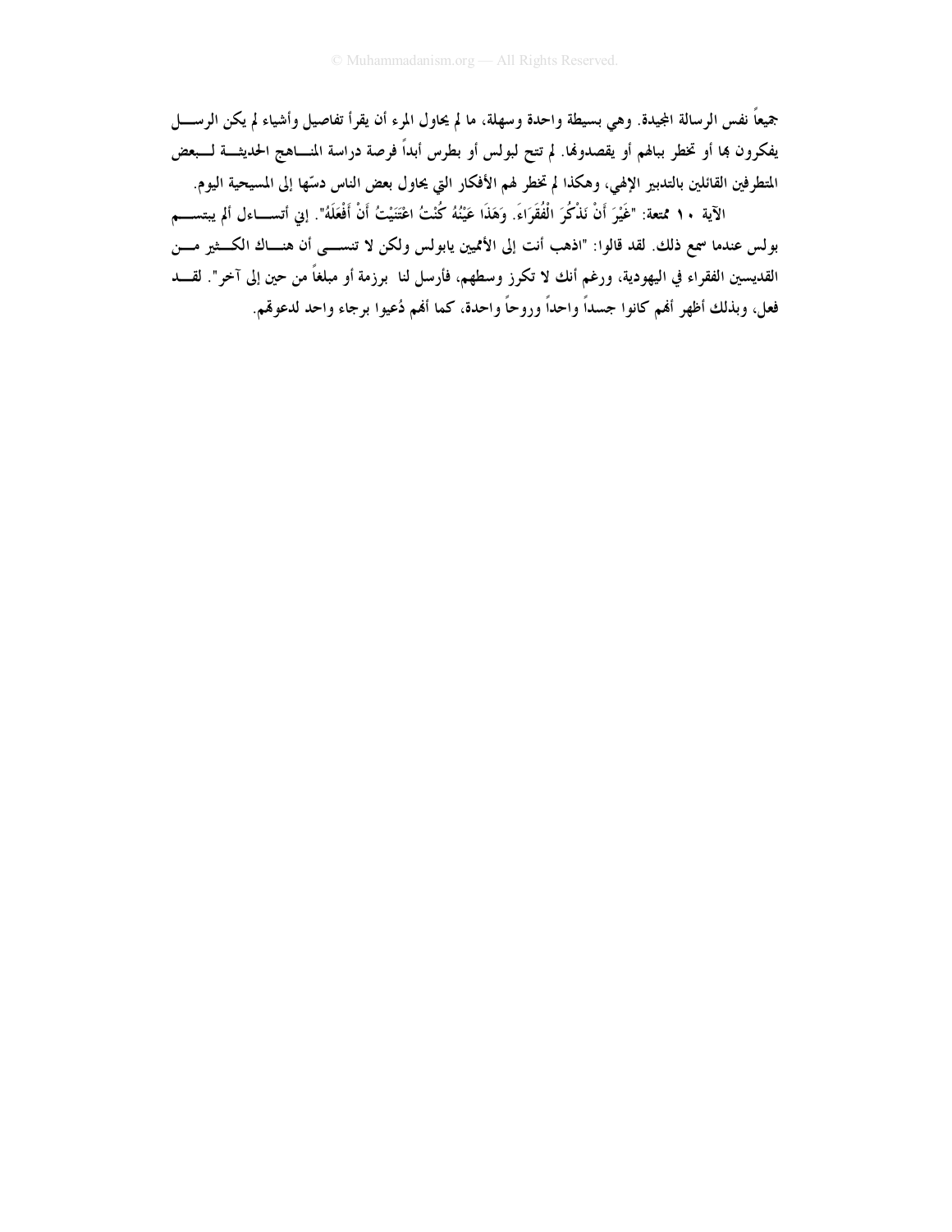جميعاً نفس الرسالة المجيدة. وهي بسيطة واحدة وسهلة، ما لم يحاول المرء أن يقرأ تفاصيل وأشياء لم يكن الرسل يفكرون بها أو تخطر ببالهم أو يقصدونها. لم تتح لبولس أو بطرس أبداً فرصة دراسة المناهج الحديثة لبعض المتطرفين القائلين بالتدبير الإلهي، وهكذا لم تخطر لهم الأفكار التي يحاول بعض الناس دسّها إلى المسيحية اليوم.

**الآية ١٠ ممتعة:** "غَيْرَ أَنْ نَذْكُرَ الْفُقَرَاءَ. وَهَذَا عَيْنُهُ كُنْتُ اعْتَنَيْتُ أَنْ أَفْعَلَهُ". إني أتساءل ألم يبتسم بولس عندما سمع ذلك. لقد قالوا: "اذهب أنت إلى الأمميين يابولس ولكن لا تنسى أن هناك الكثير من القديسين الفقراء في اليهودية، ورغم أنك لا تكرز وسطهم، فأرسل لنا برزمة أو مبلغاً من حين إلى آخر". لقد فعل، وبذلك أظهر أنهم كانوا جسداً واحداً وروحاً واحدة، كما أنهم دُعيوا برجاء واحد لدعوتهم.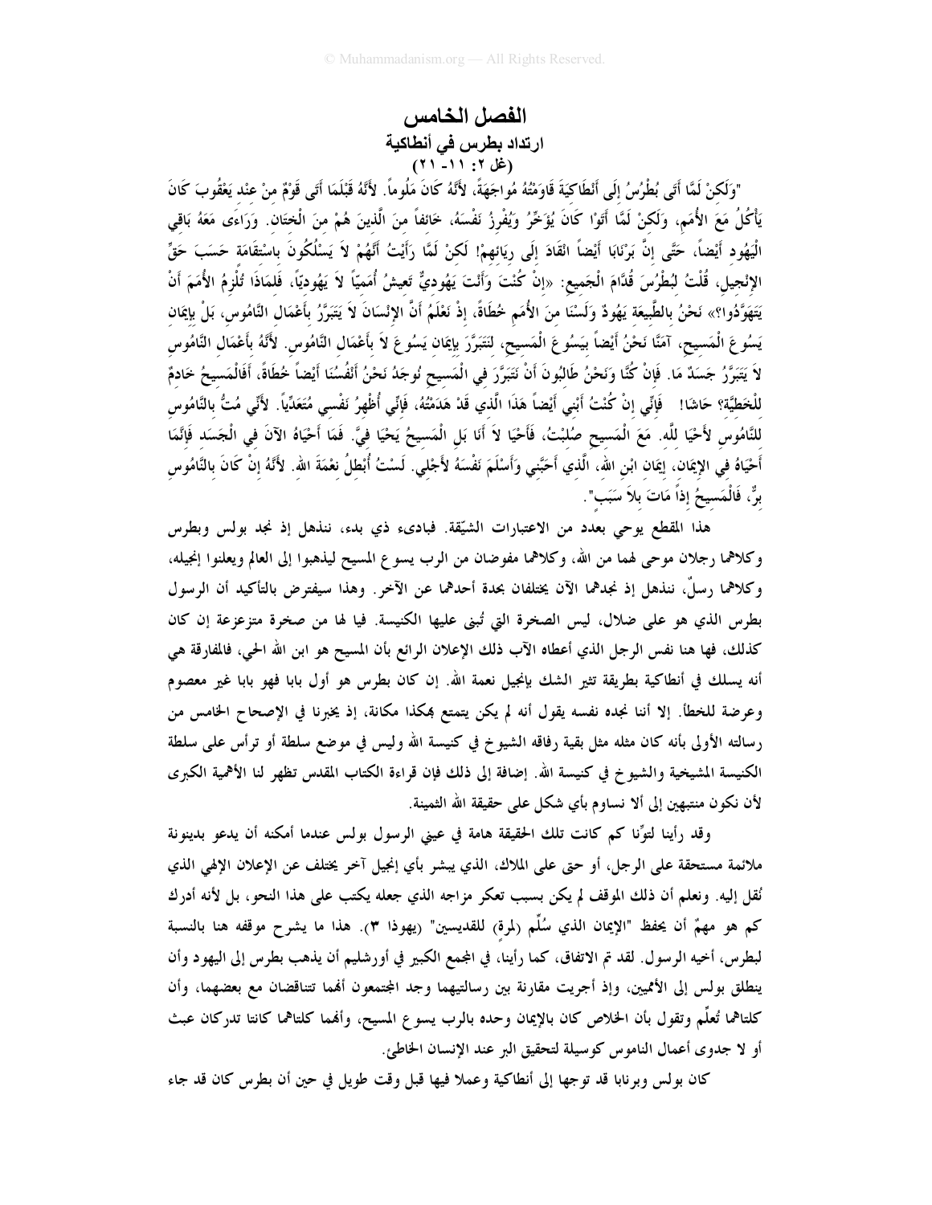# الفصل الخامس

## ارتداد بطرس في أنطاكية

### (غل ٢: ١١- ٢١)

"وَلَكِنْ لَمَّا أَتَى بُطْرُسُ إِلَى أَنْطَاكِيَةَ قَاوَمْتُهُ مُواجَهَةً، لأَنَّهُ كَانَ مَلُوماً. لأَنَّهُ قَبْلَمَا أَتَى قَوْمٌ مِنْ عِنْدِ يَعْقُوبَ كَانَ يَأْكُلُ مَعَ الأُمَمِ، وَلَكِنْ لَمَّا أَتَوْا كَانَ يُؤَخِّرُ وَيُفْرِزُ نَفْسَهُ، خَائِفاً مِنَ الَّذِينَ هُمْ مِنَ الْخِتَانِ. وَرَاءَى مَعَهُ بَاقِي الْيَهُودِ أَيْضاً، حَتَّى إِنَّ بَرْنَابَا أَيْضاً انْقَادَ إِلَى رِيَائِهِمْ! لَكِنْ لَمَّا رَأَيْتُ أَنَّهُمْ لاَ يَسْلُكُونَ بِاسْتِقَامَةٍ حَسَبَ حَقِّ الإِنْجِيلِ، قُلْتُ لِبُطْرُسَ قُدَّامَ الْجَمِيعِ: «إِنْ كُنْتَ وَأَنْتَ يَهُودِيٌّ تَعِيشُ أُمَمِيّاً لاَ يَهُودِيّاً، فَلِمَاذَا تُلْزِمُ الأُمَمَ أَنْ يَتَهَوَّدُوا؟» نَحْنُ بِالطَّبِيعَةِ يَهُودٌ وَلَسْنَا مِنَ الأُمَمِ خُطَاةً، إِذْ نَعْلَمُ أَنَّ الإِنْسَانَ لاَ يَتَبَرَّرُ بِأَعْمَالِ النَّامُوسِ، بَلْ بِإِيمَانِ يَسُوعَ الْمَسِيحِ، آمَنَّا نَحْنُ أَيْضاً بِيَسُوعَ الْمَسِيحِ، لِنَتَبَرَّرَ بِإِيمَانِ يَسُوعَ لاَ بِأَعْمَالِ النَّامُوسِ. لأَنَّهُ بِأَعْمَالِ النَّامُوسِ لاَ يَتَبَرَّرُ جَسَدٌ مَا. فَإِنْ كُنَّا وَنَحْنُ طَالِبُونَ أَنْ نَتَبَرَّرَ فِي الْمَسِيحِ نُوجَدُ نَحْنُ أَنْفُسُنَا أَيْضاً خُطَاةً، أَفَالْمَسِيحُ خَادِمٌ لِلْخَطِيَّةِ؟ حَاشَا! فَإِنِّي إِنْ كُنْتُ أَبْنِي أَيْضاً هَذَا الَّذِي قَدْ هَدَمْتُهُ، فَإِنِّي أُظْهِرُ نَفْسِي مُتَعَدِّياً. لأَنِّي مُتُّ بِالنَّامُوسِ لِلنَّامُوسِ لأَحْيَا لِلَّهِ. مَعَ الْمَسِيحِ صُلِبْتُ، فَأَحْيَا لاَ أَنَا بَلِ الْمَسِيحُ يَحْيَا فِيَّ. فَمَا أَحْيَاهُ الآنَ فِي الْجَسَدِ فَإِنَّمَا أَحْيَاهُ فِي الإِيمَانِ، إِيمَانِ ابْنِ اللهِ، الَّذِي أَحَبَّنِي وَأَسْلَمَ نَفْسَهُ لأَجْلِي. لَسْتُ أُبْطِلُ نِعْمَةَ اللهِ. لأَنَّهُ إِنْ كَانَ بِالنَّامُوسِ بِرٌّ، فَالْمَسِيحُ إِذاً مَاتَ بِلاَ سَبَبٍ".

هذا المقطع يوحي بعدد من الاعتبارات الشيّقة. فبادىء ذي بدء، ننذهل إذ نجد بولس وبطرس وكلاهما رجلان موحى لهما من الله، وكلاهما مفوضان من الرب يسوع المسيح ليذهبا إلى العالم ويعلنوا إنجيله، وكلاهما رسلٌ، ننذهل إذ نجدهما الآن يختلفان بحدة أحدهما عن الآخر. وهذا سيفترض بالتأكيد أن الرسول بطرس الذي هو على ضلال، ليس الصخرة التي تُبنى عليها الكنيسة. فيا لها من صخرة متزعزعة إن كان كذلك، فها هنا نفس الرجل الذي أعطاه الآب ذلك الإعلان الرائع بأن المسيح هو ابن الله الحي، فالمفارقة هي أنه يسلك في أنطاكية بطريقة تثير الشك بإنجيل نعمة الله. إن كان بطرس هو أول بابا فهو بابا غير معصوم وعرضة للخطأ. إلا أننا نجده نفسه يقول أنه لم يكن يتمتع بهكذا مكانة، إذ يخبرنا في الإصحاح الخامس من رسالته الأولى بأنه كان مثله مثل بقية رفاقه الشيوخ في كنيسة الله وليس في موضع سلطة أو ترأس على سلطة الكنيسة المشيخية والشيوخ في كنيسة الله. إضافة إلى ذلك فإن قراءة الكتاب المقدس تظهر لنا الأهمية الكبرى لأن نكون منتبهين إلى ألا نساوم بأي شكل على حقيقة الله الثمينة.

وقد رأينا لتوِّنا كم كانت تلك الحقيقة هامة في عيني الرسول بولس عندما أمكنه أن يدعو بدينونة ملائمة مستحقة على الرجل، أو حتى على الملاك، الذي يبشر بأي إنجيل آخر يختلف عن الإعلان الإلهي الذي نُقل إليه. ونعلم أن ذلك الموقف لم يكن بسبب تعكر مزاجه الذي جعله يكتب على هذا النحو، بل لأنه أدرك كم هو مهمّ أن يحفظ "الإيمان الذي سُلِّم (لمرةٍ) للقديسين" (يهوذا ٣). هذا ما يشرح موقفه هنا بالنسبة لبطرس، أخيه الرسول. لقد تم الاتفاق، كما رأينا، في المجمع الكبير في أورشليم أن يذهب بطرس إلى اليهود وأن ينطلق بولس إلى الأمميين، وإذ أجريت مقارنة بين رسالتيهما وجد المجتمعون أنهما تتناقضان مع بعضهما، وأن كلتاهما تُعلِّم وتقول بأن الخلاص كان بالإيمان وحده بالرب يسوع المسيح، وأنهما كلتاهما كانتا تدركان عبث أو لا جدوى أعمال الناموس كوسيلة لتحقيق البر عند الإنسان الخاطئ.

كان بولس وبرنابا قد توجها إلى أنطاكية وعملا فيها قبل وقت طويل في حين أن بطرس كان قد جاء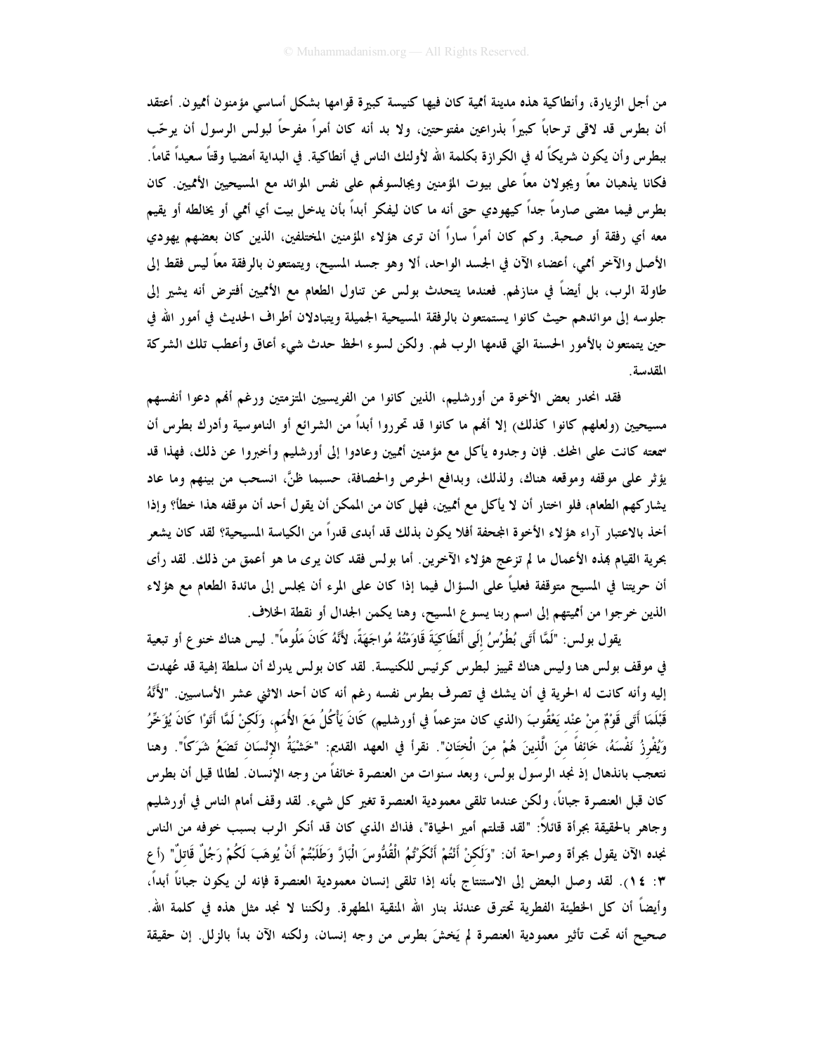من أجل الزيارة، وأنطاكية هذه مدينة أممية كان فيها كنيسة كبيرة قوامها بشكل أساسي مؤمنون أمميون. أعتقد أن بطرس قد لاقى ترحاباً كبيراً بذراعين مفتوحتين، ولا بد أنه كان أمراً مفرحاً لبولس الرسول أن يرحّب ببطرس وأن يكون شريكاً له في الكرازة بكلمة الله لأولئك الناس في أنطاكية. في البداية أمضيا وقتاً سعيداً تماماً. فكانا يذهبان معاً ويجولان معاً على بيوت المؤمنين ويجالسونهم على نفس الموائد مع المسيحيين الأمميين. كان بطرس فيما مضى صارماً جداً كيهودي حتى أنه ما كان ليفكر أبداً بأن يدخل بيت أي أممي أو يخالطه أو يقيم معه أي رفقة أو صحبة. وكم كان أمراً ساراً أن ترى هؤلاء المؤمنين المختلفين، الذين كان بعضهم يهودي الأصل والآخر أممي، أعضاء الآن في الجسد الواحد، ألا وهو جسد المسيح، ويتمتعون بالرفقة معاً ليس فقط إلى طاولة الرب، بل أيضاً في منازلهم. فعندما يتحدث بولس عن تناول الطعام مع الأمميين أفترض أنه يشير إلى جلوسه إلى موائدهم حيث كانوا يستمتعون بالرفقة المسيحية الجميلة ويتبادلان أطراف الحديث في أمور الله في حين يتمتعون بالأمور الحسنة التي قدمها الرب لهم. ولكن لسوء الحظ حدث شيء أعاق وأعطب تلك الشركة المقدسة.

فقد انحدر بعض الأخوة من أورشليم، الذين كانوا من الفريسيين المتزمتين ورغم أنهم دعوا أنفسهم مسيحيين (ولعلهم كانوا كذلك) إلا أنهم ما كانوا قد تحرروا أبداً من الشرائع أو الناموسية وأدرك بطرس أن سمعته كانت على المحك. فإن وجدوه يأكل مع مؤمنين أمميين وعادوا إلى أورشليم وأخبروا عن ذلك، فهذا قد يؤثر على موقفه وموقعه هناك، ولذلك، وبدافع الحرص والحصافة، حسبما ظنَّ، انسحب من بينهم وما عاد يشاركهم الطعام، فلو اختار أن لا يأكل مع أمميين، فهل كان من الممكن أن يقول أحد أن موقفه هذا خطأ؟ وإذا أخذ بالاعتبار آراء هؤلاء الأخوة المجحفة أفلا يكون بذلك قد أبدى قدراً من الكياسة المسيحية؟ لقد كان يشعر بحرية القيام بهذه الأعمال ما لم تزعج هؤلاء الآخرين. أما بولس فقد كان يرى ما هو أعمق من ذلك. لقد رأى أن حريتنا في المسيح متوقفة فعلياً على السؤال فيما إذا كان على المرء أن يجلس إلى مائدة الطعام مع هؤلاء الذين خرجوا من أمميتهم إلى اسم ربنا يسوع المسيح، وهنا يكمن الجدال أو نقطة الخلاف.

يقول بولس: "لَمَّا أَتَى بُطْرُسُ إِلَى أَنْطَاكِيَةَ قَاوَمْتُهُ مُوَاجَهَةً، لأَنَّهُ كَانَ مَلُوماً". ليس هناك خنوع أو تبعية في موقف بولس هنا وليس هناك تمييز لبطرس كرئيس للكنيسة. لقد كان بولس يدرك أن سلطة إلهية قد عُهدت إليه وأنه كانت له الحرية في أن يشك في تصرف بطرس نفسه رغم أنه كان أحد الاثني عشر الأساسيين. "لأَنَّهُ قَبْلَمَا أَتَى قَوْمٌ مِنْ عِنْدِ يَعْقُوبَ (الذي كان متزعماً في أورشليم) كَانَ يَأْكُلُ مَعَ الأُمَمِ، وَلَكِنْ لَمَّا أَتَوْا كَانَ يُؤَخِّرُ وَيُفْرِزُ نَفْسَهُ، خَائِفاً مِنَ الَّذِينَ هُمْ مِنَ الْخِتَانِ". نقرأ في العهد القديم: "خَشْيَةُ الإِنْسَانِ تَضَعُ شَرَكاً". وهنا نتعجب بانذهال إذ نجد الرسول بولس، وبعد سنوات من العنصرة خائفاً من وجه الإنسان. لطالما قيل أن بطرس كان قبل العنصرة جباناً، ولكن عندما تلقى معمودية العنصرة تغير كل شيء. لقد وقف أمام الناس في أورشليم وجاهر بالحقيقة بجرأة قائلاً: "لقد قتلتم أمير الحياة"، فذاك الذي كان قد أنكر الرب بسبب خوفه من الناس نجده الآن يقول بجرأة وصراحة أن: "وَلَكِنْ أَنْتُمْ أَنْكَرْتُمُ الْقُدُّوسَ الْبَارَّ وَطَلَبْتُمْ أَنْ يُوهَبَ لَكُمْ رَجُلٌ قَاتِلٌ" (أع ٣: ١٤). لقد وصل البعض إلى الاستنتاج بأنه إذا تلقى إنسان معمودية العنصرة فإنه لن يكون جباناً أبداً، وأيضاً أن كل الخطيئة الفطرية تحترق عندئذ بنار الله المنقية المطهرة. ولكننا لا نجد مثل هذه في كلمة الله. صحيح أنه تحت تأثير معمودية العنصرة لم يَخشَ بطرس من وجه إنسان، ولكنه الآن بدأ بالزلل. إن حقيقة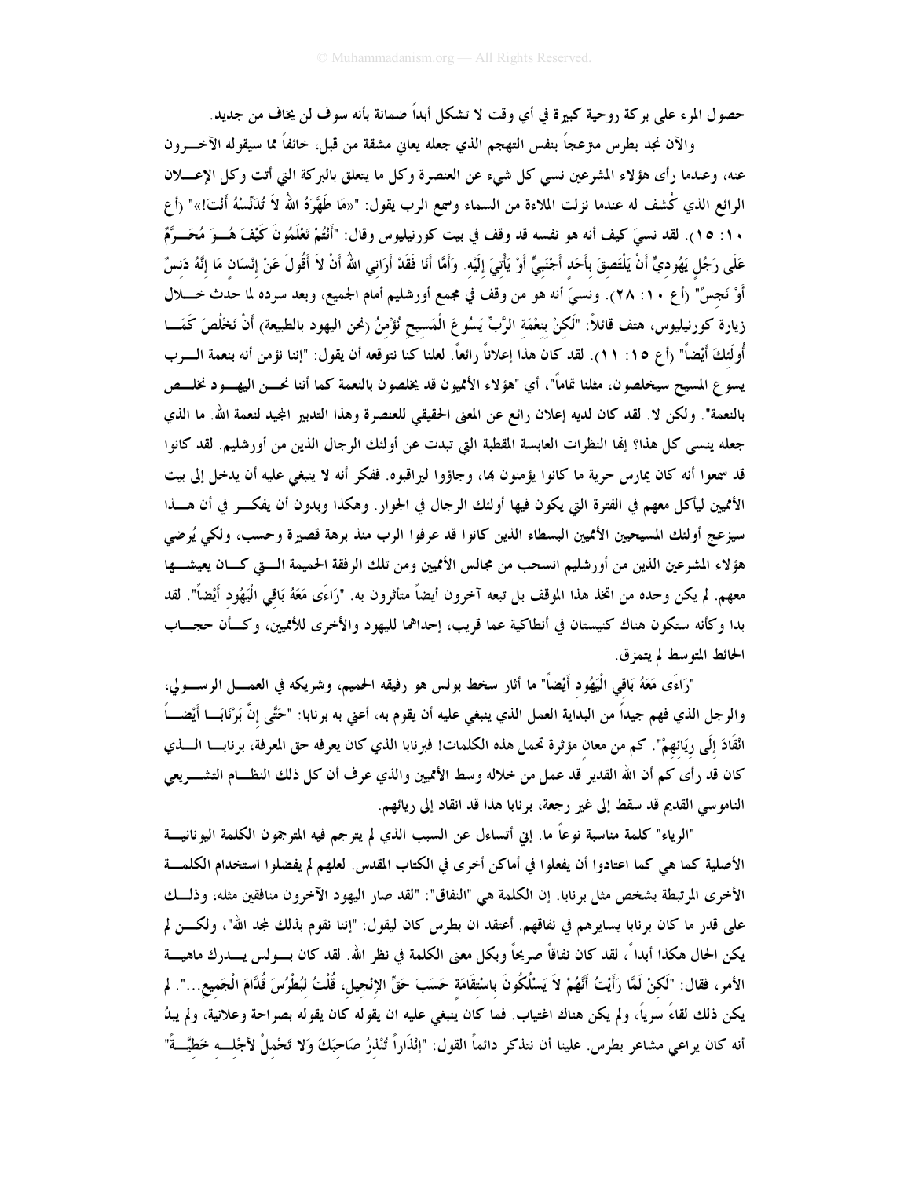حصول المرء على بركة روحية كبيرة في أي وقت لا تشكل أبداً ضمانة بأنه سوف لن يخاف من جديد.

والآن نجد بطرس منزعجاً بنفس التهجم الذي جعله يعاني مشقة من قبل، خائفاً مما سيقوله الآخرون عنه، وعندما رأى هؤلاء المشرعين نسي كل شيء عن العنصرة وكل ما يتعلق بالبركة التي أتت وكل الإعلان الرائع الذي كُشف له عندما نزلت الملاءة من السماء وسمع الرب يقول: "«مَا طَهَّرَهُ اللهُ لاَ تُدَنِّسْهُ أَنْتَ!»" (أع ١٠: ١٥). لقد نسيَ كيف أنه هو نفسه قد وقف في بيت كورنيليوس وقال: "أَنْتُمْ تَعْلَمُونَ كَيْفَ هُوَ مُحَرَّمٌ عَلَى رَجُلٍ يَهُودِيٍّ أَنْ يَلْتَصِقَ بِأَحَدٍ أَجْنَبِيٍّ أَوْ يَأْتِيَ إِلَيْهِ. وَأَمَّا أَنَا فَقَدْ أَرَانِي اللهُ أَنْ لاَ أَقُولَ عَنْ إِنْسَانٍ مَا إِنَّهُ دَنِسٌ أَوْ نَجِسٌ" (أع ١٠: ٢٨). ونسيَ أنه هو من وقف في مجمع أورشليم أمام الجميع، وبعد سرده لما حدث خلال زيارة كورنيليوس، هتف قائلاً: "لَكِنْ بِنِعْمَةِ الرَّبِّ يَسُوعَ الْمَسِيحِ نُؤْمِنُ (نحن اليهود بالطبيعة) أَنْ نَخْلُصَ كَمَا أُولَئِكَ أَيْضاً" (أع ١٥: ١١). لقد كان هذا إعلاناً رائعاً. لعلنا كنا نتوقعه أن يقول: "إننا نؤمن أنه بنعمة الرب يسوع المسيح سيخلصون، مثلنا تماماً"، أي "هؤلاء الأمميون قد يخلصون بالنعمة كما أننا نحن اليهود نخلص بالنعمة". ولكن لا. لقد كان لديه إعلان رائع عن المعنى الحقيقي للعنصرة وهذا التدبير المجيد لنعمة الله. ما الذي جعله ينسى كل هذا؟ إنها النظرات العابسة المقطبة التي تبدت عن أولئك الرجال الذين من أورشليم. لقد كانوا قد سمعوا أنه كان يمارس حرية ما كانوا يؤمنون بها، وجاؤوا ليراقبوه. ففكر أنه لا ينبغي عليه أن يدخل إلى بيت الأمميين ليأكل معهم في الفترة التي يكون فيها أولئك الرجال في الجوار. وهكذا وبدون أن يفكر في أن هذا سيزعج أولئك المسيحيين الأمميين البسطاء الذين كانوا قد عرفوا الرب منذ برهة قصيرة وحسب، ولكي يُرضي هؤلاء المشرعين الذين من أورشليم انسحب من مجالس الأمميين ومن تلك الرفقة الحميمة التي كان يعيشها معهم. لم يكن وحده من اتخذ هذا الموقف بل تبعه آخرون أيضاً متأثرون به. "رَاءَى مَعَهُ بَاقِي الْيَهُودِ أَيْضاً". لقد بدا وكأنه ستكون هناك كنيستان في أنطاكية عما قريب، إحداهما لليهود والأخرى للأمميين، وكأن حجاب الحائط المتوسط لم يتمزق.

"رَاءَى مَعَهُ بَاقِي الْيَهُودِ أَيْضاً" ما أثار سخط بولس هو رفيقه الحميم، وشريكه في العمل الرسولي، والرجل الذي فهم جيداً من البداية العمل الذي ينبغي عليه أن يقوم به، أعني به برنابا: "حَتَّى إِنَّ بَرْنَابَا أَيْضاً انْقَادَ إِلَى رِيَائِهِمْ". كم من معانٍ مؤثرة تحمل هذه الكلمات! فبرنابا الذي كان يعرفه حق المعرفة، برنابا الذي كان قد رأى كم أن الله القدير قد عمل من خلاله وسط الأمميين والذي عرف أن كل ذلك النظام التشريعي الناموسي القديم قد سقط إلى غير رجعة، برنابا هذا قد انقاد إلى ريائهم.

"الرياء" كلمة مناسبة نوعاً ما. إني أتساءل عن السبب الذي لم يترجم فيه المترجمون الكلمة اليونانية الأصلية كما هي كما اعتادوا أن يفعلوا في أماكن أخرى في الكتاب المقدس. لعلهم لم يفضلوا استخدام الكلمة الأخرى المرتبطة بشخص مثل برنابا. إن الكلمة هي "النفاق": "لقد صار اليهود الآخرون منافقين مثله، وذلك على قدر ما كان برنابا يسايرهم في نفاقهم. أعتقد ان بطرس كان ليقول: "إننا نقوم بذلك لمجد الله"، ولكن لم يكن الحال هكذا أبداً، لقد كان نفاقاً صريحاً وبكل معنى الكلمة في نظر الله. لقد كان بولس يدرك ماهية الأمر، فقال: "لَكِنْ لَمَّا رَأَيْتُ أَنَّهُمْ لاَ يَسْلُكُونَ بِاسْتِقَامَةٍ حَسَبَ حَقِّ الإِنْجِيلِ، قُلْتُ لِبُطْرُسَ قُدَّامَ الْجَمِيعِ...". لم يكن ذلك لقاءً سرياً، ولم يكن هناك اغتياب. فما كان ينبغي عليه ان يقوله كان يقوله بصراحة وعلانية، ولم يبدُ أنه كان يراعي مشاعر بطرس. علينا أن نتذكر دائماً القول: "إِنْذَاراً تُنْذِرُ صَاحِبَكَ وَلاَ تَحْمِلْ لأَجْلِهِ خَطِيَّةً"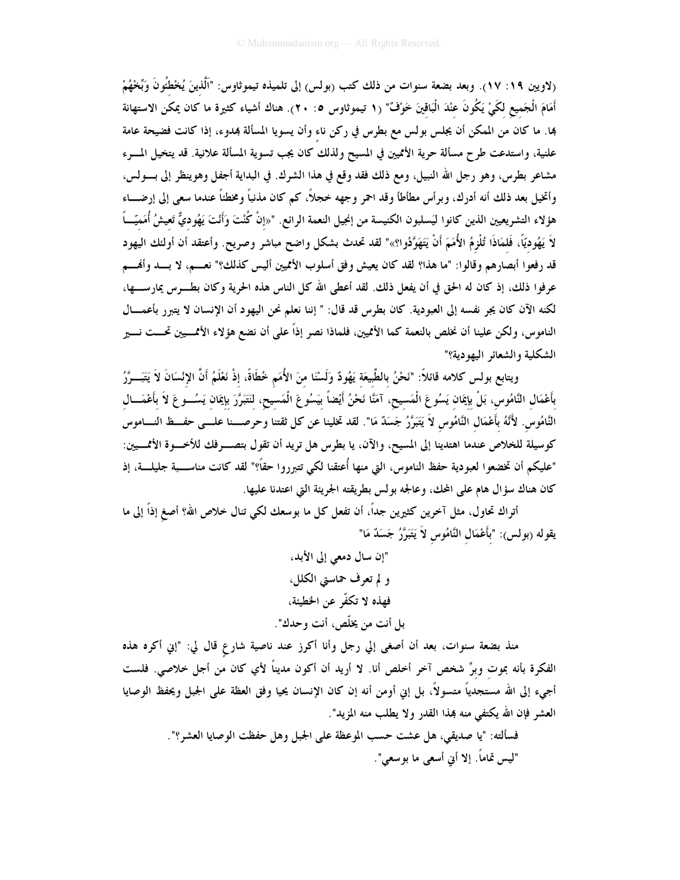(لاويين ١٩: ١٧). وبعد بضعة سنوات من ذلك كتب (بولس) إلى تلميذه تيموثاوس: "اَلَّذِينَ يُخْطِئُونَ وَبِّخْهُمْ أَمَامَ الْجَمِيعِ لِكَيْ يَكُونَ عِنْدَ الْبَاقِينَ خَوْفٌ" (١ تيموثاوس ٥: ٢٠). هناك أشياء كثيرة ما كان يمكن الاستهانة بها. ما كان من الممكن أن يجلس بولس مع بطرس في ركن ناءٍ وأن يسويا المسألة بهدوء، إذا كانت فضيحة عامة علنية، واستدعت طرح مسألة حرية الأمميين في المسيح ولذلك كان يجب تسوية المسألة علانية. قد يتخيل المرء مشاعر بطرس، وهو رجل الله النبيل، ومع ذلك فقد وقع في هذا الشرك. في البداية أجفل وهوينظر إلى بولس، وأتخيل بعد ذلك أنه أدرك، وبرأس مطأطأ وقد احمر وجهه خجلاً، كم كان مذنباً ومخطئاً عندما سعى إلى إرضاء هؤلاء التشريعيين الذين كانوا ليَسلبون الكنيسة من إنجيل النعمة الرائع. "«إِنْ كُنْتَ وَأَنْتَ يَهُودِيٌّ تَعِيشُ أُمَمِيّاً لاَ يَهُودِيّاً، فَلِمَاذَا تُلْزِمُ الأُمَمَ أَنْ يَتَهَوَّدُوا؟»" لقد تحدث بشكل واضح مباشر وصريح. وأعتقد أن أولئك اليهود قد رفعوا أبصارهم وقالوا: "ما هذا؟ لقد كان يعيش وفق أسلوب الأمميين أليس كذلك؟" نعم، لا بد وأنهم عرفوا ذلك، إذ كان له الحق في أن يفعل ذلك. لقد أعطى الله كل الناس هذه الحرية وكان بطرس يمارسها، لكنه الآن كان يجر نفسه إلى العبودية. كان بطرس قد قال: " إننا نعلم نحن اليهود أن الإنسان لا يتبرر بأعمال الناموس، ولكن علينا أن نخلص بالنعمة كما الأمميين، فلماذا نصر إذاً على أن نضع هؤلاء الأمميين تحت نير الشكلية والشعائر اليهودية؟"

ويتابع بولس كلامه قائلاً: "نَحْنُ بالطَّبِيعَةِ يَهُودٌ وَلَسْنَا مِنَ الأُمَمِ خُطَاةً، إِذْ نَعْلَمُ أَنَّ الإِنْسَانَ لاَ يَتَبَرَّرُ بِأَعْمَالِ النَّامُوسِ، بَلْ بِإِيمَانِ يَسُوعَ الْمَسِيحِ، آمَنَّا نَحْنُ أَيْضاً بِيَسُوعَ الْمَسِيحِ، لِنَتَبَرَّرَ بِإِيمَانِ يَسُوعَ لاَ بِأَعْمَالِ النَّامُوسِ. لأَنَّهُ بِأَعْمَالِ النَّامُوسِ لاَ يَتَبَرَّرُ جَسَدٌ مَا". لقد تخلينا عن كل ثقتنا وحرصنا على حفظ الناموس كوسيلة للخلاص عندما اهتدينا إلى المسيح، والآن، يا بطرس هل تريد أن تقول بتصرفك للأخوة الأمميين: "عليكم أن تخضعوا لعبودية حفظ الناموس، التي منها أُعتقنا لكي تتبرروا حقاً؟" لقد كانت مناسبة جليلة، إذ كان هناك سؤال هام على المحك، وعالجه بولس بطريقته الجريئة التي اعتدنا عليها.

أتراك تحاول، مثل آخرين كثيرين جداً، أن تفعل كل ما بوسعك لكي تنال خلاص الله؟ أصغِ إذاً إلى ما يقوله (بولس): "بِأَعْمَالِ النَّامُوسِ لاَ يَتَبَرَّرُ جَسَدٌ مَا"

"إن سال دمعي إلى الأبد،  
و لم تعرف حماستي الكلل،  
فهذه لا تكفّر عن الخطيئة،  
بل أنت من يخلّص، أنت وحدك".

منذ بضعة سنوات، بعد أن أصغى إلي رجل وأنا أكرز عند ناصية شارع قال لي: "إني أكره هذه الفكرة بأنه بموت وبرِّ شخص آخر أخلص أنا. لا أريد أن أكون مديناً لأي كان من أجل خلاصي. فلست أجيء إلى الله مستجدياً متسولاً، بل إني أومن أنه إن كان الإنسان يحيا وفق العظة على الجبل ويحفظ الوصايا العشر فإن الله يكتفي منه بهذا القدر ولا يطلب منه المزيد".

فسألته: "يا صديقي، هل عشت حسب الموعظة على الجبل وهل حفظت الوصايا العشر؟".

"ليس تماماً. إلا أني أسعى ما بوسعي".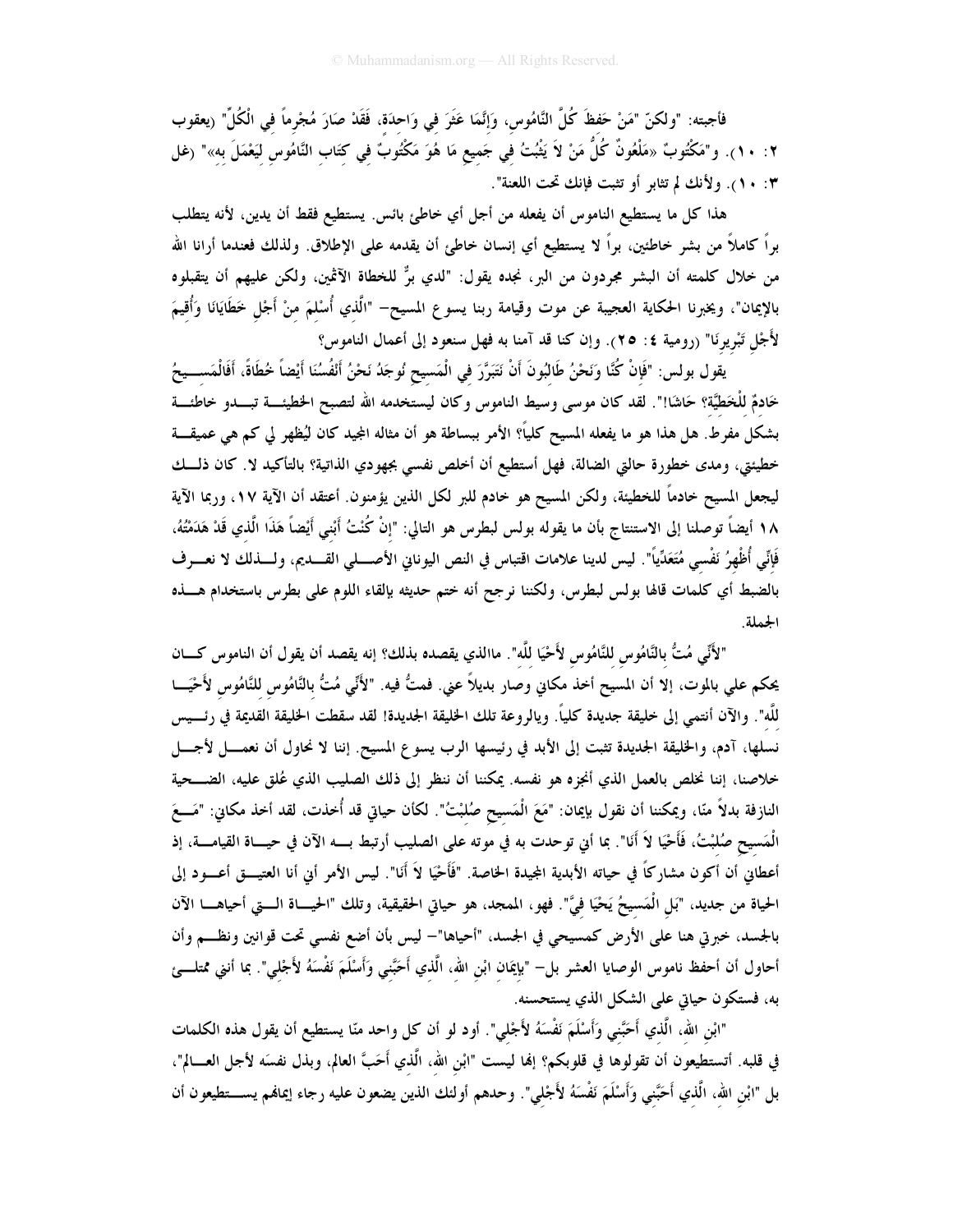فأجبته: "ولكنّ "مَنْ حَفِظَ كُلَّ النَّامُوسِ، وَإِنَّمَا عَثَرَ فِي وَاحِدَةٍ، فَقَدْ صَارَ مُجْرِماً فِي الْكُلِّ" (يعقوب ٢: ١٠). و"مَكْتُوبٌ «مَلْعُونٌ كُلُّ مَنْ لاَ يَثْبُتُ فِي جَمِيعِ مَا هُوَ مَكْتُوبٌ فِي كِتَابِ النَّامُوسِ لِيَعْمَلَ بِهِ»" (غل ٣: ١٠). ولأنك لم تثابر أو تثبت فإنك تحت اللعنة".

هذا كل ما يستطيع الناموس أن يفعله من أجل أي خاطئ بائس. يستطيع فقط أن يدين، لأنه يتطلب براً كاملاً من بشر خاطئين، براً لا يستطيع أي إنسان خاطئ أن يقدمه على الإطلاق. ولذلك فعندما أرانا الله من خلال كلمته أن البشر مجردون من البر، نجده يقول: "لدي برٌّ للخطاة الآثمين، ولكن عليهم أن يتقبلوه بالإيمان"، ويخبرنا الحكاية العجيبة عن موت وقيامة ربنا يسوع المسيح- "الَّذِي أُسْلِمَ مِنْ أَجْلِ خَطَايَانَا وَأُقِيمَ لأَجْلِ تَبْرِيرِنَا" (رومية ٤: ٢٥). وإن كنا قد آمنا به فهل سنعود إلى أعمال الناموس؟

يقول بولس: "فَإِنْ كُنَّا وَنَحْنُ طَالِبُونَ أَنْ نَتَبَرَّرَ فِي الْمَسِيحِ نُوجَدُ نَحْنُ أَنْفُسُنَا أَيْضاً خُطَاةً، أَفَالْمَسِيحُ خَادِمٌ لِلْخَطِيَّةِ؟ حَاشَا!". لقد كان موسى وسيط الناموس وكان ليستخدمه الله لتصبح الخطيئة تبدو خاطئة بشكل مفرط. هل هذا هو ما يفعله المسيح كلياً؟ الأمر ببساطة هو أن مثاله المجيد كان ليُظهر لي كم هي عميقة خطيئتي، ومدى خطورة حالتي الضالة، فهل أستطيع أن أخلص نفسي بجهودي الذاتية؟ بالتأكيد لا. كان ذلك ليجعل المسيح خادماً للخطيئة، ولكن المسيح هو خادم للبر لكل الذين يؤمنون. أعتقد أن الآية ١٧، وربما الآية ١٨ أيضاً توصلنا إلى الاستنتاج بأن ما يقوله بولس لبطرس هو التالي: "إِنْ كُنْتُ أَبْنِي أَيْضاً هَذَا الَّذِي قَدْ هَدَمْتُهُ، فَإِنِّي أُظْهِرُ نَفْسِي مُتَعَدِّياً". ليس لدينا علامات اقتباس في النص اليوناني الأصلي القديم، ولذلك لا نعرف بالضبط أي كلمات قالها بولس لبطرس، ولكننا نرجح أنه ختم حديثه بإلقاء اللوم على بطرس باستخدام هذه الجملة.

"لأَنِّي مُتُّ بِالنَّامُوسِ لِلنَّامُوسِ لأَحْيَا لِلَّهِ". ماالذي يقصده بذلك؟ إنه يقصد أن يقول أن الناموس كان يحكم علي بالموت، إلا أن المسيح أخذ مكاني وصار بديلاً عني. فمتُّ فيه. "لأَنِّي مُتُّ بِالنَّامُوسِ لِلنَّامُوسِ لأَحْيَا لِلَّهِ". والآن أنتمي إلى خليقة جديدة كلياً. ويالروعة تلك الخليقة الجديدة! لقد سقطت الخليقة القديمة في رئيس نسلها، آدم، والخليقة الجديدة تثبت إلى الأبد في رئيسها الرب يسوع المسيح. إننا لا نحاول أن نعمل لأجل خلاصنا، إننا نخلص بالعمل الذي أنجزه هو نفسه. يمكننا أن ننظر إلى ذلك الصليب الذي عُلق عليه، الضحية النازفة بدلاً منّا، ويمكننا أن نقول بإيمان: "مَعَ الْمَسِيحِ صُلِبْتُ". لكأن حياتي قد أُخذت، لقد أخذ مكاني: "مَعَ الْمَسِيحِ صُلِبْتُ، فَأَحْيَا لاَ أَنَا". بما أني توحدت به في موته على الصليب أرتبط به الآن في حياة القيامة، إذ أعطاني أن أكون مشاركاً في حياته الأبدية المجيدة الخاصة. "فَأَحْيَا لاَ أَنَا". ليس الأمر أني أنا العتيق أعود إلى الحياة من جديد، "بَلِ الْمَسِيحُ يَحْيَا فِيَّ". فهو، الممجد، هو حياتي الحقيقية، وتلك "الحياة التي أحياها الآن بالجسد، خبرتي هنا على الأرض كمسيحي في الجسد، "أحياها"- ليس بأن أضع نفسي تحت قوانين ونظم وأن أحاول أن أحفظ ناموس الوصايا العشر بل- "بِإِيمَانِ ابْنِ اللهِ، الَّذِي أَحَبَّنِي وَأَسْلَمَ نَفْسَهُ لأَجْلِي". بما أنني ممتلئ به، فستكون حياتي على الشكل الذي يستحسنه.

"ابْنِ اللهِ، الَّذِي أَحَبَّنِي وَأَسْلَمَ نَفْسَهُ لأَجْلِي". أود لو أن كل واحد منّا يستطيع أن يقول هذه الكلمات في قلبه. أتستطيعون أن تقولوها في قلوبكم؟ إنها ليست "ابْنِ اللهِ، الَّذِي أَحَبَّ العالم، وبذل نفسه لأجل العالم"، بل "ابْنِ اللهِ، الَّذِي أَحَبَّنِي وَأَسْلَمَ نَفْسَهُ لأَجْلِي". وحدهم أولئك الذين يضعون عليه رجاء إيمانهم يستطيعون أن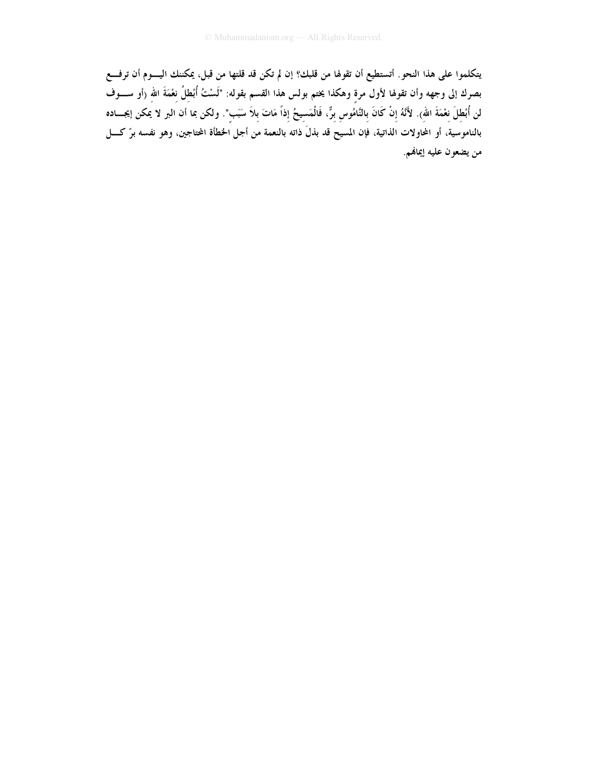يتكلموا على هذا النحو. أتستطيع أن تقولها من قلبك؟ إن لم تكن قد قلتها من قبل، يمكنك اليوم أن ترفع بصرك إلى وجهه وأن تقولها لأول مرة وهكذا يختم بولس هذا القسم بقوله: "لَسْتُ أُبْطِلُ نِعْمَةَ اللهِ (أو سوف لن أُبْطِلَ نِعْمَةَ اللهِ). لأَنَّهُ إِنْ كَانَ بِالنَّامُوسِ بِرٌّ، فَالْمَسِيحُ إِذاً مَاتَ بِلاَ سَبَبٍ". ولكن بما أن البر لا يمكن إيجاده بالناموسية، أو المحاولات الذاتية، فإن المسيح قد بذلَ ذاته بالنعمة من أجل الخطأة المحتاجين، وهو نفسه برّ كل من يضعون عليه إيمانهم.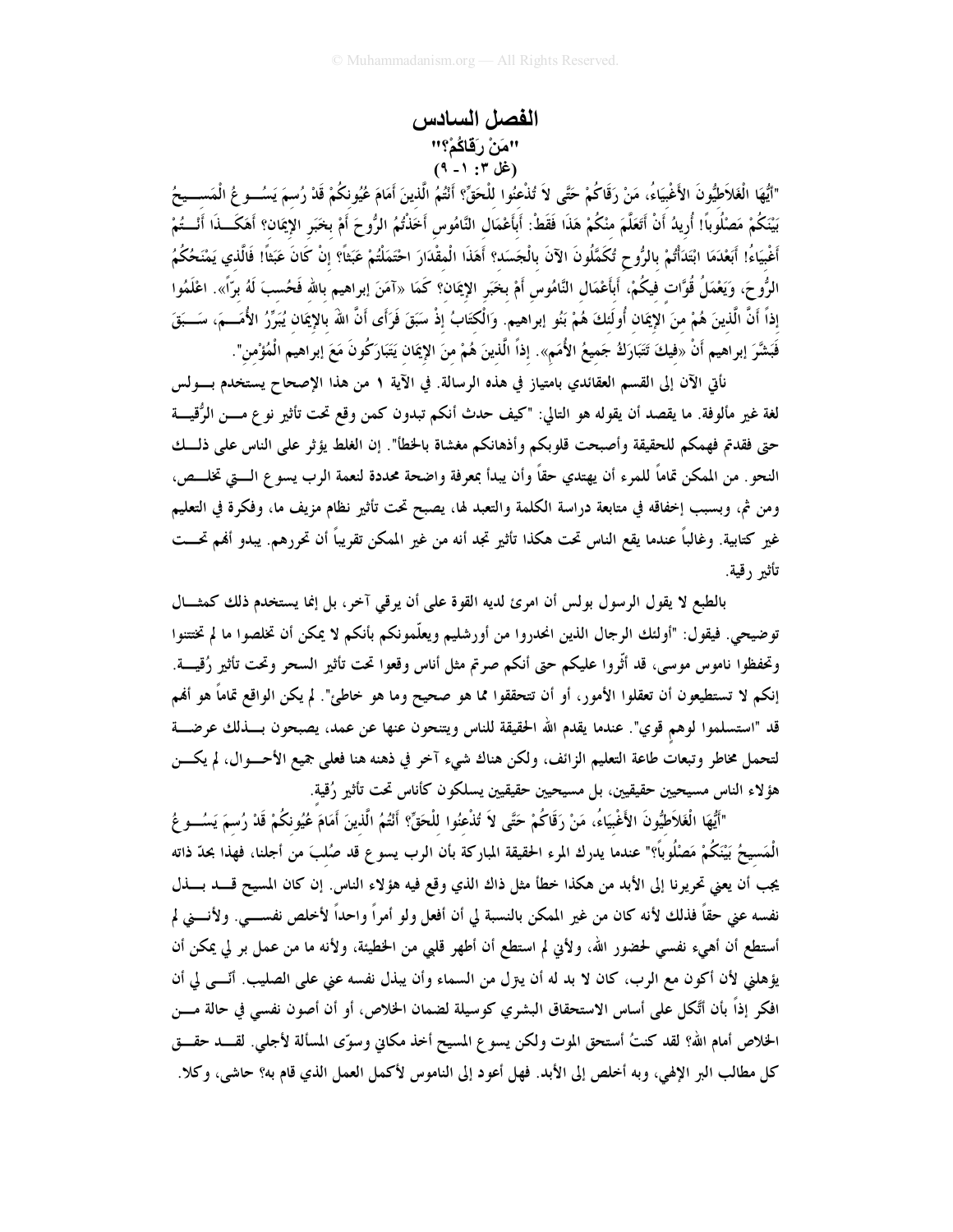# الفصل السادس

## "مَنْ رَقاكُمْ؟"

### (غل ٣: ١ - ٩)

"أَيُّهَا الْغَلاَطِيُّونَ الأَغْبِيَاءُ، مَنْ رَقَاكُمْ حَتَّى لاَ تُذْعِنُوا لِلْحَقِّ؟ أَنْتُمُ الَّذِينَ أَمَامَ عُيُونِكُمْ قَدْ رُسِمَ يَسُوعُ الْمَسِيحُ بَيْنَكُمْ مَصْلُوباً! أُرِيدُ أَنْ أَتَعَلَّمَ مِنْكُمْ هذَا فَقَطْ: أَبِأَعْمَالِ النَّامُوسِ أَخَذْتُمُ الرُّوحَ أَمْ بِخَبَرِ الإِيمَانِ؟ أَهكَذَا أَنْتُمْ أَغْبِيَاءُ! أَبَعْدَمَا ابْتَدَأْتُمْ بِالرُّوحِ تُكَمَّلُونَ الآنَ بِالْجَسَدِ؟ أَهذَا الْمِقْدَارَ احْتَمَلْتُمْ عَبَثاً؟ إِنْ كَانَ عَبَثاً! فَالَّذِي يَمْنَحُكُمُ الرُّوحَ، وَيَعْمَلُ قُوَّاتٍ فِيكُمْ، أَبِأَعْمَالِ النَّامُوسِ أَمْ بِخَبَرِ الإِيمَانِ؟ كَمَا «آمَنَ إِبراهيم بِاللهِ فَحُسِبَ لَهُ بِرّاً». اعْلَمُوا إِذاً أَنَّ الَّذِينَ هُمْ مِنَ الإِيمَانِ أُولئِكَ هُمْ بَنُو إِبراهيم. وَالْكِتَابُ إِذْ سَبَقَ فَرَأَى أَنَّ اللهَ بِالإِيمَانِ يُبَرِّرُ الأُمَمَ، سَبَقَ فَبَشَّرَ إِبراهيم أَنْ «فِيكَ تَتَبَارَكُ جَمِيعُ الأُمَمِ». إِذاً الَّذِينَ هُمْ مِنَ الإِيمَانِ يَتَبَارَكُونَ مَعَ إِبراهيم الْمُؤْمِنِ".

نأتي الآن إلى القسم العقائدي بامتياز في هذه الرسالة. في الآية ١ من هذا الإصحاح يستخدم بولس لغة غير مألوفة. ما يقصد أن يقوله هو التالي: "كيف حدث أنكم تبدون كمن وقع تحت تأثير نوع من الرُّقية حتى فقدتم فهمكم للحقيقة وأصبحت قلوبكم وأذهانكم مغشاة بالخطأ". إن الغلط يؤثر على الناس على ذلك النحو. من الممكن تماماً للمرء أن يهتدي حقاً وأن يبدأ بمعرفة واضحة محددة لنعمة الرب يسوع التي تخلص، ومن ثم، وبسبب إخفاقه في متابعة دراسة الكلمة والتعبد لها، يصبح تحت تأثير نظام مزيف ما، وفكرة في التعليم غير كتابية. وغالباً عندما يقع الناس تحت هكذا تأثير تجد أنه من غير الممكن تقريباً أن تحررهم. يبدو أنهم تحت تأثير رقية.

بالطبع لا يقول الرسول بولس أن امرئ لديه القوة على أن يرقي آخر، بل إنما يستخدم ذلك كمثال توضيحي. فيقول: "أولئك الرجال الذين انحدروا من أورشليم ويعلّمونكم بأنكم لا يمكن أن تخلصوا ما لم تختتنوا وتحفظوا ناموس موسى، قد أثّروا عليكم حتى أنكم صرتم مثل أناس وقعوا تحت تأثير السحر وتحت تأثير رُقية. إنكم لا تستطيعون أن تعقلوا الأمور، أو أن تتحققوا مما هو صحيح وما هو خاطئ". لم يكن الواقع تماماً هو أنهم قد "استسلموا لوهمٍ قوي". عندما يقدم الله الحقيقة للناس ويتنحون عنها عن عمد، يصبحون بذلك عرضة لتحمل مخاطر وتبعات طاعة التعليم الزائف، ولكن هناك شيء آخر في ذهنه هنا فعلى جميع الأحوال، لم يكن هؤلاء الناس مسيحيين حقيقيين، بل مسيحيين حقيقيين يسلكون كأناس تحت تأثير رُقية.

"أَيُّهَا الْغَلاَطِيُّونَ الأَغْبِيَاءُ، مَنْ رَقَاكُمْ حَتَّى لاَ تُذْعِنُوا لِلْحَقِّ؟ أَنْتُمُ الَّذِينَ أَمَامَ عُيُونِكُمْ قَدْ رُسِمَ يَسُوعُ الْمَسِيحُ بَيْنَكُمْ مَصْلُوباً!" عندما يدرك المرء الحقيقة المباركة بأن الرب يسوع قد صُلبَ من أجلنا، فهذا بحدّ ذاته يجب أن يعني تحريرنا إلى الأبد من هكذا خطأ مثل ذاك الذي وقع فيه هؤلاء الناس. إن كان المسيح قد بذل نفسه عني حقاً فذلك لأنه كان من غير الممكن بالنسبة لي أن أفعل ولو أمراً واحداً لأخلص نفسي. ولأنني لم أستطع أن أهيء نفسي لحضور الله، ولأني لم استطع أن أطهر قلبي من الخطيئة، ولأنه ما من عمل بر لي يمكن أن يؤهلني لأن أكون مع الرب، كان لا بد له أن يترل من السماء وأن يبذل نفسه عني على الصليب. أنّى لي أن افكر إذاً بأن أتّكل على أساس الاستحقاق البشري كوسيلة لضمان الخلاص، أو أن أصون نفسي في حالة من الخلاص أمام الله؟ لقد كنتُ أستحق الموت ولكن يسوع المسيح أخذ مكاني وسوّى المسألة لأجلي. لقد حقق كل مطالب البر الإلهي، وبه أخلص إلى الأبد. فهل أعود إلى الناموس لأكمل العمل الذي قام به؟ حاشى، وكلا.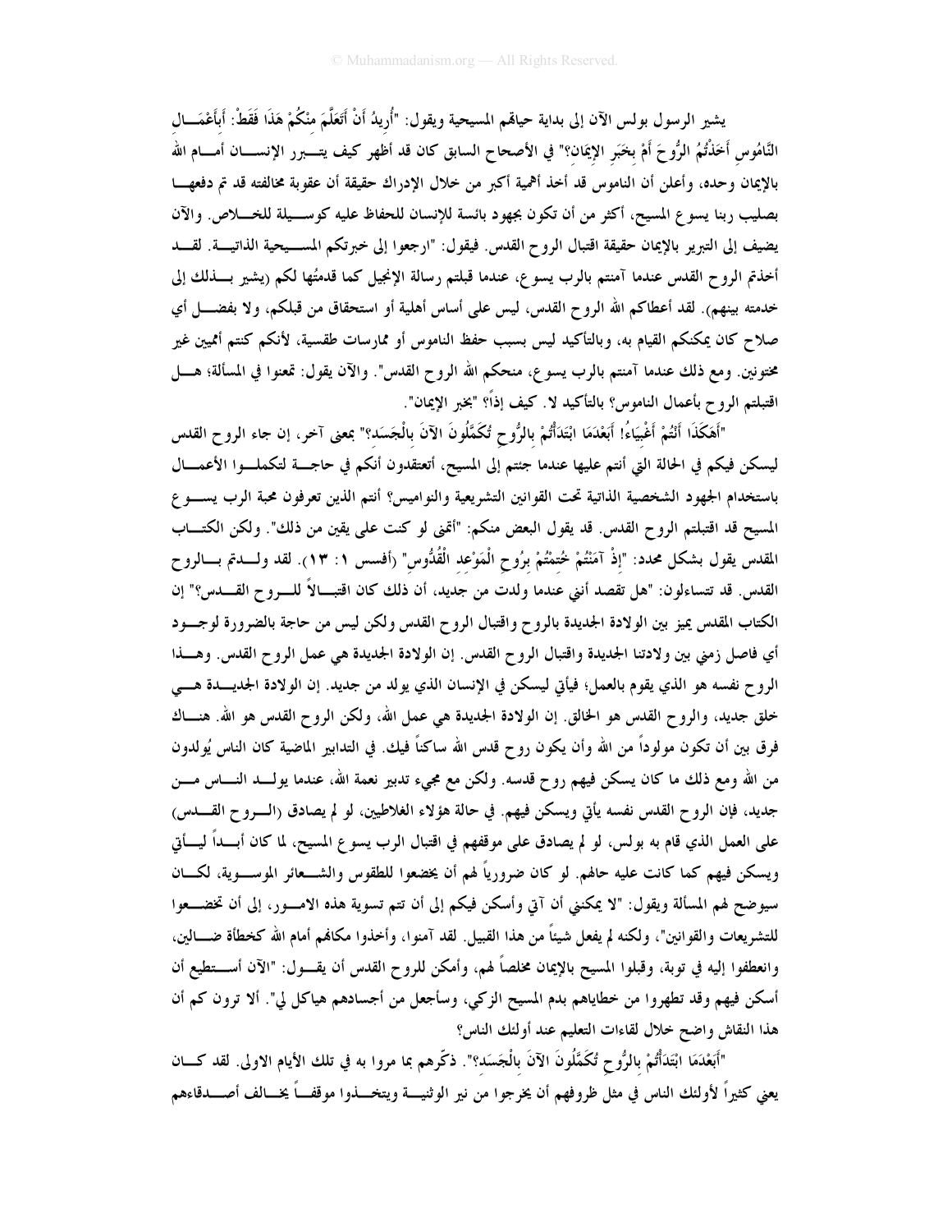يشير الرسول بولس الآن إلى بداية حياتهم المسيحية ويقول: "أُرِيدُ أَنْ أَتَعَلَّمَ مِنْكُمْ هَذَا فَقَطْ: أَبِأَعْمَالِ النَّامُوسِ أَخَذْتُمُ الرُّوحَ أَمْ بِخَبَرِ الإِيمَانِ؟" في الأصحاح السابق كان قد أظهر كيف يتبرر الإنسان أمام الله بالإيمان وحده، وأعلن أن الناموس قد أخذ أهمية أكبر من خلال الإدراك حقيقة أن عقوبة مخالفته قد تم دفعها بصليب ربنا يسوع المسيح، أكثر من أن تكون بجهود بائسة للإنسان للحفاظ عليه كوسيلة للخلاص. والآن يضيف إلى التبرير بالإيمان حقيقة اقتبال الروح القدس. فيقول: "ارجعوا إلى خبرتكم المسيحية الذاتية. لقد أخذتم الروح القدس عندما آمنتم بالرب يسوع، عندما قبلتم رسالة الإنجيل كما قدمتُها لكم (يشير بذلك إلى خدمته بينهم). لقد أعطاكم الله الروح القدس، ليس على أساس أهلية أو استحقاق من قبلكم، ولا بفضل أي صلاح كان يمكنكم القيام به، وبالتأكيد ليس بسبب حفظ الناموس أو ممارسات طقسية، لأنكم كنتم أمميين غير مختونين. ومع ذلك عندما آمنتم بالرب يسوع، منحكم الله الروح القدس". والآن يقول: تمعنوا في المسألة؛ هل اقتبلتم الروح بأعمال الناموس؟ بالتأكيد لا. كيف إذاً؟ "بخبر الإيمان".

"أَهَكَذَا أَنْتُمْ أَغْبِيَاءُ! أَبَعْدَمَا ابْتَدَأْتُمْ بِالرُّوحِ تُكَمَّلُونَ الآنَ بِالْجَسَدِ؟" بمعنى آخر، إن جاء الروح القدس ليسكن فيكم في الحالة التي أنتم عليها عندما جئتم إلى المسيح، أتعتقدون أنكم في حاجة لتكملوا الأعمال باستخدام الجهود الشخصية الذاتية تحت القوانين التشريعية والنواميس؟ أنتم الذين تعرفون محبة الرب يسوع المسيح قد اقتبلتم الروح القدس. قد يقول البعض منكم: "أتمنى لو كنت على يقين من ذلك". ولكن الكتاب المقدس يقول بشكل محدد: "إِذْ آمَنْتُمْ خُتِمْتُمْ بِرُوحِ الْمَوْعِدِ الْقُدُّوسِ" (أفسس ١: ١٣). لقد ولدتم بالروح القدس. قد تتساءلون: "هل تقصد أنني عندما ولدت من جديد، أن ذلك كان اقتبالاً للروح القدس؟" إن الكتاب المقدس يميز بين الولادة الجديدة بالروح واقتبال الروح القدس ولكن ليس من حاجة بالضرورة لوجود أي فاصل زمني بين ولادتنا الجديدة واقتبال الروح القدس. إن الولادة الجديدة هي عمل الروح القدس. وهذا الروح نفسه هو الذي يقوم بالعمل؛ فيأتي ليسكن في الإنسان الذي يولد من جديد. إن الولادة الجديدة هي خلق جديد، والروح القدس هو الخالق. إن الولادة الجديدة هي عمل الله، ولكن الروح القدس هو الله. هناك فرق بين أن تكون مولوداً من الله وأن يكون روح قدس الله ساكناً فيك. في التدابير الماضية كان الناس يُولدون من الله ومع ذلك ما كان يسكن فيهم روح قدسه. ولكن مع مجيء تدبير نعمة الله، عندما يولد الناس من جديد، فإن الروح القدس نفسه يأتي ويسكن فيهم. في حالة هؤلاء الغلاطيين، لو لم يصادق (الروح القدس) على العمل الذي قام به بولس، لو لم يصادق على موقفهم في اقتبال الرب يسوع المسيح، لما كان أبداً ليأتي ويسكن فيهم كما كانت عليه حالهم. لو كان ضرورياً لهم أن يخضعوا للطقوس والشعائر الموسوية، لكان سيوضح لهم المسألة ويقول: "لا يمكنني أن آتي وأسكن فيكم إلى أن تتم تسوية هذه الامور، إلى أن تخضعوا للتشريعات والقوانين"، ولكنه لم يفعل شيئاً من هذا القبيل. لقد آمنوا، وأخذوا مكانهم أمام الله كخطأة ضالين، وانعطفوا إليه في توبة، وقبلوا المسيح بالإيمان مخلصاً لهم، وأمكن للروح القدس أن يقول: "الآن أستطيع أن أسكن فيهم وقد تطهروا من خطاياهم بدم المسيح الزكي، وسأجعل من أجسادهم هياكل لي". ألا ترون كم أن هذا النقاش واضح خلال لقاءات التعليم عند أولئك الناس؟

"أَبَعْدَمَا ابْتَدَأْتُمْ بِالرُّوحِ تُكَمَّلُونَ الآنَ بِالْجَسَدِ؟". ذكّرهم بما مروا به في تلك الأيام الاولى. لقد كان يعني كثيراً لأولئك الناس في مثل ظروفهم أن يخرجوا من نير الوثنية ويتخذوا موقفاً يخالف أصدقاءهم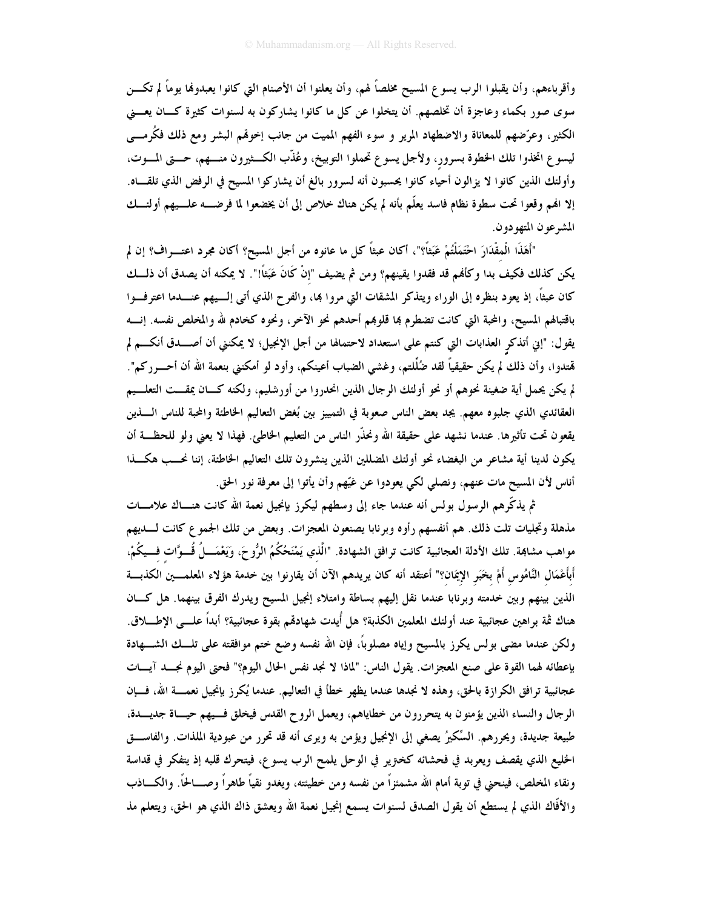وأقرباءهم، وأن يقبلوا الرب يسوع المسيح مخلصاً لهم، وأن يعلنوا أن الأصنام التي كانوا يعبدونها يوماً لم تكن سوى صور بكماء وعاجزة أن تخلصهم. أن يتخلوا عن كل ما كانوا يشاركون به لسنوات كثيرة كان يعني الكثير، وعرّضهم للمعاناة والاضطهاد المرير و سوء الفهم المميت من جانب إخوهم البشر ومع ذلك فكُرمى ليسوع اتخذوا تلك الخطوة بسرور، ولأجل يسوع تحملوا التوبيخ، وعُذّب الكثيرون منهم، حتى الموت، وأولئك الذين كانوا لا يزالون أحياء كانوا يحسبون أنه لسرور بالغ أن يشاركوا المسيح في الرفض الذي تلقاه. إلا انهم وقعوا تحت سطوة نظام فاسد يعلّم بأنه لم يكن هناك خلاص إلى أن يخضعوا لما فرضه عليهم أولئك المشرعون المتهودون.

"أَهَذَا الْمِقْدَارَ احْتَمَلْتُمْ عَبَثاً؟"، أكان عبثاً كل ما عانوه من أجل المسيح؟ أكان مجرد اعتراف؟ إن لم يكن كذلك فكيف بدا وكأنهم قد فقدوا يقينهم؟ ومن ثم يضيف "إِنْ كَانَ عَبَثاً!". لا يمكنه أن يصدق أن ذلك كان عبثاً، إذ يعود بنظره إلى الوراء ويتذكر المشقات التي مروا بها، والفرح الذي أتى إليهم عندما اعترفوا باقتبالهم المسيح، والمحبة التي كانت تضطرم بها قلوبهم أحدهم نحو الآخر، ونحوه كخادم لله والمخلص نفسه. إنه يقول: "إني أتذكر العذابات التي كنتم على استعداد لاحتمالها من أجل الإنجيل؛ لا يمكنني أن أصدق أنكم لم تهتدوا، وأن ذلك لم يكن حقيقياً لقد ضُلّلتم، وغشي الضباب أعينكم، وأود لو أمكنني بنعمة الله أن أحرركم". لم يكن يحمل أية ضغينة نحوهم أو نحو أولئك الرجال الذين انحدروا من أورشليم، ولكنه كان يمقت التعليم العقائدي الذي جلبوه معهم. يجد بعض الناس صعوبة في التمييز بين بُغض التعاليم الخاطئة والمحبة للناس الذين يقعون تحت تأثيرها. عندما نشهد على حقيقة الله ونحذّر الناس من التعليم الخاطئ. فهذا لا يعني ولو للحظة أن يكون لدينا أية مشاعر من البغضاء نحو أولئك المضللين الذين ينشرون تلك التعاليم الخاطئة، إننا نحب هكذا أناس لأن المسيح مات عنهم، ونصلي لكي يعودوا عن غيّهم وأن يأتوا إلى معرفة نور الحق.

ثم يذكّرهم الرسول بولس أنه عندما جاء إلى وسطهم ليكرز بإنجيل نعمة الله كانت هناك علامات مذهلة وتجليات تلت ذلك. هم أنفسهم رأوه وبرنابا يصنعون المعجزات. وبعض من تلك الجموع كانت لديهم مواهب مشابهة. تلك الأدلة العجائبية كانت ترافق الشهادة. "الَّذِي يَمْنَحُكُمُ الرُّوحَ، وَيَعْمَلُ قُوَّاتٍ فِيكُمْ، أَبِأَعْمَالِ النَّامُوسِ أَمْ بِخَبَرِ الإِيمَانِ؟" أعتقد أنه كان يريدهم الآن أن يقارنوا بين خدمة هؤلاء المعلمين الكذبة الذين بينهم وبين خدمته وبرنابا عندما نقل إليهم ببساطة وامتلاء إنجيل المسيح ويدرك الفرق بينهما. هل كان هناك ثمة براهين عجائبية عند أولئك المعلمين الكذبة؟ هل أُيدت شهادتهم بقوة عجائبية؟ أبداً على الإطلاق. ولكن عندما مضى بولس يكرز بالمسيح وإياه مصلوباً، فإن الله نفسه وضع ختم موافقته على تلك الشهادة بإعطائه لهما القوة على صنع المعجزات. يقول الناس: "لماذا لا نجد نفس الحال اليوم؟" فحتى اليوم نجد آيات عجائبية ترافق الكرازة بالحق، وهذه لا نجدها عندما يظهر خطأ في التعاليم. عندما يُكرز بإنجيل نعمة الله، فإن الرجال والنساء الذين يؤمنون به يتحررون من خطاياهم، ويعمل الروح القدس فيخلق فيهم حياة جديدة، طبيعة جديدة، ويحررهم. السِّكيرُ يصغي إلى الإنجيل ويؤمن به ويرى أنه قد تحرر من عبودية الملذات. والفاسق الخليع الذي يقصف ويعربد في فحشائه كخنزير في الوحل يلمح الرب يسوع، فيتحرك قلبه إذ يتفكر في قداسة ونقاء المخلص، فينحني في توبة أمام الله مشمئزاً من نفسه ومن خطيئته، ويغدو نقياً طاهراً وصالحاً. والكاذب والأفّاك الذي لم يستطع أن يقول الصدق لسنوات يسمع إنجيل نعمة الله ويعشق ذاك الذي هو الحق، ويتعلم مذ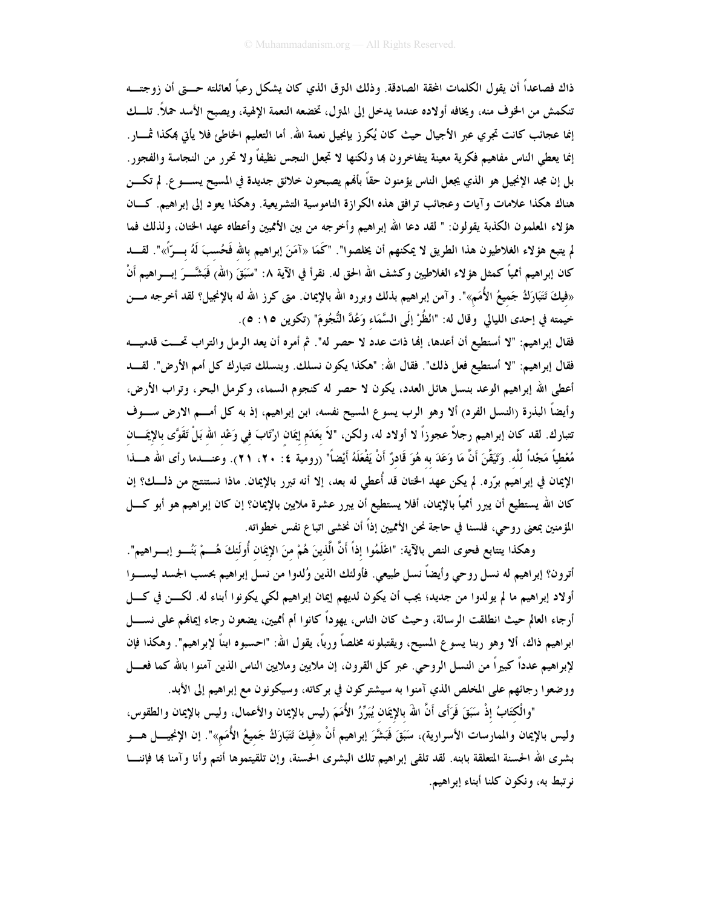ذاك فصاعداً أن يقول الكلمات المحققة الصادقة. وذلك النزق الذي كان يشكل رعباً لعائلته حتى أن زوجته تنكمش من الخوف منه، ويخافه أولاده عندما يدخل إلى المنزل، تخضعه النعمة الإلهية، ويصبح الأسد حملاً. تلك إنما عجائب كانت تجري عبر الأجيال حيث كان يُكرز بإنجيل نعمة الله. أما التعليم الخاطئ فلا يأتي بهكذا ثمار. إنما يعطي الناس مفاهيم فكرية معينة يتفاخرون بها ولكنها لا تجعل النجس نظيفاً ولا تحرر من النجاسة والفجور. بل إن مجد الإنجيل هو الذي يجعل الناس يؤمنون حقاً بأنهم يصبحون خلائق جديدة في المسيح يسوع. لم تكن هناك هكذا علامات وآيات وعجائب ترافق هذه الكرازة الناموسية التشريعية. وهكذا يعود إلى إبراهيم. كان هؤلاء المعلمون الكذبة يقولون: " لقد دعا الله إبراهيم وأخرجه من بين الأمميين وأعطاه عهد الختان، ولذلك فما لم يتبع هؤلاء الغلاطيون هذا الطريق لا يمكنهم أن يخلصوا". "كَمَا «آمَنَ إبراهيم باللهِ فَحُسِبَ لَهُ بِرّاً»". لقد كان إبراهيم أممياً كمثل هؤلاء الغلاطيين وكشف الله الحق له. نقرأ في الآية ٨: "سَبَقَ (الله) فَبَشَّرَ إبراهيم أَنْ «فِيكَ تَتَبَارَكُ جَمِيعُ الأُمَمِ»". وآمن إبراهيم بذلك وبرره الله بالإيمان. متى كرز الله له بالإنجيل؟ لقد أخرجه من خيمته في إحدى الليالي وقال له: "انْظُرْ إِلَى السَّمَاءِ وَعُدَّ النُّجُومَ" (تكوين ١٥ : ٥).

فقال إبراهيم: "لا أستطيع أن أعدها، إنها ذات عدد لا حصر له". ثم أمره أن يعد الرمل والتراب تحت قدميه فقال إبراهيم: "لا أستطيع فعل ذلك". فقال الله: "هكذا يكون نسلك. وبنسلك تتبارك كل أمم الأرض". لقد أعطى الله إبراهيم الوعد بنسل هائل العدد، يكون لا حصر له كنجوم السماء، وكرمل البحر، وتراب الأرض، وأيضاً البذرة (النسل الفرد) ألا وهو الرب يسوع المسيح نفسه، ابن إبراهيم، إذ به كل أمم الارض سوف تتبارك. لقد كان إبراهيم رجلاً عجوزاً لا أولاد له، ولكن، "لاَ بِعَدَمِ إِيمَانٍ ارْتَابَ فِي وَعْدِ اللهِ بَلْ تَقَوَّى بِالإِيمَانِ مُعْطِياً مَجْداً للهِ. وَتَيَقَّنَ أَنَّ مَا وَعَدَ به هُوَ قَادِرٌ أَنْ يَفْعَلَهُ أَيْضاً" (رومية ٤: ٢٠، ٢١). وعندما رأى الله هذا الإيمان في إبراهيم برّره. لم يكن عهد الختان قد أُعطي له بعد، إلا أنه تبرر بالإيمان. ماذا نستنتج من ذلك؟ إن كان الله يستطيع أن يبرر أممياً بالإيمان، أفلا يستطيع أن يبرر عشرة ملايين بالإيمان؟ إن كان إبراهيم هو أبو كل المؤمنين بمعنى روحي، فلسنا في حاجة نحن الأمميين إذاً أن نخشى اتباع نفس خطواته.

وهكذا يتتابع فحوى النص بالآية: "اعْلَمُوا إِذاً أَنَّ الَّذِينَ هُمْ مِنَ الإِيمَانِ أُولَئِكَ هُمْ بَنُو إبراهيم". أترون؟ إبراهيم له نسل روحي وأيضاً نسل طبيعي. فأولئك الذين وُلدوا من نسل إبراهيم بحسب الجسد ليسوا أولاد إبراهيم ما لم يولدوا من جديد؛ يجب أن يكون لديهم إيمان إبراهيم لكي يكونوا أبناء له. لكن في كل أرجاء العالم حيث انطلقت الرسالة، وحيث كان الناس، يهوداً كانوا أم أمميين، يضعون رجاء إيمانهم على نسل ابراهيم ذاك، ألا وهو ربنا يسوع المسيح، ويقتبلونه مخلصاً ورباً، يقول الله: "احسبوه ابناً لإبراهيم". وهكذا فإن لإبراهيم عدداً كبيراً من النسل الروحي. عبر كل القرون، إن ملايين وملايين الناس الذين آمنوا بالله كما فعل ووضعوا رجائهم على المخلص الذي آمنوا به سيشتركون في بركاته، وسيكونون مع إبراهيم إلى الأبد.

"والْكِتَابُ إِذْ سَبَقَ فَرَأَى أَنَّ اللهَ بِالإِيمَانِ يُبَرِّرُ الأُمَمَ (ليس بالإيمان والأعمال، وليس بالإيمان والطقوس، وليس بالإيمان والممارسات الأسرارية)، سَبَقَ فَبَشَّرَ إبراهيم أَنْ «فِيكَ تَتَبَارَكُ جَمِيعُ الأُمَمِ»". إن الإنجيل هو بشرى الله الحسنة المتعلقة بابنه. لقد تلقى إبراهيم تلك البشرى الحسنة، وإن تلقيتموها أنتم وأنا وآمنا بها فإننا نرتبط به، ونكون كلنا أبناء إبراهيم.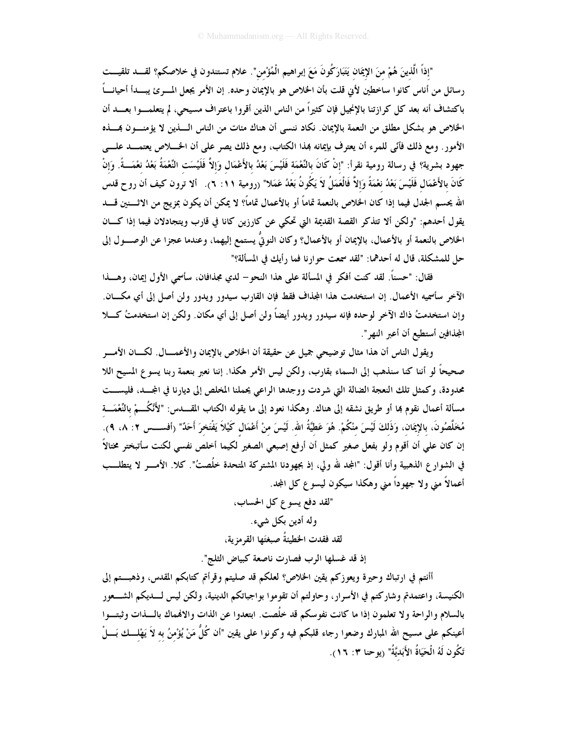"إذاً الَّذِينَ هُمْ مِنَ الإِيمَانِ يَتَبَارَكُونَ مَعَ إبراهيم الْمُؤْمِنِ". علام تستندون في خلاصكم؟ لقد تلقيت رسائل من أناس كانوا ساخطين لأني قلت بأن الخلاص هو بالإيمان وحده. إن الأمر يجعل المرئ يبدأ أحياناً باكتشاف أنه بعد كل كرازتنا بالإنجيل فإن كثيراً من الناس الذين أقروا باعتراف مسيحي، لم يتعلموا بعد أن الخلاص هو بشكل مطلق من النعمة بالإيمان. نكاد ننسى أن هناك مئات من الناس الذين لا يؤمنون بهذه الأمور. ومع ذلك فأنّى للمرء أن يعترف بإيمانه بهذا الكتاب، ومع ذلك يصر على أن الخلاص يعتمد على جهود بشرية؟ في رسالة رومية نقرأ: "إِنْ كَانَ بِالنِّعْمَةِ فَلَيْسَ بَعْدُ بِالأَعْمَالِ وَإِلاَّ فَلَيْسَتِ النِّعْمَةُ بَعْدُ نِعْمَةً. وَإِنْ كَانَ بِالأَعْمَالِ فَلَيْسَ بَعْدُ نِعْمَةً وَإِلاَّ فَالْعَمَلُ لاَ يَكُونُ بَعْدُ عَمَلاً" (رومية ١١: ٦). ألا ترون كيف أن روح قدس الله يحسم الجدل فيما إذا كان الخلاص بالنعمة تماماً أو بالأعمال تماماً؟ لا يمكن أن يكون بمزيج من الاثنين قد يقول أحدهم: "ولكن ألا تتذكر القصة القديمة التي تحكي عن كارزين كانا في قارب ويتجادلان فيما إذا كان الخلاص بالنعمة أو بالأعمال، بالإيمان أو بالأعمال؟ وكان النوتيُّ يستمع إليهما، وعندما عجزا عن الوصول إلى حل للمشكلة، قال له أحدهما: "لقد سمعت حوارنا فما رأيك في المسألة؟"

فقال: "حسناً. لقد كنت أفكر في المسألة على هذا النحو– لدي مجذافان، سأسمي الأول إيمان، وهذا الآخر سأسميه الأعمال. إن استخدمت هذا المجذاف فقط فإن القارب سيدور ويدور ولن أصل إلى أي مكان. وإن استخدمتُ ذاك الآخر لوحده فإنه سيدور ويدور أيضاً ولن أصل إلى أي مكان. ولكن إن استخدمتُ كلا المجذافين أستطيع أن أعبر النهر".

ويقول الناس أن هذا مثال توضيحي جميل عن حقيقة أن الخلاص بالإيمان والأعمال. لكان الأمر صحيحاً لو أننا كنا سنذهب إلى السماء بقارب، ولكن ليس الأمر هكذا. إننا نعبر بنعمة ربنا يسوع المسيح اللا محدودة، وكمثل تلك النعجة الضالة التي شردت ووجدها الراعي يحملنا المخلص إلى ديارنا في المجد، فليست مسألة أعمال نقوم بها أو طريق نشقه إلى هناك. وهكذا نعود إلى ما يقوله الكتاب المقدس: "لأَنَّكُمْ بِالنِّعْمَةِ مُخَلَّصُونَ، بِالإِيمَانِ، وَذَلِكَ لَيْسَ مِنْكُمْ. هُوَ عَطِيَّةُ اللهِ. لَيْسَ مِنْ أَعْمَالٍ كَيْلاَ يَفْتَخِرَ أَحَدٌ" (أفسس ٢: ٨، ٩). إن كان علي أن أقوم ولو بفعل صغير كمثل أن أرفع إصبعي الصغير لكيما أخلص نفسي لكنت سأتبختر مختالاً في الشوارع الذهبية وأنا أقول: "المجد لله ولي، إذ بجهودنا المشتركة المتحدة خلُصتُ". كلا. الأمر لا يتطلب أعمالاً مني ولا جهوداً مني وهكذا سيكون ليسوع كل المجد.

"لقد دفع يسوع كل الحساب،

وله أدين بكل شيء.

لقد فقدت الخطيئةُ صبغتها القرمزية،

إذ قد غسلها الرب فصارت ناصعة كبياض الثلج".

أأنتم في ارتباك وحيرة ويعوزكم يقين الخلاص؟ لعلكم قد صليتم وقرأتم كتابكم المقدس، وذهبتم إلى الكنيسة، واعتمدتم وشاركتم في الأسرار، وحاولتم أن تقوموا بواجباتكم الدينية، ولكن ليس لديكم الشعور بالسلام والراحة ولا تعلمون إذا ما كانت نفوسكم قد خلُصت. ابتعدوا عن الذات والانهماك بالذات وثبتوا أعينكم على مسيح الله المبارك وضعوا رجاء قلبكم فيه وكونوا على يقين "أن كُلَّ مَنْ يُؤْمِنُ بِهِ لاَ يَهْلِكَ بَلْ تَكُون لَهُ الْحَيَاةُ الأَبَدِيَّةُ" (يوحنا ٣: ١٦).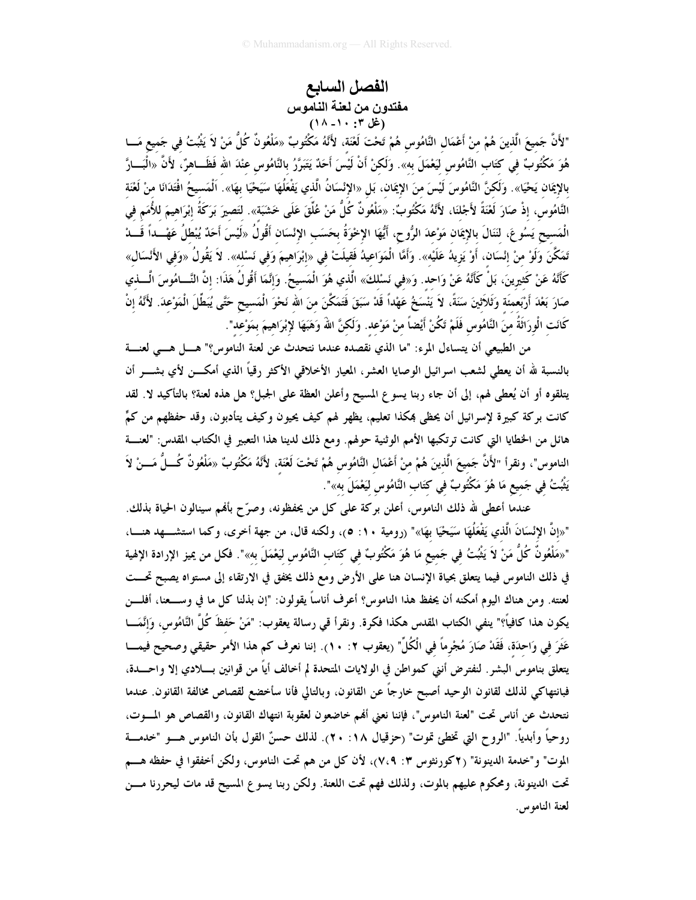# الفصل السابع

## مفتدون من لعنة الناموس

### (غل ٣: ١٠- ١٨)

"لأَنَّ جَمِيعَ الَّذِينَ هُمْ مِنْ أَعْمَالِ النَّامُوسِ هُمْ تَحْتَ لَعْنَةٍ، لأَنَّهُ مَكْتُوبٌ «مَلْعُونٌ كُلُّ مَنْ لاَ يَثْبُتُ فِي جَمِيعِ مَا هُوَ مَكْتُوبٌ فِي كِتَابِ النَّامُوسِ لِيَعْمَلَ بِهِ». وَلكِنْ أَنْ لَيْسَ أَحَدٌ يَتَبَرَّرُ بِالنَّامُوسِ عِنْدَ اللهِ فَظَاهِرٌ، لأَنَّ «الْبَارَّ بِالإِيمَانِ يَحْيَا». وَلكِنَّ النَّامُوسَ لَيْسَ مِنَ الإِيمَانِ، بَلِ «الإِنْسَانُ الَّذِي يَفْعَلُهَا سَيَحْيَا بِهَا». اَلْمَسِيحُ افْتَدَانَا مِنْ لَعْنَةِ النَّامُوسِ، إِذْ صَارَ لَعْنَةً لأَجْلِنَا، لأَنَّهُ مَكْتُوبٌ: «مَلْعُونٌ كُلُّ مَنْ عُلِّقَ عَلَى خَشَبَةٍ». لِتَصِيرَ بَرَكَةُ إِبْرَاهِيمَ لِلأُمَمِ فِي الْمَسِيحِ يَسُوعَ، لِنَنَالَ بِالإِيمَانِ مَوْعِدَ الرُّوحِ، أَيُّهَا الإِخْوَةُ بِحَسَبِ الإِنْسَانِ أَقُولُ «لَيْسَ أَحَدٌ يُبْطِلُ عَهْداً قَدْ تَمَكَّنَ وَلَوْ مِنْ إِنْسَانٍ، أَوْ يَزِيدُ عَلَيْهِ». وَأَمَّا الْمَوَاعِيدُ فَقِيلَتْ فِي «إِبْرَاهِيمَ وَفِي نَسْلِهِ». لاَ يَقُولُ «وَفِي الأَنْسَالِ» كَأَنَّهُ عَنْ كَثِيرِينَ، بَلْ كَأَنَّهُ عَنْ وَاحِدٍ. وَ«فِي نَسْلِكَ» الَّذِي هُوَ الْمَسِيحُ. وَإِنَّمَا أَقُولُ هذَا: إِنَّ النَّامُوسَ الَّذِي صَارَ بَعْدَ أَرْبَعِمِئَةٍ وَثَلاَثِينَ سَنَةً، لاَ يَنْسَخُ عَهْداً قَدْ سَبَقَ فَتَمَكَّنَ مِنَ اللهِ نَحْوَ الْمَسِيحِ حَتَّى يُبَطِّلَ الْمَوْعِدَ. لأَنَّهُ إِنْ كَانَتِ الْوِرَاثَةُ مِنَ النَّامُوسِ فَلَمْ تَكُنْ أَيْضاً مِنْ مَوْعِدٍ. وَلكِنَّ اللهَ وَهَبَهَا لإِبْرَاهِيمَ بِمَوْعِدٍ".

من الطبيعي أن يتساءل المرء: "ما الذي نقصده عندما نتحدث عن لعنة الناموس؟" هل هي لعنة بالنسبة لله أن يعطي لشعب اسرائيل الوصايا العشر، المعيار الأخلاقي الأكثر رقياً الذي أمكن لأي بشر أن يتلقوه أو أن يُعطى لهم، إلى أن جاء ربنا يسوع المسيح وأعلن العظة على الجبل؟ هل هذه لعنة؟ بالتأكيد لا. لقد كانت بركة كبيرة لإسرائيل أن يحظى بهكذا تعليم، يظهر لهم كيف يحيون وكيف يتأدبون، وقد حفظهم من كمٍّ هائل من الخطايا التي كانت ترتكبها الأمم الوثنية حولهم. ومع ذلك لدينا هذا التعبير في الكتاب المقدس: "لعنة الناموس"، ونقرأ "لأَنَّ جَمِيعَ الَّذِينَ هُمْ مِنْ أَعْمَالِ النَّامُوسِ هُمْ تَحْتَ لَعْنَةٍ، لأَنَّهُ مَكْتُوبٌ «مَلْعُونٌ كُلُّ مَنْ لاَ يَثْبُتُ فِي جَمِيعِ مَا هُوَ مَكْتُوبٌ فِي كِتَابِ النَّامُوسِ لِيَعْمَلَ بِهِ»".

عندما أعطى الله ذلك الناموس، أعلن بركة على كل من يحفظونه، وصرّح بأنهم سينالون الحياة بذلك. "«إِنَّ الإِنْسَانَ الَّذِي يَفْعَلُهَا سَيَحْيَا بِهَا»" (رومية ١٠: ٥)، ولكنه قال، من جهة أخرى، وكما استشهد هنا، "«مَلْعُونٌ كُلُّ مَنْ لاَ يَثْبُتُ فِي جَمِيعِ مَا هُوَ مَكْتُوبٌ فِي كِتَابِ النَّامُوسِ لِيَعْمَلَ بِهِ»". فكل من يميز الإرادة الإلهية في ذلك الناموس فيما يتعلق بحياة الإنسان هنا على الأرض ومع ذلك يخفق في الارتقاء إلى مستواه يصبح تحت لعنته. ومن هناك اليوم أمكنه أن يحفظ هذا الناموس؟ أعرف أناساً يقولون: "إن بذلنا كل ما في وسعنا، أفلن يكون هذا كافياً؟" ينفي الكتاب المقدس هكذا فكرة. ونقرأ في رسالة يعقوب: "مَنْ حَفِظَ كُلَّ النَّامُوسِ، وَإِنَّمَا عَثَرَ فِي وَاحِدَةٍ، فَقَدْ صَارَ مُجْرِماً فِي الْكُلِّ" (يعقوب ٢: ١٠). إننا نعرف كم هذا الأمر حقيقي وصحيح فيما يتعلق بناموس البشر. لنفترض أنني كمواطن في الولايات المتحدة لم أخالف أياً من قوانين بلادي إلا واحدة، فبانتهاكي لذلك لقانون الوحيد أصبح خارجاً عن القانون، وبالتالي فأنا سأخضع لقصاص مخالفة القانون. عندما نتحدث عن أناس تحت "لعنة الناموس"، فإننا نعني أنهم خاضعون لعقوبة انتهاك القانون، والقصاص هو الموت، روحياً وأبدياً. "الروح التي تخطئ تموت" (حزقيال ١٨: ٢٠). لذلك حسنٌ القول بأن الناموس هو "خدمة الموت" و"خدمة الدينونة" (٢كورنثوس ٣: ٧،٩)، لأن كل من هم تحت الناموس، ولكن أخفقوا في حفظه هم تحت الدينونة، ومحكوم عليهم بالموت، ولذلك فهم تحت اللعنة. ولكن ربنا يسوع المسيح قد مات ليحررنا من لعنة الناموس.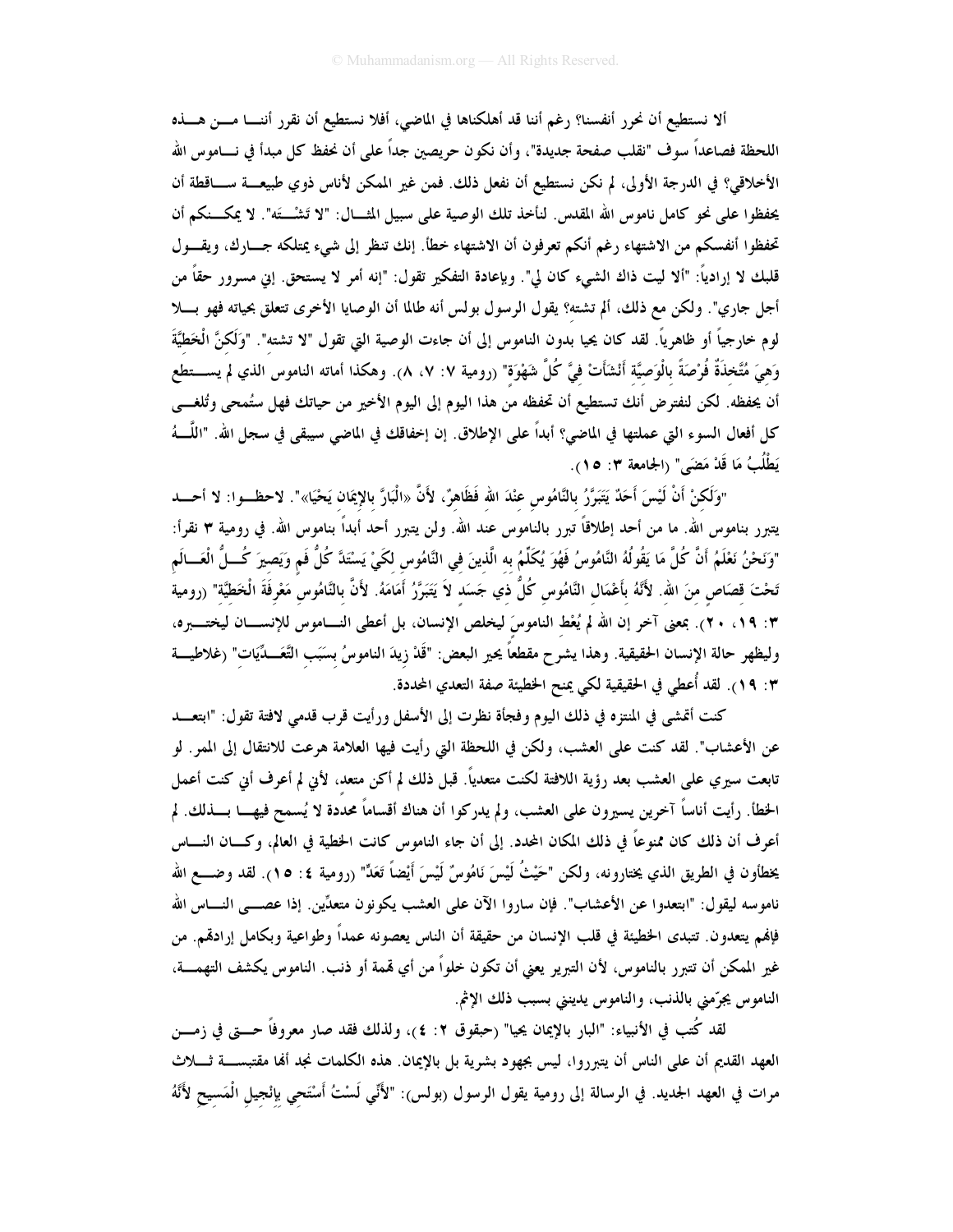ألا نستطيع أن نحرر أنفسنا؟ رغم أننا قد أهلكناها في الماضي، أفلا نستطيع أن نقرر أننا من هذه اللحظة فصاعداً سوف "نقلب صفحة جديدة"، وأن نكون حريصين جداً على أن نحفظ كل مبدأ في ناموس الله الأخلاقي؟ في الدرجة الأولى، لم نكن نستطيع أن نفعل ذلك. فمن غير الممكن لأناس ذوي طبيعة ساقطة أن يحفظوا على نحو كامل ناموس الله المقدس. لنأخذ تلك الوصية على سبيل المثال: "لا تَشْتَهِ". لا يمكنكم أن تحفظوا أنفسكم من الاشتهاء رغم أنكم تعرفون أن الاشتهاء خطأ. إنك تنظر إلى شيء يمتلكه جارك، ويقول قلبك لا إرادياً: "ألا ليت ذاك الشيء كان لي". وبإعادة التفكير تقول: "إنه أمر لا يستحق. إني مسرور حقاً من أجل جاري". ولكن مع ذلك، ألم تشته؟ يقول الرسول بولس أنه طالما أن الوصايا الأخرى تتعلق بحياته فهو بلا لوم خارجياً أو ظاهرياً. لقد كان يحيا بدون الناموس إلى أن جاءت الوصية التي تقول "لا تشته". "وَلَكِنَّ الْخَطِيَّةَ وَهِيَ مُتَّخِذَةٌ فُرْصَةً بِالْوَصِيَّةِ أَنْشَأَتْ فِيَّ كُلَّ شَهْوَةٍ" (رومية ٧: ٧، ٨). وهكذا أماته الناموس الذي لم يستطع أن يحفظه. لكن لنفترض أنك تستطيع أن تحفظه من هذا اليوم إلى اليوم الأخير من حياتك فهل ستُمحى وتُلغى كل أفعال السوء التي عملتها في الماضي؟ أبداً على الإطلاق. إن إخفاقك في الماضي سيبقى في سجل الله. "اللَّهُ يَطْلُبُ مَا قَدْ مَضَى" (الجامعة ٣: ١٥).

"وَلَكِنْ أَنْ لَيْسَ أَحَدٌ يَتَبَرَّرُ بِالنَّامُوسِ عِنْدَ اللهِ فَظَاهِرٌ، لأَنَّ «الْبَارَّ بِالإِيمَانِ يَحْيَا»". لاحظوا: لا أحد يتبرر بناموس الله. ما من أحد إطلاقاً تبرر بالناموس عند الله. ولن يتبرر أحد أبداً بناموس الله. في رومية ٣ نقرأ: "وَنَحْنُ نَعْلَمُ أَنَّ كُلَّ مَا يَقُولُهُ النَّامُوسُ فَهُوَ يُكَلِّمُ بِهِ الَّذِينَ فِي النَّامُوسِ لِكَيْ يَسْتَدَّ كُلُّ فَمٍ وَيَصِيرَ كُلُّ الْعَالَمِ تَحْتَ قِصَاصٍ مِنَ اللهِ. لأَنَّهُ بِأَعْمَالِ النَّامُوسِ كُلُّ ذِي جَسَدٍ لاَ يَتَبَرَّرُ أَمَامَهُ. لأَنَّ بِالنَّامُوسِ مَعْرِفَةَ الْخَطِيَّةِ" (رومية ٣: ١٩، ٢٠). بمعنى آخر إن الله لم يُعْطِ الناموسَ ليخلص الإنسان، بل أعطى الناموس للإنسان ليختبره، وليظهر حالة الإنسان الحقيقية. وهذا يشرح مقطعاً يحير البعض: "قَدْ زِيدَ النَّامُوسُ بِسَبَبِ التَّعَدِّيَاتِ" (غلاطية ٣: ١٩). لقد أُعطي في الحقيقة لكي يمنح الخطيئة صفة التعدي المحددة.

كنت أتمشى في المنتزه في ذلك اليوم وفجأة نظرت إلى الأسفل ورأيت قرب قدمي لافتة تقول: "ابتعد عن الأعشاب". لقد كنت على العشب، ولكن في اللحظة التي رأيت فيها العلامة هرعت للانتقال إلى الممر. لو تابعت سيري على العشب بعد رؤية اللافتة لكنت متعدياً. قبل ذلك لم أكن متعد، لأني لم أعرف أني كنت أعمل الخطأ. رأيت أناساً آخرين يسيرون على العشب، ولم يدركوا أن هناك أقساماً محددة لا يُسمح فيها بذلك. لم أعرف أن ذلك كان ممنوعاً في ذلك المكان المحدد. إلى أن جاء الناموس كانت الخطية في العالم، وكان الناس يخطأون في الطريق الذي يختارونه، ولكن "حَيْثُ لَيْسَ نَامُوسٌ لَيْسَ أَيْضاً تَعَدٍّ" (رومية ٤: ١٥). لقد وضع الله ناموسه ليقول: "ابتعدوا عن الأعشاب". فإن ساروا الآن على العشب يكونون متعدِّين. إذا عصى الناس الله فإنهم يتعدون. تتبدى الخطيئة في قلب الإنسان من حقيقة أن الناس يعصونه عمداً وطواعية وبكامل إرادتهم. من غير الممكن أن تتبرر بالناموس، لأن التبرير يعني أن تكون خلواً من أي تهمة أو ذنب. الناموس يكشف التهمة، الناموس يجرّمني بالذنب، والناموس يدينني بسبب ذلك الإثم.

لقد كُتب في الأنبياء: "البار بالإيمان يحيا" (حبقوق ٢: ٤)، ولذلك فقد صار معروفاً حتى في زمن العهد القديم أن على الناس أن يتبرروا، ليس بجهود بشرية بل بالإيمان. هذه الكلمات نجد أنها مقتبسة ثلاث مرات في العهد الجديد. في الرسالة إلى رومية يقول الرسول (بولس): "لأَنِّي لَسْتُ أَسْتَحِي بِإِنْجِيلِ الْمَسِيحِ لأَنَّهُ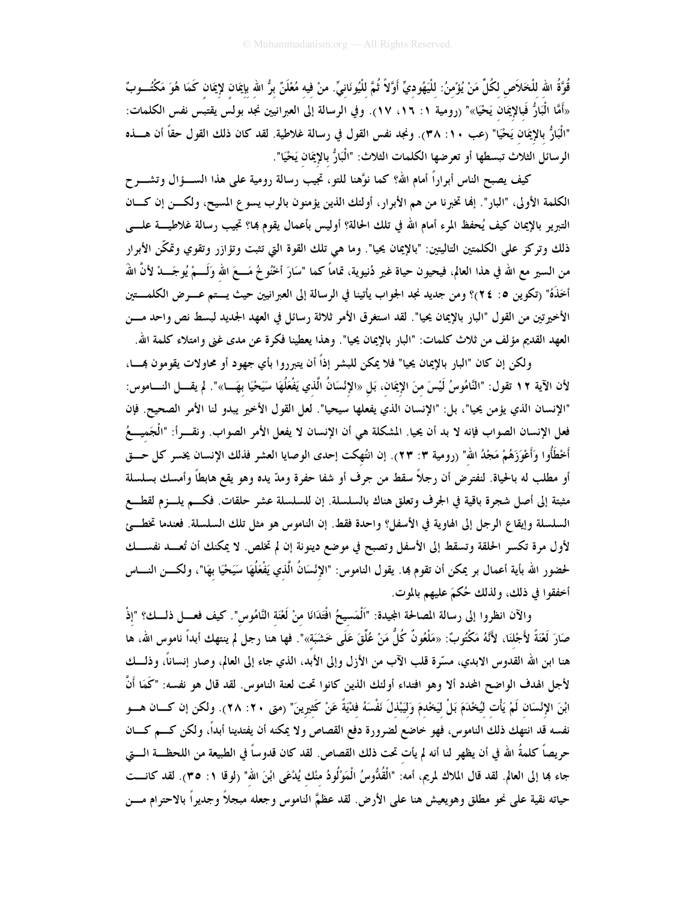قُوَّةُ اللهِ لِلْخَلاَصِ لِكُلِّ مَنْ يُؤْمِنُ: لِلْيَهُودِيِّ أَوَّلاً ثُمَّ لِلْيُونَانِيِّ. مِنْ فِيهِ مُعْلَنٌ بِرُّ اللهِ بِإِيمَانٍ لإِيمَانٍ كَمَا هُوَ مَكْتُوبٌ «أَمَّا الْبَارُّ فَبِالإِيمَانِ يَحْيَا»" (رومية ١: ١٦، ١٧). وفي الرسالة إلى العبرانيين نجد بولس يقتبس نفس الكلمات: "الْبَارُّ بِالإِيمَانِ يَحْيَا" (عب ١٠: ٣٨). ونجد نفس القول في رسالة غلاطية. لقد كان ذلك القول حقاً أن هذه الرسائل الثلاث تبسطها أو تعرضها الكلمات الثلاث: "الْبَارُّ بِالإِيمَانِ يَحْيَا".

كيف يصبح الناس أبراراً أمام الله؟ كما نوَّهنا للتو، تجيب رسالة رومية على هذا السؤال وتشرح الكلمة الأولى، "البار". إنها تخبرنا من هم الأبرار، أولئك الذين يؤمنون بالرب يسوع المسيح، ولكن إن كان التبرير بالإيمان كيف يُحفظ المرء أمام الله في تلك الحالة؟ أوليس بأعمال يقوم بها؟ تجيب رسالة غلاطية على ذلك وتركز على الكلمتين التاليتين: "بالإيمان يحيا". وما هي تلك القوة التي تثبت وتؤازر وتقوي وتمكّن الأبرار من السير مع الله في هذا العالم، فيحيون حياة غير دُنيوية، تماماً كما "سَارَ أَخْنُوخُ مَعَ اللهِ وَلَمْ يُوجَدْ لأَنَّ اللهَ أَخَذَهُ" (تكوين ٥: ٢٤)؟ ومن جديد نجد الجواب يأتينا في الرسالة إلى العبرانيين حيث يتم عرض الكلمتين الأخيرتين من القول "البار بالإيمان يحيا". لقد استغرق الأمر ثلاثة رسائل في العهد الجديد لبسط نص واحد من العهد القديم مؤلف من ثلاث كلمات: "البار بالإيمان يحيا". وهذا يعطينا فكرة عن مدى غنى وامتلاء كلمة الله.

ولكن إن كان "البار بالإيمان يحيا" فلا يمكن للبشر إذاً أن يتبرروا بأي جهود أو محاولات يقومون بها، لأن الآية ١٢ تقول: "النَّامُوسُ لَيْسَ مِنَ الإِيمَانِ، بَلِ «الإِنْسَانُ الَّذِي يَفْعَلُهَا سَيَحْيَا بِهَا»". لم يقل الناموس: "الإنسان الذي يؤمن يحيا"، بل: "الإنسان الذي يفعلها سيحيا". لعل القول الأخير يبدو لنا الأمر الصحيح. فإن فعل الإنسان الصواب فإنه لا بد أن يحيا. المشكلة هي أن الإنسان لا يفعل الأمر الصواب. ونقرأ: "الْجَمِيعُ أَخْطَأُوا وَأَعْوَزَهُمْ مَجْدُ اللهِ" (رومية ٣: ٢٣). إن انتُهكت إحدى الوصايا العشر فذلك الإنسان يخسر كل حق أو مطلب له بالحياة. لنفترض أن رجلاً سقط من جرف أو شفا حفرة ومدّ يده وهو يقع هابطاً وأمسك بسلسلة مثبتة إلى أصل شجرة باقية في الجرف وتعلق هناك بالسلسلة. إن للسلسلة عشر حلقات. فكم يلزم لقطع السلسلة وإيقاع الرجل إلى الهاوية في الأسفل؟ واحدة فقط. إن الناموس هو مثل تلك السلسلة. فعندما تخطئ لأول مرة تكسر الحلقة وتسقط إلى الأسفل وتصبح في موضع دينونة إن لم تخلص. لا يمكنك أن تُعد نفسك لحضور الله بأية أعمال بر يمكن أن تقوم بها. يقول الناموس: "الإِنْسَانُ الَّذِي يَفْعَلُهَا سَيَحْيَا بِهَا"، ولكن الناس أخفقوا في ذلك، ولذلك حُكمَ عليهم بالموت.

والآن انظروا إلى رسالة المصالحة المجيدة: "اَلْمَسِيحُ افْتَدَانَا مِنْ لَعْنَةِ النَّامُوسِ". كيف فعل ذلك؟ "إِذْ صَارَ لَعْنَةً لأَجْلِنَا، لأَنَّهُ مَكْتُوبٌ: «مَلْعُونٌ كُلُّ مَنْ عُلِّقَ عَلَى خَشَبَةٍ»". فها هنا رجل لم ينتهك أبداً ناموس الله، ها هنا ابن الله القدوس الابدي، مسرّة قلب الآب من الأزل وإلى الأبد، الذي جاء إلى العالم، وصار إنساناً، وذلك لأجل الهدف الواضح المحدد ألا وهو افتداء أولئك الذين كانوا تحت لعنة الناموس. لقد قال هو نفسه: "كَمَا أَنَّ ابْنَ الإِنْسَانِ لَمْ يَأْتِ لِيُخْدَمَ بَلْ لِيَخْدِمَ وَلِيَبْذِلَ نَفْسَهُ فِدْيَةً عَنْ كَثِيرِينَ" (متى ٢٠: ٢٨). ولكن إن كان هو نفسه قد انتهك ذلك الناموس، فهو خاضع لضرورة دفع القصاص ولا يمكنه أن يفتدينا أبداً، ولكن كم كان حريصاً كلمةُ الله في أن يظهر لنا أنه لم يأت تحت ذلك القصاص. لقد كان قدوساً في الطبيعة من اللحظة التي جاء بها إلى العالم. لقد قال الملاك لمريم، أمه: "الْقُدُّوسُ الْمَوْلُودُ مِنْكِ يُدْعَى ابْنَ اللهِ" (لوقا ١: ٣٥). لقد كانت حياته نقية على نحو مطلق وهويعيش هنا على الأرض. لقد عظمَّ الناموس وجعله مبجلاً وجديراً بالاحترام من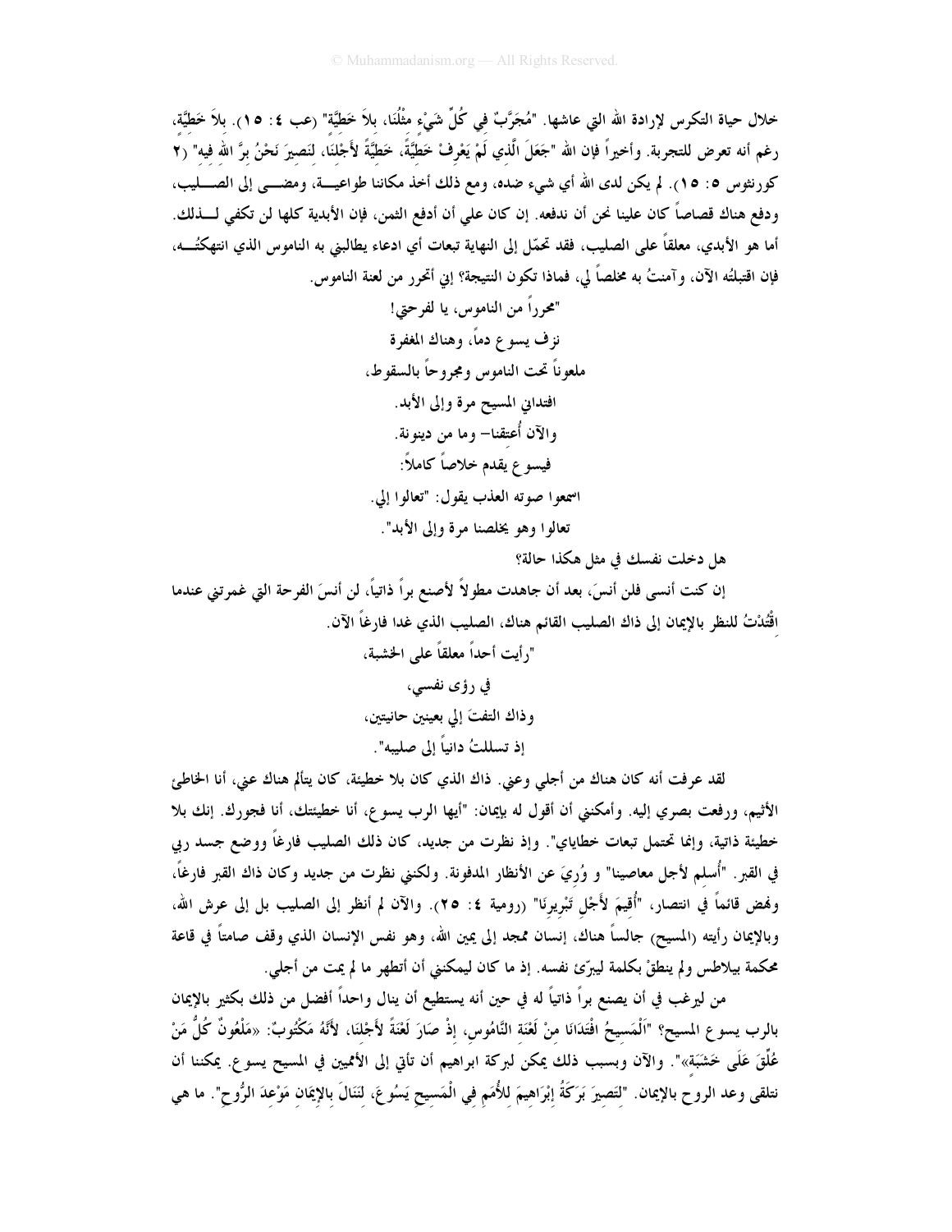خلال حياة التكرس لإرادة الله التي عاشها. "مُجَرَّبٌ في كُلِّ شَيْءٍ مِثْلُنَا، بلاَ خَطِيَّة" (عب ٤: ١٥). بلاَ خَطِيَّة، رغم أنه تعرض للتجربة. وأخيراً فإن الله "جَعَلَ الَّذِي لَمْ يَعْرِفْ خَطِيَّةً، خَطِيَّةً لأَجْلِنَا، لِنَصِيرَ نَحْنُ بِرَّ اللهِ فِيهِ" (٢ كورنثوس ٥: ١٥). لم يكن لدى الله أي شيء ضده، ومع ذلك أخذ مكاننا طواعيـــة، ومضـــى إلى الصـــليب، ودفع هناك قصاصاً كان علينا نحن أن ندفعه. إن كان علي أن أدفع الثمن، فإن الأبدية كلها لن تكفي لـــذلك. أما هو الأبدي، معلقاً على الصليب، فقد تحمّل إلى النهاية تبعات أي ادعاء يطالبني به الناموس الذي انتهكتُـــه، فإن اقتبلتُه الآن، وآمنتُ به مخلصاً لي، فماذا تكون النتيجة؟ إني أتحرر من لعنة الناموس.

"محرراً من الناموس، يا لفرحتي!

نزف يسوع دماً، وهناك المغفرة

ملعوناً تحت الناموس ومجروحاً بالسقوط،

افتداني المسيح مرة وإلى الأبد.

والآن أُعتقنا– وما من دينونة.

فيسوع يقدم خلاصاً كاملاً:

اسمعوا صوته العذب يقول: "تعالوا إلي.

تعالوا وهو يخلصنا مرة وإلى الأبد".

هل دخلت نفسك في مثل هكذا حالة؟

إن كنت أنسى فلن أنسَ، بعد أن جاهدت مطولاً لأصنع براً ذاتياً، لن أنسَ الفرحة التي غمرتني عندما اقْتُدْتُ للنظر بالإيمان إلى ذاك الصليب القائم هناك، الصليب الذي غدا فارغاً الآن.

"رأيت أحداً معلقاً على الخشبة،

في رؤى نفسي،

وذاك التفتَ إلي بعينين حانيتين،

إذ تسللتُ دانياً إلى صليبه".

لقد عرفت أنه كان هناك من أجلي وعني. ذاك الذي كان بلا خطيئة، كان يتألم هناك عني، أنا الخاطئ الأثيم، ورفعت بصري إليه. وأمكنني أن أقول له بإيمان: "أيها الرب يسوع، أنا خطيئتك، أنا فجورك. إنك بلا خطيئة ذاتية، وإنما تحتمل تبعات خطاياي". وإذ نظرت من جديد، كان ذلك الصليب فارغاً ووضع جسد ربي في القبر. "أُسلم لأجل معاصينا" و وُرِيَ عن الأنظار المدفونة. ولكنني نظرت من جديد وكان ذاك القبر فارغاً، ونهض قائماً في انتصار، "أُقِيمَ لأَجْلِ تَبْرِيرِنَا" (رومية ٤: ٢٥). والآن لم أنظر إلى الصليب بل إلى عرش الله، وبالإيمان رأيته (المسيح) جالساً هناك، إنسان ممجد إلى يمين الله، وهو نفس الإنسان الذي وقف صامتاً في قاعة محكمة بيلاطس ولم ينطقْ بكلمة ليبرّئ نفسه. إذ ما كان ليمكنني أن أتطهر ما لم يمت من أجلي.

من ليرغب في أن يصنع براً ذاتياً له في حين أنه يستطيع أن ينال واحداً أفضل من ذلك بكثير بالإيمان بالرب يسوع المسيح؟ "اَلْمَسِيحُ افْتَدَانَا مِنْ لَعْنَةِ النَّامُوسِ، إِذْ صَارَ لَعْنَةً لأَجْلِنَا، لأَنَّهُ مَكْتُوبٌ: «مَلْعُونٌ كُلُّ مَنْ عُلِّقَ عَلَى خَشَبَةٍ»". والآن وبسبب ذلك يمكن لبركة ابراهيم أن تأتي إلى الأمميين في المسيح يسوع. يمكننا أن نتلقى وعد الروح بالإيمان. "لِتَصِيرَ بَرَكَةُ إِبْرَاهِيمَ لِلأُمَمِ فِي الْمَسِيحِ يَسُوعَ، لِنَنَالَ بِالإِيمَانِ مَوْعِدَ الرُّوحِ". ما هي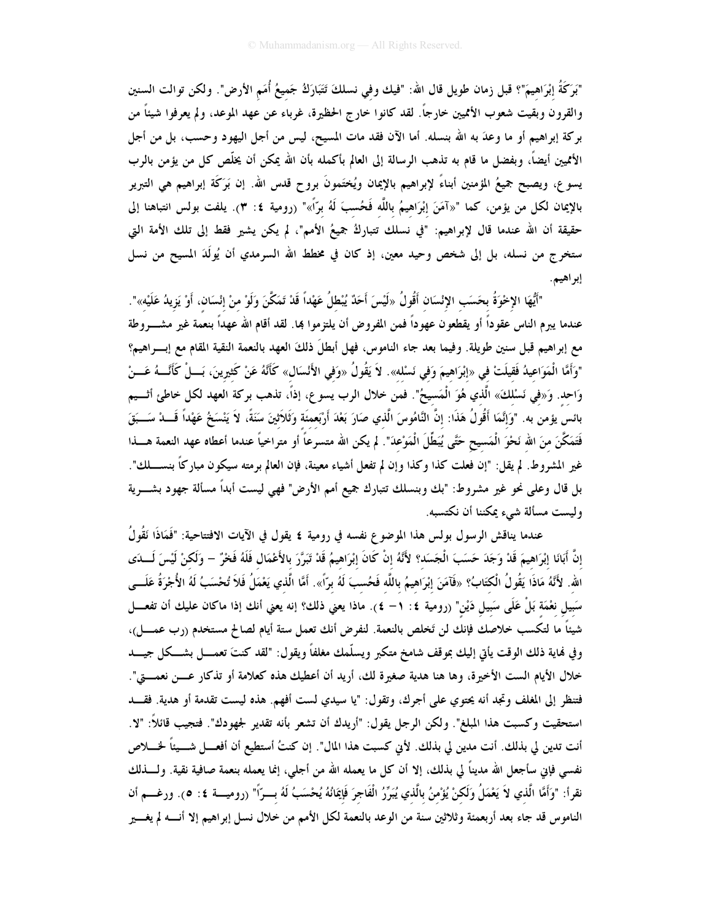"بَرَكَةُ إِبْرَاهِيمَ"؟ قبل زمان طويل قال الله: "فيكَ وفي نسلكَ تَتَبَارَكُ جَمِيعُ أُمَمِ الأرض". ولكن توالت السنين والقرون وبقيت شعوب الأمميين خارجاً. لقد كانوا خارج الحظيرة، غرباء عن عهد الموعد، ولم يعرفوا شيئاً من بركة إبراهيم أو ما وعدَ به الله بنسله. أما الآن فقد مات المسيح، ليس من أجل اليهود وحسب، بل من أجل الأمميين أيضاً، وبفضل ما قام به تذهب الرسالة إلى العالم بأكمله بأن الله يمكن أن يخلّص كل من يؤمن بالرب يسوع، ويصبح جميعُ المؤمنين أبناءً لإبراهيم بالإيمان ويُختَمونَ بروح قدس الله. إن بَرَكَة إبراهيم هي التبرير بالإيمان لكل من يؤمن، كما "«آمَنَ إِبْرَاهِيمُ بِاللَّهِ فَحُسِبَ لَهُ بِرّاً»" (رومية ٤: ٣). يلفت بولس انتباهنا إلى حقيقة أن الله عندما قال لإبراهيم: "في نسلك تتباركُ جميعُ الأمم"، لم يكن يشير فقط إلى تلك الأمة التي ستخرج من نسله، بل إلى شخص وحيد معين، إذ كان في مخطط الله السرمدي أن يُولَدَ المسيح من نسل إبراهيم.

"أَيُّهَا الإِخْوَةُ بِحَسَبِ الإِنْسَانِ أَقُولُ «لَيْسَ أَحَدٌ يُبْطِلُ عَهْداً قَدْ تَمَكَّنَ وَلَوْ مِنْ إِنْسَانٍ، أَوْ يَزِيدُ عَلَيْهِ»". عندما يبرم الناس عقوداً أو يقطعون عهوداً فمن المفروض أن يلتزموا بها. لقد أقام الله عهداً بنعمة غير مشروطة مع إبراهيم قبل سنين طويلة. وفيما بعد جاء الناموس، فهل أبطلَ ذلكَ العهد بالنعمة النقية المقام مع إبراهيم؟ "وَأَمَّا الْمَوَاعِيدُ فَقِيلَتْ فِي «إِبْرَاهِيمَ وَفِي نَسْلِهِ». لاَ يَقُولُ «وَفِي الأَنْسَالِ» كَأَنَّهُ عَنْ كَثِيرِينَ، بَلْ كَأَنَّهُ عَنْ وَاحِدٍ. وَ«فِي نَسْلِكَ» الَّذِي هُوَ الْمَسِيحُ". فمن خلال الرب يسوع، إذاً، تذهب بركة العهد لكل خاطئ أثيم بائس يؤمن به. "وَإِنَّمَا أَقُولُ هَذَا: إِنَّ النَّامُوسَ الَّذِي صَارَ بَعْدَ أَرْبَعِمِئَةٍ وَثَلاَثِينَ سَنَةً، لاَ يَنْسَخُ عَهْداً قَدْ سَبَقَ فَتَمَكَّنَ مِنَ اللهِ نَحْوَ الْمَسِيحِ حَتَّى يُبَطِّلَ الْمَوْعِدَ". لم يكن الله متسرعاً أو متراخياً عندما أعطاه عهد النعمة هذا غير المشروط. لم يقل: "إن فعلت كذا وكذا وإن لم تفعل أشياء معينة، فإن العالم برمته سيكون مباركاً بنسلك". بل قال وعلى نحو غير مشروط: "بك وبنسلك تتبارك جميع أمم الأرض" فهي ليست أبداً مسألة جهود بشرية وليست مسألة شيء يمكننا أن نكتسبه.

عندما يناقش الرسول بولس هذا الموضوع نفسه في رومية ٤ يقول في الآيات الافتتاحية: "فَمَاذَا نَقُولُ إِنَّ أَبَانَا إِبْرَاهِيمَ قَدْ وَجَدَ حَسَبَ الْجَسَدِ؟ لأَنَّهُ إِنْ كَانَ إِبْرَاهِيمُ قَدْ تَبَرَّرَ بِالأَعْمَالِ فَلَهُ فَخْرٌ – وَلَكِنْ لَيْسَ لَدَى اللهِ. لأَنَّهُ مَاذَا يَقُولُ الْكِتَابُ؟ «فَآمَنَ إِبْرَاهِيمُ بِاللَّهِ فَحُسِبَ لَهُ بِرّاً». أَمَّا الَّذِي يَعْمَلُ فَلاَ تُحْسَبُ لَهُ الأُجْرَةُ عَلَى سَبِيلِ نِعْمَةٍ بَلْ عَلَى سَبِيلِ دَيْنٍ" (رومية ٤: ١– ٤). ماذا يعني ذلك؟ إنه يعني أنك إذا ماكان عليك أن تفعل شيئاً ما لتكسب خلاصك فإنك لن تَخلص بالنعمة. لنفرض أنك تعمل ستة أيام لصالح مستخدم (رب عمل)، وفي نهاية ذلك الوقت يأتي إليك بموقف شامخ متكبر ويسلّمك مغلفاً ويقول: "لقد كنتَ تعمل بشكل جيد خلال الأيام الست الأخيرة، وها هنا هدية صغيرة لك، أريد أن أعطيك هذه كعلامة أو تذكار عن نعمتي". فتنظر إلى المغلف وتجد أنه يحتوي على أجرك، وتقول: "يا سيدي لست أفهم. هذه ليست تقدمة أو هدية. فقد استحقيت وكسبت هذا المبلغ". ولكن الرجل يقول: "أريدك أن تشعر بأنه تقدير لجهودك". فتجيب قائلاً: "لا. أنت تدين لي بذلك. أنت مدين لي بذلك. لأني كسبت هذا المال". إن كنتُ أستطيع أن أفعل شيئاً لخلاص نفسي فإني سأجعل الله مديناً لي بذلك، إلا أن كل ما يعمله الله من أجلي، إنما يعمله بنعمة صافية نقية. ولذلك نقرأ: "وَأَمَّا الَّذِي لاَ يَعْمَلُ وَلَكِنْ يُؤْمِنُ بِالَّذِي يُبَرِّرُ الْفَاجِرَ فَإِيمَانُهُ يُحْسَبُ لَهُ بِرّاً" (رومية ٤: ٥). ورغم أن الناموس قد جاء بعد أربعمئة وثلاثين سنة من الوعد بالنعمة لكل الأمم من خلال نسل إبراهيم إلا أنه لم يغير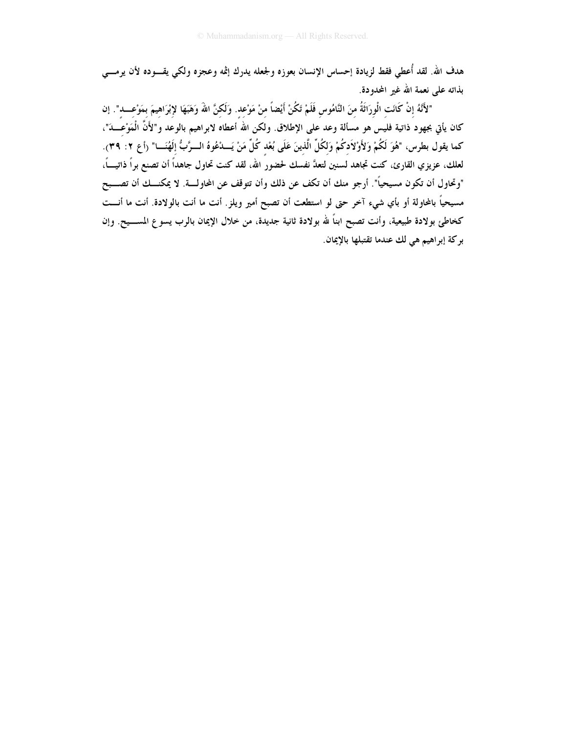هدف الله. لقد أُعطي فقط لزيادة إحساس الإنسان بعوزه ولجعله يدرك إثمه وعجزه ولكي يقـوده لأن يرمـي بذاته على نعمة الله غير المحدودة.

"لأَنَّهُ إِنْ كَانَتِ الْوِرَاثَةُ مِنَ النَّامُوسِ فَلَمْ تَكُنْ أَيْضاً مِنْ مَوْعِدٍ. وَلَكِنَّ اللهَ وَهَبَهَا لإِبْرَاهِيمَ بِمَوْعِـدٍ". إن كان يأتي بجهود ذاتية فليس هو مسألة وعد على الإطلاق. ولكن الله أعطاه لابراهيم بالوعد و"لأَنَّ الْمَوْعِـدَ"، كما يقول بطرس، "هُوَ لَكُمْ وَلأَوْلاَدِكُمْ وَلِكُلِّ الَّذِينَ عَلَى بُعْدٍ كُلِّ مَنْ يَـدْعُوهُ الـرَّبُّ إِلَهُنَـا" (أع ٢: ٣٩). لعلك، عزيزي القارئ، كنت تجاهد لسنين لتعدَّ نفسك لحضور الله، لقد كنت تحاول جاهداً أن تصنع براً ذاتيـاً، "وتحاول أن تكون مسيحياً". أرجو منك أن تكف عن ذلك وأن تتوقف عن المحاولـة. لا يمكنـك أن تصـبح مسيحياً بالمحاولة أو بأي شيء آخر حتى لو استطعت أن تصبح أمير ويلز. أنت ما أنت بالولادة. أنت ما أنـت كخاطئ بولادة طبيعية، وأنت تصبح ابناً لله بولادة ثانية جديدة، من خلال الإيمان بالرب يسوع المسـيح. وإن بركة إبراهيم هي لك عندما تقتبلها بالإيمان.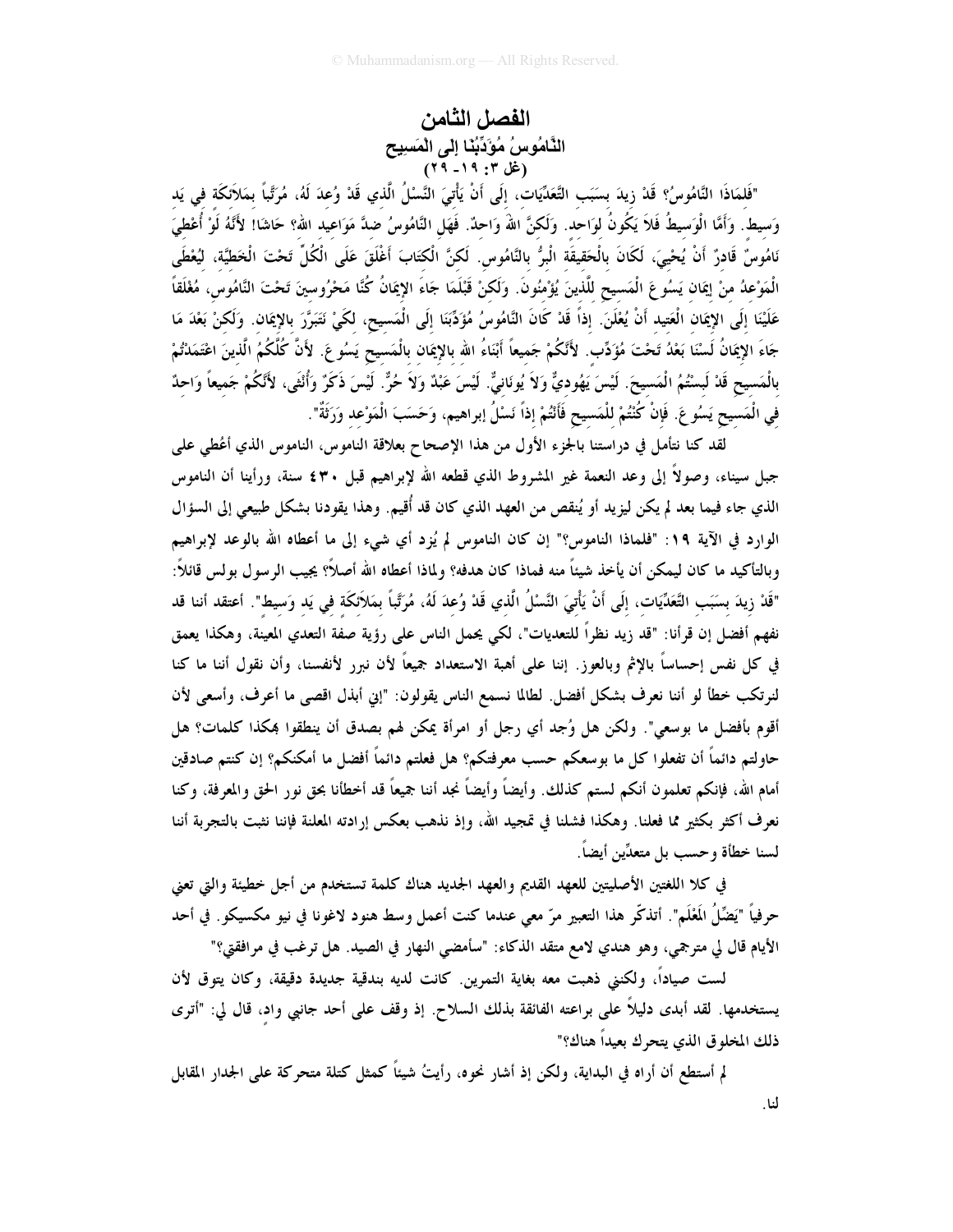# الفصل الثامن

## النَّامُوسُ مُؤَدِّبُنا إلى المَسِيح

### (غل ٣: ١٩- ٢٩)

"فَلِمَاذَا النَّامُوسُ؟ قَدْ زِيدَ بِسَبَبِ التَّعَدِّيَاتِ، إِلَى أَنْ يَأْتِيَ النَّسْلُ الَّذِي قَدْ وُعِدَ لَهُ، مُرَتَّباً بِمَلاَئِكَةٍ فِي يَدِ وَسِيطٍ. وَأَمَّا الْوَسِيطُ فَلاَ يَكُونُ لِوَاحِدٍ. وَلَكِنَّ اللهَ وَاحِدٌ. فَهَلِ النَّامُوسُ ضِدَّ مَوَاعِيدِ اللهِ؟ حَاشَا! لأَنَّهُ لَوْ أُعْطِيَ نَامُوسٌ قَادِرٌ أَنْ يُحْيِيَ، لَكَانَ بِالْحَقِيقَةِ الْبِرُّ بِالنَّامُوسِ. لَكِنَّ الْكِتَابَ أَغْلَقَ عَلَى الْكُلِّ تَحْتَ الْخَطِيَّةِ، لِيُعْطَى الْمَوْعِدُ مِنْ إِيمَانِ يَسُوعَ الْمَسِيحِ لِلَّذِينَ يُؤْمِنُونَ. وَلَكِنْ قَبْلَمَا جَاءَ الإِيمَانُ كُنَّا مَحْرُوسِينَ تَحْتَ النَّامُوسِ، مُغْلَقاً عَلَيْنَا إِلَى الإِيمَانِ الْعَتِيدِ أَنْ يُعْلَنَ. إِذاً قَدْ كَانَ النَّامُوسُ مُؤَدِّبَنَا إِلَى الْمَسِيحِ، لِكَيْ نَتَبَرَّرَ بِالإِيمَانِ. وَلَكِنْ بَعْدَ مَا جَاءَ الإِيمَانُ لَسْنَا بَعْدُ تَحْتَ مُؤَدِّبٍ. لأَنَّكُمْ جَمِيعاً أَبْنَاءُ اللهِ بِالإِيمَانِ بِالْمَسِيحِ يَسُوعَ. لأَنَّ كُلَّكُمُ الَّذِينَ اعْتَمَدْتُمْ بِالْمَسِيحِ قَدْ لَبِسْتُمُ الْمَسِيحَ. لَيْسَ يَهُودِيٌّ وَلاَ يُونَانِيٌّ. لَيْسَ عَبْدٌ وَلاَ حُرٌّ. لَيْسَ ذَكَرٌ وَأُنْثَى، لأَنَّكُمْ جَمِيعاً وَاحِدٌ فِي الْمَسِيحِ يَسُوعَ. فَإِنْ كُنْتُمْ لِلْمَسِيحِ فَأَنْتُمْ إِذاً نَسْلُ إبراهيم، وَحَسَبَ الْمَوْعِدِ وَرَثَةٌ".

لقد كنا نتأمل في دراستنا بالجزء الأول من هذا الإصحاح بعلاقة الناموس، الناموس الذي أُعطي على جبل سيناء، وصولاً إلى وعد النعمة غير المشروط الذي قطعه الله لإبراهيم قبل ٤٣٠ سنة، ورأينا أن الناموس الذي جاء فيما بعد لم يكن ليزيد أو يُنقص من العهد الذي كان قد أُقيم. وهذا يقودنا بشكل طبيعي إلى السؤال الوارد في الآية ١٩: "فلماذا الناموس؟" إن كان الناموس لم يُزِد أي شيء إلى ما أعطاه الله بالوعد لإبراهيم وبالتأكيد ما كان ليمكن أن يأخذ شيئاً منه فماذا كان هدفه؟ ولماذا أعطاه الله أصلاً؟ يجيب الرسول بولس قائلاً: "قَدْ زِيدَ بِسَبَبِ التَّعَدِّيَاتِ، إِلَى أَنْ يَأْتِيَ النَّسْلُ الَّذِي قَدْ وُعِدَ لَهُ، مُرَتَّباً بِمَلاَئِكَةٍ فِي يَدِ وَسِيطٍ". أعتقد أننا قد نفهم أفضل إن قرأنا: "قد زيد نظراً للتعديات"، لكي يحمل الناس على رؤية صفة التعدي المعينة، وهكذا يعمق في كل نفس إحساساً بالإثم وبالعوز. إننا على أهبة الاستعداد جميعاً لأن نبرر لأنفسنا، وأن نقول أننا ما كنا لنرتكب خطأً لو أننا نعرف بشكل أفضل. لطالما نسمع الناس يقولون: "إني أبذل اقصى ما أعرف، وأسعى لأن أقوم بأفضل ما بوسعي". ولكن هل وُجد أي رجل أو امرأة يمكن لهم بصدق أن ينطقوا بهكذا كلمات؟ هل حاولتم دائماً أن تفعلوا كل ما بوسعكم حسب معرفتكم؟ هل فعلتم دائماً أفضل ما أمكنكم؟ إن كنتم صادقين أمام الله، فإنكم تعلمون أنكم لستم كذلك. وأيضاً وأيضاً نجد أننا جميعاً قد أخطأنا بحق نور الحق والمعرفة، وكنا نعرف أكثر بكثير مما فعلنا. وهكذا فشلنا في تمجيد الله، وإذ نذهب بعكس إرادته المعلنة فإننا نثبت بالتجربة أننا لسنا خطأة وحسب بل متعدِّين أيضاً.

في كلا اللغتين الأصليتين للعهد القديم والعهد الجديد هناك كلمة تستخدم من أجل خطيئة والتي تعني حرفياً "يَضِّلُ المَعْلَم". أتذكّر هذا التعبير مرّ معي عندما كنت أعمل وسط هنود لاغونا في نيو مكسيكو. في أحد الأيام قال لي مترجمي، وهو هندي لامع متقد الذكاء: "سأمضي النهار في الصيد. هل ترغب في مرافقتي؟"

لست صياداً، ولكنني ذهبت معه بغاية التمرين. كانت لديه بندقية جديدة دقيقة، وكان يتوق لأن يستخدمها. لقد أبدى دليلاً على براعته الفائقة بذلك السلاح. إذ وقف على أحد جانبي وادٍ، قال لي: "أترى ذلك المخلوق الذي يتحرك بعيداً هناك؟"

لم أستطع أن أراه في البداية، ولكن إذ أشار نحوه، رأيتُ شيئاً كمثل كتلة متحركة على الجدار المقابل لنا.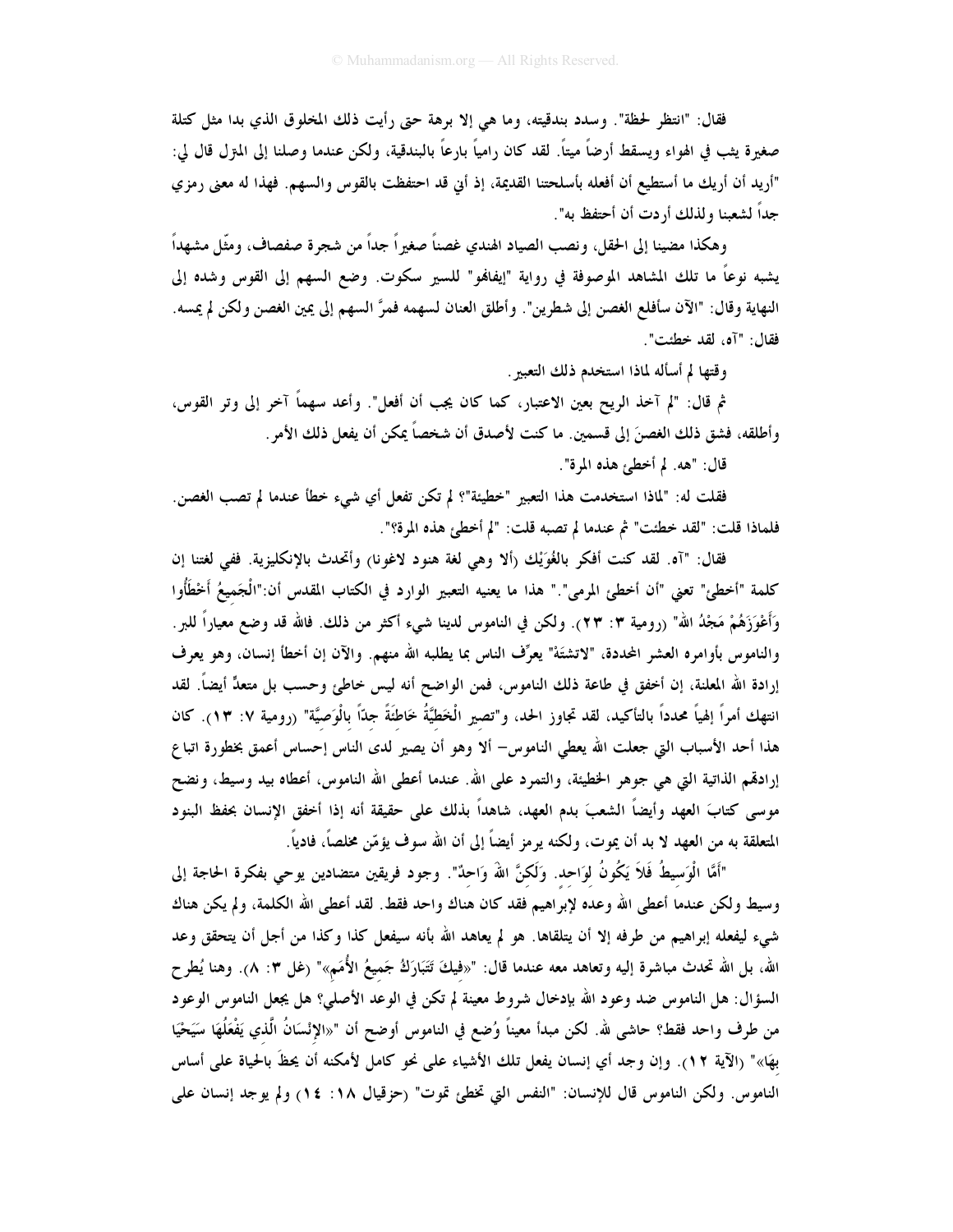فقال: "انتظر لحظة". وسدد بندقيته، وما هي إلا برهة حتى رأيت ذلك المخلوق الذي بدا مثل كتلة صغيرة يثب في الهواء ويسقط أرضاً ميتاً. لقد كان رامياً بارعاً بالبندقية، ولكن عندما وصلنا إلى المنزل قال لي: "أريد أن أريك ما أستطيع أن أفعله بأسلحتنا القديمة، إذ أني قد احتفظت بالقوس والسهم. فهذا له معنى رمزي جداً لشعبنا ولذلك أردت أن أحتفظ به".

وهكذا مضينا إلى الحقل، ونصب الصياد الهندي غصناً صغيراً جداً من شجرة صفصاف، ومثّل مشهداً يشبه نوعاً ما تلك المشاهد الموصوفة في رواية "إيفانهو" للسير سكوت. وضع السهم إلى القوس وشده إلى النهاية وقال: "الآن سأفلع الغصن إلى شطرين". وأطلق العنان لسهمه فمرَّ السهم إلى يمين الغصن ولكن لم يمسه. فقال: "آه، لقد خطئت".

وقتها لم أسأله لماذا استخدم ذلك التعبير.

ثم قال: "لم آخذ الريح بعين الاعتبار، كما كان يجب أن أفعل". وأعد سهماً آخر إلى وتر القوس، وأطلقه، فشق ذلك الغصنَ إلى قسمين. ما كنت لأصدق أن شخصاً يمكن أن يفعل ذلك الأمر.

قال: "هه. لم أخطئ هذه المرة".

فقلت له: "لماذا استخدمت هذا التعبير "خطيئة"؟ لم تكن تفعل أي شيء خطأ عندما لم تصب الغصن. فلماذا قلت: "لقد خطئت" ثم عندما لم تصبه قلت: "لم أخطئ هذه المرة؟".

فقال: "آه. لقد كنت أفكر بالغُوَيْك (ألا وهي لغة هنود لاغونا) وأتحدث بالإنكليزية. ففي لغتنا إن كلمة "أخطئ" تعني "أن أخطئ المرمى"." هذا ما يعنيه التعبير الوارد في الكتاب المقدس أن:"الْجَمِيعُ أَخْطَأُوا وَأَعْوَزَهُمْ مَجْدُ اللهِ" (رومية ٣: ٢٣). ولكن في الناموس لدينا شيء أكثر من ذلك. فالله قد وضع معياراً للبر. والناموس بأوامره العشر المحددة، "لاتشتهْ" يعرّف الناس بما يطلبه الله منهم. والآن إن أخطأ إنسان، وهو يعرف إرادة الله المعلنة، إن أخفق في طاعة ذلك الناموس، فمن الواضح أنه ليس خاطئ وحسب بل متعدٍّ أيضاً. لقد انتهك أمراً إلهياً محدداً بالتأكيد، لقد تجاوز الحد، و"تصير الْخَطِيَّةُ خَاطِئَةً جِدّاً بِالْوَصِيَّةِ" (رومية ٧: ١٣). كان هذا أحد الأسباب التي جعلت الله يعطي الناموس– ألا وهو أن يصير لدى الناس إحساس أعمق بخطورة اتباع إرادتهم الذاتية التي هي جوهر الخطيئة، والتمرد على الله. عندما أعطى الله الناموس، أعطاه بيد وسيط، ونضح موسى كتابَ العهد وأيضاً الشعبَ بدم العهد، شاهداً بذلك على حقيقة أنه إذا أخفق الإنسان بحفظ البنود المتعلقة به من العهد لا بد أن يموت، ولكنه يرمز أيضاً إلى أن الله سوف يؤمّن مخلصاً، فادياً.

"أَمَّا الْوَسِيطُ فَلاَ يَكُونُ لِوَاحِدٍ. وَلَكِنَّ اللهَ وَاحِدٌ". وجود فريقين متضادين يوحي بفكرة الحاجة إلى وسيط ولكن عندما أعطى الله وعده لإبراهيم فقد كان هناك واحد فقط. لقد أعطى الله الكلمة، ولم يكن هناك شيء ليفعله إبراهيم من طرفه إلا أن يتلقاها. هو لم يعاهد الله بأنه سيفعل كذا وكذا من أجل أن يتحقق وعد الله، بل الله تحدث مباشرة إليه وتعاهد معه عندما قال: "«فِيكَ تَتَبَارَكُ جَمِيعُ الأُمَمِ»" (غل ٣: ٨). وهنا يُطرح السؤال: هل الناموس ضد وعود الله بإدخال شروط معينة لم تكن في الوعد الأصلي؟ هل يجعل الناموس الوعود من طرف واحد فقط؟ حاشى لله. لكن مبدأ معيناً وُضع في الناموس أوضح أن "«الإِنْسَانُ الَّذِي يَفْعَلُهَا سَيَحْيَا بِهَا»" (الآية ١٢). وإن وجد أي إنسان يفعل تلك الأشياء على نحو كامل لأمكنه أن يحظ بالحياة على أساس الناموس. ولكن الناموس قال للإنسان: "النفس التي تخطئ تموت" (حزقيال ١٨: ١٤) ولم يوجد إنسان على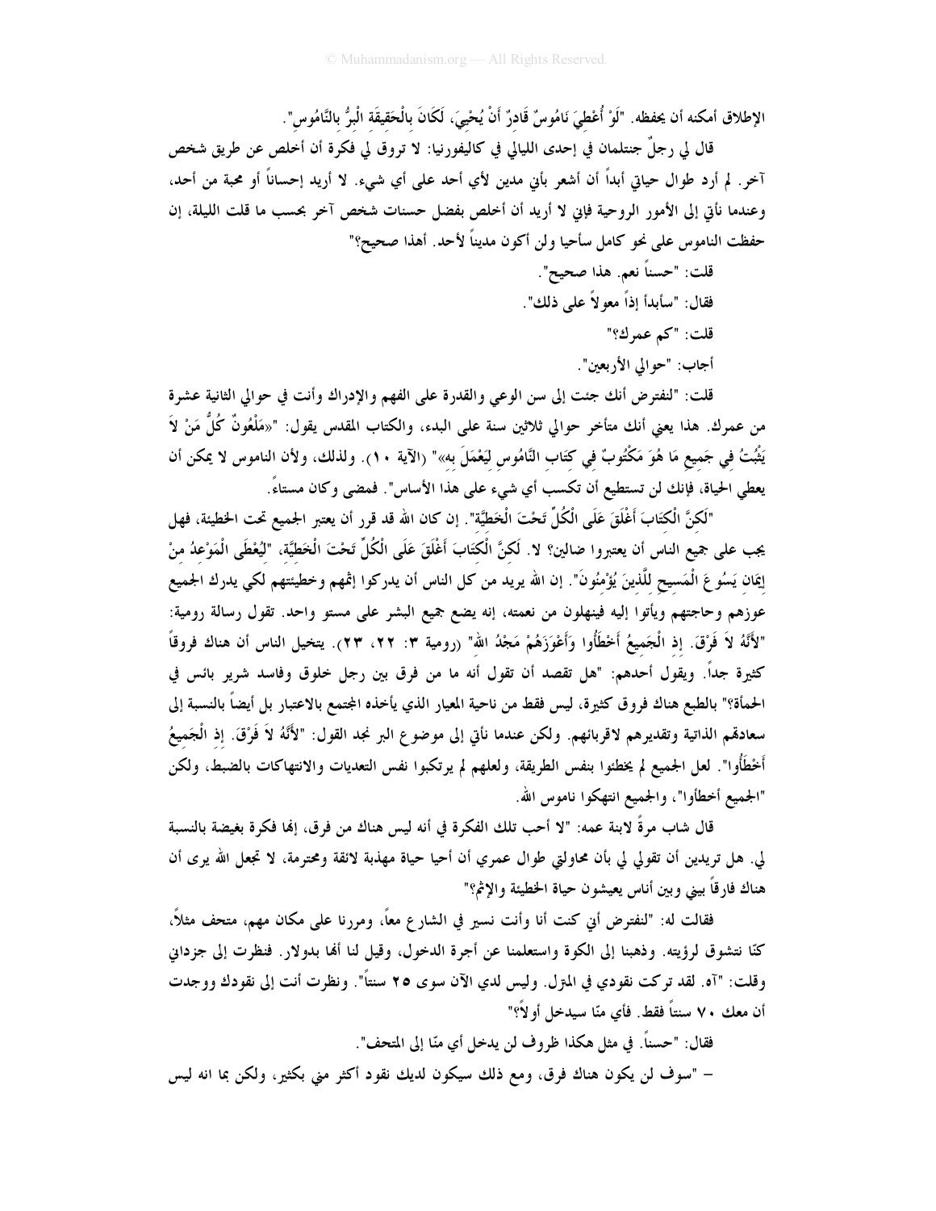الإطلاق أمكنه أن يحفظه. "لَوْ أُعْطِيَ نَامُوسٌ قَادِرٌ أَنْ يُحْيِيَ، لَكَانَ بِالْحَقِيقَةِ الْبِرُّ بِالنَّامُوسِ".

قال لي رجلٌ جنتلمان في إحدى الليالي في كاليفورنيا: لا تروق لي فكرة أن أخلص عن طريق شخص آخر. لم أرد طوال حياتي أبداً أن أشعر بأني مدين لأي أحد على أي شيء. لا أريد إحساناً أو محبة من أحد، وعندما نأتي إلى الأمور الروحية فإني لا أريد أن أخلص بفضل حسنات شخص آخر بحسب ما قلت الليلة، إن حفظت الناموس على نحو كامل سأحيا ولن أكون مديناً لأحد. أهذا صحيح؟"

قلت: "حسناً نعم. هذا صحيح".

فقال: "سأبدأ إذاً معولاً على ذلك".

قلت: "كم عمرك؟"

أجاب: "حوالي الأربعين".

قلت: "لنفترض أنك جئت إلى سن الوعي والقدرة على الفهم والإدراك وأنت في حوالي الثانية عشرة من عمرك. هذا يعني أنك متأخر حوالي ثلاثين سنة على البدء، والكتاب المقدس يقول: "«مَلْعُونٌ كُلُّ مَنْ لاَ يَثْبُتُ فِي جَمِيعِ مَا هُوَ مَكْتُوبٌ فِي كِتَابِ النَّامُوسِ لِيَعْمَلَ بِهِ»" (الآية ١٠). ولذلك، ولأن الناموس لا يمكن أن يعطي الحياة، فإنك لن تستطيع أن تكسب أي شيء على هذا الأساس". فمضى وكان مستاءً.

"لَكِنَّ الْكِتَابَ أَغْلَقَ عَلَى الْكُلِّ تَحْتَ الْخَطِيَّةِ". إن كان الله قد قرر أن يعتبر الجميع تحت الخطيئة، فهل يجب على جميع الناس أن يعتبروا ضالين؟ لا. لَكِنَّ الْكِتَابَ أَغْلَقَ عَلَى الْكُلِّ تَحْتَ الْخَطِيَّةِ، "لِيُعْطَى الْمَوْعِدُ مِنْ إِيمَانِ يَسُوعَ الْمَسِيحِ لِلَّذِينَ يُؤْمِنُونَ". إن الله يريد من كل الناس أن يدركوا إثمهم وخطيئتهم لكي يدرك الجميع عوزهم وحاجتهم ويأتوا إليه فينهلون من نعمته، إنه يضع جميع البشر على مستو واحد. تقول رسالة رومية: "لأَنَّهُ لاَ فَرْقَ. إِذِ الْجَمِيعُ أَخْطَأُوا وَأَعْوَزَهُمْ مَجْدُ اللهِ" (رومية ٣: ٢٢، ٢٣). يتخيل الناس أن هناك فروقاً كثيرة جداً. ويقول أحدهم: "هل تقصد أن تقول أنه ما من فرق بين رجل خلوق وفاسد شرير بائس في الحمأة؟" بالطبع هناك فروق كثيرة، ليس فقط من ناحية المعيار الذي يأخذه المجتمع بالاعتبار بل أيضاً بالنسبة إلى سعادتهم الذاتية وتقديرهم لاقربائهم. ولكن عندما نأتي إلى موضوع البر نجد القول: "لأَنَّهُ لاَ فَرْقَ. إِذِ الْجَمِيعُ أَخْطَأُوا". لعل الجميع لم يخطئوا بنفس الطريقة، ولعلهم لم يرتكبوا نفس التعديات والانتهاكات بالضبط، ولكن "الجميع أخطأوا"، والجميع انتهكوا ناموس الله.

قال شاب مرةً لابنة عمه: "لا أحب تلك الفكرة في أنه ليس هناك من فرق، إنها فكرة بغيضة بالنسبة لي. هل تريدين أن تقولي لي بأن محاولتي طوال عمري أن أحيا حياة مهذبة لائقة ومحترمة، لا تجعل الله يرى أن هناك فارقاً بيني وبين أناس يعيشون حياة الخطيئة والإثم؟"

فقالت له: "لنفترض أني كنت أنا وأنت نسير في الشارع معاً، ومررنا على مكان مهم، متحف مثلاً، كنّا نتشوق لرؤيته. وذهبنا إلى الكوة واستعلمنا عن أجرة الدخول، وقيل لنا أنها بدولار. فنظرت إلى جزداني وقلت: "آه. لقد تركت نقودي في المنزل. وليس لدي الآن سوى ٢٥ سنتاً". ونظرت أنت إلى نقودك ووجدت أن معك ٧٠ سنتاً فقط. فأي منّا سيدخل أولاً؟"

فقال: "حسناً. في مثل هكذا ظروف لن يدخل أي منّا إلى المتحف".

– "سوف لن يكون هناك فرق، ومع ذلك سيكون لديك نقود أكثر مني بكثير، ولكن بما انه ليس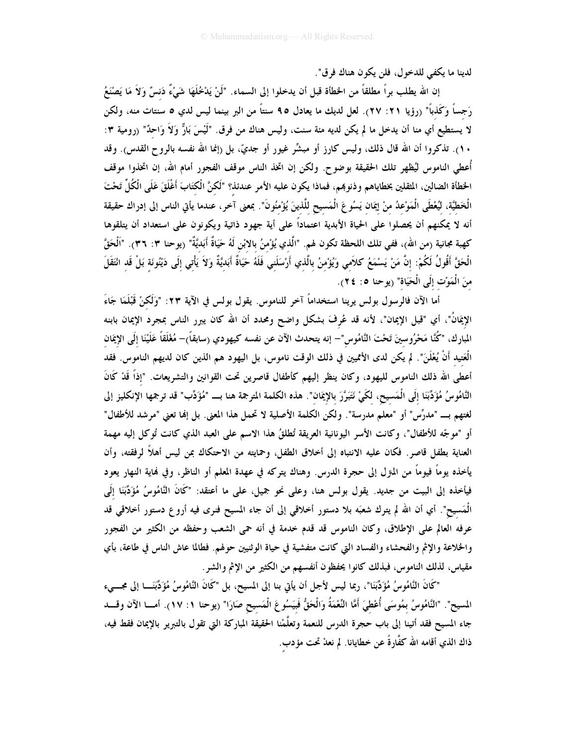لدينا ما يكفي للدخول، فلن يكون هناك فرق".

إن الله يطلب براً مطلقاً من الخطأة قبل أن يدخلوا إلى السماء. "لَنْ يَدْخُلَهَا شَيْءٌ دَنِسٌ وَلاَ مَا يَصْنَعُ رَجِساً وَكَذِباً" (رؤيا ٢١: ٢٧). لعل لديك ما يعادل ٩٥ سنتاً من البر بينما ليس لدي ٥ سنتات منه، ولكن لا يستطيع أي منا أن يدخل ما لم يكن لديه مئة سنت، وليس هناك من فرق. "لَيْسَ بَارٌّ وَلاَ وَاحِدٌ" (رومية ٣: ١٠). تذكروا أن الله قال ذلك، وليس كارز أو مبشِّر غيور أو جديّ، بل (إنما الله نفسه بالروح القدس). وقد أُعطي الناموس ليُظهر تلك الحقيقة بوضوح. ولكن إن اتخذ الناس موقف الفجور أمام الله، إن اتخذوا موقف الخطأة الضالين، المثقلين بخطاياهم وذنوبهم، فماذا يكون عليه الأمر عندئذ؟ "لكِنَّ الْكِتَابَ أَغْلَقَ عَلَى الْكُلِّ تَحْتَ الْخَطِيَّةِ، لِيُعْطَى الْمَوْعِدُ مِنْ إِيمَانِ يَسُوعَ الْمَسِيحِ لِلَّذِينَ يُؤْمِنُونَ". بمعنى آخر، عندما يأتي الناس إلى إدراك حقيقة أنه لا يمكنهم أن يحصلوا على الحياة الأبدية اعتماداً على أية جهود ذاتية ويكونون على استعداد أن يتلقوها كهبة مجانية (من الله)، ففي تلك اللحظة تكون لهم. "الَّذِي يُؤْمِنُ بالابْنِ لَهُ حَيَاةٌ أَبَدِيَّةٌ" (يوحنا ٣: ٣٦). "اَلْحَقَّ الْحَقَّ أَقُولُ لَكُمْ: إِنَّ مَنْ يَسْمَعُ كَلاَمِي وَيُؤْمِنُ بِالَّذِي أَرْسَلَنِي فَلَهُ حَيَاةٌ أَبَدِيَّةٌ وَلاَ يَأْتِي إِلَى دَيْنُونَةٍ بَلْ قَدِ انْتَقَلَ مِنَ الْمَوْتِ إِلَى الْحَيَاةِ" (يوحنا ٥: ٢٤).

أما الآن فالرسول بولس يرينا استخداماً آخر للناموس. يقول بولس في الآية ٢٣: "وَلكِنْ قَبْلَمَا جَاءَ الإِيمَانُ"، أي "قبل الإيمان"، لأنه قد عُرِفَ بشكل واضح ومحدد أن الله كان يبرر الناس بمجرد الإيمان بابنه المبارك، "كُنَّا مَحْرُوسِينَ تَحْتَ النَّامُوسِ"– إنه يتحدث الآن عن نفسه كيهودي (سابقاً)– مُغْلَقاً عَلَيْنَا إِلَى الإِيمَانِ الْعَتِيدِ أَنْ يُعْلَنَ". لم يكن لدى الأمميين في ذلك الوقت ناموس، بل اليهود هم الذين كان لديهم الناموس. فقد أعطى الله ذلك الناموس لليهود، وكان ينظر إليهم كأطفال قاصرين تحت القوانين والتشريعات. "إِذاً قَدْ كَانَ النَّامُوسُ مُؤَدِّبَنَا إِلَى الْمَسِيحِ، لِكَيْ نَتَبَرَّرَ بِالإِيمَانِ". هذه الكلمة المترجمة هنا بـــ "مُؤَدِّب" قد ترجمها الإنكليز إلى لغتهم بـــ "مدرِّس" أو "معلم مدرسة". ولكن الكلمة الأصلية لا تحمل هذا المعنى. بل إنها تعني "مرشد للأطفال" أو "موجّه للأطفال"، وكانت الأسر اليونانية العريقة تُطلقُ هذا الاسم على العبد الذي كانت تُوكل إليه مهمة العناية بطفل قاصر. فكان عليه الانتباه إلى أخلاق الطفل، وحمايته من الاحتكاك بمن ليس أهلاً لرفقته، وأن يأخذه يوماً فيوماً من المنزل إلى حجرة الدرس. وهناك يتركه في عهدة المعلم أو الناظر، وفي نهاية النهار يعود فيأخذه إلى البيت من جديد. يقول بولس هنا، وعلى نحو جميل، على ما أعتقد: "كَانَ النَّامُوسُ مُؤَدِّبَنَا إِلَى الْمَسِيحِ". أي أن الله لم يترك شعبَه بلا دستور أخلاقي إلى أن جاء المسيح فنرى فيه أروع دستور أخلاقي قد عرفه العالم على الإطلاق، وكان الناموس قد قدم خدمة في أنه حمى الشعب وحفظه من الكثير من الفجور والخلاعة والإثم والفحشاء والفساد التي كانت متفشية في حياة الوثنيين حولهم. فطالما عاش الناس في طاعة، بأي مقياس، لذلك الناموس، فبذلك كانوا يحفظون أنفسهم من الكثير من الإثم والشر.

"كَانَ النَّامُوسُ مُؤَدِّبَنَا"، ربما ليس لأجل أن يأتي بنا إلى المسيح، بل "كَانَ النَّامُوسُ مُؤَدِّبَنَا إلى مجيء المسيح". "النَّامُوسُ بِمُوسَى أُعْطِيَ أَمَّا النِّعْمَةُ وَالْحَقُّ فَبِيَسُوعَ الْمَسِيحِ صَارَا" (يوحنا ١: ١٧). أما الآن وقد جاء المسيح فقد أتينا إلى باب حجرة الدرس للنعمة وتعلَّمْنا الحقيقة المباركة التي تقول بالتبرير بالإيمان فقط فيه، ذاك الذي أقامه الله كفَّارةً عن خطايانا. لم نعدْ تحت مؤدب.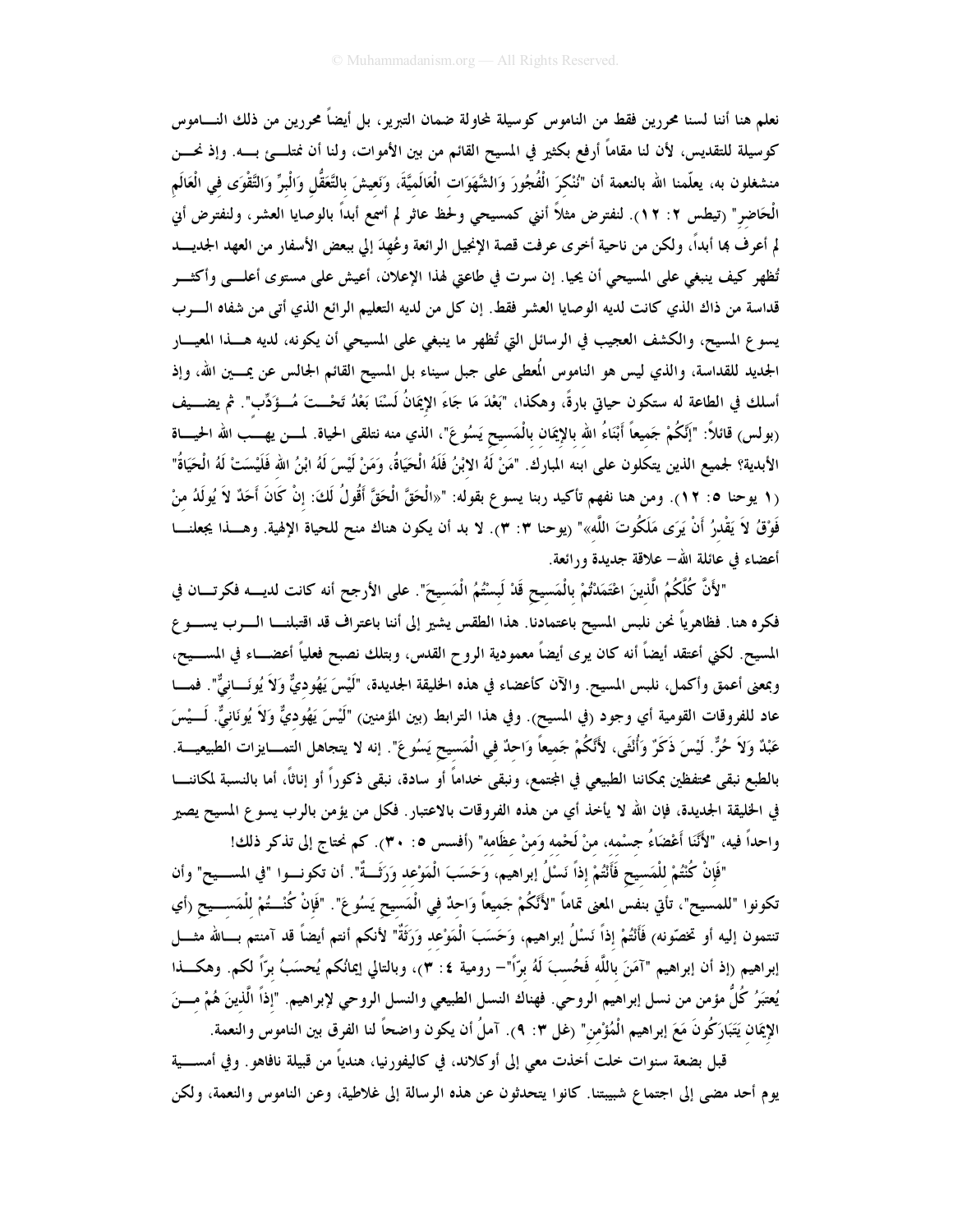نعلم هنا أننا لسنا محررين فقط من الناموس كوسيلة لمحاولة ضمان التبرير، بل أيضاً محررين من ذلك الناموس كوسيلة للتقديس، لأن لنا مقاماً أرفع بكثير في المسيح القائم من بين الأموات، ولنا أن نمتلئ به. وإذ نحن منشغلون به، يعلّمنا الله بالنعمة أن "نُنْكِرَ الْفُجُورَ وَالشَّهَوَاتِ الْعَالَمِيَّةَ، وَنَعِيشَ بِالتَّعَقُّلِ وَالْبِرِّ وَالتَّقْوَى فِي الْعَالَمِ الْحَاضِرِ" (تيطس ٢: ١٢). لنفترض مثلاً أنني كمسيحي ولحظ عاثر لم أسمع أبداً بالوصايا العشر، ولنفترض أني لم أعرف بها أبداً، ولكن من ناحية أخرى عرفت قصة الإنجيل الرائعة وعُهِدَ إلي ببعض الأسفار من العهد الجديد تُظهر كيف ينبغي على المسيحي أن يحيا. إن سرت في طاعتي لهذا الإعلان، أعيش على مستوى أعلى وأكثر قداسة من ذاك الذي كانت لديه الوصايا العشر فقط. إن كل من لديه التعليم الرائع الذي أتى من شفاه الرب يسوع المسيح، والكشف العجيب في الرسائل التي تُظهر ما ينبغي على المسيحي أن يكونه، لديه هذا المعيار الجديد للقداسة، والذي ليس هو الناموس المُعطى على جبل سيناء بل المسيح القائم الجالس عن يمين الله، وإذ أسلك في الطاعة له ستكون حياتي بارةً، وهكذا، "بَعْدَ مَا جَاءَ الإِيمَانُ لَسْنَا بَعْدُ تَحْتَ مُؤَدِّبٍ". ثم يضيف (بولس) قائلاً: "إِنَّكُمْ جَمِيعاً أَبْنَاءُ اللهِ بِالإِيمَانِ بِالْمَسِيحِ يَسُوعَ"، الذي منه نتلقى الحياة. لمن يهب الله الحياة الأبدية؟ لجميع الذين يتكلون على ابنه المبارك. "مَنْ لَهُ الابْنُ فَلَهُ الْحَيَاةُ، وَمَنْ لَيْسَ لَهُ ابْنُ اللهِ فَلَيْسَتْ لَهُ الْحَيَاةُ" (١ يوحنا ٥: ١٢). ومن هنا نفهم تأكيد ربنا يسوع بقوله: "«الْحَقَّ الْحَقَّ أَقُولُ لَكَ: إِنْ كَانَ أَحَدٌ لاَ يُولَدُ مِنْ فَوْقُ لاَ يَقْدِرُ أَنْ يَرَى مَلَكُوتَ اللَّهِ»" (يوحنا ٣: ٣). لا بد أن يكون هناك منح للحياة الإلهية. وهذا يجعلنا أعضاء في عائلة الله– علاقة جديدة ورائعة.

"لأَنَّ كُلَّكُمُ الَّذِينَ اعْتَمَدْتُمْ بِالْمَسِيحِ قَدْ لَبِسْتُمُ الْمَسِيحَ". على الأرجح أنه كانت لديه فكرتان في فكره هنا. فظاهرياً نحن نلبس المسيح باعتمادنا. هذا الطقس يشير إلى أننا باعتراف قد اقتبلنا الرب يسوع المسيح. لكني أعتقد أيضاً أنه كان يرى أيضاً معمودية الروح القدس، وبتلك نصبح فعلياً أعضاء في المسيح، وبمعنى أعمق وأكمل، نلبس المسيح. والآن كأعضاء في هذه الخليقة الجديدة، "لَيْسَ يَهُودِيٌّ وَلاَ يُونَانِيٌّ". فما عاد للفروقات القومية أي وجود (في المسيح). وفي هذا الترابط (بين المؤمنين) "لَيْسَ يَهُودِيٌّ وَلاَ يُونَانِيٌّ. لَيْسَ عَبْدٌ وَلاَ حُرٌّ. لَيْسَ ذَكَرٌ وَأُنْثَى، لأَنَّكُمْ جَمِيعاً وَاحِدٌ فِي الْمَسِيحِ يَسُوعَ". إنه لا يتجاهل التمايزات الطبيعية. بالطبع نبقى محتفظين بمكاننا الطبيعي في المجتمع، ونبقى خداماً أو سادة، نبقى ذكوراً أو إناثاً، أما بالنسبة لمكاننا في الخليقة الجديدة، فإن الله لا يأخذ أي من هذه الفروقات بالاعتبار. فكل من يؤمن بالرب يسوع المسيح يصير واحداً فيه، "لأَنَّنَا أَعْضَاءُ جِسْمِهِ، مِنْ لَحْمِهِ وَمِنْ عِظَامِهِ" (أفسس ٥: ٣٠). كم نحتاج إلى تذكر ذلك!

"فَإِنْ كُنْتُمْ لِلْمَسِيحِ فَأَنْتُمْ إِذاً نَسْلُ إبراهيم، وَحَسَبَ الْمَوْعِدِ وَرَثَةٌ". أن تكونوا "في المسيح" وأن تكونوا "للمسيح"، تأتي بنفس المعنى تماماً "لأَنَّكُمْ جَمِيعاً وَاحِدٌ فِي الْمَسِيحِ يَسُوعَ". "فَإِنْ كُنْتُمْ لِلْمَسِيحِ (أي تنتمون إليه أو تخصّونه) فَأَنْتُمْ إِذاً نَسْلُ إبراهيم، وَحَسَبَ الْمَوْعِدِ وَرَثَةٌ" لأنكم أنتم أيضاً قد آمنتم بالله مثل إبراهيم (إذ أن إبراهيم "آمَنَ بِاللَّهِ فَحُسِبَ لَهُ بِرّاً"– رومية ٤: ٣)، وبالتالي إيمانكم يُحسَبُ برّاً لكم. وهكذا يُعتبَرُ كُلُّ مؤمن من نسل إبراهيم الروحي. فهناك النسل الطبيعي والنسل الروحي لإبراهيم. "إِذاً الَّذِينَ هُمْ مِنَ الإِيمَانِ يَتَبَارَكُونَ مَعَ إبراهيم الْمُؤْمِنِ" (غل ٣: ٩). آملُ أن يكون واضحاً لنا الفرق بين الناموس والنعمة.

قبل بضعة سنوات خلت أخذت معي إلى أوكلاند، في كاليفورنيا، هندياً من قبيلة نافاهو. وفي أمسية يوم أحد مضى إلى اجتماع شبيبتنا. كانوا يتحدثون عن هذه الرسالة إلى غلاطية، وعن الناموس والنعمة، ولكن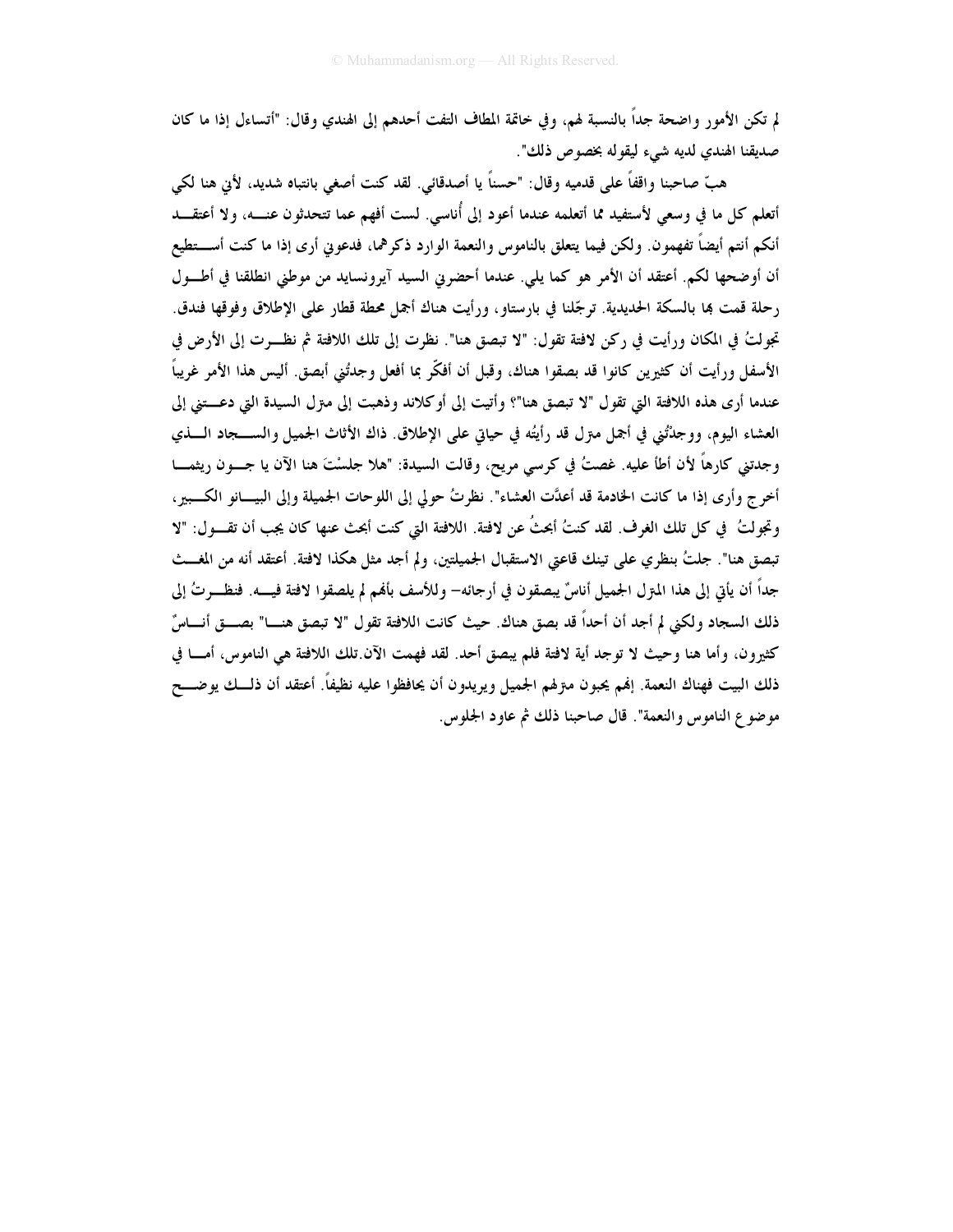لم تكن الأمور واضحة جداً بالنسبة لهم، وفي خاتمة المطاف التفت أحدهم إلى الهندي وقال: "أتساءل إذا ما كان صديقنا الهندي لديه شيء ليقوله بخصوص ذلك".

هبّ صاحبنا واقفاً على قدميه وقال: "حسناً يا أصدقائي. لقد كنت أصغي بانتباه شديد، لأني هنا لكي أتعلم كل ما في وسعي لأستفيد مما أتعلمه عندما أعود إلى أُناسي. لست أفهم عما تتحدثون عنه، ولا أعتقد أنكم أنتم أيضاً تفهمون. ولكن فيما يتعلق بالناموس والنعمة الوارد ذكرهما، فدعوني أرى إذا ما كنت أستطيع أن أوضحها لكم. أعتقد أن الأمر هو كما يلي. عندما أحضرني السيد آيرونسايد من موطني انطلقنا في أطول رحلة قمت بها بالسكة الحديدية. ترجّلنا في بارستاو، ورأيت هناك أجمل محطة قطار على الإطلاق وفوقها فندق. تجولتُ في المكان ورأيت في ركن لافتة تقول: "لا تبصق هنا". نظرت إلى تلك اللافتة ثم نظرت إلى الأرض في الأسفل ورأيت أن كثيرين كانوا قد بصقوا هناك، وقبل أن أفكّر بما أفعل وجدتُني أبصق. أليس هذا الأمر غريباً عندما أرى هذه اللافتة التي تقول "لا تبصق هنا"؟ وأتيت إلى أوكلاند وذهبت إلى منزل السيدة التي دعتني إلى العشاء اليوم، ووجدتُني في أجمل منزل قد رأيتُه في حياتي على الإطلاق. ذاك الأثاث الجميل والسجاد الذي وجدتني كارهاً لأن أطأ عليه. غصتُ في كرسي مريح، وقالت السيدة: "هلا جلسْتَ هنا الآن يا جون ريثما أخرج وأرى إذا ما كانت الخادمة قد أعدَّت العشاء". نظرتُ حولي إلى اللوحات الجميلة وإلى البيانو الكبير، وتجولتُ في كل تلك الغرف. لقد كنتُ أبحثُ عن لافتة. اللافتة التي كنت أبحث عنها كان يجب أن تقول: "لا تبصق هنا". جلتُ بنظري على تينك قاعتي الاستقبال الجميلتين، ولم أجد مثل هكذا لافتة. أعتقد أنه من المغث جداً أن يأتي إلى هذا المنزل الجميل أناسٌ يبصقون في أرجائه– وللأسف بأنهم لم يلصقوا لافتة فيه. فنظرتُ إلى ذلك السجاد ولكني لم أجد أن أحداً قد بصق هناك. حيث كانت اللافتة تقول "لا تبصق هنا" بصق أناسٌ كثيرون، وأما هنا وحيث لا توجد أية لافتة فلم يبصق أحد. لقد فهمت الآن.تلك اللافتة هي الناموس، أما في ذلك البيت فهناك النعمة. إنهم يحبون منزلهم الجميل ويريدون أن يحافظوا عليه نظيفاً. أعتقد أن ذلك يوضح موضوع الناموس والنعمة". قال صاحبنا ذلك ثم عاود الجلوس.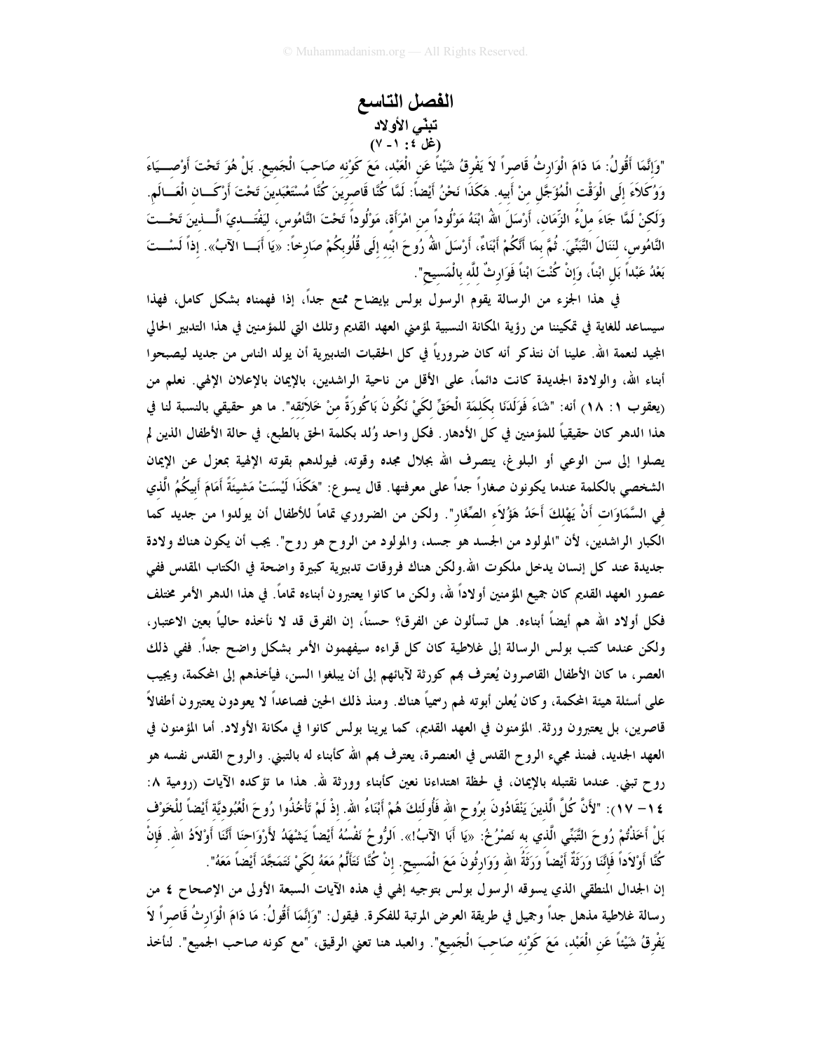# الفصل التاسع

## تبنّي الأولاد

### (غل ٤ : ١ - ٧)

"وَإِنَّمَا أَقُولُ: مَا دَامَ الْوَارِثُ قَاصِراً لاَ يَفْرِقُ شَيْئاً عَنِ الْعَبْدِ، مَعَ كَوْنِهِ صَاحِبَ الْجَمِيعِ. بَلْ هُوَ تَحْتَ أَوْصِيَاءَ وَوُكَلاَءَ إِلَى الْوَقْتِ الْمُؤَجَّلِ مِنْ أَبِيهِ. هَكَذَا نَحْنُ أَيْضاً: لَمَّا كُنَّا قَاصِرِينَ كُنَّا مُسْتَعْبَدِينَ تَحْتَ أَرْكَانِ الْعَالَمِ. وَلَكِنْ لَمَّا جَاءَ مِلْءُ الزَّمَانِ، أَرْسَلَ اللهُ ابْنَهُ مَوْلُوداً مِنِ امْرَأَةٍ، مَوْلُوداً تَحْتَ النَّامُوسِ، لِيَفْتَدِيَ الَّذِينَ تَحْتَ النَّامُوسِ، لِنَنَالَ التَّبَنِّيَ. ثُمَّ بِمَا أَنَّكُمْ أَبْنَاءٌ، أَرْسَلَ اللهُ رُوحَ ابْنِهِ إِلَى قُلُوبِكُمْ صَارِخاً: «يَا أَبَا الآبُ». إِذاً لَسْتَ بَعْدُ عَبْداً بَلِ ابْناً، وَإِنْ كُنْتَ ابْناً فَوَارِثٌ لِلَّهِ بِالْمَسِيحِ".

في هذا الجزء من الرسالة يقوم الرسول بولس بإيضاح ممتع جداً، إذا فهمناه بشكل كامل، فهذا سيساعد للغاية في تمكيننا من رؤية المكانة النسبية لمؤمني العهد القديم وتلك التي للمؤمنين في هذا التدبير الحالي المجيد لنعمة الله. علينا أن نتذكر أنه كان ضرورياً في كل الحقبات التدبيرية أن يولد الناس من جديد ليصبحوا أبناء الله، والولادة الجديدة كانت دائماً، على الأقل من ناحية الراشدين، بالإيمان بالإعلان الإلهي. نعلم من (يعقوب ١ : ١٨) أنه: "شَاءَ فَوَلَدَنَا بِكَلِمَةِ الْحَقِّ لِكَيْ نَكُونَ بَاكُورَةً مِنْ خَلاَئِقِهِ". ما هو حقيقي بالنسبة لنا في هذا الدهر كان حقيقياً للمؤمنين في كل الأدهار. فكل واحد وُلد بكلمة الحق بالطبع، في حالة الأطفال الذين لم يصلوا إلى سن الوعي أو البلوغ، يتصرف الله بجلال مجده وقوته، فيولدهم بقوته الإلهية بمعزل عن الإيمان الشخصي بالكلمة عندما يكونون صغاراً جداً على معرفتها. قال يسوع: "هَكَذَا لَيْسَتْ مَشِيئَةً أَمَامَ أَبِيكُمُ الَّذِي فِي السَّمَاوَاتِ أَنْ يَهْلِكَ أَحَدُ هَؤُلاَءِ الصِّغَارِ". ولكن من الضروري تماماً للأطفال أن يولدوا من جديد كما الكبار الراشدين، لأن "المولود من الجسد هو جسد، والمولود من الروح هو روح". يجب أن يكون هناك ولادة جديدة عند كل إنسان يدخل ملكوت الله.ولكن هناك فروقات تدبيرية كبيرة واضحة في الكتاب المقدس ففي عصور العهد القديم كان جميع المؤمنين أولاداً لله، ولكن ما كانوا يعتبرون أبناءه تماماً. في هذا الدهر الأمر مختلف فكل أولاد الله هم أيضاً أبناءه. هل تسألون عن الفرق؟ حسناً، إن الفرق قد لا نأخذه حالياً بعين الاعتبار، ولكن عندما كتب بولس الرسالة إلى غلاطية كان كل قراءه سيفهمون الأمر بشكل واضح جداً. ففي ذلك العصر، ما كان الأطفال القاصرون يُعترف بهم كورثة لآبائهم إلى أن يبلغوا السن، فيأخذهم إلى المحكمة، ويجيب على أسئلة هيئة المحكمة، وكان يُعلن أبوته لهم رسمياً هناك. ومنذ ذلك الحين فصاعداً لا يعودون يعتبرون أطفالاً قاصرين، بل يعتبرون ورثة. المؤمنون في العهد القديم، كما يرينا بولس كانوا في مكانة الأولاد. أما المؤمنون في العهد الجديد، فمنذ مجيء الروح القدس في العنصرة، يعترف بهم الله كأبناء له بالتبني. والروح القدس نفسه هو روح تبني. عندما نقتبله بالإيمان، في لحظة اهتداءنا نعين كأبناء وورثة لله. هذا ما تؤكده الآيات (رومية ٨: ١٤- ١٧): "لأَنَّ كُلَّ الَّذِينَ يَنْقَادُونَ بِرُوحِ اللهِ فَأُولَئِكَ هُمْ أَبْنَاءُ اللهِ. إِذْ لَمْ تَأْخُذُوا رُوحَ الْعُبُودِيَّةِ أَيْضاً لِلْخَوْفِ بَلْ أَخَذْتُمْ رُوحَ التَّبَنِّي الَّذِي بِهِ نَصْرُخُ: «يَا أَبَا الآبُ!». اَلرُّوحُ نَفْسُهُ أَيْضاً يَشْهَدُ لأَرْوَاحِنَا أَنَّنَا أَوْلاَدُ اللهِ. فَإِنْ كُنَّا أَوْلاَداً فَإِنَّنَا وَرَثَةٌ أَيْضاً وَرَثَةُ اللهِ وَوَارِثُونَ مَعَ الْمَسِيحِ. إِنْ كُنَّا نَتَأَلَّمُ مَعَهُ لِكَيْ نَتَمَجَّدَ أَيْضاً مَعَهُ".

إن الجدال المنطقي الذي يسوقه الرسول بولس بتوجيه إلهي في هذه الآيات السبعة الأولى من الإصحاح ٤ من رسالة غلاطية مذهل جداً وجميل في طريقة العرض المرتبة للفكرة. فيقول: "وَإِنَّمَا أَقُولُ: مَا دَامَ الْوَارِثُ قَاصِراً لاَ يَفْرِقُ شَيْئاً عَنِ الْعَبْدِ، مَعَ كَوْنِهِ صَاحِبَ الْجَمِيعِ". والعبد هنا تعني الرقيق، "مع كونه صاحب الجميع". لنأخذ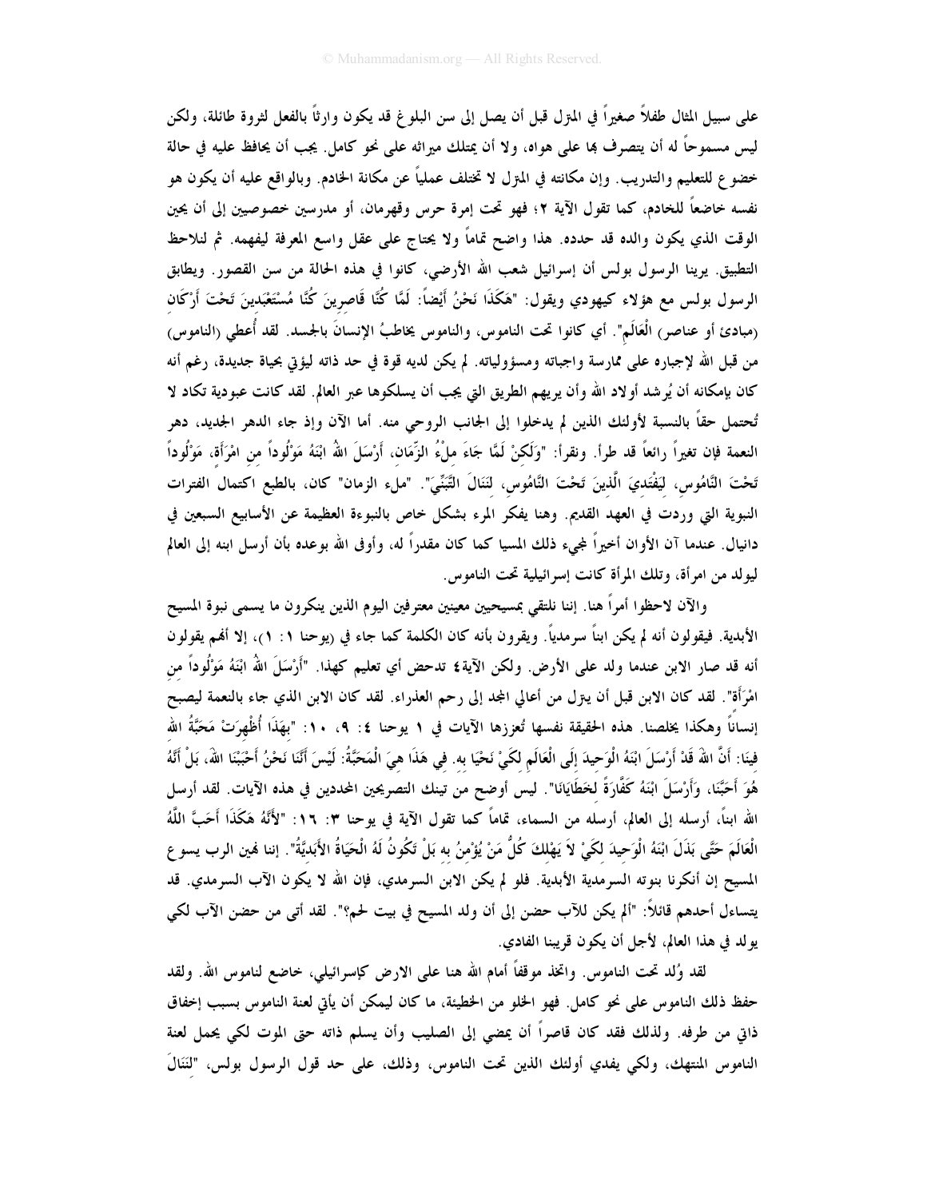على سبيل المثال طفلاً صغيراً في المنزل قبل أن يصل إلى سن البلوغ قد يكون وارثاً بالفعل لثروة طائلة، ولكن ليس مسموحاً له أن يتصرف بها على هواه، ولا أن يمتلك ميراثه على نحو كامل. يجب أن يحافظ عليه في حالة خضوع للتعليم والتدريب. وإن مكانته في المنزل لا تختلف عملياً عن مكانة الخادم. وبالواقع عليه أن يكون هو نفسه خاضعاً للخادم، كما تقول الآية ٢؛ فهو تحت إمرة حرس وقهرمان، أو مدرسين خصوصيين إلى أن يحين الوقت الذي يكون والده قد حدده. هذا واضح تماماً ولا يحتاج على عقل واسع المعرفة ليفهمه. ثم لنلاحظ التطبيق. يرينا الرسول بولس أن إسرائيل شعب الله الأرضي، كانوا في هذه الحالة من سن القصور. ويطابق الرسول بولس مع هؤلاء كيهودي ويقول: "هَكَذَا نَحْنُ أَيْضاً: لَمَّا كُنَّا قَاصِرِينَ كُنَّا مُسْتَعْبَدِينَ تَحْتَ أَرْكَانِ (مبادئ أو عناصر) الْعَالَمِ". أي كانوا تحت الناموس، والناموس يخاطبُ الإنسانَ بالجسد. لقد أُعطي (الناموس) من قبل الله لإجباره على ممارسة واجباته ومسؤولياته. لم يكن لديه قوة في حد ذاته ليؤتي بحياة جديدة، رغم أنه كان بإمكانه أن يُرشد أولاد الله وأن يريهم الطريق التي يجب أن يسلكوها عبر العالم. لقد كانت عبودية تكاد لا تُحتمل حقاً بالنسبة لأولئك الذين لم يدخلوا إلى الجانب الروحي منه. أما الآن وإذ جاء الدهر الجديد، دهر النعمة فإن تغيراً رائعاً قد طرأ. ونقرأ: "وَلَكِنْ لَمَّا جَاءَ مِلْءُ الزَّمَانِ، أَرْسَلَ اللهُ ابْنَهُ مَوْلُوداً من امْرَأَةٍ، مَوْلُوداً تَحْتَ النَّامُوسِ، لِيَفْتَدِيَ الَّذِينَ تَحْتَ النَّامُوسِ، لِنَنَالَ التَّبَنِّيَ". "ملء الزمان" كان، بالطبع اكتمال الفترات النبوية التي وردت في العهد القديم. وهنا يفكر المرء بشكل خاص بالنبوءة العظيمة عن الأسابيع السبعين في دانيال. عندما آن الأوان أخيراً لمجيء ذلك المسيا كما كان مقدراً له، وأوفى الله بوعده بأن أرسل ابنه إلى العالم ليولد من امرأة، وتلك المرأة كانت إسرائيلية تحت الناموس.

والآن لاحظوا أمراً هنا. إننا نلتقي بمسيحيين معينين معترفين اليوم الذين ينكرون ما يسمى بنوة المسيح الأبدية. فيقولون أنه لم يكن ابناً سرمدياً. ويقرون بأنه كان الكلمة كما جاء في (يوحنا ١: ١)، إلا أنهم يقولون أنه قد صار الابن عندما ولد على الأرض. ولكن الآية٤ تدحض أي تعليم كهذا. "أَرْسَلَ اللهُ ابْنَهُ مَوْلُوداً من امْرَأَةٍ". لقد كان الابن قبل أن ينزل من أعالي المجد إلى رحم العذراء. لقد كان الابن الذي جاء بالنعمة ليصبح إنساناً وهكذا يخلصنا. هذه الحقيقة نفسها تُعززها الآيات في ١ يوحنا ٤: ٩، ١٠: "بِهَذَا أُظْهِرَتْ مَحَبَّةُ اللهِ فِينَا: أَنَّ اللهَ قَدْ أَرْسَلَ ابْنَهُ الْوَحِيدَ إِلَى الْعَالَمِ لِكَيْ نَحْيَا به. فِي هَذَا هِيَ الْمَحَبَّةُ: لَيْسَ أَنَّنَا نَحْنُ أَحْبَبْنَا اللهَ، بَلْ أَنَّهُ هُوَ أَحَبَّنَا، وَأَرْسَلَ ابْنَهُ كَفَّارَةً لِخَطَايَانَا". ليس أوضح من تينك التصريحين المحددين في هذه الآيات. لقد أرسل الله ابناً، أرسله إلى العالم، أرسله من السماء، تماماً كما تقول الآية في يوحنا ٣: ١٦: "لأَنَّهُ هَكَذَا أَحَبَّ اللَّهُ الْعَالَمَ حَتَّى بَذَلَ ابْنَهُ الْوَحِيدَ لِكَيْ لاَ يَهْلِكَ كُلُّ مَنْ يُؤْمِنُ به بَلْ تَكُونُ لَهُ الْحَيَاةُ الأَبَدِيَّةُ". إننا نهين الرب يسوع المسيح إن أنكرنا بنوته السرمدية الأبدية. فلو لم يكن الابن السرمدي، فإن الله لا يكون الآب السرمدي. قد يتساءل أحدهم قائلاً: "ألم يكن للآب حضن إلى أن ولد المسيح في بيت لحم؟". لقد أتى من حضن الآب لكي يولد في هذا العالم، لأجل أن يكون قريبنا الفادي.

لقد وُلد تحت الناموس. واتخذ موقفاً أمام الله هنا على الارض كإسرائيلي، خاضع لناموس الله. ولقد حفظ ذلك الناموس على نحو كامل. فهو الخلو من الخطيئة، ما كان ليمكن أن يأتي لعنة الناموس بسبب إخفاق ذاتي من طرفه. ولذلك فقد كان قاصراً أن يمضي إلى الصليب وأن يسلم ذاته حتى الموت لكي يحمل لعنة الناموس المنتهك، ولكي يفدي أولئك الذين تحت الناموس، وذلك، على حد قول الرسول بولس، "لِنَنَالَ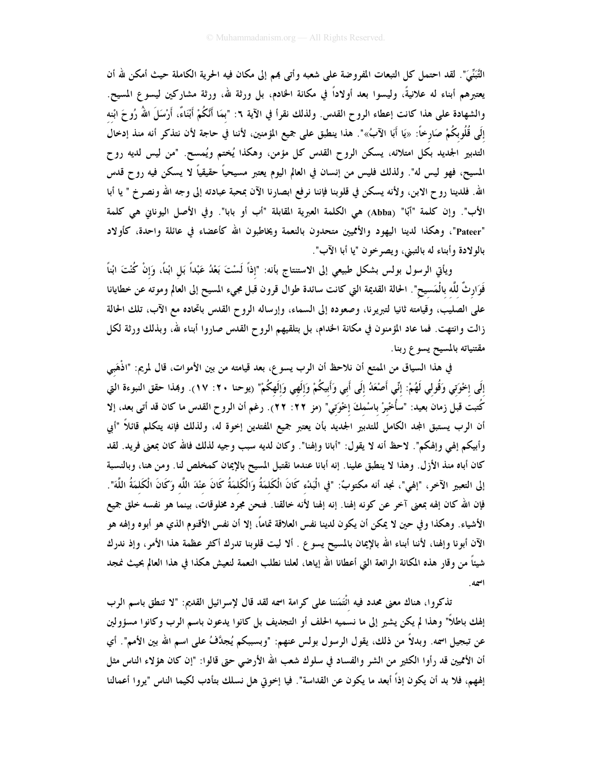التَّبَنِّي". لقد احتمل كل التبعات المفروضة على شعبه وأتى بهم إلى مكان فيه الحرية الكاملة حيث أمكن لله أن يعتبرهم أبناء له علانيةً، وليسوا بعد أولاداً في مكانة الخادم، بل ورثة لله، ورثة مشاركين ليسوع المسيح. والشهادة على هذا كانت إعطاء الروح القدس. ولذلك نقرأ في الآية ٦: "بِمَا أَنَّكُمْ أَبْنَاءٌ، أَرْسَلَ اللهُ رُوحَ ابْنِهِ إِلَى قُلُوبِكُمْ صَارِخاً: «يَا أَبَا الآبُ»". هذا ينطبق على جميع المؤمنين، لأننا في حاجة لأن نتذكر أنه منذ إدخال التدبير الجديد بكل امتلائه، يسكن الروح القدس كل مؤمن، وهكذا يُختم ويُمسح. "من ليس لديه روح المسيح، فهو ليس له". ولذلك فليس من إنسان في العالم اليوم يعتبر مسيحياً حقيقياً لا يسكن فيه روح قدس الله. فلدينا روح الابن، ولأنه يسكن في قلوبنا فإننا نرفع ابصارنا الآن بمحبة عبادته إلى وجه الله ونصرخ " يا أبا الأب". وإن كلمة "أَبَا" (Abba) هي الكلمة العبرية المقابلة "أب أو بابا". وفي الأصل اليوناني هي كلمة "Pateer"، وهكذا لدينا اليهود والأمميين متحدون بالنعمة ويخاطبون الله كأعضاء في عائلة واحدة، كأولاد بالولادة وأبناء له بالتبني، ويصرخون "يا أبا الآب".

ويأتي الرسول بولس بشكل طبيعي إلى الاستنتاج بأنه: "إِذاً لَسْتَ بَعْدُ عَبْداً بَلِ ابْناً، وَإِنْ كُنْتَ ابْناً فَوَارِثٌ لِلَّهِ بِالْمَسِيحِ". الحالة القديمة التي كانت سائدة طوال قرون قبل مجيء المسيح إلى العالم وموته عن خطايانا على الصليب، وقيامته ثانيا لتبريرنا، وصعوده إلى السماء، وإرساله الروح القدس باتحاده مع الآب، تلك الحالة زالت وانتهت. فما عاد المؤمنون في مكانة الخدام، بل بتلقيهم الروح القدس صاروا أبناء لله، وبذلك ورثة لكل مقتنياته بالمسيح يسوع ربنا.

في هذا السياق من الممتع أن نلاحظ أن الرب يسوع، بعد قيامته من بين الأموات، قال لمريم: "اذْهَبِي إِلَى إِخْوَتِي وَقُولِي لَهُمْ: إِنِّي أَصْعَدُ إِلَى أَبِي وَأَبِيكُمْ وَإِلَهِي وَإِلَهِكُمْ" (يوحنا ٢٠: ١٧). وبهذا حقق النبوءة التي كُتبت قبل زمان بعيد: "سأُخْبِرُ بِاسْمِكَ إِخْوَتِي" (مز ٢٢: ٢٢). رغم أن الروح القدس ما كان قد أتى بعد، إلا أن الرب يستبق المجد الكامل للتدبير الجديد بأن يعتبر جميع المفتدين إخوة له، ولذلك فإنه يتكلم قائلاً "أبي وأبيكم إلهي وإلهكم". لاحظ أنه لا يقول: "أبانا وإلهنا". وكان لديه سبب وجيه لذلك فالله كان بمعنى فريد. لقد كان أباه منذ الأزل. وهذا لا ينطبق علينا. إنه أبانا عندما نقتبل المسيح بالإيمان كمخلص لنا. ومن هنا، وبالنسبة إلى التعبير الآخر، "إلهي"، نجد أنه مكتوبٌ: "فِي الْبَدْءِ كَانَ الْكَلِمَةُ وَالْكَلِمَةُ كَانَ عِنْدَ اللَّهِ وَكَانَ الْكَلِمَةُ اللَّهَ". فإن الله كان إلهه بمعنى آخر عن كونه إلهنا. إنه إلهنا لأنه خالقنا. فنحن مجرد مخلوقات، بينما هو نفسه خلق جميع الأشياء. وهكذا وفي حين لا يمكن أن يكون لدينا نفس العلاقة تماماً، إلا أن نفس الأقنوم الذي هو أبوه وإلهه هو الآن أبونا وإلهنا، لأننا أبناء الله بالإيمان بالمسيح يسوع . ألا ليت قلوبنا تدرك أكثر عظمة هذا الأمر، وإذ ندرك شيئاً من وقار هذه المكانة الرائعة التي أعطانا الله إياها، لعلنا نطلب النعمة لنعيش هكذا في هذا العالم بحيث نمجد اسمه.

تذكروا، هناك معنى محدد فيه ائْتَمَننا على كرامة اسمه لقد قال لإسرائيل القديم: "لا تنطق باسم الرب إلهك باطلاً" وهذا لم يكن يشير إلى ما نسميه الحلف أو التجديف بل كانوا يدعون باسم الرب وكانوا مسؤولين عن تبجيل اسمه. وبدلاً من ذلك، يقول الرسول بولس عنهم: "وبسببكم يُجدَّفُ على اسم الله بين الأمم". أي أن الأمميين قد رأوا الكثير من الشر والفساد في سلوك شعب الله الأرضي حتى قالوا: "إن كان هؤلاء الناس مثل إلههم، فلا بد أن يكون إذاً أبعد ما يكون عن القداسة". فيا إخوتي هل نسلك بتأدب لكيما الناس "يروا أعمالنا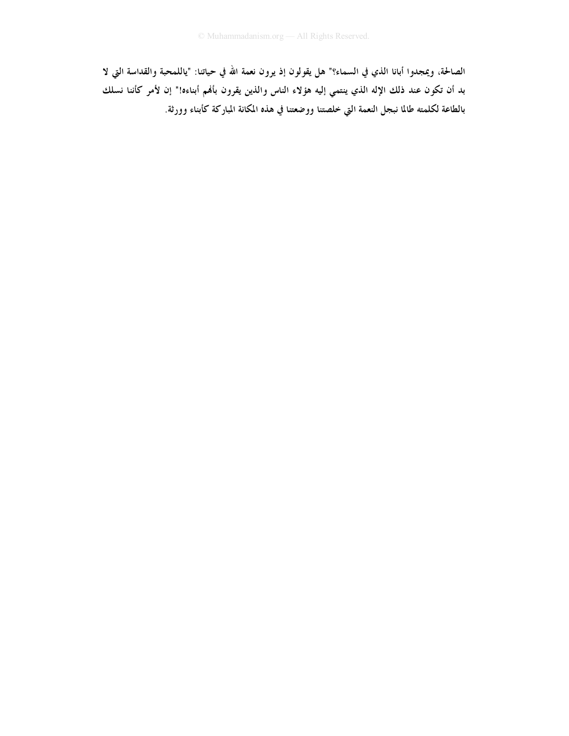الصالحة، ويمجدوا أبانا الذي في السماء؟" هل يقولون إذ يرون نعمة الله في حياتنا: "ياللمحبة والقداسة التي لا بد أن تكون عند ذلك الإله الذي ينتمي إليه هؤلاء الناس والذين يقرون بأنهم أبناءه!" إن لأمر كأننا نسلك بالطاعة لكلمته طالما نبجل النعمة التي خلصتنا ووضعتنا في هذه المكانة المباركة كأبناء وورثة.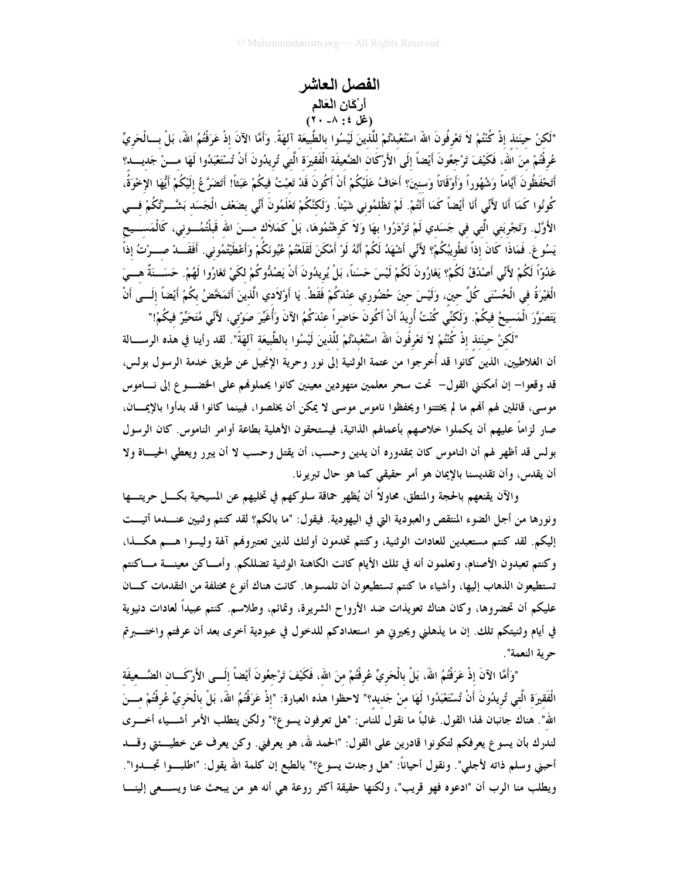# الفصل العاشر

## أَرْكان الْعَالم

### (غل ٤ : ٨- ٢٠)

"لَكِنْ حِينَئِذٍ إِذْ كُنْتُمْ لاَ تَعْرِفُونَ اللهَ اسْتُعْبِدْتُمْ لِلَّذِينَ لَيْسُوا بِالطَّبِيعَةِ آلِهَةً. وَأَمَّا الآنَ إِذْ عَرَفْتُمُ اللهَ، بَلْ بِالْحَرِيِّ عُرِفْتُمْ مِنَ اللهِ، فَكَيْفَ تَرْجِعُونَ أَيْضاً إِلَى الأَرْكَانِ الضَّعِيفَةِ الْفَقِيرَةِ الَّتِي تُرِيدُونَ أَنْ تُسْتَعْبَدُوا لَهَا مِنْ جَدِيدٍ؟ أَتَحْفَظُونَ أَيَّاماً وَشُهُوراً وَأَوْقَاتاً وَسِنِينَ؟ أَخَافُ عَلَيْكُمْ أَنْ أَكُونَ قَدْ تَعِبْتُ فِيكُمْ عَبَثاً! أَتَضَرَّعُ إِلَيْكُمْ أَيُّهَا الإِخْوَةُ، كُونُوا كَمَا أَنَا لأَنِّي أَنَا أَيْضاً كَمَا أَنْتُمْ. لَمْ تَظْلِمُونِي شَيْئاً. وَلَكِنَّكُمْ تَعْلَمُونَ أَنِّي بِضَعْفِ الْجَسَدِ بَشَّرْتُكُمْ فِي الأَوَّلِ. وَتَجْرِبَتِي الَّتِي فِي جَسَدِي لَمْ تَزْدَرُوا بِهَا وَلاَ كَرِهْتُمُوهَا، بَلْ كَمَلاَكٍ مِنَ اللهِ قَبِلْتُمُونِي، كَالْمَسِيحِ يَسُوعَ. فَمَاذَا كَانَ إِذاً تَطْوِيبُكُمْ؟ لأَنِّي أَشْهَدُ لَكُمْ أَنَّهُ لَوْ أَمْكَنَ لَقَلَعْتُمْ عُيُونَكُمْ وَأَعْطَيْتُمُونِي. أَفَقَدْ صِرْتُ إِذاً عَدُوّاً لَكُمْ لأَنِّي أَصْدُقُ لَكُمْ؟ يَغَارُونَ لَكُمْ لَيْسَ حَسَناً، بَلْ يُرِيدُونَ أَنْ يَصُدُّوكُمْ لِكَيْ تَغَارُوا لَهُمْ. حَسَنَةٌ هِيَ الْغَيْرَةُ فِي الْحُسْنَى كُلَّ حِينٍ، وَلَيْسَ حِينَ حُضُورِي عِنْدَكُمْ فَقَطْ. يَا أَوْلاَدِي الَّذِينَ أَتَمَخَّضُ بِكُمْ أَيْضاً إِلَى أَنْ يَتَصَوَّرَ الْمَسِيحُ فِيكُمْ. وَلَكِنِّي كُنْتُ أُرِيدُ أَنْ أَكُونَ حَاضِراً عِنْدَكُمُ الآنَ وَأُغَيِّرَ صَوْتِي، لأَنِّي مُتَحَيِّرٌ فِيكُمْ!"

"لَكِنْ حِينَئِذٍ إِذْ كُنْتُمْ لاَ تَعْرِفُونَ اللهَ اسْتُعْبِدْتُمْ لِلَّذِينَ لَيْسُوا بِالطَّبِيعَةِ آلِهَةً". لقد رأينا في هذه الرسالة أن الغلاطيين، الذين كانوا قد أُخرجوا من عتمة الوثنية إلى نور وحرية الإنجيل عن طريق خدمة الرسول بولس، قد وقعوا- إن أمكنني القول- تحت سحر معلمين متهودين معينين كانوا يحملونهم على الخضوع إلى ناموس موسى، قائلين لهم أنهم ما لم يختتنوا ويحفظوا ناموس موسى لا يمكن أن يخلصوا، فبينما كانوا قد بدأوا بالإيمان، صار لزاماً عليهم أن يكملوا خلاصهم بأعمالهم الذاتية، فيستحقون الأهلية بطاعة أوامر الناموس. كان الرسول بولس قد أظهر لهم أن الناموس كان بمقدوره أن يدين وحسب، أن يقتل وحسب لا أن يبرر ويعطي الحياة ولا أن يقدس، وأن تقديسنا بالإيمان هو أمر حقيقي كما هو حال تبريرنا.

والآن يقنعهم بالحجة والمنطق، محاولاً أن يُظهر حماقة سلوكهم في تخليهم عن المسيحية بكل حريتها ونورها من أجل الضوء المنتقص والعبودية التي في اليهودية. فيقول: "ما بالكم؟ لقد كنتم وثنيين عندما أتيت إليكم. لقد كنتم مستعبدين للعادات الوثنية، وكنتم تخدمون أولئك لذين تعتبرونهم آلهة وليسوا هم هكذا، وكنتم تعبدون الأصنام، وتعلمون أنه في تلك الأيام كانت الكاهنة الوثنية تضللكم. وأماكن معينة ما كنتم تستطيعون الذهاب إليها، وأشياء ما كنتم تستطيعون أن تلمسوها. كانت هناك أنواع مختلفة من التقدمات كان عليكم أن تحضروها، وكان هناك تعويذات ضد الأرواح الشريرة، وتمائم، وطلاسم. كنتم عبيداً لعادات دنيوية في أيام وثنيتكم تلك. إن ما يذهلني ويحيرني هو استعدادكم للدخول في عبودية أخرى بعد أن عرفتم واختبرتم حرية النعمة".

"وَأَمَّا الآنَ إِذْ عَرَفْتُمُ اللهَ، بَلْ بِالْحَرِيِّ عُرِفْتُمْ مِنَ اللهِ، فَكَيْفَ تَرْجِعُونَ أَيْضاً إِلَى الأَرْكَانِ الضَّعِيفَةِ الْفَقِيرَةِ الَّتِي تُرِيدُونَ أَنْ تُسْتَعْبَدُوا لَهَا مِنْ جَدِيدٍ؟" لاحظوا هذه العبارة: "إِذْ عَرَفْتُمُ اللهَ، بَلْ بِالْحَرِيِّ عُرِفْتُمْ مِنَ اللهِ". هناك جانبان لهذا القول. غالباً ما نقول للناس: "هل تعرفون يسوع؟" ولكن يتطلب الأمر أشياء أخرى لندرك بأن يسوع يعرفكم لتكونوا قادرين على القول: "الحمد لله، هو يعرفني. وكن يعرف عن خطيئتي وقد أحبني وسلم ذاته لأجلي". ونقول أحياناً: "هل وجدت يسوع؟" بالطبع إن كلمة الله يقول: "اطلبوا تجدوا". ويطلب منا الرب أن "ادعوه فهو قريب"، ولكنها حقيقة أكثر روعة هي أنه هو من يبحث عنا ويسعى إلينا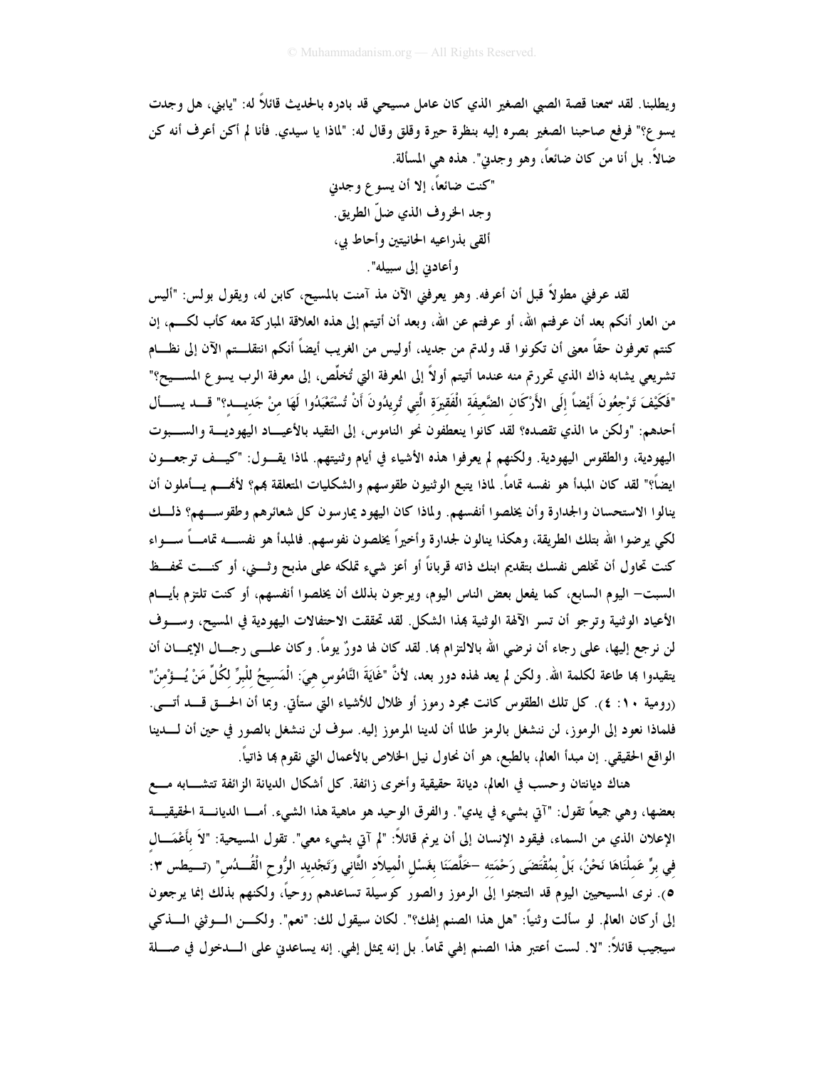ويطلبنا. لقد سمعنا قصة الصبي الصغير الذي كان عامل مسيحي قد بادره بالحديث قائلاً له: "يابني، هل وجدت يسوع؟" فرفع صاحبنا الصغير بصره إليه بنظرة حيرة وقلق وقال له: "لماذا يا سيدي. فأنا لم أكن أعرف أنه كن ضالاً. بل أنا من كان ضائعاً، وهو وجدني". هذه هي المسألة.

"كنت ضائعاً، إلا أن يسوع وجدني
وجد الخروف الذي ضلّ الطريق.
ألقى بذراعيه الحانيتين وأحاط بي،
وأعادني إلى سبيله".

لقد عرفني مطولاً قبل أن أعرفه. وهو يعرفني الآن مذ آمنت بالمسيح، كابن له، ويقول بولس: "أليس من العار أنكم بعد أن عرفتم الله، أو عرفتم عن الله، وبعد أن أتيتم إلى هذه العلاقة المباركة معه كأب لكم، إن كنتم تعرفون حقاً معنى أن تكونوا قد ولدتم من جديد، أوليس من الغريب أيضاً أنكم انتقلتم الآن إلى نظام تشريعي يشابه ذاك الذي تحررتم منه عندما أتيتم أولاً إلى المعرفة التي تُخلّص، إلى معرفة الرب يسوع المسيح؟" "فَكَيْفَ تَرْجِعُونَ أَيْضاً إِلَى الأَرْكَانِ الضَّعِيفَةِ الْفَقِيرَةِ الَّتِي تُرِيدُونَ أَنْ تُسْتَعْبَدُوا لَهَا مِنْ جَدِيدٍ؟" قد يسأل أحدهم: "ولكن ما الذي تقصده؟ لقد كانوا ينعطفون نحو الناموس، إلى التقيد بالأعياد اليهودية والسبوت اليهودية، والطقوس اليهودية. ولكنهم لم يعرفوا هذه الأشياء في أيام وثنيتهم. لماذا يقول: "كيف ترجعون ايضاً؟" لقد كان المبدأ هو نفسه تماماً. لماذا يتبع الوثنيون طقوسهم والشكليات المتعلقة بهم؟ لأنهم يأملون أن ينالوا الاستحسان والجدارة وأن يخلصوا أنفسهم. ولماذا كان اليهود يمارسون كل شعائرهم وطقوسهم؟ ذلك لكي يرضوا الله بتلك الطريقة، وهكذا ينالون لجدارة وأخيراً يخلصون نفوسهم. فالمبدأ هو نفسه تماماً سواء كنت تحاول أن تخلص نفسك بتقديم ابنك ذاته قرباناً أو أعز شيء تملكه على مذبح وثني، أو كنت تحفظ السبت– اليوم السابع، كما يفعل بعض الناس اليوم، ويرجون بذلك أن يخلصوا أنفسهم، أو كنت تلتزم بأيام الأعياد الوثنية وترجو أن تسر الآلهة الوثنية بهذا الشكل. لقد تحققت الاحتفالات اليهودية في المسيح، وسوف لن نرجع إليها، على رجاء أن نرضي الله بالالتزام بها. لقد كان لها دورٌ يوماً. وكان على رجال الإيمان أن يتقيدوا بها طاعة لكلمة الله. ولكن لم يعد لهذه دور بعد، لأنَّ "غَايَةَ النَّامُوسِ هِيَ: الْمَسِيحُ لِلْبِرِّ لِكُلِّ مَنْ يُؤْمِنُ" (رومية ١٠: ٤). كل تلك الطقوس كانت مجرد رموز أو ظلال للأشياء التي ستأتي. وبما أن الحق قد أتى. فلماذا نعود إلى الرموز، لن ننشغل بالرمز طالما أن لدينا المرموز إليه. سوف لن ننشغل بالصور في حين أن لدينا الواقع الحقيقي. إن مبدأ العالم، بالطبع، هو أن نحاول نيل الخلاص بالأعمال التي نقوم بها ذاتياً.

هناك ديانتان وحسب في العالم، ديانة حقيقية وأخرى زائفة. كل أشكال الديانة الزائفة تتشابه مع بعضها، وهي جميعاً تقول: "آتي بشيء في يدي". والفرق الوحيد هو ماهية هذا الشيء. أما الديانة الحقيقية الإعلان الذي من السماء، فيقود الإنسان إلى أن يرنم قائلاً: "لم آتِ بشيء معي". تقول المسيحية: "لاَ بِأَعْمَالٍ فِي بِرٍّ عَمِلْنَاهَا نَحْنُ، بَلْ بِمُقْتَضَى رَحْمَتِهِ –خَلَّصَنَا بِغَسْلِ الْمِيلاَدِ الثَّانِي وَتَجْدِيدِ الرُّوحِ الْقُدُسِ" (تيطس ٣: ٥). نرى المسيحيين اليوم قد التجئوا إلى الرموز والصور كوسيلة تساعدهم روحياً، ولكنهم بذلك إنما يرجعون إلى أركان العالم. لو سألت وثنياً: "هل هذا الصنم إلهك؟". لكان سيقول لك: "نعم". ولكن الوثني الذكي سيجيب قائلاً: "لا. لست أعتبر هذا الصنم إلهي تماماً. بل إنه يمثل إلهي. إنه يساعدني على الدخول في صلة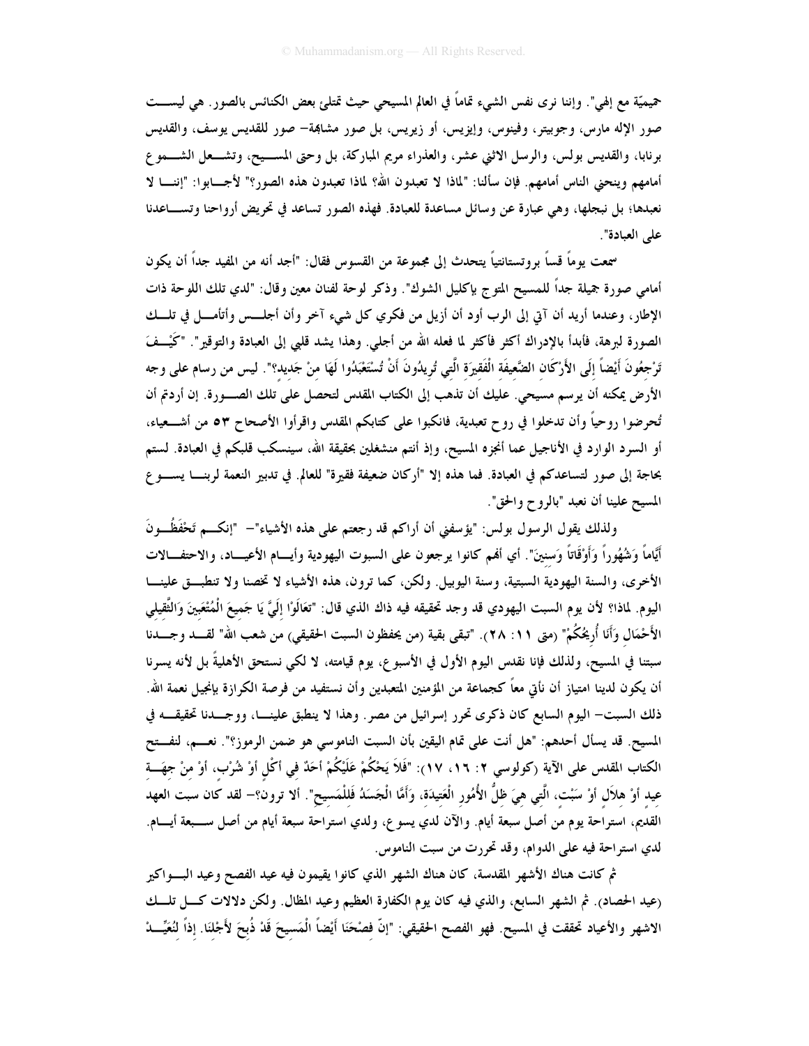حميميّة مع إلهي". وإننا نرى نفس الشيء تماماً في العالم المسيحي حيث تمتلئ بعض الكنائس بالصور. هي ليست صور الإله مارس، وجوبيتر، وفينوس، وإيزيس، أو زيريس، بل صور مشابهة– صور للقديس يوسف، والقديس برنابا، والقديس بولس، والرسل الاثني عشر، والعذراء مريم المباركة، بل وحتى المسيح، وتشعل الشموع أمامهم وينحني الناس أمامهم. فإن سألنا: "لماذا لا تعبدون الله؟ لماذا تعبدون هذه الصور؟" لأجابوا: "إننا لا نعبدها؛ بل نبجلها، وهي عبارة عن وسائل مساعدة للعبادة. فهذه الصور تساعد في تحريض أرواحنا وتساعدنا على العبادة".

سمعت يوماً قساً بروتستانتياً يتحدث إلى مجموعة من القسوس فقال: "أجد أنه من المفيد جداً أن يكون أمامي صورة جميلة جداً للمسيح المتوج بإكليل الشوك". وذكر لوحة لفنان معين وقال: "لدي تلك اللوحة ذات الإطار، وعندما أريد أن آتي إلى الرب أود أن أزيل من فكري كل شيء آخر وأن أجلس وأتأمل في تلك الصورة لبرهة، فأبدأ بالإدراك أكثر فأكثر لما فعله الله من أجلي. وهذا يشد قلبي إلى العبادة والتوقير". "كَيْفَ تَرْجِعُونَ أَيْضاً إِلَى الأَرْكَانِ الضَّعِيفَةِ الْفَقِيرَةِ الَّتِي تُرِيدُونَ أَنْ تُسْتَعْبَدُوا لَهَا مِنْ جَدِيدٍ؟". ليس من رسام على وجه الأرض يمكنه أن يرسم مسيحي. عليك أن تذهب إلى الكتاب المقدس لتحصل على تلك الصورة. إن أردتم أن تُحرضوا روحياً وأن تدخلوا في روح تعبدية، فانكبوا على كتابكم المقدس واقرأوا الأصحاح ٥٣ من أشعياء، أو السرد الوارد في الأناجيل عما أنجزه المسيح، وإذ أنتم منشغلين بحقيقة الله، سينسكب قلبكم في العبادة. لستم بحاجة إلى صور لتساعدكم في العبادة. فما هذه إلا "أركان ضعيفة فقيرة" للعالم. في تدبير النعمة لربنا يسوع المسيح علينا أن نعبد "بالروح والحق".

ولذلك يقول الرسول بولس: "يؤسفني أن أراكم قد رجعتم على هذه الأشياء"– "إِنكُم تَحْفَظُونَ أَيَّاماً وَشُهُوراً وَأَوْقَاتاً وَسِنِينَ". أي أنهم كانوا يرجعون على السبوت اليهودية وأيام الأعياد، والاحتفالات الأخرى، والسنة اليهودية السبتية، وسنة اليوبيل. ولكن، كما ترون، هذه الأشياء لا تخصنا ولا تنطبق علينا اليوم. لماذا؟ لأن يوم السبت اليهودي قد وجد تحقيقه فيه ذاك الذي قال: "تَعَالَوْا إِلَيَّ يَا جَمِيعَ الْمُتْعَبِينَ وَالثَّقِيلِي الأَحْمَالِ وَأَنَا أُرِيحُكُمْ" (متى ١١: ٢٨). "تبقى بقية (من يحفظون السبت الحقيقي) من شعب الله" لقد وجدنا سبتنا في المسيح، ولذلك فإنا نقدس اليوم الأول في الأسبوع، يوم قيامته، لا لكي نستحق الأهلية بل لأنه يسرنا أن يكون لدينا امتياز أن نأتي معاً كجماعة من المؤمنين المتعبدين وأن نستفيد من فرصة الكرازة بإنجيل نعمة الله. ذلك السبت– اليوم السابع كان ذكرى تحرر إسرائيل من مصر. وهذا لا ينطبق علينا، ووجدنا تحقيقه في المسيح. قد يسأل أحدهم: "هل أنت على تمام اليقين بأن السبت الناموسي هو ضمن الرموز؟". نعم، لنفتح الكتاب المقدس على الآية (كولوسي ٢: ١٦، ١٧): "فَلاَ يَحْكُمْ عَلَيْكُمْ أَحَدٌ فِي أَكْلٍ أَوْ شُرْبٍ، أَوْ مِنْ جِهَةِ عِيدٍ أَوْ هِلاَلٍ أَوْ سَبْتٍ، الَّتِي هِيَ ظِلُّ الأُمُورِ الْعَتِيدَةِ، وَأَمَّا الْجَسَدُ فَلِلْمَسِيحِ". ألا ترون؟– لقد كان سبت العهد القديم، استراحة يوم من أصل سبعة أيام. والآن لدي يسوع، ولدي استراحة سبعة أيام من أصل سبعة أيام. لدي استراحة فيه على الدوام، وقد تحررت من سبت الناموس.

ثم كانت هناك الأشهر المقدسة، كان هناك الشهر الذي كانوا يقيمون فيه عيد الفصح وعيد البواكير (عيد الحصاد). ثم الشهر السابع، والذي فيه كان يوم الكفارة العظيم وعيد المظال. ولكن دلالات كل تلك الاشهر والأعياد تحققت في المسيح. فهو الفصح الحقيقي: "إِنَّ فِصْحَنَا أَيْضاً الْمَسِيحَ قَدْ ذُبِحَ لأَجْلِنَا. إِذاً لِنُعَيِّدْ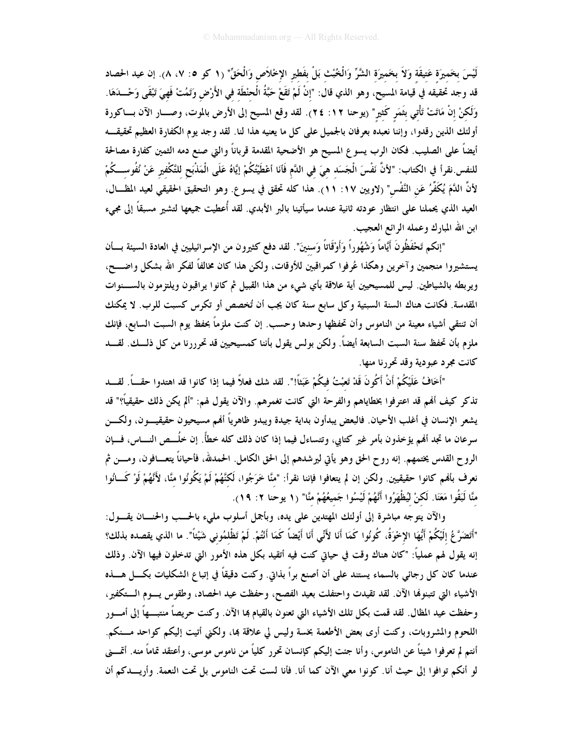لَيْسَ بِخَمِيرَةٍ عَتِيقَةٍ وَلاَ بِخَمِيرَةِ الشَّرِّ وَالْخُبْثِ بَلْ بِفَطِيرِ الإِخْلاَصِ وَالْحَقِّ" (١ كو ٥: ٧، ٨). إن عيد الحصاد قد وجد تحقيقه في قيامة المسيح، وهو الذي قال: "إِنْ لَمْ تَقَعْ حَبَّةُ الْحِنْطَةِ فِي الأَرْضِ وَتَمُتْ فَهِيَ تَبْقَى وَحْدَهَا. وَلَكِنْ إِنْ مَاتَتْ تَأْتِي بِثَمَرٍ كَثِيرٍ" (يوحنا ١٢: ٢٤). لقد وقع المسيح إلى الأرض بالموت، وصار الآن باكورة أولئك الذين رقدوا، وإننا نعبده بعرفان بالجميل على كل ما يعنيه هذا لنا. لقد وجد يوم الكفارة العظيم تحقيقه أيضاً على الصليب. فكان الرب يسوع المسيح هو الأضحية المقدمة قرباناً والتي صنع دمه الثمين كفارة مصالحة للنفس. نقرأ في الكتاب: "لأَنَّ نَفْسَ الْجَسَدِ هِيَ فِي الدَّمِ فَأَنَا أَعْطَيْتُكُمْ إِيَّاهُ عَلَى الْمَذْبَحِ لِلتَّكْفِيرِ عَنْ نُفُوسِكُمْ لأَنَّ الدَّمَ يُكَفِّرُ عَنِ النَّفْسِ" (لاويين ١٧: ١١). هذا كله تحقق في يسوع. وهو التحقيق الحقيقي لعيد المظال، العيد الذي يحملنا على انتظار عودته ثانية عندما سيأتينا بالبر الأبدي. لقد أُعطيت جميعها لتشير مسبقاً إلى مجيء ابن الله المبارك وعمله الرائع العجيب.

"إنكم تَحْفَظُونَ أَيَّاماً وَشُهُوراً وَأَوْقَاتاً وَسِنِينَ". لقد دفع كثيرون من الإسرائيليين في العادة السيئة بأن يستشيروا منجمين وآخرين وهكذا عُرفوا كمراقبين للأوقات، ولكن هذا كان مخالفاً لفكر الله بشكل واضح، ويربطه بالشياطين. ليس للمسيحيين أية علاقة بأي شيء من هذا القبيل ثم كانوا يراقبون ويلتزمون بالسنوات المقدسة. فكانت هناك السنة السبتية وكل سابع سنة كان يجب أن تُخصص أو تكرس كسبت للرب. لا يمكنك أن تنتقي أشياء معينة من الناموس وأن تحفظها وحدها وحسب. إن كنت ملزماً بحفظ يوم السبت السابع، فإنك ملزم بأن تحفظ سنة السبت السابعة أيضاً. ولكن بولس يقول بأننا كمسيحيين قد تحررنا من كل ذلك. لقد كانت مجرد عبودية وقد تحررنا منها.

"أَخَافُ عَلَيْكُمْ أَنْ أَكُونَ قَدْ تَعِبْتُ فِيكُمْ عَبَثاً!". لقد شك فعلاً فيما إذا كانوا قد اهتدوا حقاً. لقد تذكر كيف أنهم قد اعترفوا بخطاياهم والفرحة التي كانت تغمرهم. والآن يقول لهم: "ألم يكن ذلك حقيقياً؟" قد يشعر الإنسان في أغلب الأحيان. فالبعض يبدأون بداية جيدة ويبدو ظاهرياً أنهم مسيحيون حقيقيون، ولكن سرعان ما تجد أنهم يؤخذون بأمر غير كتابي، وتتساءل فيما إذا كان ذلك كله خطأً. إن خلُص الناس، فإن الروح القدس يختمهم. إنه روح الحق وهو يأتي ليرشدهم إلى الحق الكامل. الحمدلله، فأحياناً يتعافون، ومن ثم نعرف بأنهم كانوا حقيقيين. ولكن إن لم يتعافوا فإننا نقرأ: "مِنَّا خَرَجُوا، لَكِنَّهُمْ لَمْ يَكُونُوا مِنَّا، لأَنَّهُمْ لَوْ كَانُوا مِنَّا لَبَقُوا مَعَنَا. لَكِنْ لِيُظْهَرُوا أَنَّهُمْ لَيْسُوا جَمِيعُهُمْ مِنَّا" (١ يوحنا ٢: ١٩).

والآن يتوجه مباشرة إلى أولئك المهتدين على يده، وبأجمل أسلوب مليء بالحب والحنان يقول: "أَتَضَرَّعُ إِلَيْكُمْ أَيُّهَا الإِخْوَةُ، كُونُوا كَمَا أَنَا لأَنِّي أَنَا أَيْضاً كَمَا أَنْتُمْ. لَمْ تَظْلِمُونِي شَيْئاً". ما الذي يقصده بذلك؟ إنه يقول لهم عملياً: "كان هناك وقت في حياتي كنت فيه أتقيد بكل هذه الأمور التي تدخلون فيها الآن. وذلك عندما كان كل رجائي بالسماء يستند على أن أصنع براً بذاتي. وكنت دقيقاً في إتباع الشكليات بكل هذه الأشياء التي تتبنونها الآن. لقد تقيدت واحتفلت بعيد الفصح، وحفظت عيد الحصاد، وطقوس يوم التكفير، وحفظت عيد المظال. لقد قمت بكل تلك الأشياء التي تعنون بالقيام بها الآن. وكنت حريصاً منتبهاً إلى أمور اللحوم والمشروبات، وكنت أرى بعض الأطعمة نجسة وليس لي علاقة بها، ولكني أتيت إليكم كواحد منكم. أنتم لم تعرفوا شيئاً عن الناموس، وأنا جئت إليكم كإنسان تحرر كلياً من ناموس موسى، وأعتقد تماماً منه. أتمنى لو أنكم توافوا إلى حيث أنا. كونوا معي الآن كما أنا. فأنا لست تحت الناموس بل تحت النعمة. وأريدكم أن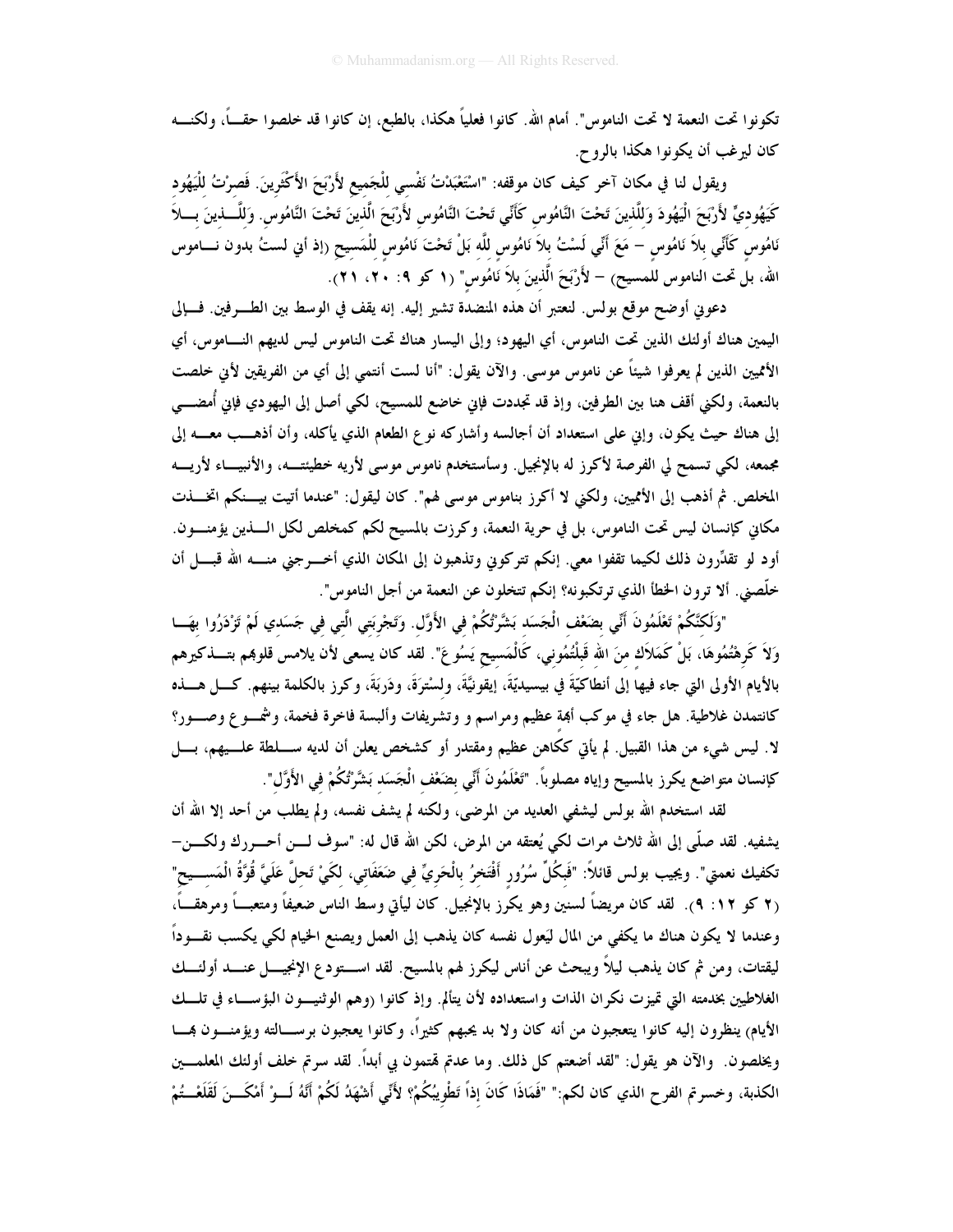تكونوا تحت النعمة لا تحت الناموس". أمام الله. كانوا فعلياً هكذا، بالطبع، إن كانوا قد خلصوا حقـاً، ولكنـه كان ليرغب أن يكونوا هكذا بالروح.

ويقول لنا في مكان آخر كيف كان موقفه: "اسْتَعْبَدْتُ نَفْسِي لِلْجَمِيعِ لأَرْبَحَ الأَكْثَرِينَ. فَصِرْتُ لِلْيَهُودِ كَيَهُودِيٍّ لأَرْبَحَ الْيَهُودَ وَلِلَّذِينَ تَحْتَ النَّامُوسِ كَأَنِّي تَحْتَ النَّامُوسِ لأَرْبَحَ الَّذِينَ تَحْتَ النَّامُوسِ. وَلِلَّـذِينَ بِـلاَ نَامُوسٍ كَأَنِّي بِلاَ نَامُوسٍ – مَعَ أَنِّي لَسْتُ بِلاَ نَامُوسٍ لِلَّهِ بَلْ تَحْتَ نَامُوسٍ لِلْمَسِيحِ (إذ أني لستُ بدون نـاموس الله، بل تحت الناموس للمسيح) – لأَرْبَحَ الَّذِينَ بِلاَ نَامُوسٍ" (١ كو ٩: ٢٠، ٢١).

دعوني أوضح موقع بولس. لنعتبر أن هذه المنضدة تشير إليه. إنه يقف في الوسط بين الطـرفين. فـإلى اليمين هناك أولئك الذين تحت الناموس، أي اليهود؛ وإلى اليسار هناك تحت الناموس ليس لديهم النـاموس، أي الأمميين الذين لم يعرفوا شيئاً عن ناموس موسى. والآن يقول: "أنا لست أنتمي إلى أي من الفريقين لأني خلصت بالنعمة، ولكني أقف هنا بين الطرفين، وإذ قد تجددت فإني خاضع للمسيح، لكي أصل إلى اليهودي فإني أُمضـي إلى هناك حيث يكون، وإني على استعداد أن أجالسه وأشاركه نوع الطعام الذي يأكله، وأن أذهـب معـه إلى مجمعه، لكي تسمح لي الفرصة لأكرز له بالإنجيل. وسأستخدم ناموس موسى لأريه خطيئتـه، والأنبيـاء لأريـه المخلص. ثم أذهب إلى الأمميين، ولكني لا أكرز بناموس موسى لهم". كان ليقول: "عندما أتيت بيـنكم اتخـذت مكاني كإنسان ليس تحت الناموس، بل في حرية النعمة، وكرزت بالمسيح لكم كمخلص لكل الـذين يؤمنـون. أود لو تقدّرون ذلك لكيما تقفوا معي. إنكم تتركوني وتذهبون إلى المكان الذي أخـرجني منـه الله قبـل أن خلّصني. ألا ترون الخطأ الذي ترتكبونه؟ إنكم تتخلون عن النعمة من أجل الناموس".

"وَلَكِنَّكُمْ تَعْلَمُونَ أَنِّي بِضَعْفِ الْجَسَدِ بَشَّرْتُكُمْ فِي الأَوَّلِ. وَتَجْرِبَتِي الَّتِي فِي جَسَدِي لَمْ تَزْدَرُوا بِهَـا وَلاَ كَرِهْتُمُوهَا، بَلْ كَمَلاَكٍ مِنَ اللهِ قَبِلْتُمُونِي، كَالْمَسِيحِ يَسُوعَ". لقد كان يسعى لأن يلامس قلوبهم بتـذكيرهم بالأيام الأولى التي جاء فيها إلى أنطاكيَةَ في بيسيديَةَ، إيقونيَّةَ، ولسْترَةَ، ودَرْبَةَ، وكرز بالكلمة بينهم. كـل هـذه كانتمدن غلاطية. هل جاء في موكب أبهة عظيم ومراسم و تشريفات وألبسة فاخرة فخمة، وشمـوع وصـور؟ لا. ليس شيء من هذا القبيل. لم يأتِ ككاهن عظيم ومقتدر أو كشخص يعلن أن لديه سـلطة علـيهم، بـل كإنسان متواضع يكرز بالمسيح وإياه مصلوباً. "تَعْلَمُونَ أَنِّي بِضَعْفِ الْجَسَدِ بَشَّرْتُكُمْ فِي الأَوَّلِ".

لقد استخدم الله بولس ليشفي العديد من المرضى، ولكنه لم يشف نفسه، ولم يطلب من أحد إلا الله أن يشفيه. لقد صلّى إلى الله ثلاث مرات لكي يُعتقه من المرض، لكن الله قال له: "سوف لـن أحـررك ولكـن– تكفيك نعمتي". ويجيب بولس قائلاً: "فَبِكُلِّ سُرُورٍ أَفْتَخِرُ بِالْحَرِيِّ فِي ضَعَفَاتِي، لِكَيْ تَحِلَّ عَلَيَّ قُوَّةُ الْمَسِـيحِ" (٢ كو ١٢: ٩). لقد كان مريضاً لسنين وهو يكرز بالإنجيل. كان ليأتي وسط الناس ضعيفاً ومتعبـاً ومرهقـاً، وعندما لا يكون هناك ما يكفي من المال ليَعول نفسه كان يذهب إلى العمل ويصنع الخيام لكي يكسب نقـوداً ليقتات، ومن ثم كان يذهب ليلاً ويبحث عن أناس ليكرز لهم بالمسيح. لقد اسـتودع الإنجيـل عنـد أولئـك الغلاطيين بخدمته التي تميزت نكران الذات واستعداده لأن يتألم. وإذ كانوا (وهم الوثنيـون البؤسـاء في تلـك الأيام) ينظرون إليه كانوا يتعجبون من أنه كان ولا بد يحبهم كثيراً، وكانوا يعجبون برسـالته ويؤمنـون بهـا ويخلصون. والآن هو يقول: "لقد أضعتم كل ذلك. وما عدتم تهتمون بي أبداً. لقد سرتم خلف أولئك المعلمـين الكذبة، وخسرتم الفرح الذي كان لكم:" "فَمَاذَا كَانَ إِذاً تَطْوِيبُكُمْ؟ لأَنِّي أَشْهَدُ لَكُمْ أَنَّهُ لَـوْ أَمْكَـنَ لَقَلَعْـتُمْ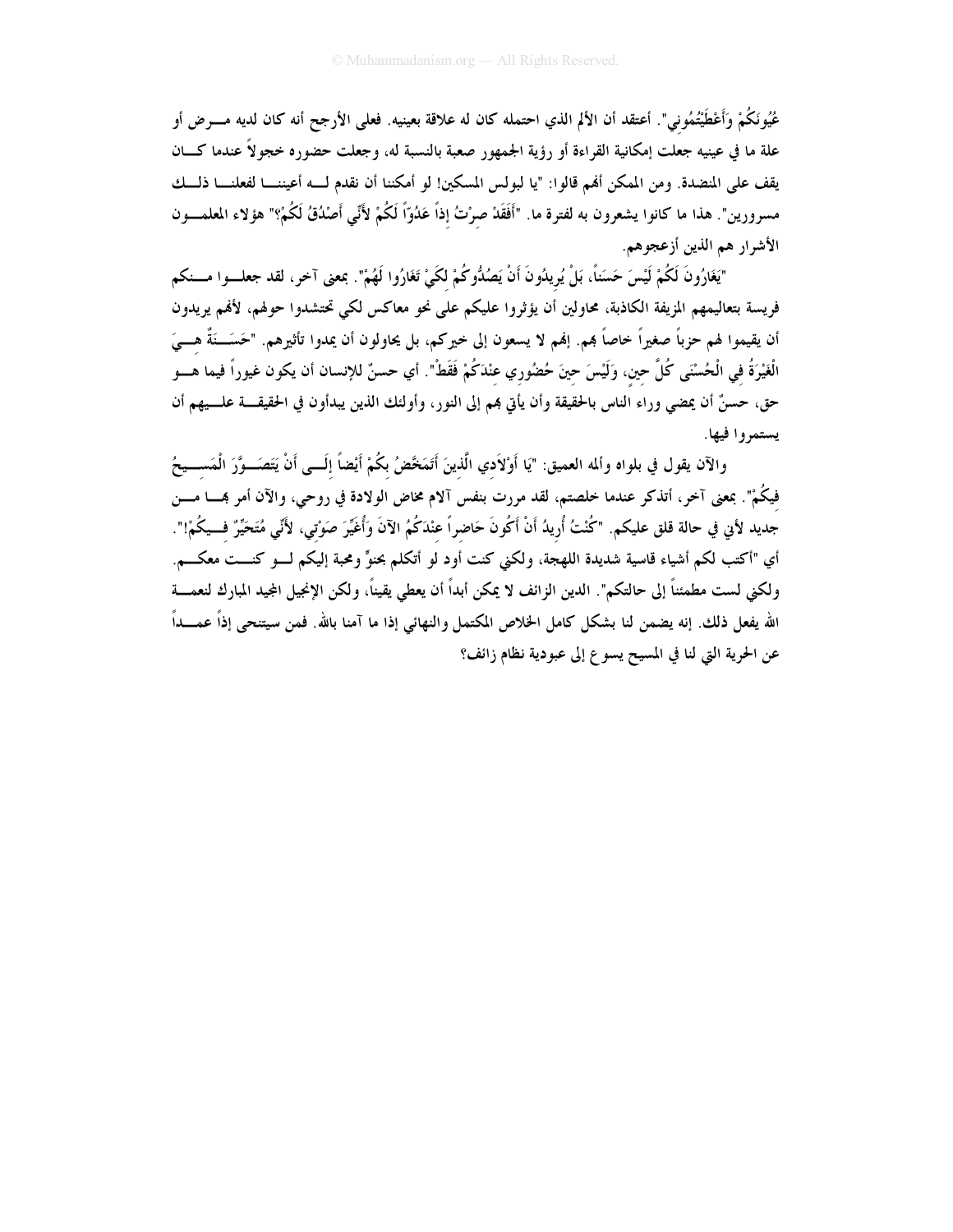عُيُونَكُمْ وَأَعْطَيْتُمُونِي". أعتقد أن الألم الذي احتمله كان له علاقة بعينيه. فعلى الأرجح أنه كان لديه مرض أو علة ما في عينيه جعلت إمكانية القراءة أو رؤية الجمهور صعبة بالنسبة له، وجعلت حضوره خجولاً عندما كان يقف على المنضدة. ومن الممكن أنهم قالوا: "يا لبولس المسكين! لو أمكننا أن نقدم له أعيننا لفعلنا ذلك مسرورين". هذا ما كانوا يشعرون به لفترة ما. "أَفَقَدْ صِرْتُ إِذاً عَدُوّاً لَكُمْ لأَنِّي أَصْدُقُ لَكُمْ؟" هؤلاء المعلمون الأشرار هم الذين أزعجوهم.

"يَغَارُونَ لَكُمْ لَيْسَ حَسَناً، بَلْ يُرِيدُونَ أَنْ يَصُدُّوكُمْ لِكَيْ تَغَارُوا لَهُمْ". بمعنى آخر، لقد جعلوا منكم فريسة بتعاليمهم المزيفة الكاذبة، محاولين أن يؤثروا عليكم على نحو معاكس لكي تحتشدوا حولهم، لأنهم يريدون أن يقيموا لهم حزباً صغيراً خاصاً بهم. إنهم لا يسعون إلى خيركم، بل يحاولون أن يمدوا تأثيرهم. "حَسَنَةٌ هِيَ الْغَيْرَةُ فِي الْحُسْنَى كُلَّ حِينٍ، وَلَيْسَ حِينَ حُضُورِي عِنْدَكُمْ فَقَطْ". أي حسنٌ للإنسان أن يكون غيوراً فيما هو حق، حسنٌ أن يمضي وراء الناس بالحقيقة وأن يأتي بهم إلى النور، وأولئك الذين يبدأون في الحقيقة عليهم أن يستمروا فيها.

والآن يقول في بلواه وألمه العميق: "يَا أَوْلاَدِي الَّذِينَ أَتَمَخَّضُ بِكُمْ أَيْضاً إِلَى أَنْ يَتَصَوَّرَ الْمَسِيحُ فِيكُمْ". بمعنى آخر، أتذكر عندما خلصتم، لقد مررت بنفس آلام مخاض الولادة في روحي، والآن أمر بها من جديد لأني في حالة قلق عليكم. "كُنْتُ أُرِيدُ أَنْ أَكُونَ حَاضِراً عِنْدَكُمُ الآنَ وَأُغَيِّرَ صَوْتِي، لأَنِّي مُتَحَيِّرٌ فِيكُمْ!". أي "أكتب لكم أشياء قاسية شديدة اللهجة، ولكني كنت أود لو أتكلم بحنوٍ ومحبة إليكم لو كنت معكم. ولكني لست مطمئناً إلى حالتكم". الدين الزائف لا يمكن أبداً أن يعطي يقيناً، ولكن الإنجيل المجيد المبارك لنعمة الله يفعل ذلك. إنه يضمن لنا بشكل كامل الخلاص المكتمل والنهائي إذا ما آمنا بالله. فمن سيتنحى إذاً عمداً عن الحرية التي لنا في المسيح يسوع إلى عبودية نظام زائف؟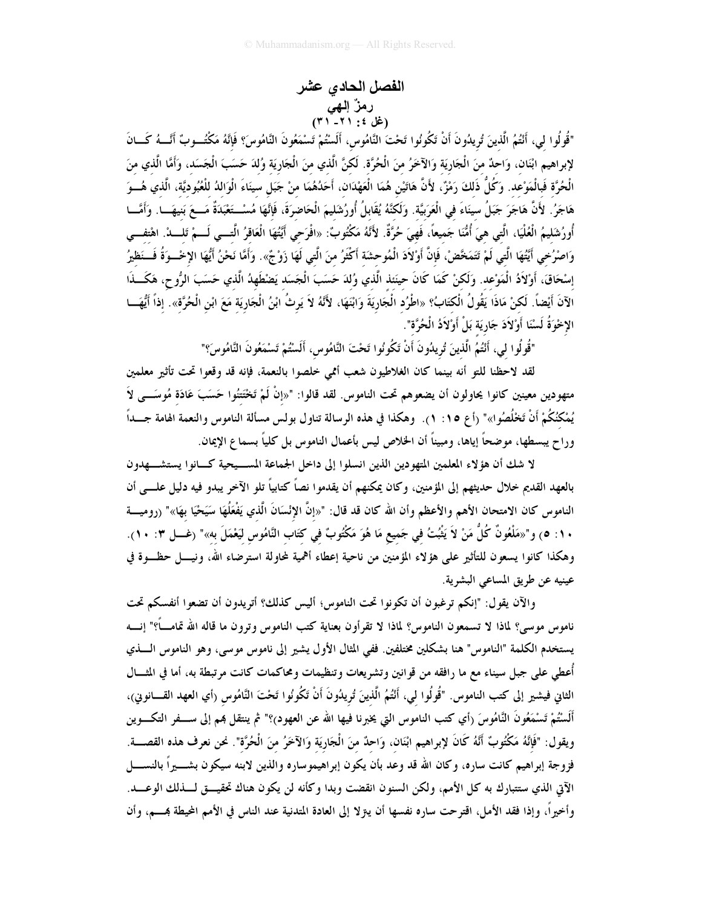# الفصل الحادي عشر

## رمزٌ إلهي

### (غل ٤: ٢١- ٣١)

"قُولُوا لِي، أَنْتُمُ الَّذِينَ تُرِيدُونَ أَنْ تَكُونُوا تَحْتَ النَّامُوسِ، أَلَسْتُمْ تَسْمَعُونَ النَّامُوسَ؟ فَإِنَّهُ مَكْتُوبٌ أَنَّهُ كَانَ لإِبراهيم ابْنَانِ، وَاحِدٌ مِنَ الْجَارِيَةِ وَالآخَرُ مِنَ الْحُرَّةِ. لَكِنَّ الَّذِي مِنَ الْجَارِيَةِ وُلِدَ حَسَبَ الْجَسَدِ، وَأَمَّا الَّذِي مِنَ الْحُرَّةِ فَبِالْمَوْعِدِ. وَكُلُّ ذَلِكَ رَمْزٌ، لأَنَّ هَاتَيْنِ هُمَا الْعَهْدَانِ، أَحَدُهُمَا مِنْ جَبَلِ سِينَاءَ الْوَالِدُ لِلْعُبُودِيَّةِ، الَّذِي هُوَ هَاجَرُ. لأَنَّ هَاجَرَ جَبَلُ سِينَاءَ فِي الْعَرَبِيَّةِ. وَلَكِنَّهُ يُقَابِلُ أُورُشَلِيمَ الْحَاضِرَةَ، فَإِنَّهَا مُسْتَعْبَدَةٌ مَعَ بَنِيهَا. وَأَمَّا أُورُشَلِيمُ الْعُلْيَا، الَّتِي هِيَ أُمُّنَا جَمِيعاً، فَهِيَ حُرَّةٌ. لأَنَّهُ مَكْتُوبٌ: «افْرَحِي أَيَّتُهَا الْعَاقِرُ الَّتِي لَمْ تَلِدْ. اهْتِفِي وَاصْرُخِي أَيَّتُهَا الَّتِي لَمْ تَتَمَخَّضْ، فَإِنَّ أَوْلاَدَ الْمُوحِشَةِ أَكْثَرُ مِنَ الَّتِي لَهَا زَوْجٌ». وَأَمَّا نَحْنُ أَيُّهَا الإِخْوَةُ فَنَظِيرُ إِسْحَاقَ، أَوْلاَدُ الْمَوْعِدِ. وَلَكِنْ كَمَا كَانَ حِينَئِذٍ الَّذِي وُلِدَ حَسَبَ الْجَسَدِ يَضْطَهِدُ الَّذِي حَسَبَ الرُّوحِ، هَكَذَا الآنَ أَيْضاً. لَكِنْ مَاذَا يَقُولُ الْكِتَابُ؟ «اطْرُدِ الْجَارِيَةَ وَابْنَهَا، لأَنَّهُ لاَ يَرِثُ ابْنُ الْجَارِيَةِ مَعَ ابْنِ الْحُرَّةِ». إِذاً أَيُّهَا الإِخْوَةُ لَسْنَا أَوْلاَدَ جَارِيَةٍ بَلْ أَوْلاَدُ الْحُرَّةِ".

"قُولُوا لِي، أَنْتُمُ الَّذِينَ تُرِيدُونَ أَنْ تَكُونُوا تَحْتَ النَّامُوسِ، أَلَسْتُمْ تَسْمَعُونَ النَّامُوسَ؟"

لقد لاحظنا للتو أنه بينما كان الغلاطيون شعب أممي خلصوا بالنعمة، فإنه قد وقعوا تحت تأثير معلمين متهودين معينين كانوا يحاولون أن يضعوهم تحت الناموس. لقد قالوا: "«إِنْ لَمْ تَخْتَتِنُوا حَسَبَ عَادَةِ مُوسَى لاَ يُمْكِنُكُمْ أَنْ تَخْلُصُوا»" (أع ١٥: ١). وهكذا في هذه الرسالة تناول بولس مسألة الناموس والنعمة الهامة جداً وراح يبسطها، موضحاً إياها، ومبيناً أن الخلاص ليس بأعمال الناموس بل كلياً بسماع الإيمان.

لا شك أن هؤلاء المعلمين المتهودين الذين انسلوا إلى داخل الجماعة المسيحية كانوا يستشهدون بالعهد القديم خلال حديثهم إلى المؤمنين، وكان يمكنهم أن يقدموا نصاً كتابياً تلو الآخر يبدو فيه دليل على أن الناموس كان الامتحان الأهم والأعظم وأن الله كان قد قال: "«إِنَّ الإِنْسَانَ الَّذِي يَفْعَلُهَا سَيَحْيَا بِهَا»" (رومية ١٠: ٥) و"«مَلْعُونٌ كُلُّ مَنْ لاَ يَثْبُتُ فِي جَمِيعِ مَا هُوَ مَكْتُوبٌ فِي كِتَابِ النَّامُوسِ لِيَعْمَلَ بِهِ»" (غل ٣: ١٠). وهكذا كانوا يسعون للتأثير على هؤلاء المؤمنين من ناحية إعطاء أهمية لمحاولة استرضاء الله، ونيل حظوة في عينيه عن طريق المساعي البشرية.

والآن يقول: "إنكم ترغبون أن تكونوا تحت الناموس؛ أليس كذلك؟ أتريدون أن تضعوا أنفسكم تحت ناموس موسى؟ لماذا لا تسمعون الناموس؟ لماذا لا تقرأون بعناية كتب الناموس وترون ما قاله الله تماماً؟" إنه يستخدم الكلمة "الناموس" هنا بشكلين مختلفين. ففي المثال الأول يشير إلى ناموس موسى، وهو الناموس الذي أُعطي على جبل سيناء مع ما رافقه من قوانين وتشريعات وتنظيمات ومحاكمات كانت مرتبطة به، أما في المثال الثاني فيشير إلى كتب الناموس. "قُولُوا لِي، أَنْتُمُ الَّذِينَ تُرِيدُونَ أَنْ تَكُونُوا تَحْتَ النَّامُوسِ (أي العهد القانوني)، أَلَسْتُمْ تَسْمَعُونَ النَّامُوسَ (أي كتب الناموس التي يخبرنا فيها الله عن العهود)؟" ثم ينتقل بهم إلى سفر التكوين ويقول: "فَإِنَّهُ مَكْتُوبٌ أَنَّهُ كَانَ لإِبراهيم ابْنَانِ، وَاحِدٌ مِنَ الْجَارِيَةِ وَالآخَرُ مِنَ الْحُرَّةِ". نحن نعرف هذه القصة. فزوجة إبراهيم كانت ساره، وكان الله قد وعد بأن يكون إبراهيموساره والذين لابنه سيكون بشيراً بالنسل الآتي الذي ستتبارك به كل الأمم، ولكن السنون انقضت وبدا وكأنه لن يكون هناك تحقيق لذلك الوعد. وأخيراً، وإذا فقد الأمل، اقترحت ساره نفسها أن ينزلا إلى العادة المتدنية عند الناس في الأمم المحيطة بهم، وأن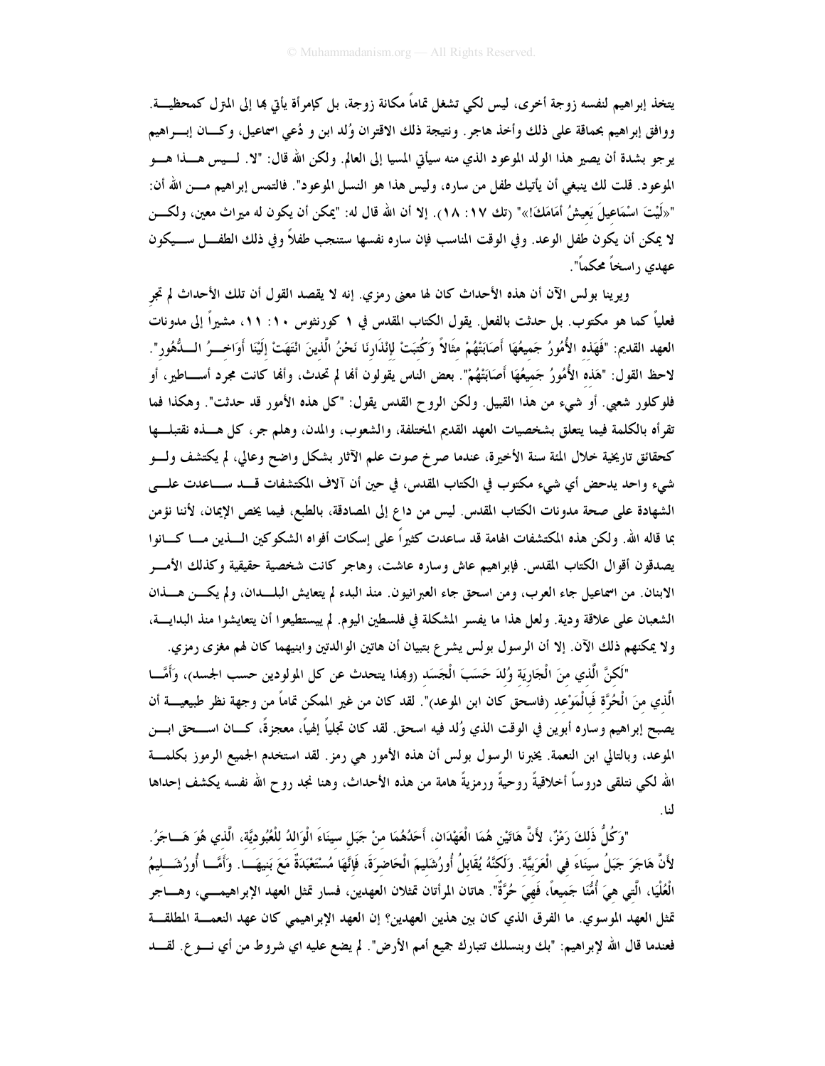يتخذ إبراهيم لنفسه زوجة أخرى، ليس لكي تشغل تماماً مكانة زوجة، بل كإمرأة يأتي بها إلى المنزل كمحظيــة. ووافق إبراهيم بحماقة على ذلك وأخذ هاجر. ونتيجة ذلك الاقتران وُلد ابن و دُعي اسماعيل، وكــان إبــراهيم يرجو بشدة أن يصير هذا الولد الموعود الذي منه سيأتي المسيا إلى العالم. ولكن الله قال: "لا. لــيس هــذا هــو الموعود. قلت لك ينبغي أن يأتيك طفل من ساره، وليس هذا هو النسل الموعود". فالتمس إبراهيم مــن الله أن: "«لَيْتَ اسْمَاعِيلَ يَعِيشُ أَمَامَكَ!»" (تك ١٧: ١٨). إلا أن الله قال له: "يمكن أن يكون له ميراث معين، ولكــن لا يمكن أن يكون طفل الوعد. وفي الوقت المناسب فإن ساره نفسها ستنجب طفلاً وفي ذلك الطفــل ســيكون عهدي راسخاً محكماً".

ويرينا بولس الآن أن هذه الأحداث كان لها معنى رمزي. إنه لا يقصد القول أن تلك الأحداث لم تجرِ فعلياً كما هو مكتوب. بل حدثت بالفعل. يقول الكتاب المقدس في ١ كورنثوس ١٠: ١١، مشيراً إلى مدونات العهد القديم: "فَهَذِهِ الأُمُورُ جَمِيعُهَا أَصَابَتْهُمْ مِثَالاً وَكُتِبَتْ لإِنْذَارِنَا نَحْنُ الَّذِينَ انْتَهَتْ إِلَيْنَا أَوَاخِــرُ الــدُّهُورِ". لاحظ القول: "هَذِهِ الأُمُورُ جَمِيعُهَا أَصَابَتْهُمْ". بعض الناس يقولون أنها لم تحدث، وأنها كانت مجرد أســاطير، أو فلوكلور شعبي. أو شيء من هذا القبيل. ولكن الروح القدس يقول: "كل هذه الأمور قد حدثت". وهكذا فما تقرأه بالكلمة فيما يتعلق بشخصيات العهد القديم المختلفة، والشعوب، والمدن، وهلم جر، كل هــذه نقتبلــها كحقائق تاريخية خلال المئة سنة الأخيرة، عندما صرخ صوت علم الآثار بشكل واضح وعالي، لم يكتشف ولــو شيء واحد يدحض أي شيء مكتوب في الكتاب المقدس، في حين أن آلاف المكتشفات قــد ســاعدت علــى الشهادة على صحة مدونات الكتاب المقدس. ليس من داعٍ إلى المصادقة، بالطبع، فيما يخص الإيمان، لأننا نؤمن بما قاله الله. ولكن هذه المكتشفات الهامة قد ساعدت كثيراً على إسكات أفواه الشكوكين الــذين مــا كــانوا يصدقون أقوال الكتاب المقدس. فإبراهيم عاش وساره عاشت، وهاجر كانت شخصية حقيقية وكذلك الأمــر الابنان. من اسماعيل جاء العرب، ومن اسحق جاء العبرانيون. منذ البدء لم يتعايش البلــدان، ولم يكــن هــذان الشعبان على علاقة ودية. ولعل هذا ما يفسر المشكلة في فلسطين اليوم. لم يستطيعوا أن يتعايشوا منذ البدايــة، ولا يمكنهم ذلك الآن. إلا أن الرسول بولس يشرع بتبيان أن هاتين الوالدتين وابنيهما كان لهم مغزى رمزي.

"لَكِنَّ الَّذِي مِنَ الْجَارِيَةِ وُلِدَ حَسَبَ الْجَسَدِ (وبهذا يتحدث عن كل المولودين حسب الجسد)، وَأَمَّــا الَّذِي مِنَ الْحُرَّةِ فَبِالْمَوْعِدِ (فاسحق كان ابن الموعد)". لقد كان من غير الممكن تماماً من وجهة نظر طبيعيــة أن يصبح إبراهيم وساره أبوين في الوقت الذي وُلد فيه اسحق. لقد كان تجلياً إلهياً، معجزةً. كــان اســحق ابــن الموعد، وبالتالي ابن النعمة. يخبرنا الرسول بولس أن هذه الأمور هي رمز. لقد استخدم الجميع الرموز بكلمــة الله لكي نتلقى دروساً أخلاقية روحيةً ورمزيةً هامة من هذه الأحداث، وهنا نجد روح الله نفسه يكشف إحداها لنا.

"وَكُلُّ ذَلِكَ رَمْزٌ، لأَنَّ هَاتَيْنِ هُمَا الْعَهْدَانِ، أَحَدُهُمَا مِنْ جَبَلِ سِينَاءَ الْوَالِدُ لِلْعُبُودِيَّةِ، الَّذِي هُوَ هَــاجَرُ. لأَنَّ هَاجَرَ جَبَلُ سِينَاءَ فِي الْعَرَبِيَّةِ. وَلَكِنَّهُ يُقَابِلُ أُورُشَلِيمَ الْحَاضِرَةَ، فَإِنَّهَا مُسْتَعْبَدَةٌ مَعَ بَنِيهَــا. وَأَمَّــا أُورُشَــلِيمُ الْعُلْيَا، الَّتِي هِيَ أُمُّنَا جَمِيعاً، فَهِيَ حُرَّةٌ". هاتان المرأتان تمثلان العهدين، فسار تمثل العهد الإبراهيمــي، وهــاجر تمثل العهد الموسوي. ما الفرق الذي كان بين هذين العهدين؟ إن العهد الإبراهيمي كان عهد النعمــة المطلقــة فعندما قال الله لإبراهيم: "بك وبنسلك تتبارك جميع أمم الأرض". لم يضع عليه اي شروط من أي نــوع. لقــد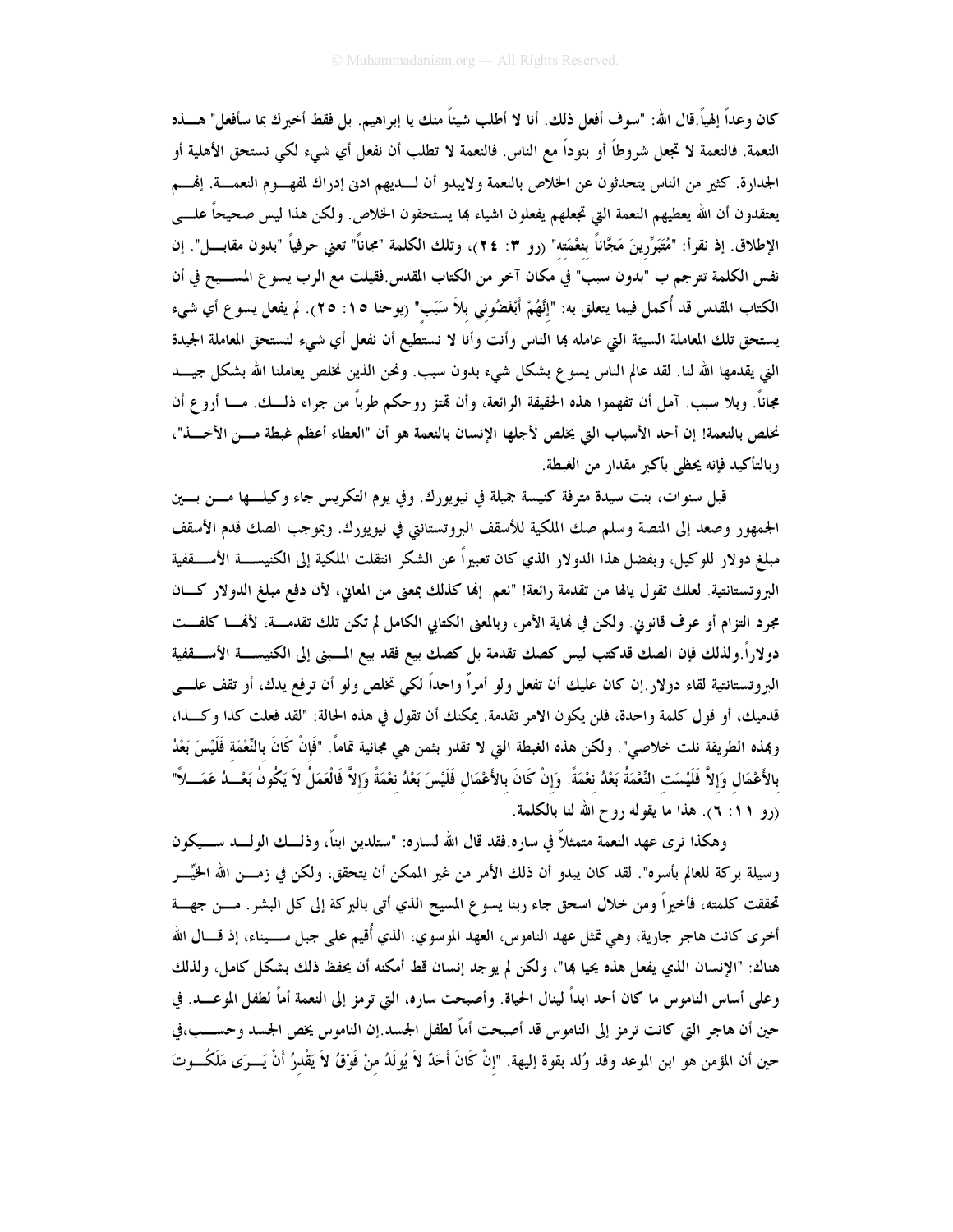كان وعداً إلهياً.قال الله: "سوف أفعل ذلك. أنا لا أطلب شيئاً منك يا إبراهيم. بل فقط أخبرك بما سأفعل" هـذه النعمة. فالنعمة لا تجعل شروطاً أو بنوداً مع الناس. فالنعمة لا تطلب أن نفعل أي شيء لكي نستحق الأهلية أو الجدارة. كثير من الناس يتحدثون عن الخلاص بالنعمة ولايبدو أن لـديهم ادنى إدراك لمفهـوم النعمـة. إنهـم يعتقدون أن الله يعطيهم النعمة التي تجعلهم يفعلون اشياء بها يستحقون الخلاص. ولكن هذا ليس صحيحاً علـى الإطلاق. إذ نقرأ: "مُتَبَرِّرِينَ مَجَّاناً بِنِعْمَتِهِ" (رو ٣: ٢٤)، وتلك الكلمة "مجاناً" تعني حرفياً "بدون مقابـل". إن نفس الكلمة تترجم ب "بدون سبب" في مكان آخر من الكتاب المقدس.فقيلت مع الرب يسوع المسـيح في أن الكتاب المقدس قد أُكمل فيما يتعلق به: "إِنَّهُمْ أَبْغَضُونِي بِلاَ سَبَبٍ" (يوحنا ١٥: ٢٥). لم يفعل يسوع أي شيء يستحق تلك المعاملة السيئة التي عامله بها الناس وأنت وأنا لا نستطيع أن نفعل أي شيء لنستحق المعاملة الجيدة التي يقدمها الله لنا. لقد عامل الناس يسوع بشكل شيء بدون سبب. ونحن الذين نخلص يعاملنا الله بشكل جيـد مجاناً. وبلا سبب. آمل أن تفهموا هذه الحقيقة الرائعة، وأن تهتز روحكم طرباً من جراء ذلـك. مـا أروع أن نخلص بالنعمة! إن أحد الأسباب التي يخلص لأجلها الإنسان بالنعمة هو أن "العطاء أعظم غبطة مـن الأخـذ"، وبالتأكيد فإنه يحظى بأكبر مقدار من الغبطة.

قبل سنوات، بنت سيدة مترفة كنيسة جميلة في نيويورك. وفي يوم التكريس جاء وكيلـها مـن بـين الجمهور وصعد إلى المنصة وسلم صك الملكية للأسقف البروتستانتي في نيويورك. وبموجب الصك قدم الأسقف مبلغ دولار للوكيل، وبفضل هذا الدولار الذي كان تعبيراً عن الشكر انتقلت الملكية إلى الكنيسـة الأسـقفية البروتستانتية. لعلك تقول يالها من تقدمة رائعة! "نعم. إنها كذلك بمعنى من المعاني، لأن دفع مبلغ الدولار كـان مجرد التزام أو عرف قانوني. ولكن في نهاية الأمر، وبالمعنى الكتابي الكامل لم تكن تلك تقدمـة، لأنهـا كلفـت دولاراً.ولذلك فإن الصك قدكتب ليس كصك تقدمة بل كصك بيع فقد بيع المـبنى إلى الكنيسـة الأسـقفية البروتستانتية لقاء دولار.إن كان عليك أن تفعل ولو أمراً واحداً لكي تخلص ولو أن ترفع يدك، أو تقف علـى قدميك، أو قول كلمة واحدة، فلن يكون الامر تقدمة. يمكنك أن تقول في هذه الحالة: "لقد فعلت كذا وكـذا، وبهذه الطريقة نلت خلاصي". ولكن هذه الغبطة التي لا تقدر بثمن هي مجانية تماماً. "فَإِنْ كَانَ بِالنِّعْمَةِ فَلَيْسَ بَعْدُ بِالأَعْمَالِ وَإِلاَّ فَلَيْسَتِ النِّعْمَةُ بَعْدُ نِعْمَةً. وَإِنْ كَانَ بِالأَعْمَالِ فَلَيْسَ بَعْدُ نِعْمَةً وَإِلاَّ فَالْعَمَلُ لاَ يَكُونُ بَعْـدُ عَمَـلاً" (رو ١١: ٦). هذا ما يقوله روح الله لنا بالكلمة.

وهكذا نرى عهد النعمة متمثلاً في ساره.فقد قال الله لساره: "ستلدين ابناً، وذلـك الولـد سـيكون وسيلة بركة للعالم بأسره". لقد كان يبدو أن ذلك الأمر من غير الممكن أن يتحقق، ولكن في زمـن الله الخيِّـر تحققت كلمته، فأخيراً ومن خلال اسحق جاء ربنا يسوع المسيح الذي أتى بالبركة إلى كل البشر. مـن جهـة أخرى كانت هاجر جارية، وهي تمثل عهد الناموس، العهد الموسوي، الذي أُقيم على جبل سـيناء، إذ قـال الله هناك: "الإنسان الذي يفعل هذه يحيا بها"، ولكن لم يوجد إنسان قط أمكنه أن يحفظ ذلك بشكل كامل، ولذلك وعلى أساس الناموس ما كان أحد ابداً لينال الحياة. وأصبحت ساره، التي ترمز إلى النعمة أماً لطفل الموعـد. في حين أن هاجر التي كانت ترمز إلى الناموس قد أصبحت أماً لطفل الجسد.إن الناموس يخص الجسد وحسـب،في حين أن المؤمن هو ابن الموعد وقد وُلد بقوة إليهة. "إِنْ كَانَ أَحَدٌ لاَ يُولَدُ مِنْ فَوْقُ لاَ يَقْدِرُ أَنْ يَـرَى مَلَكُـوتَ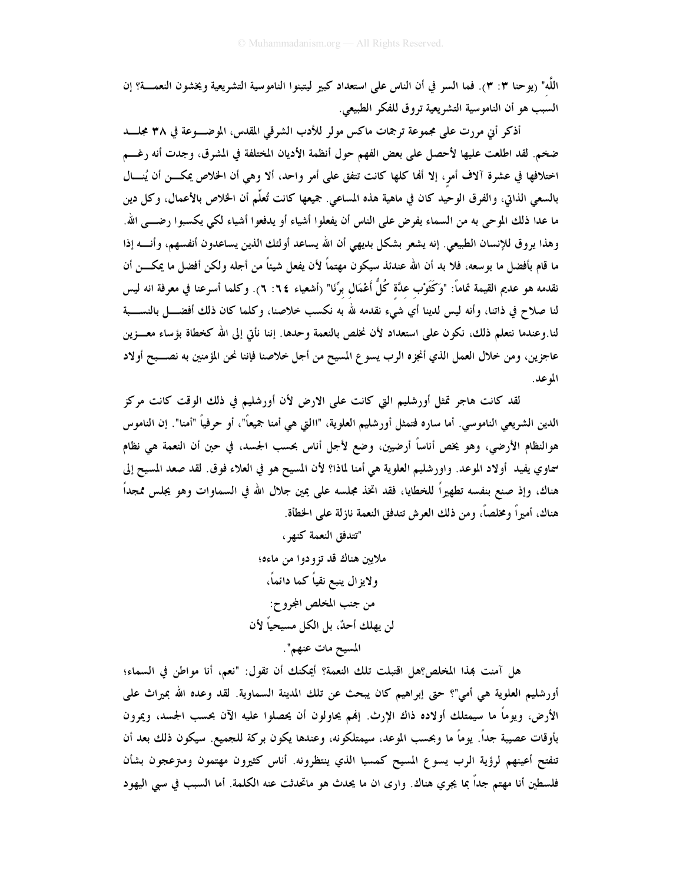اللّه" (يوحنا ٣: ٣). فما السر في أن الناس على استعداد كبير ليتبنوا الناموسية التشريعية ويخشون النعمة؟ إن السبب هو أن الناموسية التشريعية تروق للفكر الطبيعي.

أذكر أني مررت على مجموعة ترجمات ماكس مولر للأدب الشرقي المقدس، الموضوعة في ٣٨ مجلد ضخم. لقد اطلعت عليها لأحصل على بعض الفهم حول أنظمة الأديان المختلفة في المشرق، وجدت أنه رغم اختلافها في عشرة آلاف أمرٍ، إلا أنها كلها كانت تتفق على أمر واحد، ألا وهي أن الخلاص يمكن أن يُنال بالسعي الذاتي، والفرق الوحيد كان في ماهية هذه المساعي. جميعها كانت تُعلّم أن الخلاص بالأعمال، وكل دين ما عدا ذلك الموحى به من السماء يفرض على الناس أن يفعلوا أشياء أو يدفعوا أشياء لكي يكسبوا رضى الله. وهذا يروق للإنسان الطبيعي. إنه يشعر بشكل بديهي أن الله يساعد أولئك الذين يساعدون أنفسهم، وأنه إذا ما قام بأفضل ما بوسعه، فلا بد أن الله عندئذ سيكون مهتماً لأن يفعل شيئاً من أجله ولكن أفضل ما يمكن أن نقدمه هو عديم القيمة تماماً: "وَكَثَوْبِ عِدَّةٍ كُلُّ أَعْمَالِ بِرِّنَا" (أشعياء ٦٤: ٦). وكلما أسرعنا في معرفة انه ليس لنا صلاح في ذاتنا، وأنه ليس لدينا أي شيء نقدمه لله به نكسب خلاصنا، وكلما كان ذلك أفضل بالنسبة لنا. وعندما نتعلم ذلك، نكون على استعداد لأن نخلص بالنعمة وحدها. إننا نأتي إلى الله كخطاة بؤساء معوزين عاجزين، ومن خلال العمل الذي أنجزه الرب يسوع المسيح من أجل خلاصنا فإننا نحن المؤمنين به نصبح أولاد الموعد.

لقد كانت هاجر تمثل أورشليم التي كانت على الارض لأن أورشليم في ذلك الوقت كانت مركز الدين الشريعي الناموسي. أما ساره فتمثل أورشليم العلوية، "االتي هي أمنا جميعاً"، أو حرفياً "أمنا". إن الناموس هوالنظام الأرضي، وهو يخص أناساً أرضيين، وضع لأجل أناس بحسب الجسد، في حين أن النعمة هي نظام سماوي يفيد أولاد الموعد. واورشليم العلوية هي أمنا لماذا؟ لأن المسيح هو في العلاء فوق. لقد صعد المسيح إلى هناك، وإذ صنع بنفسه تطهيراً للخطايا، فقد اتخذ مجلسه على يمين جلال الله في السماوات وهو يجلس ممجداً هناك، أميراً ومخلصاً، ومن ذلك العرش تتدفق النعمة نازلة على الخطأة.

"تتدفق النعمة كنهر،
ملايين هناك قد تزودوا من ماءه؛
ولايزال ينبع نقياً كما دائماً،
من جنب المخلص المجروح:
لن يهلك أحدٌ، بل الكل مسيحياً لأن
المسيح مات عنهم".

هل آمنت بهذا المخلص؟هل اقتبلت تلك النعمة؟ أيمكنك أن تقول: "نعم، أنا مواطن في السماء؛ أورشليم العلوية هي أمي"؟ حتى إبراهيم كان يبحث عن تلك المدينة السماوية. لقد وعده الله بميراث على الأرض، ويوماً ما سيمتلك أولاده ذاك الإرث. إنهم يحاولون أن يحصلوا عليه الآن بحسب الجسد، ويمرون بأوقات عصيبة جداً. يوماً ما وبحسب الموعد، سيمتلكونه، وعندها يكون بركة للجميع. سيكون ذلك بعد أن تنفتح أعينهم لرؤية الرب يسوع المسيح كمسيا الذي ينتظرونه. أناس كثيرون مهتمون ومنزعجون بشأن فلسطين أنا مهتم جداً بما يجري هناك. وارى ان ما يحدث هو ماتحدثت عنه الكلمة. أما السبب في سبي اليهود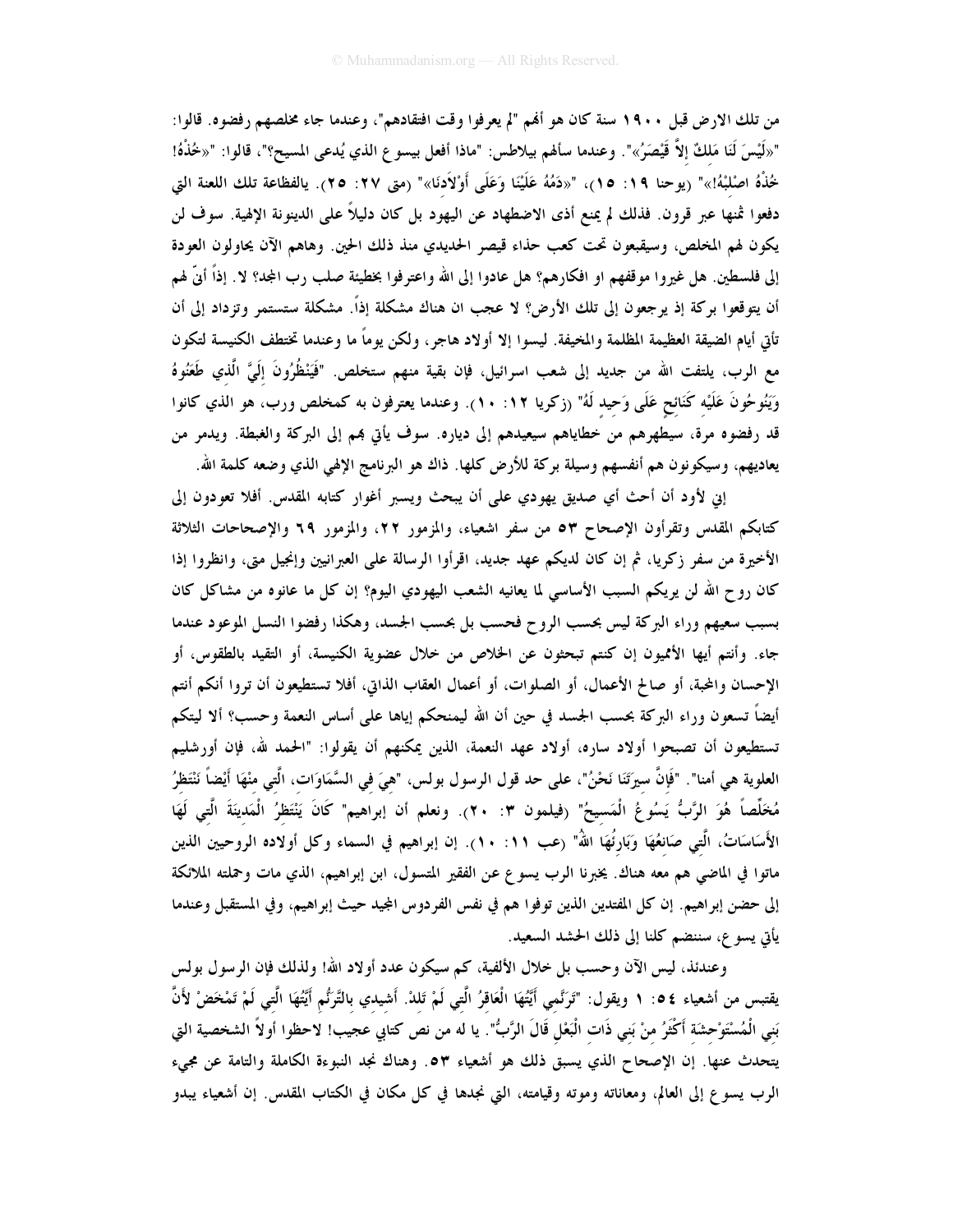من تلك الارض قبل ١٩٠٠ سنة كان هو أنهم "لم يعرفوا وقت افتقادهم"، وعندما جاء مخلصهم رفضوه. قالوا: "«لَيْسَ لَنَا مَلِكٌ إِلاَّ قَيْصَرُ»". وعندما سألهم بيلاطس: "ماذا أفعل بيسوع الذي يُدعى المسيح؟"، قالوا: "«خُذْهُ! خُذْهُ اصْلِبْهُ!»" (يوحنا ١٩: ١٥)، "«دَمُهُ عَلَيْنَا وَعَلَى أَوْلاَدِنَا»" (متى ٢٧: ٢٥). يالفظاعة تلك اللعنة التي دفعوا ثمنها عبر قرون. فذلك لم يمنع أذى الاضطهاد عن اليهود بل كان دليلاً على الدينونة الإلهية. سوف لن يكون لهم المخلص، وسيقبعون تحت كعب حذاء قيصر الحديدي منذ ذلك الحين. وهاهم الآن يحاولون العودة إلى فلسطين. هل غيروا موقفهم او افكارهم؟ هل عادوا إلى الله واعترفوا بخطيئة صلب رب المجد؟ لا. إذاً أنىّ لهم أن يتوقعوا بركة إذ يرجعون إلى تلك الأرض؟ لا عجب ان هناك مشكلة إذاً. مشكلة ستستمر وتزداد إلى أن تأتي أيام الضيقة العظيمة المظلمة والمخيفة. ليسوا إلا أولاد هاجر، ولكن يوماً ما وعندما تختطف الكنيسة لتكون مع الرب، يلتفت الله من جديد إلى شعب اسرائيل، فإن بقية منهم ستخلص. "فَيَنْظُرُونَ إِلَيَّ الَّذِي طَعَنُوهُ وَيَنُوحُونَ عَلَيْهِ كَنَائِحٍ عَلَى وَحِيدٍ لَهُ" (زكريا ١٢: ١٠). وعندما يعترفون به كمخلص ورب، هو الذي كانوا قد رفضوه مرة، سيطهرهم من خطاياهم سيعيدهم إلى دياره. سوف يأتي بهم إلى البركة والغبطة. ويدمر من يعاديهم، وسيكونون هم أنفسهم وسيلة بركة للأرض كلها. ذاك هو البرنامج الإلهي الذي وضعه كلمة الله.

إني لأود أن أحث أي صديق يهودي على أن يبحث ويسبر أغوار كتابه المقدس. أفلا تعودون إلى كتابكم المقدس وتقرأون الإصحاح ٥٣ من سفر اشعياء، والمزمور ٢٢، والمزمور ٦٩ والإصحاحات الثلاثة الأخيرة من سفر زكريا، ثم إن كان لديكم عهد جديد، اقرأوا الرسالة على العبرانيين وإنجيل متى، وانظروا إذا كان روح الله لن يريكم السبب الأساسي لما يعانيه الشعب اليهودي اليوم؟ إن كل ما عانوه من مشاكل كان بسبب سعيهم وراء البركة ليس بحسب الروح فحسب بل بحسب الجسد، وهكذا رفضوا النسل الموعود عندما جاء. وأنتم أيها الأمميون إن كنتم تبحثون عن الخلاص من خلال عضوية الكنيسة، أو التقيد بالطقوس، أو الإحسان والمحبة، أو صالح الأعمال، أو الصلوات، أو أعمال العقاب الذاتي، أفلا تستطيعون أن تروا أنكم أنتم أيضاً تسعون وراء البركة بحسب الجسد في حين أن الله ليمنحكم إياها على أساس النعمة وحسب؟ ألا ليتكم تستطيعون أن تصبحوا أولاد ساره، أولاد عهد النعمة، الذين يمكنهم أن يقولوا: "الحمد لله، فإن أورشليم العلوية هي أمنا". "فَإِنَّ سِيرَتَنَا نَحْنُ"، على حد قول الرسول بولس، "هِيَ فِي السَّمَاوَاتِ، الَّتِي مِنْهَا أَيْضاً نَنْتَظِرُ مُخَلِّصاً هُوَ الرَّبُّ يَسُوعُ الْمَسِيحُ" (فيلمون ٣: ٢٠). ونعلم أن إبراهيم" كَانَ يَنْتَظِرُ الْمَدِينَةَ الَّتِي لَهَا الأَسَاسَاتُ، الَّتِي صَانِعُهَا وَبَارِئُهَا اللهُ" (عب ١١: ١٠). إن إبراهيم في السماء وكل أولاده الروحيين الذين ماتوا في الماضي هم معه هناك. يخبرنا الرب يسوع عن الفقير المتسول، ابن إبراهيم، الذي مات وحملته الملائكة إلى حضن إبراهيم. إن كل المفتدين الذين توفوا هم في نفس الفردوس المجيد حيث إبراهيم، وفي المستقبل وعندما يأتي يسوع، سننضم كلنا إلى ذلك الحشد السعيد.

وعندئذ، ليس الآن وحسب بل خلال الألفية، كم سيكون عدد أولاد الله! ولذلك فإن الرسول بولس يقتبس من أشعياء ٥٤: ١ ويقول: "تَرَنَّمِي أَيَّتُهَا الْعَاقِرُ الَّتِي لَمْ تَلِدْ. أَشِيدِي بِالتَّرَنُّمِ أَيَّتُهَا الَّتِي لَمْ تَمْخَضْ لأَنَّ بَنِي الْمُسْتَوْحِشَةِ أَكْثَرُ مِنْ بَنِي ذَاتِ الْبَعْلِ قَالَ الرَّبُّ". يا له من نص كتابي عجيب! لاحظوا أولاً الشخصية التي يتحدث عنها. إن الإصحاح الذي يسبق ذلك هو أشعياء ٥٣. وهناك نجد النبوءة الكاملة والتامة عن مجيء الرب يسوع إلى العالم، ومعاناته وموته وقيامته، التي نجدها في كل مكان في الكتاب المقدس. إن أشعياء يبدو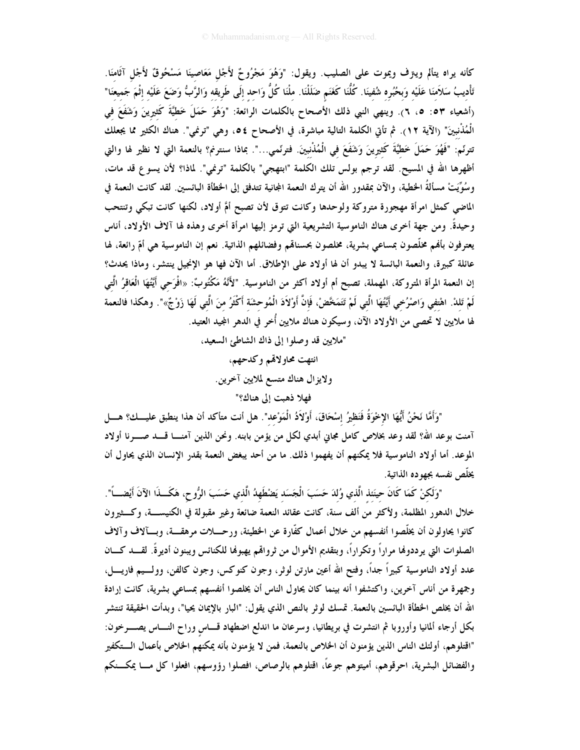كأنه يراه يتألم ويترف ويموت على الصليب. ويقول: "وَهُوَ مَجْرُوحٌ لأَجْلِ مَعَاصِينَا مَسْحُوقٌ لأَجْلِ آثَامِنَا. تَأْدِيبُ سَلاَمِنَا عَلَيْهِ وَبِحُبُرِهِ شُفِينَا. كُلُّنَا كَغَنَمٍ ضَلَلْنَا. مِلْنَا كُلُّ وَاحِدٍ إِلَى طَرِيقِهِ وَالرَّبُّ وَضَعَ عَلَيْهِ إِثْمَ جَمِيعِنَا" (أشعياء ٥٣: ٥، ٦). وينهي النبي ذلك الأصحاح بالكلمات الرائعة: "وَهُوَ حَمَلَ خَطِيَّةَ كَثِيرِينَ وَشَفَعَ فِي الْمُذْنِبِينَ" (الآية ١٢). ثم تأتي الكلمة التالية مباشرة، في الأصحاح ٥٤، وهي "ترنمي". هناك الكثير مما يجعلك تترنّم: "فَهُوَ حَمَلَ خَطِيَّةَ كَثِيرِينَ وَشَفَعَ فِي الْمُذْنِبِينَ. فترنّمي...". بماذا سنترنم؟ بالنعمة التي لا نظير لها والتي أظهرها الله في المسيح. لقد ترجم بولس تلك الكلمة "ابتهجي" بالكلمة "ترنمي". لماذا؟ لأن يسوع قد مات، وسُوِّيَتْ مسألةُ الخطية، والآن بمقدور الله أن يترك النعمة المجانية تتدفق إلى الخطأة البائسين. لقد كانت النعمة في الماضي كمثل امرأة مهجورة متروكة ولوحدها وكانت تتوق لأن تصبح أمَّ أولاد، لكنها كانت تبكي وتنتحب وحيدةً. ومن جهة أخرى هناك الناموسية التشريعية التي ترمز إليها امرأة أخرى وهذه لها آلاف الأولاد، أناس يعترفون بأنهم مخلّصون بمساعي بشرية، مخلصون بحسناتهم وفضائلهم الذاتية. نعم إن الناموسية هي أمّ رائعة، لها عائلة كبيرة، والنعمة البائسة لا يبدو أن لها أولاد على الإطلاق. أما الآن فها هو الإنجيل ينتشر، وماذا يحدث؟ إن النعمة المرأة المتروكة، المهملة، تصبح أم أولاد أكثر من الناموسية. "لأَنَّهُ مَكْتُوبٌ: «افْرَحِي أَيَّتُهَا الْعَاقِرُ الَّتِي لَمْ تَلِدْ. اهْتِفِي وَاصْرُخِي أَيَّتُهَا الَّتِي لَمْ تَتَمَخَّضْ، فَإِنَّ أَوْلاَدَ الْمُوحِشَةِ أَكْثَرُ مِنَ الَّتِي لَهَا زَوْجٌ»". وهكذا فالنعمة لها ملايين لا تحصى من الأولاد الآن، وسيكون هناك ملايين أُخر في الدهر المجيد العتيد.

"ملايين قد وصلوا إلى ذاك الشاطئ السعيد،

انتهت محاولاتهم وكدحهم،

ولايزال هناك متسع لملايين آخرين.

فهلا ذهبت إلى هناك؟"

"وَأَمَّا نَحْنُ أَيُّهَا الإِخْوَةُ فَنَظِيرُ إِسْحَاقَ، أَوْلاَدُ الْمَوْعِدِ". هل أنت متأكد أن هذا ينطبق عليك؟ هل آمنت بوعد الله؟ لقد وعد بخلاص كامل مجاني أبدي لكل من يؤمن بابنه. ونحن الذين آمنا قد صرنا أولاد الموعد. أما أولاد الناموسية فلا يمكنهم أن يفهموا ذلك. ما من أحد يبغض النعمة بقدر الإنسان الذي يحاول أن يخلّص نفسه بجهوده الذاتية.

"وَلَكِنْ كَمَا كَانَ حِينَئِذٍ الَّذِي وُلِدَ حَسَبَ الْجَسَدِ يَضْطَهِدُ الَّذِي حَسَبَ الرُّوحِ، هَكَذَا الآنَ أَيْضاً". خلال الدهور المظلمة، ولأكثر من ألف سنة، كانت عقائد النعمة ضائعة وغير مقبولة في الكنيسة، وكثيرون كانوا يحاولون أن يخلّصوا أنفسهم من خلال أعمال كفّارة عن الخطيئة، ورحلات مرهقة، وبآلاف وآلاف الصلوات التي يرددونها مراراً وتكراراً، وبتقديم الأموال من ثرواتهم يهبونها للكنائس ويبنون أديرةً. لقد كان عدد أولاد الناموسية كبيراً جداً، وفتح الله أعين مارتن لوثر، وجون كنوكس، وجون كالفن، ووليم فاريل، وجمهرة من أناس آخرين، واكتشفوا أنه بينما كان يحاول الناس أن يخلصوا أنفسهم بمساعي بشرية، كانت إرادة الله أن يخلص الخطأة البائسين بالنعمة. تمسك لوثر بالنص الذي يقول: "البار بالإيمان يحيا"، وبدأت الحقيقة تنتشر بكل أرجاء ألمانيا وأوروبا ثم انتشرت في بريطانيا، وسرعان ما اندلع اضطهاد قاس وراح الناس يصرخون: "اقتلوهم، أولئك الناس الذين يؤمنون أن الخلاص بالنعمة، فمن لا يؤمنون بأنه يمكنهم الخلاص بأعمال التكفير والفضائل البشرية، احرقوهم، أميتوهم جوعاً، اقتلوهم بالرصاص، افصلوا رؤوسهم، افعلوا كل ما يمكنكم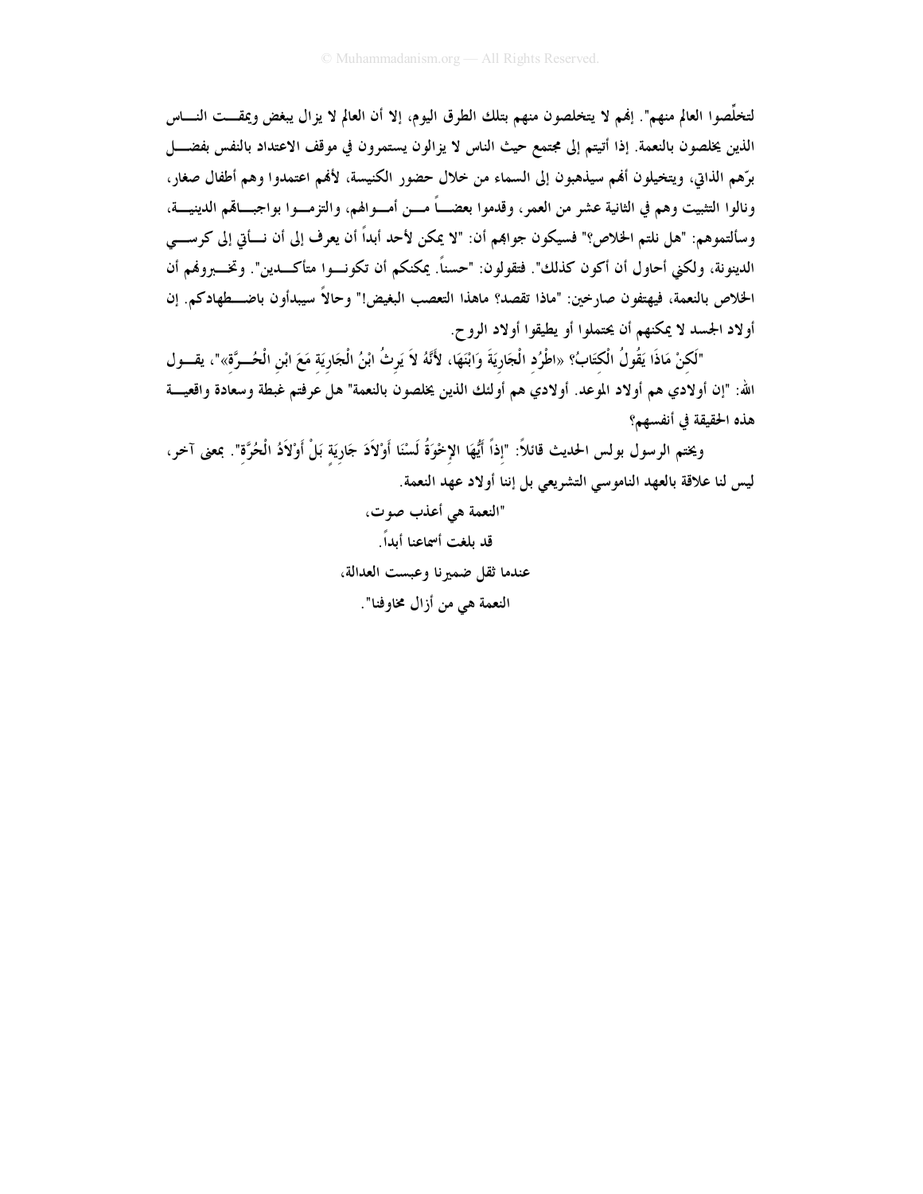لتخلّصوا العالم منهم". إنهم لا يتخلصون منهم بتلك الطرق اليوم، إلا أن العالم لا يزال يبغض ويمقت الناس الذين يخلصون بالنعمة. إذا أتيتم إلى مجتمع حيث الناس لا يزالون يستمرون في موقف الاعتداد بالنفس بفضل برّهم الذاتي، ويتخيلون أنهم سيذهبون إلى السماء من خلال حضور الكنيسة، لأنهم اعتمدوا وهم أطفال صغار، ونالوا التثبيت وهم في الثانية عشر من العمر، وقدموا بعضاً من أموالهم، والتزموا بواجباتهم الدينية، وسألتموهم: "هل نلتم الخلاص؟" فسيكون جوابهم أن: "لا يمكن لأحد أبداً أن يعرف إلى أن نأتي إلى كرسي الدينونة، ولكني أحاول أن أكون كذلك". فتقولون: "حسناً. يمكنكم أن تكونوا متأكدين". وتخبرونهم أن الخلاص بالنعمة، فيهتفون صارخين: "ماذا تقصد؟ ماهذا التعصب البغيض!" وحالاً سيبدأون باضطهادكم. إن أولاد الجسد لا يمكنهم أن يحتملوا أو يطيقوا أولاد الروح.

"لَكِنْ مَاذَا يَقُولُ الْكِتَابُ؟ «اطْرُدِ الْجَارِيَةَ وَابْنَهَا، لأَنَّهُ لاَ يَرِثُ ابْنُ الْجَارِيَةِ مَعَ ابْنِ الْحُرَّةِ»"، يقول الله: "إن أولادي هم أولاد الموعد. أولادي هم أولئك الذين يخلصون بالنعمة" هل عرفتم غبطة وسعادة واقعية هذه الحقيقة في أنفسهم؟

ويختم الرسول بولس الحديث قائلاً: "إِذاً أَيُّهَا الإِخْوَةُ لَسْنَا أَوْلاَدَ جَارِيَةٍ بَلْ أَوْلاَدُ الْحُرَّةِ". بمعنى آخر، ليس لنا علاقة بالعهد الناموسي التشريعي بل إننا أولاد عهد النعمة.

"النعمة هي أعذب صوت،
قد بلغت أسماعنا أبداً.
عندما ثقل ضميرنا وعبست العدالة،
النعمة هي من أزال مخاوفنا".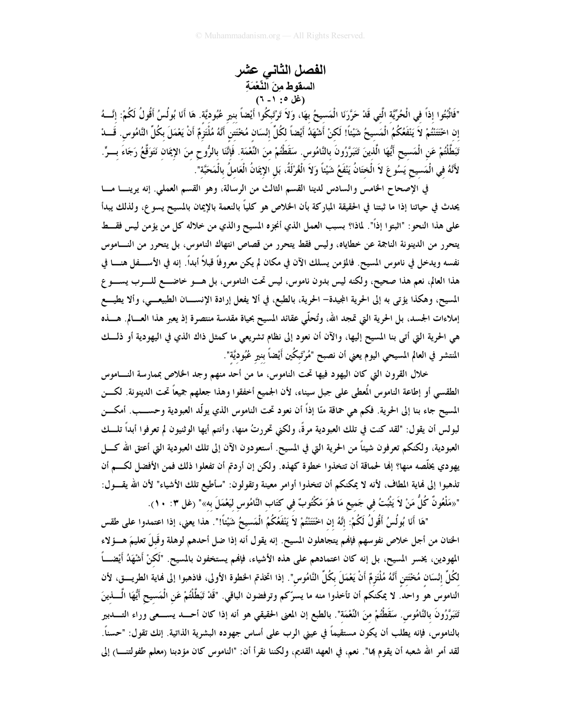# الفصل الثاني عشر

## السقوط مِنَ النِّعْمَةِ

### (غل ٥: ١ - ٦)

"فَاثْبُتُوا إِذاً فِي الْحُرِّيَّةِ الَّتِي قَدْ حَرَّرَنَا الْمَسِيحُ بِهَا، وَلاَ تَرْتَبِكُوا أَيْضاً بِنِيرِ عُبُودِيَّةٍ. هَا أَنَا بُولُسُ أَقُولُ لَكُمْ: إِنَّهُ إِنِ اخْتَتَنْتُمْ لاَ يَنْفَعُكُمُ الْمَسِيحُ شَيْئاً! لَكِنْ أَشْهَدُ أَيْضاً لِكُلِّ إِنْسَانٍ مُخْتَتِنٍ أَنَّهُ مُلْتَزِمٌ أَنْ يَعْمَلَ بِكُلِّ النَّامُوسِ. قَدْ تَبَطَّلْتُمْ عَنِ الْمَسِيحِ أَيُّهَا الَّذِينَ تَتَبَرَّرُونَ بِالنَّامُوسِ. سَقَطْتُمْ مِنَ النِّعْمَةِ. فَإِنَّنَا بِالرُّوحِ مِنَ الإِيمَانِ نَتَوَقَّعُ رَجَاءَ بِرٍّ. لأَنَّهُ فِي الْمَسِيحِ يَسُوعَ لاَ الْخِتَانُ يَنْفَعُ شَيْئاً وَلاَ الْغُرْلَةُ، بَلِ الإِيمَانُ الْعَامِلُ بِالْمَحَبَّةِ".

في الإصحاح الخامس والسادس لدينا القسم الثالث من الرسالة، وهو القسم العملي. إنه يرينا ما يحدث في حياتنا إذا ما ثبتنا في الحقيقة المباركة بأن الخلاص هو كلياً بالنعمة بالإيمان بالمسيح يسوع، ولذلك يبدأ على هذا النحو: "اثبتوا إذاً". لماذا؟ بسبب العمل الذي أنجزه المسيح والذي من خلاله كل من يؤمن ليس فقط يتحرر من الدينونة الناجمة عن خطاياه، وليس فقط يتحرر من قصاص انتهاك الناموس، بل يتحرر من الناموس نفسه ويدخل في ناموس المسيح. فالمؤمن يسلك الآن في مكان لم يكن معروفاً قبلاً أبداً. إنه في الأسفل هنا في هذا العالم، نعم هذا صحيح، ولكنه ليس بدون ناموس، ليس تحت الناموس، بل هو خاضع للرب يسوع المسيح، وهكذا يؤتى به إلى الحرية المجيدة– الحرية، بالطبع، في ألا يفعل إرادة الإنسان الطبيعي، وألا يطيع إملاءات الجسد، بل الحرية التي تمجد الله، وتُحلّي عقائد المسيح بحياة مقدسة منتصرة إذ يعبر هذا العالم. هذه هي الحرية التي أتى بنا المسيح إليها، والآن أن نعود إلى نظام تشريعي ما كمثل ذاك الذي في اليهودية أو ذلك المنتشر في العالم المسيحي اليوم يعني أن نصبح "مُرْتَبِكِين أَيْضاً بِنِيرِ عُبُودِيَّةٍ".

خلال القرون التي كان اليهود فيها تحت الناموس، ما من أحد منهم وجد الخلاص بممارسة الناموس الطقسي أو إطاعة الناموس المُعطى على جبل سيناء، لأن الجميع أخفقوا وهذا جعلهم جميعاً تحت الدينونة. لكن المسيح جاء بنا إلى الحرية. فكم هي حماقة منّا إذاً أن نعود تحت الناموس الذي يولّد العبودية وحسب. أمكن لبولس أن يقول: "لقد كنت في تلك العبودية مرةً، ولكني تحررتُ منها، وأنتم أيها الوثنيون لم تعرفوا أبداً تلك العبودية، ولكنكم تعرفون شيئاً من الحرية التي في المسيح. أستعودون الآن إلى تلك العبودية التي أعتق الله كل يهودي يخلّصه منها؟ إنها لحماقة أن تتخذوا خطوة كهذه. ولكن إن أردتم أن تفعلوا ذلك فمن الأفضل لكم أن تذهبوا إلى نهاية المطاف، لأنه لا يمكنكم أن تتخذوا أوامر معينة وتقولون: "سأطيع تلك الأشياء" لأن الله يقول: "«مَلْعُونٌ كُلُّ مَنْ لاَ يَثْبُتُ فِي جَمِيعِ مَا هُوَ مَكْتُوبٌ فِي كِتَابِ النَّامُوسِ لِيَعْمَلَ بِهِ»" (غل ٣: ١٠).

"هَا أَنَا بُولُسُ أَقُولُ لَكُمْ: إِنَّهُ إِنِ اخْتَتَنْتُمْ لاَ يَنْفَعُكُمُ الْمَسِيحُ شَيْئاً!". هذا يعني، إذا اعتمدوا على طقس الختان من أجل خلاص نفوسهم فإنهم يتجاهلون المسيح. إنه يقول أنه إذا ضل أحدهم لوهلة وقَبِلَ تعليمَ هؤلاء المهودين، يخسر المسيح، بل إنه كان اعتمادهم على هذه الأشياء، فإنهم يستخفون بالمسيح. "لَكِنْ أَشْهَدُ أَيْضاً لِكُلِّ إِنْسَانٍ مُخْتَتِنٍ أَنَّهُ مُلْتَزِمٌ أَنْ يَعْمَلَ بِكُلِّ النَّامُوسِ". إذا اتخذتم الخطوة الأولى، فاذهبوا إلى نهاية الطريق، لأن الناموس هو واحد. لا يمكنكم أن تأخذوا منه ما يسرّكم وترفضون الباقي. "قَدْ تَبَطَّلْتُمْ عَنِ الْمَسِيحِ أَيُّهَا الَّذِينَ تَتَبَرَّرُونَ بِالنَّامُوسِ. سَقَطْتُمْ مِنَ النِّعْمَةِ". بالطبع إن المعنى الحقيقي هو أنه إذا كان أحد يسعى وراء التدبير بالناموس، فإنه يطلب أن يكون مستقيماً في عيني الرب على أساس جهوده البشرية الذاتية. إنك تقول: "حسناً. لقد أمر الله شعبه أن يقوم بها". نعم، في العهد القديم، ولكننا نقرأ أن: "الناموس كان مؤدبنا (معلم طفولتنا) إلى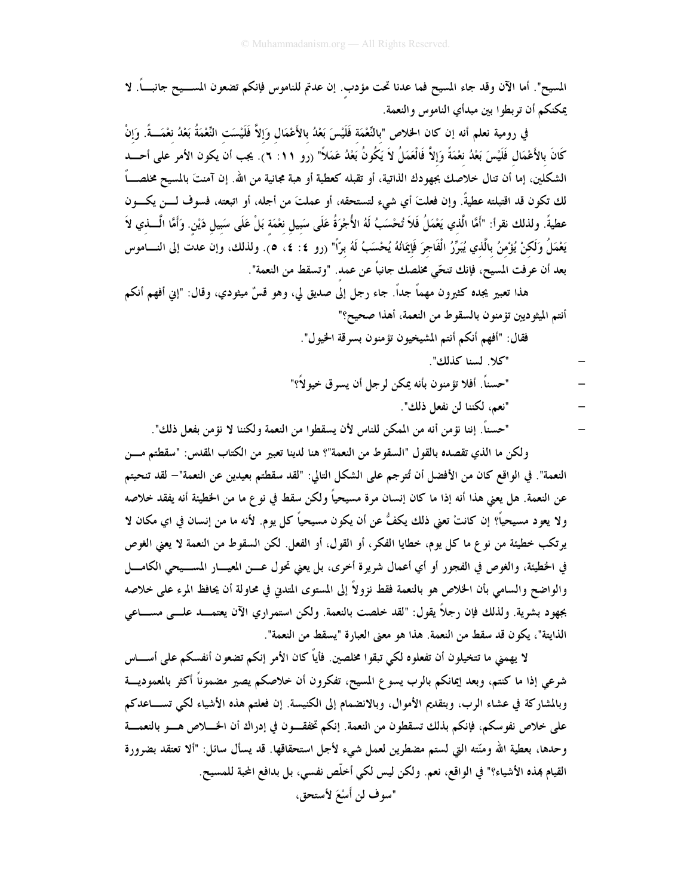المسيح". أما الآن وقد جاء المسيح فما عدنا تحت مؤدب. إن عدتم للناموس فإنكم تضعون المسيح جانباً. لا يمكنكم أن تربطوا بين مبدأي الناموس والنعمة.

في رومية نعلم أنه إن كان الخلاص "بِالنِّعْمَةِ فَلَيْسَ بَعْدُ بِالأَعْمَالِ وَإِلاَّ فَلَيْسَتِ النِّعْمَةُ بَعْدُ نِعْمَةً. وَإِنْ كَانَ بِالأَعْمَالِ فَلَيْسَ بَعْدُ نِعْمَةً وَإِلاَّ فَالْعَمَلُ لاَ يَكُونُ بَعْدُ عَمَلاً" (رو ١١: ٦). يجب أن يكون الأمر على أحد الشكلين، إما أن تنال خلاصك بجهودك الذاتية، أو تقبله كعطية أو هبة مجانية من الله. إن آمنتَ بالمسيح مخلصاً لك تكون قد اقتبلته عطيةً. وإن فعلتَ أي شيء لتستحقه، أو عملتَ من أجله، أو اتبعته، فسوف لن يكون عطيةً. ولذلك نقرأ: "أَمَّا الَّذِي يَعْمَلُ فَلاَ تُحْسَبُ لَهُ الأُجْرَةُ عَلَى سَبِيلِ نِعْمَةٍ بَلْ عَلَى سَبِيلِ دَيْنٍ. وَأَمَّا الَّذِي لاَ يَعْمَلُ وَلَكِنْ يُؤْمِنُ بِالَّذِي يُبَرِّرُ الْفَاجِرَ فَإِيمَانُهُ يُحْسَبُ لَهُ بِرّاً" (رو ٤: ٤، ٥). ولذلك، وإن عدت إلى الناموس بعد أن عرفت المسيح، فإنك تنحّي مخلصك جانباً عن عمد. "وتسقط من النعمة".

هذا تعبير يجده كثيرون مهماً جداً. جاء رجل إلى صديق لي، وهو قسّ ميثودي، وقال: "إني أفهم أنكم أنتم الميثوديين تؤمنون بالسقوط من النعمة، أهذا صحيح؟"

فقال: "أفهم أنكم أنتم المشيخيون تؤمنون بسرقة الخيول".

- "كلا. لسنا كذلك".
- "حسناً. أفلا تؤمنون بأنه يمكن لرجل أن يسرق خيولاً؟"
- "نعم، لكننا لن نفعل ذلك".
- "حسناً. إننا نؤمن أنه من الممكن للناس لأن يسقطوا من النعمة ولكننا لا نؤمن بفعل ذلك".

ولكن ما الذي تقصده بالقول "السقوط من النعمة"؟ هنا لدينا تعبير من الكتاب المقدس: "سقطتم من النعمة". في الواقع كان من الأفضل أن تُترجم على الشكل التالي: "لقد سقطتم بعيدين عن النعمة"– لقد تنحيتم عن النعمة. هل يعني هذا أنه إذا ما كان إنسان مرة مسيحياً ولكن سقط في نوع ما من الخطيئة أنه يفقد خلاصه ولا يعود مسيحياً؟ إن كانتْ تعني ذلك يكفُّ عن أن يكون مسيحياً كل يوم. لأنه ما من إنسان في اي مكان لا يرتكب خطيئة من نوع ما كل يوم، خطايا الفكر، أو القول، أو الفعل. لكن السقوط من النعمة لا يعني الغوص في الخطيئة، والغوص في الفجور أو أي أعمال شريرة أخرى، بل يعني تحول عن المعيار المسيحي الكامل والواضح والسامي بأن الخلاص هو بالنعمة فقط نزولاً إلى المستوى المتدني في محاولة أن يحافظ المرء على خلاصه بجهود بشرية. ولذلك فإن رجلاً يقول: "لقد خلصت بالنعمة. ولكن استمراري الآن يعتمد على مساعي الذاتية"، يكون قد سقط من النعمة. هذا هو معنى العبارة "يسقط من النعمة".

لا يهمني ما تتخيلون أن تفعلوه لكي تبقوا مخلصين. فأياً كان الأمر إنكم تضعون أنفسكم على أساس شرعي إذا ما كنتم، وبعد إيمانكم بالرب يسوع المسيح، تفكرون أن خلاصكم يصير مضموناً أكثر بالمعمودية وبالمشاركة في عشاء الرب، وبتقديم الأموال، وبالانضمام إلى الكنيسة. إن فعلتم هذه الأشياء لكي تساعدكم على خلاص نفوسكم، فإنكم بذلك تسقطون من النعمة. إنكم تخفقون في إدراك أن الخلاص هو بالنعمة وحدها، بعطية الله ومنّته التي لستم مضطرين لعمل شيء لأجل استحقاقها. قد يسأل سائل: "ألا تعتقد بضرورة القيام بهذه الأشياء؟" في الواقع، نعم. ولكن ليس لكي أخلّص نفسي، بل بدافع المحبة للمسيح.

"سوف لن أَسْعَ لأستحق،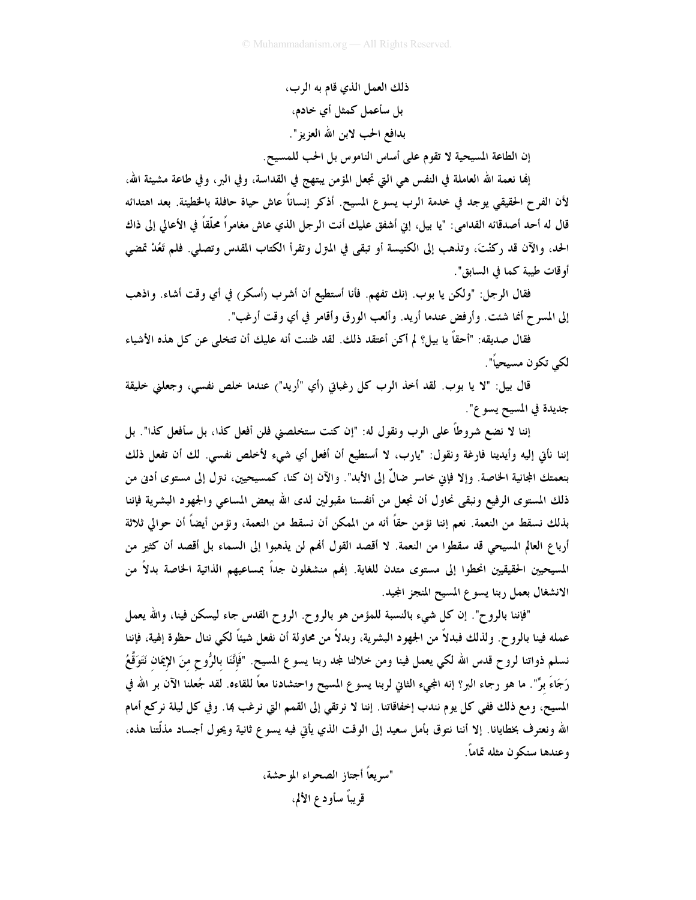ذلك العمل الذي قام به الرب،

بل سأعمل كمثل أي خادم،

بدافع الحب لابن الله العزيز".

إن الطاعة المسيحية لا تقوم على أساس الناموس بل الحب للمسيح.

إنها نعمة الله العاملة في النفس هي التي تجعل المؤمن يبتهج في القداسة، وفي البر، وفي طاعة مشيئة الله، لأن الفرح الحقيقي يوجد في خدمة الرب يسوع المسيح. أذكر إنساناً عاش حياة حافلة بالخطيئة. بعد اهتدائه قال له أحد أصدقائه القدامى: "يا بيل، إني أشفق عليك أنت الرجل الذي عاش مغامراً محلّقاً في الأعالي إلى ذاك الحد، والآن قد ركنْتَ، وتذهب إلى الكنيسة أو تبقى في المنزل وتقرأ الكتاب المقدس وتصلي. فلم تعُدْ تمضي أوقات طيبة كما في السابق".

فقال الرجل: "ولكن يا بوب. إنك تفهم. فأنا أستطيع أن أشرب (أسكر) في أي وقت أشاء. واذهب إلى المسرح أنما شئت. وأرفض عندما أريد. وألعب الورق وأقامر في أي وقت أرغب".

فقال صديقه: "أحقاً يا بيل؟ لم أكن أعتقد ذلك. لقد ظننت أنه عليك أن تتخلى عن كل هذه الأشياء لكي تكون مسيحياً".

قال بيل: "لا يا بوب. لقد أخذ الرب كل رغباتي (أي "أريد") عندما خلص نفسي، وجعلني خليقة جديدة في المسيح يسوع".

إننا لا نضع شروطاً على الرب ونقول له: "إن كنت ستخلصني فلن أفعل كذا، بل سأفعل كذا". بل إننا نأتي إليه وأيدينا فارغة ونقول: "يارب، لا أستطيع أن أفعل أي شيء لأخلص نفسي. لك أن تفعل ذلك بنعمتك المجانية الخاصة. وإلا فإني خاسر ضالٌ إلى الأبد". والآن إن كنا، كمسيحيين، نترل إلى مستوى أدنى من ذلك المستوى الرفيع ونبقى نحاول أن نجعل من أنفسنا مقبولين لدى الله ببعض المساعي والجهود البشرية فإننا بذلك نسقط من النعمة. نعم إننا نؤمن حقاً أنه من الممكن أن نسقط من النعمة، ونؤمن أيضاً أن حوالي ثلاثة أرباع العالم المسيحي قد سقطوا من النعمة. لا أقصد القول أنهم لن يذهبوا إلى السماء بل أقصد أن كثير من المسيحيين الحقيقيين انحطوا إلى مستوى متدن للغاية. إنهم منشغلون جداً بمساعيهم الذاتية الخاصة بدلاً من الانشغال بعمل ربنا يسوع المسيح المنجز المجيد.

"فإننا بالروح". إن كل شيء بالنسبة للمؤمن هو بالروح. الروح القدس جاء ليسكن فينا، والله يعمل عمله فينا بالروح. ولذلك فبدلاً من الجهود البشرية، وبدلاً من محاولة أن نفعل شيئاً لكي ننال حظوة إلهية، فإننا نسلم ذواتنا لروح قدس الله لكي يعمل فينا ومن خلالنا مجد ربنا يسوع المسيح. "فَإِنَّنَا بِالرُّوحِ مِنَ الإِيمَانِ نَتَوَقَّعُ رَجَاءَ بِرٍّ". ما هو رجاء البر؟ إنه المجيء الثاني لربنا يسوع المسيح واحتشادنا معاً للقاءه. لقد جُعلنا الآن بر الله في المسيح، ومع ذلك ففي كل يوم نندب إخفاقاتنا. إننا لا نرتقي إلى القمم التي نرغب بها. وفي كل ليلة نركع أمام الله ونعترف بخطايانا. إلا أننا نتوق بأمل سعيد إلى الوقت الذي يأتي فيه يسوع ثانية ويحول أجساد مذلّتنا هذه، وعندها سنكون مثله تماماً.

"سريعاً أجتاز الصحراء الموحشة،

قريباً سأودع الألم،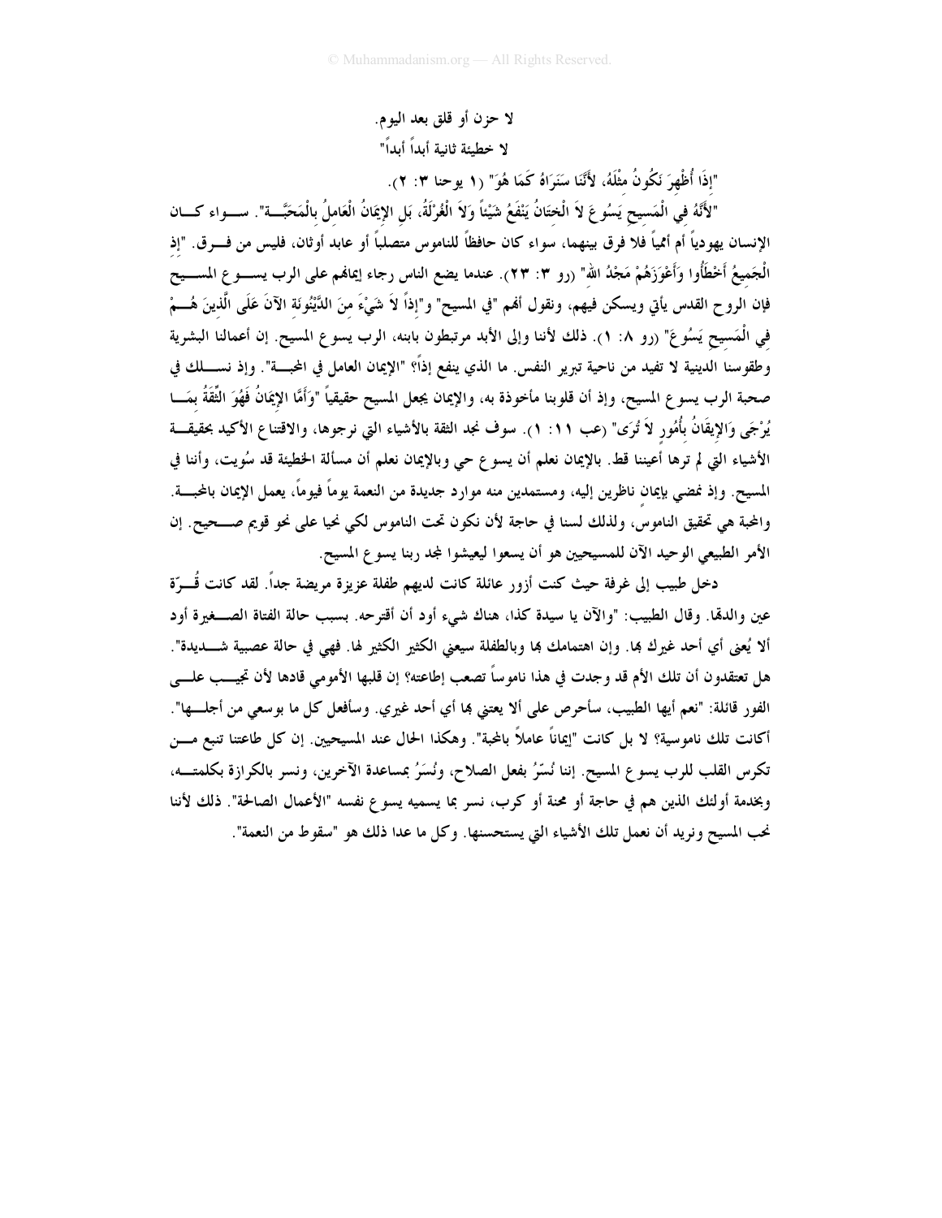لا حزن أو قلق بعد اليوم.

لا خطيئة ثانية أبداً أبداً"

"إِذَا أُظْهِرَ نَكُونُ مِثْلَهُ، لأَنَّنَا سَنَرَاهُ كَمَا هُوَ" (١ يوحنا ٣: ٢).

"لأَنَّهُ فِي الْمَسِيحِ يَسُوعَ لاَ الْخِتَانُ يَنْفَعُ شَيْئاً وَلاَ الْغُرْلَةُ، بَلِ الإِيمَانُ الْعَامِلُ بِالْمَحَبَّةِ". سواء كان الإنسان يهودياً أم أممياً فلا فرق بينهما، سواء كان حافظاً للناموس متصلباً أو عابد أوثان، فليس من فرق. "إِذِ الْجَمِيعُ أَخْطَأُوا وَأَعْوَزَهُمْ مَجْدُ اللهِ" (رو ٣: ٢٣). عندما يضع الناس رجاء إيمانهم على الرب يسوع المسيح فإن الروح القدس يأتي ويسكن فيهم، ونقول أنهم "في المسيح" و"إِذاً لاَ شَيْءَ مِنَ الدَّيْنُونَةِ الآنَ عَلَى الَّذِينَ هُمْ فِي الْمَسِيحِ يَسُوعَ" (رو ٨: ١). ذلك لأننا وإلى الأبد مرتبطون بابنه، الرب يسوع المسيح. إن أعمالنا البشرية وطقوسنا الدينية لا تفيد من ناحية تبرير النفس. ما الذي ينفع إذاً؟ "الإيمان العامل في المحبة". وإذ نسلك في صحبة الرب يسوع المسيح، وإذ أن قلوبنا مأخوذة به، والإيمان يجعل المسيح حقيقياً "وَأَمَّا الإِيمَانُ فَهُوَ الثِّقَةُ بِمَا يُرْجَى وَالإِيقَانُ بِأُمُورٍ لاَ تُرَى" (عب ١١: ١). سوف نجد الثقة بالأشياء التي نرجوها، والاقتناع الأكيد بحقيقة الأشياء التي لم ترها أعيننا قط. بالإيمان نعلم أن يسوع حي وبالإيمان نعلم أن مسألة الخطيئة قد سُويت، وأننا في المسيح. وإذ نمضي بإيمانٍ ناظرين إليه، ومستمدين منه موارد جديدة من النعمة يوماً فيوماً، يعمل الإيمان بالمحبة. والمحبة هي تحقيق الناموس، ولذلك لسنا في حاجة لأن نكون تحت الناموس لكي نحيا على نحو قويم صحيح. إن الأمر الطبيعي الوحيد الآن للمسيحيين هو أن يسعوا ليعيشوا لمجد ربنا يسوع المسيح.

دخل طبيب إلى غرفة حيث كنت أزور عائلة كانت لديهم طفلة عزيزة مريضة جداً. لقد كانت قُرّة عين والدها. وقال الطبيب: "والآن يا سيدة كذا، هناك شيء أود أن أقترحه. بسبب حالة الفتاة الصغيرة أود ألا يُعنى أي أحد غيرك بها. وإن اهتمامك بها وبالطفلة سيعني الكثير الكثير لها. فهي في حالة عصبية شديدة". هل تعتقدون أن تلك الأم قد وجدت في هذا ناموساً تصعب إطاعته؟ إن قلبها الأمومي قادها لأن تجيب على الفور قائلة: "نعم أيها الطبيب، سأحرص على ألا يعتني بها أي أحد غيري. وسأفعل كل ما بوسعي من أجلها". أكانت تلك ناموسية؟ لا بل كانت "إيماناً عاملاً بالمحبة". وهكذا الحال عند المسيحيين. إن كل طاعتنا تنبع من تكرس القلب للرب يسوع المسيح. إننا نُسَرُّ بفعل الصلاح، ونُسَرُّ بمساعدة الآخرين، ونسر بالكرازة بكلمته، وبخدمة أولئك الذين هم في حاجة أو محنة أو كرب، نسر بما يسميه يسوع نفسه "الأعمال الصالحة". ذلك لأننا نحب المسيح ونريد أن نعمل تلك الأشياء التي يستحسنها. وكل ما عدا ذلك هو "سقوط من النعمة".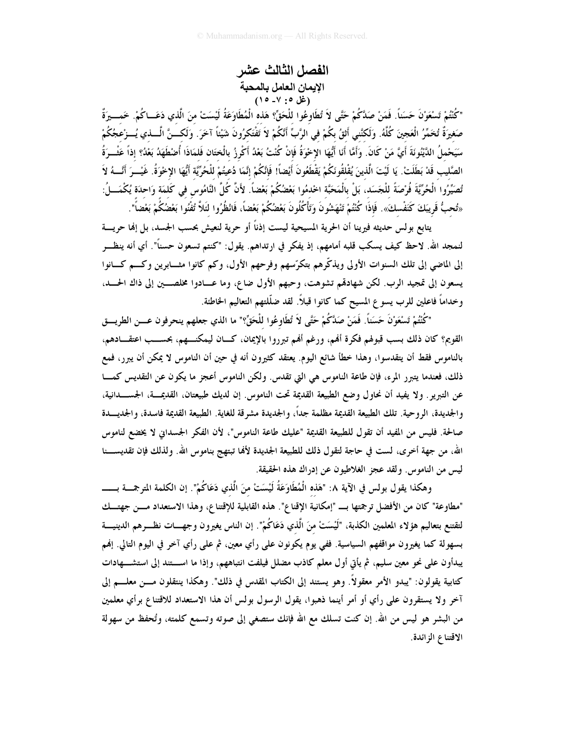# الفصل الثالث عشر

## الإيمان العامل بالمحبة

### (غل ٥: ٧- ١٥)

"كُنْتُمْ تَسْعَوْنَ حَسَناً. فَمَنْ صَدَّكُمْ حَتَّى لاَ تُطَاوِعُوا لِلْحَقِّ؟ هَذِهِ الْمُطَاوَعَةُ لَيْسَتْ مِنَ الَّذِي دَعَاكُمْ. خَمِيرَةٌ صَغِيرَةٌ تُخَمِّرُ الْعَجِينَ كُلَّهُ. وَلَكِنَّنِي أَثِقُ بِكُمْ فِي الرَّبِّ أَنَّكُمْ لاَ تَفْتَكِرُونَ شَيْئاً آخَرَ. وَلَكِنَّ الَّذِي يُزْعِجُكُمْ سَيَحْمِلُ الدَّيْنُونَةَ أَيَّ مَنْ كَانَ. وَأَمَّا أَنَا أَيُّهَا الإِخْوَةُ فَإِنْ كُنْتُ بَعْدُ أَكْرِزُ بِالْخِتَانِ فَلِمَاذَا أُضْطَهَدُ بَعْدُ؟ إِذاً عَثْرَةُ الصَّلِيبِ قَدْ بَطَلَتْ. يَا لَيْتَ الَّذِينَ يُقْلِقُونَكُمْ يَقْطَعُونَ أَيْضاً! فَإِنَّكُمْ إِنَّمَا دُعِيتُمْ لِلْحُرِّيَّةِ أَيُّهَا الإِخْوَةُ. غَيْرَ أَنَّهُ لاَ تُصَيِّرُوا الْحُرِّيَّةَ فُرْصَةً لِلْجَسَدِ، بَلْ بِالْمَحَبَّةِ اخْدِمُوا بَعْضُكُمْ بَعْضاً. لأَنَّ كُلَّ النَّامُوسِ فِي كَلِمَةٍ وَاحِدَةٍ يُكْمَلُ: «تُحِبُّ قَرِيبَكَ كَنَفْسِكَ». فَإِذَا كُنْتُمْ تَنْهَشُونَ وَتَأْكُلُونَ بَعْضُكُمْ بَعْضاً، فَانْظُرُوا لِئَلاَّ تُفْنُوا بَعْضُكُمْ بَعْضاً".

يتابع بولس حديثه فيرينا أن الحرية المسيحية ليست إذناً أو حرية لنعيش بحسب الجسد، بل إنها حرية لنمجد الله. لاحظ كيف يسكب قلبه أمامهم، إذ يفكر في ارتداهم. يقول: "كنتم تسعون حسناً". أي أنه ينظر إلى الماضي إلى تلك السنوات الأولى ويذكّرهم بتكرّسهم وفرحهم الأول، وكم كانوا مثابرين وكم كانوا يسعون إلى تمجيد الرب. لكن شهادتهم تشوهت، وحبهم الأول ضاع، وما عادوا مخلصين إلى ذاك الحد، وخداماً فاعلين للرب يسوع المسيح كما كانوا قبلاً. لقد ضلّلتهم التعاليم الخاطئة.

"كُنْتُمْ تَسْعَوْنَ حَسَناً. فَمَنْ صَدَّكُمْ حَتَّى لاَ تُطَاوِعُوا لِلْحَقِّ؟" ما الذي جعلهم ينحرفون عن الطريق القويم؟ كان ذلك بسبب قبولهم فكرة أنهم، ورغم أنهم تبرروا بالإيمان، كان ليمكنهم، بحسب اعتقادهم، بالناموس فقط أن يتقدسوا، وهذا خطأ شائع اليوم. يعتقد كثيرون أنه في حين أن الناموس لا يمكن أن يبرر، فمع ذلك، فعندما يتبرر المرء، فإن طاعة الناموس هي التي تقدس. ولكن الناموس أعجز ما يكون عن التقديس كما عن التبرير. ولا يفيد أن نحاول وضع الطبيعة القديمة تحت الناموس. إن لديك طبيعتان، القديمة، الجسدانية، والجديدة، الروحية. تلك الطبيعة القديمة مظلمة جداً، والجديدة مشرقة للغاية. الطبيعة القديمة فاسدة، والجديدة صالحة. فليس من المفيد أن تقول للطبيعة القديمة "عليك طاعة الناموس"، لأن الفكر الجسداني لا يخضع لناموس الله، من جهة أخرى، لست في حاجة لتقول ذلك للطبيعة الجديدة لأنها تبتهج بناموس الله. ولذلك فإن تقديسنا ليس من الناموس. ولقد عجز الغلاطيون عن إدراك هذه الحقيقة.

وهكذا يقول بولس في الآية ٨: "هَذِهِ الْمُطَاوَعَةُ لَيْسَتْ مِنَ الَّذِي دَعَاكُمْ". إن الكلمة المترجمة بـ "مطاوعة" كان من الأفضل ترجمتها بـ "إمكانية الإقناع". هذه القابلية للإقتناع، وهذا الاستعداد من جهتك لتقتنع بتعاليم هؤلاء المعلمين الكذبة، "لَيْسَتْ مِنَ الَّذِي دَعَاكُمْ". إن الناس يغيرون وجهات نظرهم الدينية بسهولة كما يغيرون مواقفهم السياسية. ففي يوم يكونون على رأي معين، ثم على رأي آخر في اليوم التالي. إنهم يبدأون على نحو معين سليم، ثم يأتي أول معلم كاذب مضلل فيلفت انتباههم، وإذا ما استند إلى استشهادات كتابية يقولون: "يبدو الأمر معقولاً. وهو يستند إلى الكتاب المقدس في ذلك". وهكذا ينتقلون من معلم إلى آخر ولا يستقرون على رأي أو أمر أينما ذهبوا، يقول الرسول بولس أن هذا الاستعداد للاقتناع برأي معلمين من البشر هو ليس من الله. إن كنت تسلك مع الله فإنك ستصغي إلى صوته وتسمع كلمته، وتُحفظ من سهولة الاقتناع الزائدة.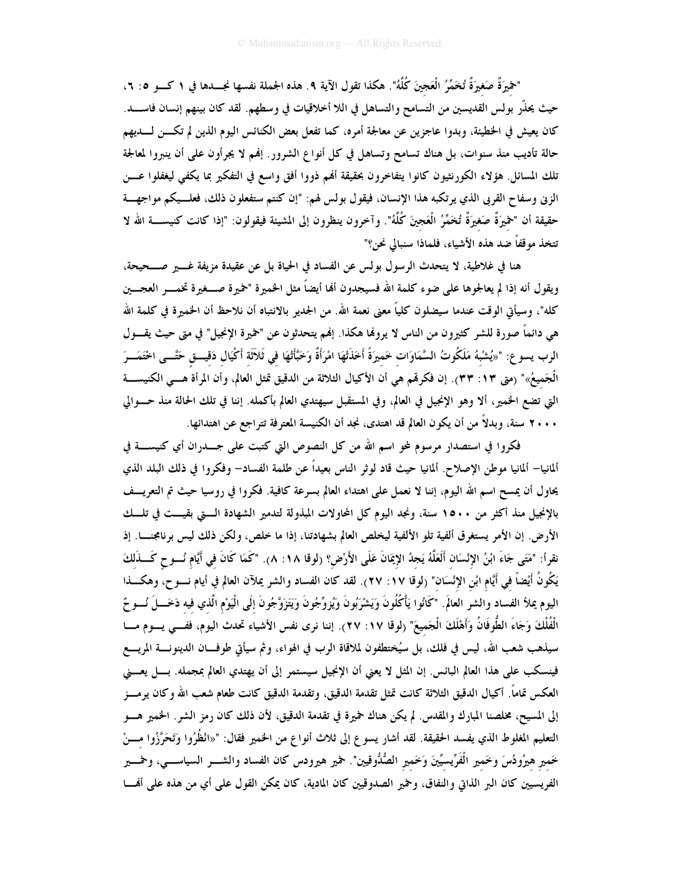"خميرةٌ صَغيرَةٌ تُخَمِّرُ الْعَجينَ كُلَّهُ". هكذا تقول الآية ٩. هذه الجملة نفسها نجدها في ١ كو ٥: ٦، حيث يحذّر بولس القديسين من التسامح والتساهل في اللا أخلاقيات في وسطهم. لقد كان بينهم إنسان فاسد. كان يعيش في الخطيئة، وبدوا عاجزين عن معالجة أمره، كما تفعل بعض الكنائس اليوم الذين لم تكن لديهم حالة تأديب منذ سنوات، بل هناك تسامح وتساهل في كل أنواع الشرور. إنهم لا يجرأون على أن ينبروا لمعالجة تلك المسائل. هؤلاء الكورنثيون كانوا يتفاخرون بحقيقة أنهم ذووا أفق واسع في التفكير بما يكفي ليغفلوا عن الزنى وسفاح القربى الذي يرتكبه هذا الإنسان، فيقول بولس لهم: "إن كنتم ستفعلون ذلك، فعليكم مواجهة حقيقة أن "خميرَةٌ صَغيرَةٌ تُخَمِّرُ الْعَجينَ كُلَّهُ". وآخرون ينظرون إلى المشيئة فيقولون: "إذا كانت كنيسة الله لا تتخذ موقفاً ضد هذه الأشياء، فلماذا سنبالي نحن؟"

هنا في غلاطية، لا يتحدث الرسول بولس عن الفساد في الحياة بل عن عقيدة مزيفة غير صحيحة، ويقول أنه إذا لم يعالجوها على ضوء كلمة الله فسيجدون أنها أيضاً مثل الخميرة "خميرة صغيرة تخمر العجين كله"، وسيأتي الوقت عندما سيضلون كلياً معنى نعمة الله. من الجدير بالانتباه أن نلاحظ أن الخميرة في كلمة الله هي دائماً صورة للشر كثيرون من الناس لا يرونها هكذا. إنهم يتحدثون عن "خميرة الإنجيل" في متى حيث يقول الرب يسوع: "«يُشْبِهُ مَلَكُوتُ السَّمَاوَاتِ خَميرَةً أَخَذَتْهَا امْرَأَةٌ وَخَبَّأَتْهَا في ثَلاثَة أَكْيَال دَقيق حَتَّى اخْتَمَرَ الْجَميعُ»" (متى ١٣: ٣٣). إن فكرتهم هي أن الأكيال الثلاثة من الدقيق تمثل العالم، وأن المرأة هي الكنيسة التي تضع الخمير، ألا وهو الإنجيل في العالم، وفي المستقبل سيهتدي العالم بأكمله. إننا في تلك الحالة منذ حوالي ٢٠٠٠ سنة، وبدلاً من أن يكون العالم قد اهتدى، نجد أن الكنيسة المعترفة تتراجع عن اهتدائها.

فكروا في استصدار مرسوم لمحو اسم الله من كل النصوص التي كتبت على جدران أي كنيسة في ألمانيا– ألمانيا موطن الإصلاح. ألمانيا حيث قاد لوثر الناس بعيداً عن ظلمة الفساد– وفكروا في ذلك البلد الذي يحاول أن يمسح اسم الله اليوم، إننا لا نعمل على اهتداء العالم بسرعة كافية. فكروا في روسيا حيث تم التعريف بالإنجيل منذ أكثر من ١٥٠٠ سنة، ونجد اليوم كل المحاولات المبذولة لتدمير الشهادة التي بقيت في تلك الأرض. إن الأمر يستغرق ألفية تلو الألفية ليخلص العالم بشهادتنا، إذا ما خلص، ولكن ذلك ليس برنامجنا. إذ نقرأ: "مَتَى جَاءَ ابْنُ الإِنْسَانِ أَلَعَلَّهُ يَجِدُ الإِيمَانَ عَلَى الأَرْضِ؟ (لوقا ١٨: ٨). "كَمَا كَانَ في أَيَّامِ نُوحٍ كَذَلكَ يَكُونُ أَيْضاً في أَيَّامِ ابْنِ الإِنْسَانِ" (لوقا ١٧: ٢٧). لقد كان الفساد والشر يملآن العالم في أيام نوح، وهكذا اليوم يملأ الفساد والشر العالَم. "كَانُوا يَأْكُلُونَ وَيَشْرَبُونَ وَيُزَوِّجُونَ وَيَتَزَوَّجُونَ إِلَى الْيَوْمِ الَّذي فيه دَخَلَ نُوحٌ الْفُلْكَ وَجَاءَ الطُّوفَانُ وَأَهْلَكَ الْجَميعَ" (لوقا ١٧: ٢٧). إننا نرى نفس الأشياء تحدث اليوم. ففي يوم ما سيذهب شعب الله، ليس في فلك، بل سيُختطفون لملاقاة الرب في الهواء، وثم سيأتي طوفان الدينونة المريع فينسكب على هذا العالم البائس. إن المثل لا يعني أن الإنجيل سيستمر إلى أن يهتدي العالم بمجمله. بل يعني العكس تماماً. أكيال الدقيق الثلاثة كانت تمثل تقدمة الدقيق، وتقدمة الدقيق كانت طعام شعب الله وكان يرمز إلى المسيح، مخلصنا المبارك والمقدس. لم يكن هناك خميرة في تقدمة الدقيق، لأن ذلك كان رمز الشر. الخمير هو التعليم المغلوط الذي يفسد الحقيقة. لقد أشار يسوع إلى ثلاث أنواع من الخمير فقال: "«انْظُرُوا وَتَحَرَّزُوا منْ خَميرِ هيرُودُسَ وخَميرِ الْفَرِّيسيِّينَ وَخَميرِ الصَّدُّوقيين". خمير هيرودس كان الفساد والشر السياسي، وخمير الفريسيين كان البر الذاتي والنفاق، وخمير الصدوقيين كان المادية، كان يمكن القول على أي من هذه على أنها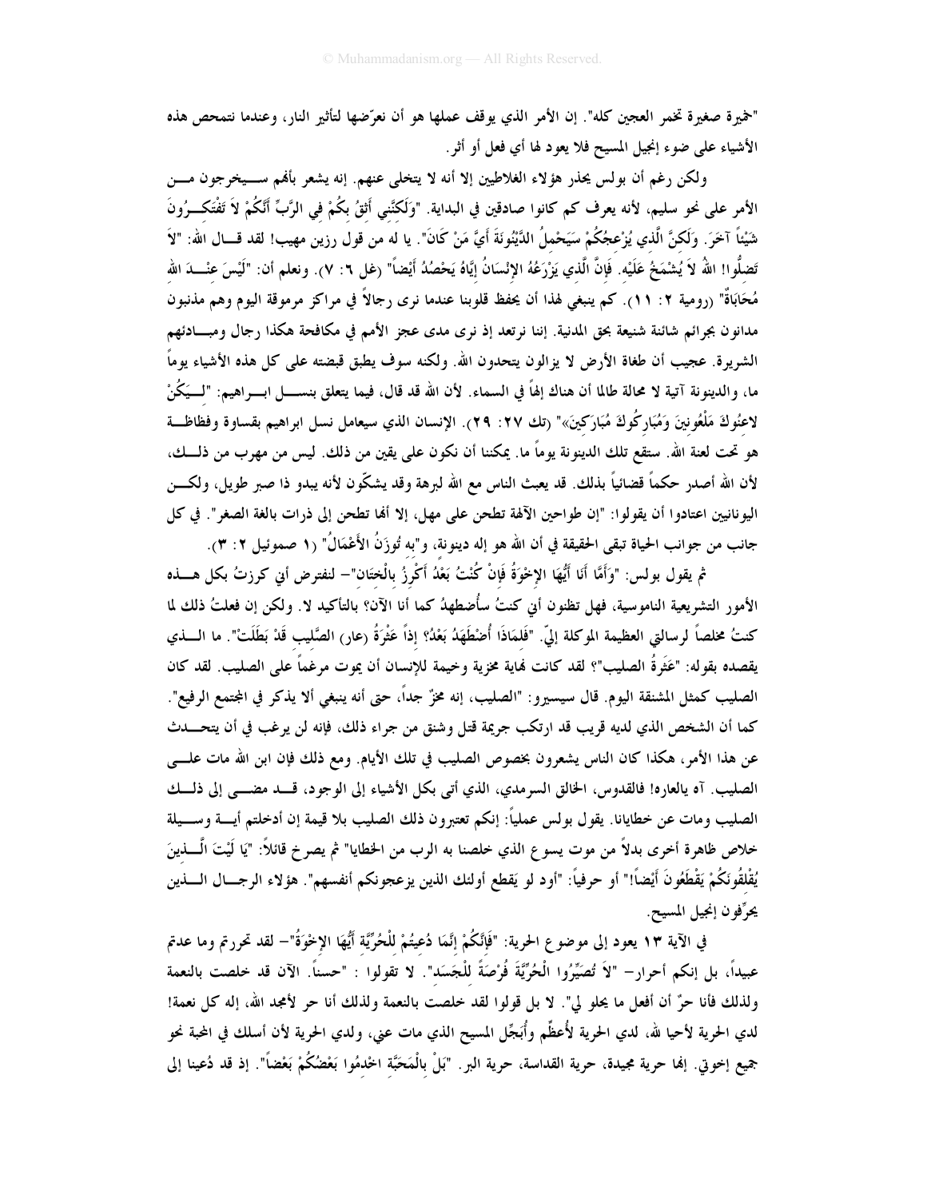"خميرة صغيرة تخمر العجين كله". إن الأمر الذي يوقف عملها هو أن نعرّضها لتأثير النار، وعندما نتمحص هذه الأشياء على ضوء إنجيل المسيح فلا يعود لها أي فعل أو أثر.

ولكن رغم أن بولس يحذر هؤلاء الغلاطيين إلا أنه لا يتخلى عنهم. إنه يشعر بأنهم سيخرجون من الأمر على نحو سليم، لأنه يعرف كم كانوا صادقين في البداية. "وَلَكِنَّنِي أَثِقُ بِكُمْ فِي الرَّبِّ أَنَّكُمْ لاَ تَفْتَكِرُونَ شَيْئاً آخَرَ. وَلَكِنَّ الَّذِي يُزْعِجُكُمْ سَيَحْمِلُ الدَّيْنُونَةَ أَيَّ مَنْ كَانَ". يا له من قول رزين مهيب! لقد قال الله: "لاَ تَضِلُّوا! اللهُ لاَ يُشْمَخُ عَلَيْهِ. فَإِنَّ الَّذِي يَزْرَعُهُ الإِنْسَانُ إِيَّاهُ يَحْصُدُ أَيْضاً" (غل ٦: ٧). ونعلم أن: "لَيْسَ عِنْدَ اللهِ مُحَابَاةٌ" (رومية ٢: ١١). كم ينبغي لهذا أن يحفظ قلوبنا عندما نرى رجالاً في مراكز مرموقة اليوم وهم مذنبون مدانون بجرائم شائنة شنيعة بحق المدنية. إننا نرتعد إذ نرى مدى عجز الأمم في مكافحة هكذا رجال ومبادئهم الشريرة. عجيب أن طغاة الأرض لا يزالون يتحدون الله. ولكنه سوف يطبق قبضته على كل هذه الأشياء يوماً ما، والدينونة آتية لا محالة طالما أن هناك إلهاً في السماء. لأن الله قد قال، فيما يتعلق بنسل ابراهيم: "لِيَكُنْ لاعِنُوكَ مَلْعُونِينَ وَمُبَارِكُوكَ مُبَارَكِينَ»" (تك ٢٧: ٢٩). الإنسان الذي سيعامل نسل ابراهيم بقساوة وفظاظة هو تحت لعنة الله. ستقع تلك الدينونة يوماً ما. يمكننا أن نكون على يقين من ذلك. ليس من مهرب من ذلك، لأن الله أصدر حكماً قضائياً بذلك. قد يعبث الناس مع الله لبرهة وقد يشكّون لأنه يبدو ذا صبر طويل، ولكن اليونانيين اعتادوا أن يقولوا: "إن طواحين الآلهة تطحن على مهل، إلا أنها تطحن إلى ذرات بالغة الصغر". في كل جانب من جوانب الحياة تبقى الحقيقة في أن الله هو إله دينونة، و"به تُوزَنُ الأَعْمَالُ" (١ صموئيل ٢: ٣).

ثم يقول بولس: "وَأَمَّا أَنَا أَيُّهَا الإِخْوَةُ فَإِنْ كُنْتُ بَعْدُ أَكْرِزُ بِالْخِتَانِ"– لنفترض أني كرزتُ بكل هذه الأمور التشريعية الناموسية، فهل تظنون أني كنتُ سأُضطهدُ كما أنا الآن؟ بالتأكيد لا. ولكن إن فعلتُ ذلك لما كنتُ مخلصاً لرسالتي العظيمة الموكلة إليّ. "فَلِمَاذَا أُضْطَهَدُ بَعْدُ؟ إِذاً عَثْرَةُ (عار) الصَّلِيبِ قَدْ بَطَلَتْ". ما الذي يقصده بقوله: "عَثْرةُ الصليب"؟ لقد كانت نهاية مخزية وخيمة للإنسان أن يموت مرغماً على الصليب. لقد كان الصليب كمثل المشنقة اليوم. قال سيسيرو: "الصليب، إنه مخزٍ جداً، حتى أنه ينبغي ألا يذكر في المجتمع الرفيع". كما أن الشخص الذي لديه قريب قد ارتكب جريمة قتل وشنق من جراء ذلك، فإنه لن يرغب في أن يتحدث عن هذا الأمر، هكذا كان الناس يشعرون بخصوص الصليب في تلك الأيام. ومع ذلك فإن ابن الله مات على الصليب. آه يالعاره! فالقدوس، الخالق السرمدي، الذي أتى بكل الأشياء إلى الوجود، قد مضى إلى ذلك الصليب ومات عن خطايانا. يقول بولس عملياً: إنكم تعتبرون ذلك الصليب بلا قيمة إن أدخلتم أية وسيلة خلاص ظاهرة أخرى بدلاً من موت يسوع الذي خلصنا به الرب من الخطايا" ثم يصرخ قائلاً: "يَا لَيْتَ الَّذِينَ يُقْلِقُونَكُمْ يَقْطَعُونَ أَيْضاً!" أو حرفياً: "أود لو يَقطع أولئك الذين يزعجونكم أنفسهم". هؤلاء الرجال الذين يحرّفون إنجيل المسيح.

في الآية ١٣ يعود إلى موضوع الحرية: "فَإِنَّكُمْ إِنَّمَا دُعِيتُمْ لِلْحُرِّيَّةِ أَيُّهَا الإِخْوَةُ"– لقد تحررتم وما عدتم عبيداً، بل إنكم أحرار– "لاَ تُصَيِّرُوا الْحُرِّيَّةَ فُرْصَةً لِلْجَسَدِ". لا تقولوا : "حسناً. الآن قد خلصت بالنعمة ولذلك فأنا حرٌ أن أفعل ما يحلو لي". لا بل قولوا لقد خلصت بالنعمة ولذلك أنا حر لأمجد الله، إله كل نعمة! لدي الحرية لأحيا لله، لدي الحرية لأُعظِّم وأُبَجِّل المسيح الذي مات عني، ولدي الحرية لأن أسلك في المحبة نحو جميع إخوتي. إنها حرية مجيدة، حرية القداسة، حرية البر. "بَلْ بِالْمَحَبَّةِ اخْدِمُوا بَعْضُكُمْ بَعْضاً". إذ قد دُعينا إلى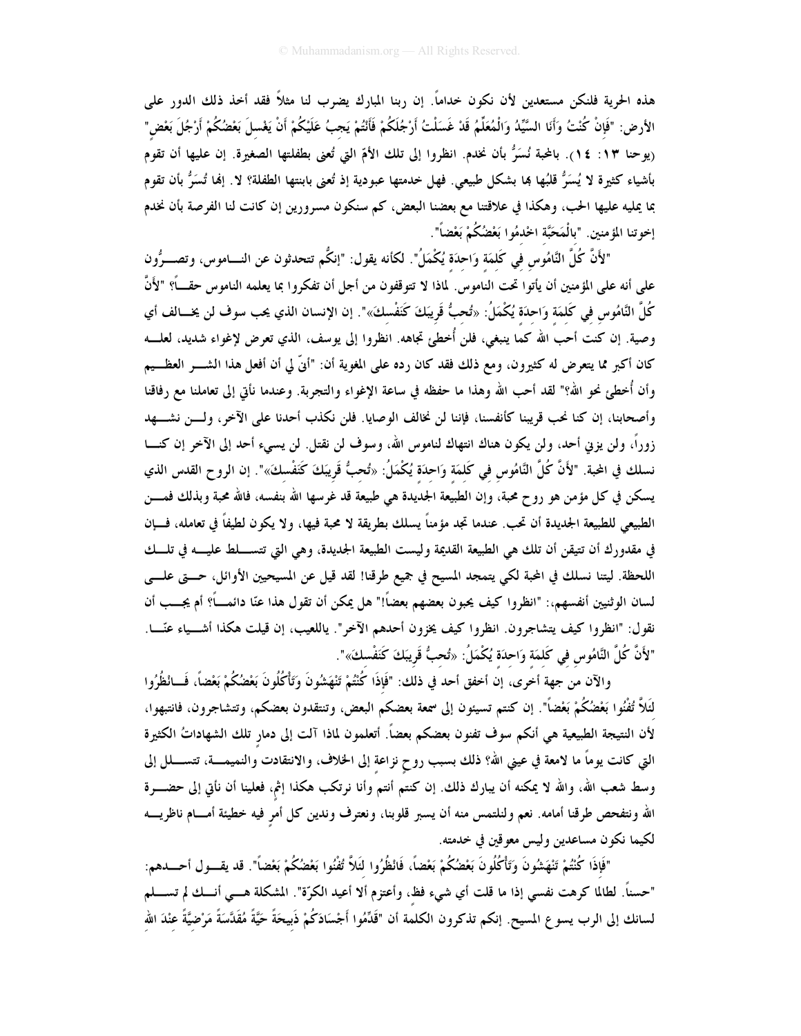هذه الحرية فلنكن مستعدين لأن نكون خداماً. إن ربنا المبارك يضرب لنا مثلاً فقد أخذ ذلك الدور على الأرض: "فَإِنْ كُنْتُ وَأَنَا السَّيِّدُ وَالْمُعَلِّمُ قَدْ غَسَلْتُ أَرْجُلَكُمْ فَأَنْتُمْ يَجِبُ عَلَيْكُمْ أَنْ يَغْسِلَ بَعْضُكُمْ أَرْجُلَ بَعْضٍ" (يوحنا ١٣: ١٤). بالمحبة نُسَرُّ بأن نخدم. انظروا إلى تلك الأمّ التي تُعنى بطفلتها الصغيرة. إن عليها أن تقوم بأشياء كثيرة لا يُسَرُّ قلبُها بها بشكل طبيعي. فهل خدمتها عبودية إذ تُعنى بابنتها الطفلة؟ لا. إنها تُسَرُّ بأن تقوم بما يمليه عليها الحب، وهكذا في علاقتنا مع بعضنا البعض، كم سنكون مسرورين إن كانت لنا الفرصة بأن نخدم إخوتنا المؤمنين. "بِالْمَحَبَّةِ اخْدِمُوا بَعْضُكُمْ بَعْضاً".

"لأَنَّ كُلَّ النَّامُوسِ فِي كَلِمَةٍ وَاحِدَةٍ يُكْمَلُ". لكأنه يقول: "إنكُّم تتحدثون عن الناموس، وتصرُّون على أنه على المؤمنين أن يأتوا تحت الناموس. لماذا لا تتوقفون من أجل أن تفكروا بما يعلمه الناموس حقاً؟ "لأَنَّ كُلَّ النَّامُوسِ فِي كَلِمَةٍ وَاحِدَةٍ يُكْمَلُ: «تُحِبُّ قَرِيبَكَ كَنَفْسِكَ»". إن الإنسان الذي يحب سوف لن يخالف أي وصية. إن كنت أحب الله كما ينبغي، فلن أخطئ تجاهه. انظروا إلى يوسف، الذي تعرض لإغواء شديد، لعله كان أكبر مما يتعرض له كثيرون، ومع ذلك فقد كان رده على المغوية أن: "أنىّ لي أن أفعل هذا الشر العظيم وأن أُخطئ نحو الله؟" لقد أحب الله وهذا ما حفظه في ساعة الإغواء والتجربة. وعندما نأتي إلى تعاملنا مع رفاقنا وأصحابنا، إن كنا نحب قريبنا كأنفسنا، فإننا لن نخالف الوصايا. فلن نكذب أحدنا على الآخر، ولن نشهد زوراً، ولن يزني أحد، ولن يكون هناك انتهاك لناموس الله، وسوف لن نقتل. لن يسيء أحد إلى الآخر إن كنا نسلك في المحبة. "لأَنَّ كُلَّ النَّامُوسِ فِي كَلِمَةٍ وَاحِدَةٍ يُكْمَلُ: «تُحِبُّ قَرِيبَكَ كَنَفْسِكَ»". إن الروح القدس الذي يسكن في كل مؤمن هو روح محبة، وإن الطبيعة الجديدة هي طبيعة قد غرسها الله بنفسه، فالله محبة وبذلك فمن الطبيعي للطبيعة الجديدة أن تحب. عندما تجد مؤمناً يسلك بطريقة لا محبة فيها، ولا يكون لطيفاً في تعامله، فإن في مقدورك أن تتيقن أن تلك هي الطبيعة القديمة وليست الطبيعة الجديدة، وهي التي تتسلط عليه في تلك اللحظة. ليتنا نسلك في المحبة لكي يتمجد المسيح في جميع طرقنا! لقد قيل عن المسيحيين الأوائل، حتى على لسان الوثنيين أنفسهم،: "انظروا كيف يحبون بعضهم بعضاً!" هل يمكن أن تقول هذا عنّا دائماً؟ أم يجب أن نقول: "انظروا كيف يتشاجرون. انظروا كيف يخزون أحدهم الآخر". ياللعيب، إن قيلت هكذا أشياء عنّا. "لأَنَّ كُلَّ النَّامُوسِ فِي كَلِمَةٍ وَاحِدَةٍ يُكْمَلُ: «تُحِبُّ قَرِيبَكَ كَنَفْسِكَ»".

والآن من جهة أخرى، إن أخفق أحد في ذلك: "فَإِذَا كُنْتُمْ تَنْهَشُونَ وَتَأْكُلُونَ بَعْضُكُمْ بَعْضاً، فَانْظُرُوا لِئَلاَّ تُفْنُوا بَعْضُكُمْ بَعْضاً". إن كنتم تسيئون إلى سمعة بعضكم البعض، وتنتقدون بعضكم، وتتشاجرون، فانتبهوا، لأن النتيجة الطبيعية هي أنكم سوف تفنون بعضكم بعضاً. أتعلمون لماذا آلت إلى دمار تلك الشهاداتُ الكثيرة التي كانت يوماً ما لامعة في عيني الله؟ ذلك بسبب روح نزاعة إلى الخلاف، والانتقادات والنميمة، تتسلل إلى وسط شعب الله، والله لا يمكنه أن يبارك ذلك. إن كنتم أنتم وأنا نرتكب هكذا إثم، فعلينا أن نأتي إلى حضرة الله ونتفحص طرقنا أمامه. نعم ولنلتمس منه أن يسبر قلوبنا، ونعترف وندين كل أمرٍ فيه خطيئة أمام ناظريه لكيما نكون مساعدين وليس معوقين في خدمته.

"فَإِذَا كُنْتُمْ تَنْهَشُونَ وَتَأْكُلُونَ بَعْضُكُمْ بَعْضاً، فَانْظُرُوا لِئَلاَّ تُفْنُوا بَعْضُكُمْ بَعْضاً". قد يقول أحدهم: "حسناً. لطالما كرهت نفسي إذا ما قلت أي شيء فظ، وأعتزم ألا أعيد الكرّة". المشكلة هي أنك لم تسلم لسانك إلى الرب يسوع المسيح. إنكم تذكرون الكلمة أن "قَدِّمُوا أَجْسَادَكُمْ ذَبِيحَةً حَيَّةً مُقَدَّسَةً مَرْضِيَّةً عِنْدَ اللهِ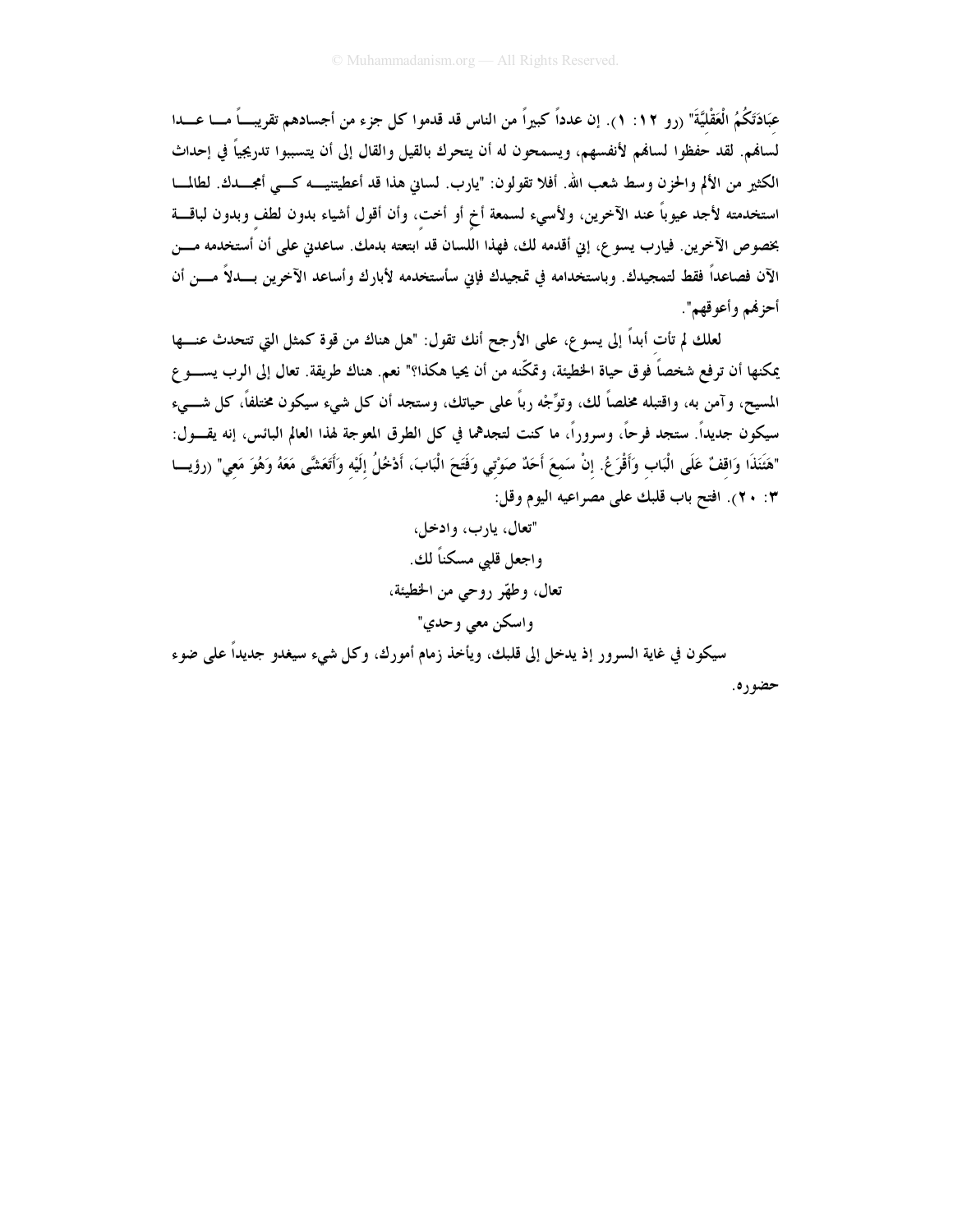عِبَادَتَكُمُ الْعَقْلِيَّةَ" (رو ١٢ : ١). إن عدداً كبيراً من الناس قد قدموا كل جزء من أجسادهم تقريباً ما عدا لسانهم. لقد حفظوا لسانهم لأنفسهم، ويسمحون له أن يتحرك بالقيل والقال إلى أن يتسببوا تدريجياً في إحداث الكثير من الألم والحزن وسط شعب الله. أفلا تقولون: "يارب. لساني هذا قد أعطيتنيه كي أمجدك. لطالما استخدمته لأجد عيوباً عند الآخرين، ولأسيء لسمعة أخٍ أو أخت، وأن أقول أشياء بدون لطفٍ وبدون لباقة بخصوص الآخرين. فيارب يسوع، إني أقدمه لك، فهذا اللسان قد ابتعته بدمك. ساعدني على أن أستخدمه من الآن فصاعداً فقط لتمجيدك. وباستخدامه في تمجيدك فإني سأستخدمه لأبارك وأساعد الآخرين بدلاً من أن أحزنهم وأعوقهم".

لعلك لم تأت أبداً إلى يسوع، على الأرجح أنك تقول: "هل هناك من قوة كمثل التي تتحدث عنها يمكنها أن ترفع شخصاً فوق حياة الخطيئة، وتمكّنه من أن يحيا هكذا؟" نعم. هناك طريقة. تعال إلى الرب يسوع المسيح، وآمن به، واقتبله مخلصاً لك، وتوِّجْه رباً على حياتك، وستجد أن كل شيء سيكون مختلفاً، كل شيء سيكون جديداً. ستجد فرحاً، وسروراً، ما كنت لتجدهما في كل الطرق المعوجة لهذا العالم البائس، إنه يقول: "هَئَنَذَا وَاقِفٌ عَلَى الْبَابِ وَأَقْرَعُ. إِنْ سَمِعَ أَحَدٌ صَوْتِي وَفَتَحَ الْبَابَ، أَدْخُلُ إِلَيْهِ وَأَتَعَشَّى مَعَهُ وَهُوَ مَعِي" (رؤيا ٣ : ٢٠). افتح باب قلبك على مصراعيه اليوم وقل:

"تعال، يارب، وادخل،
واجعل قلبي مسكناً لك.
تعال، وطهّر روحي من الخطيئة،
واسكن معي وحدي"

سيكون في غاية السرور إذ يدخل إلى قلبك، ويأخذ زمام أمورك، وكل شيء سيغدو جديداً على ضوء حضوره.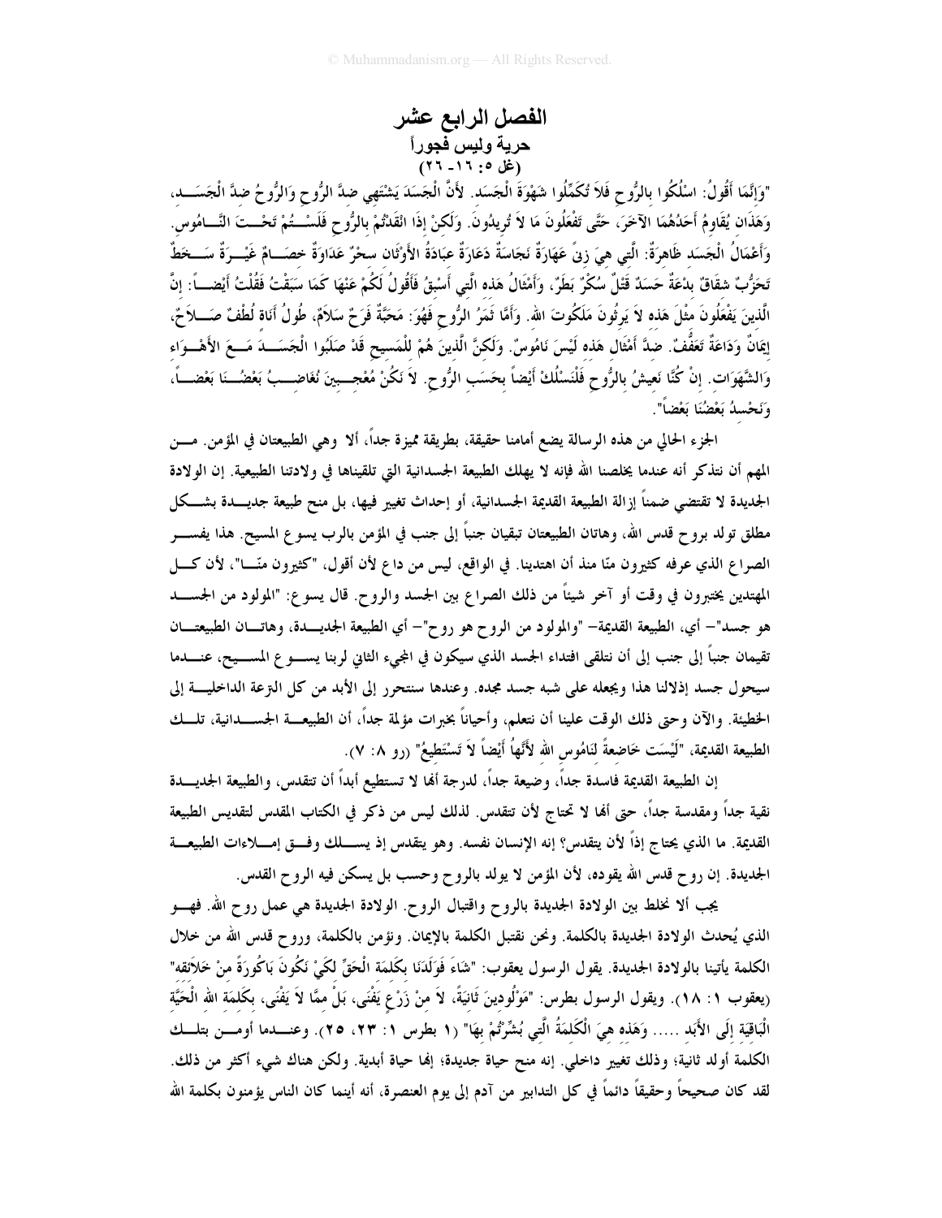# الفصل الرابع عشر

## حرية وليس فجوراً

## (غل ٥: ١٦- ٢٦)

"وَإِنَّمَا أَقُولُ: اسْلُكُوا بالرُّوحِ فَلاَ تُكَمِّلُوا شَهْوَةَ الْجَسَدِ. لأَنَّ الْجَسَدَ يَشْتَهِي ضِدَّ الرُّوحِ وَالرُّوحُ ضِدَّ الْجَسَدِ، وَهَذَانِ يُقَاوِمُ أَحَدُهُمَا الآخَرَ، حَتَّى تَفْعَلُونَ مَا لاَ تُرِيدُونَ. وَلَكِنْ إِذَا انْقَدْتُمْ بِالرُّوحِ فَلَسْتُمْ تَحْتَ النَّامُوسِ. وَأَعْمَالُ الْجَسَدِ ظَاهِرَةٌ: الَّتِي هِيَ زِنىً عَهَارَةٌ نَجَاسَةٌ دَعَارَةٌ عِبَادَةُ الأَوْثَانِ سِحْرٌ عَدَاوَةٌ خِصَامٌ غَيْرَةٌ سَخَطٌ تَحَزُّبٌ شِقَاقٌ بِدْعَةٌ حَسَدٌ قَتْلٌ سُكْرٌ بَطَرٌ، وَأَمْثَالُ هَذِهِ الَّتِي أَسْبِقُ فَأَقُولُ لَكُمْ عَنْهَا كَمَا سَبَقْتُ فَقُلْتُ أَيْضاً: إِنَّ الَّذِينَ يَفْعَلُونَ مِثْلَ هَذِهِ لاَ يَرِثُونَ مَلَكُوتَ اللهِ. وَأَمَّا ثَمَرُ الرُّوحِ فَهُوَ: مَحَبَّةٌ فَرَحٌ سَلاَمٌ، طُولُ أَنَاةٍ لُطْفٌ صَلاَحٌ، إِيمَانٌ وَدَاعَةٌ تَعَفُّفٌ. ضِدَّ أَمْثَالِ هَذِهِ لَيْسَ نَامُوسٌ. وَلَكِنَّ الَّذِينَ هُمْ لِلْمَسِيحِ قَدْ صَلَبُوا الْجَسَدَ مَعَ الأَهْوَاءِ وَالشَّهَوَاتِ. إِنْ كُنَّا نَعِيشُ بِالرُّوحِ فَلْنَسْلُكْ أَيْضاً بِحَسَبِ الرُّوحِ. لاَ نَكُنْ مُعْجِبِينَ نُغَاضِبُ بَعْضُنَا بَعْضاً، وَنَحْسِدُ بَعْضُنَا بَعْضاً".

الجزء الحالي من هذه الرسالة يضع أمامنا حقيقة، بطريقة مميزة جداً، ألا وهي الطبيعتان في المؤمن. من المهم أن نتذكر أنه عندما يخلصنا الله فإنه لا يهلك الطبيعة الجسدانية التي تلقيناها في ولادتنا الطبيعية. إن الولادة الجديدة لا تقتضي ضمناً إزالة الطبيعة القديمة الجسدانية، أو إحداث تغيير فيها، بل منح طبيعة جديدة بشكل مطلق تولد بروح قدس الله، وهاتان الطبيعتان تبقيان جنباً إلى جنب في المؤمن بالرب يسوع المسيح. هذا يفسر الصراع الذي عرفه كثيرون منّا منذ أن اهتدينا. في الواقع، ليس من داع لأن أقول، "كثيرون منّا"، لأن كل المهتدين يختبرون في وقت أو آخر شيئاً من ذلك الصراع بين الجسد والروح. قال يسوع: "المولود من الجسد هو جسد"- أي، الطبيعة القديمة- "والمولود من الروح هو روح"- أي الطبيعة الجديدة، وهاتان الطبيعتان تقيمان جنباً إلى جنب إلى أن نتلقى افتداء الجسد الذي سيكون في المجيء الثاني لربنا يسوع المسيح، عندما سيحول جسد إذلالنا هذا ويجعله على شبه جسد مجده. وعندها سنتحرر إلى الأبد من كل النزعة الداخلية إلى الخطيئة. والآن وحتى ذلك الوقت علينا أن نتعلم، وأحياناً بخبرات مؤلمة جداً، أن الطبيعة الجسدانية، تلك الطبيعة القديمة، "لَيْسَت خَاضِعَةً لِنَامُوسِ اللهِ لأَنَّهَا أَيْضاً لاَ تَسْتَطِيعُ" (رو ٨: ٧).

إن الطبيعة القديمة فاسدة جداً، وضيعة جداً، لدرجة أنها لا تستطيع أبداً أن تتقدس، والطبيعة الجديدة نقية جداً ومقدسة جداً، حتى أنها لا تحتاج لأن تتقدس. لذلك ليس من ذكر في الكتاب المقدس لتقديس الطبيعة القديمة. ما الذي يحتاج إذاً لأن يتقدس؟ إنه الإنسان نفسه. وهو يتقدس إذ يسلك وفق إملاءات الطبيعة الجديدة. إن روح قدس الله يقوده، لأن المؤمن لا يولد بالروح وحسب بل يسكن فيه الروح القدس.

يجب ألا نخلط بين الولادة الجديدة بالروح واقتبال الروح. الولادة الجديدة هي عمل روح الله. فهو الذي يُحدث الولادة الجديدة بالكلمة. ونحن نقتبل الكلمة بالإيمان. ونؤمن بالكلمة، وروح قدس الله من خلال الكلمة يأتينا بالولادة الجديدة. يقول الرسول يعقوب: "شَاءَ فَوَلَدَنَا بِكَلِمَةِ الْحَقِّ لِكَيْ نَكُونَ بَاكُورَةً مِنْ خَلاَئِقِهِ" (يعقوب ١: ١٨). ويقول الرسول بطرس: "مَوْلُودِينَ ثَانِيَةً، لاَ مِنْ زَرْعٍ يَفْنَى، بَلْ مِمَّا لاَ يَفْنَى، بِكَلِمَةِ اللهِ الْحَيَّةِ الْبَاقِيَةِ إِلَى الأَبَدِ ..... وَهَذِهِ هِيَ الْكَلِمَةُ الَّتِي بُشِّرْتُمْ بِهَا" (١ بطرس ١: ٢٣، ٢٥). وعندما أومن بتلك الكلمة أولد ثانية؛ وذلك تغيير داخلي. إنه منح حياة جديدة؛ إنها حياة أبدية. ولكن هناك شيء أكثر من ذلك. لقد كان صحيحاً وحقيقاً دائماً في كل التدابير من آدم إلى يوم العنصرة، أنه أينما كان الناس يؤمنون بكلمة الله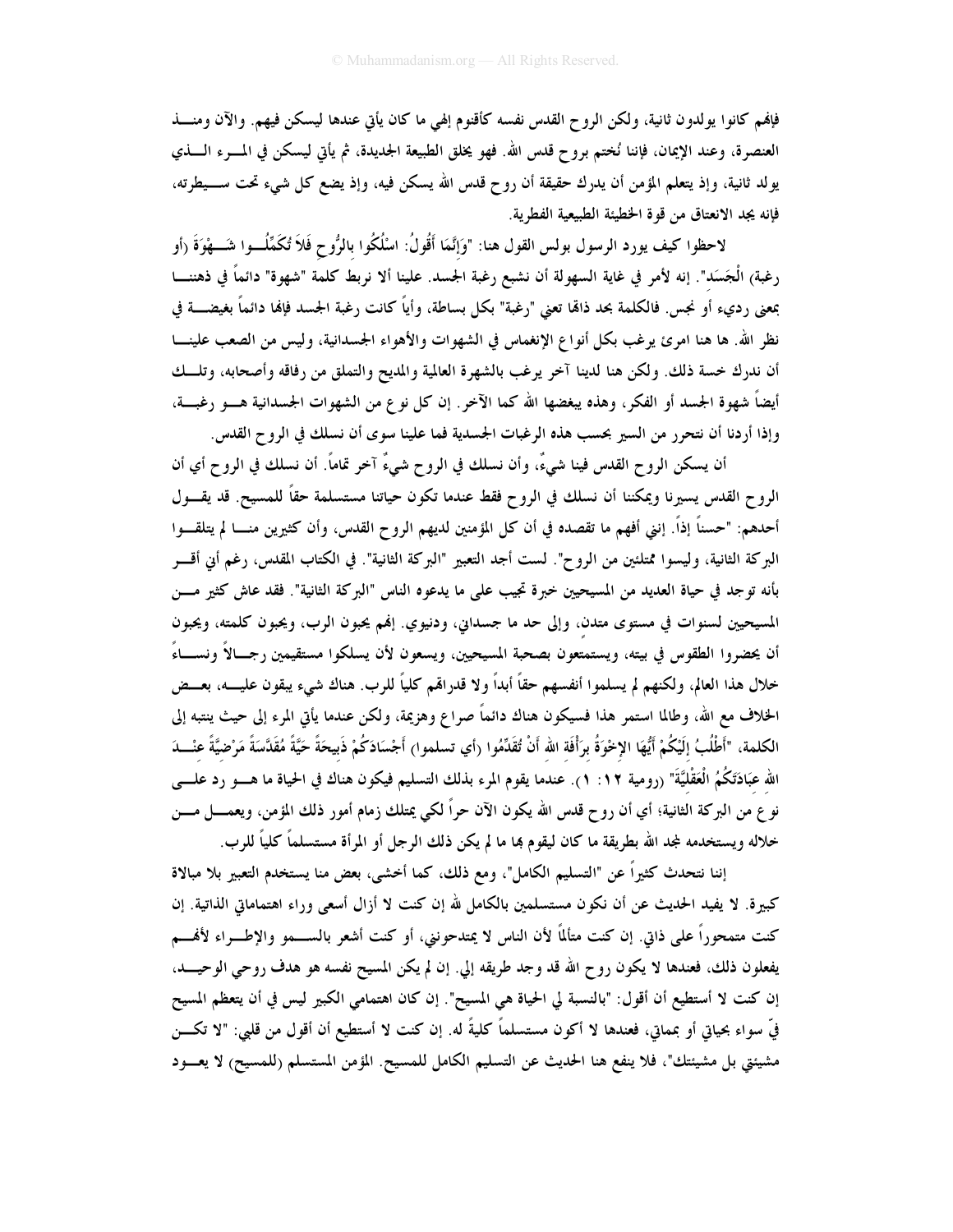فإنهم كانوا يولدون ثانية، ولكن الروح القدس نفسه كأقنوم إلهي ما كان يأتي عندها ليسكن فيهم. والآن ومنذ العنصرة، وعند الإيمان، فإننا نُختم بروح قدس الله. فهو يخلق الطبيعة الجديدة. ثم يأتي ليسكن في المرء الذي يولد ثانية، وإذ يتعلم المؤمن أن يدرك حقيقة أن روح قدس الله يسكن فيه، وإذ يضع كل شيء تحت سيطرته، فإنه يجد الانعتاق من قوة الخطيئة الطبيعية الفطرية.

لاحظوا كيف يورد الرسول بولس القول هنا: "وَإِنَّمَا أَقُولُ: اسْلُكُوا بِالرُّوحِ فَلاَ تُكَمِّلُوا شَهْوَةَ (أو رغبة) الْجَسَدِ". إنه لأمر في غاية السهولة أن نشبع رغبة الجسد. علينا ألا نربط كلمة "شهوة" دائماً في ذهننا بمعنى رديء أو نجس. فالكلمة بحد ذاتها تعني "رغبة" بكل بساطة، وأياً كانت رغبة الجسد فإنها دائماً بغيضة في نظر الله. ها هنا امرئ يرغب بكل أنواع الإنغماس في الشهوات والأهواء الجسدانية، وليس من الصعب علينا أن ندرك خسة ذلك. ولكن هنا لدينا آخر يرغب بالشهرة العالمية والمديح والتملق من رفاقه وأصحابه، وتلك أيضاً شهوة الجسد أو الفكر، وهذه يبغضها الله كما الآخر. إن كل نوع من الشهوات الجسدانية هو رغبة، وإذا أردنا أن نتحرر من السير بحسب هذه الرغبات الجسدية فما علينا سوى أن نسلك في الروح القدس.

أن يسكن الروح القدس فينا شيءٌ، وأن نسلك في الروح شيءٌ آخر تماماً. أن نسلك في الروح أي أن الروح القدس يسيرنا ويمكننا أن نسلك في الروح فقط عندما تكون حياتنا مستسلمة حقاً للمسيح. قد يقول أحدهم: "حسناً إذاً. إنني أفهم ما تقصده في أن كل المؤمنين لديهم الروح القدس، وأن كثيرين منا لم يتلقوا البركة الثانية، وليسوا ممتلئين من الروح". لست أجد التعبير "البركة الثانية". في الكتاب المقدس، رغم أني أقر بأنه توجد في حياة العديد من المسيحيين خبرة تجيب على ما يدعوه الناس "البركة الثانية". فقد عاش كثير من المسيحيين لسنوات في مستوى متدنٍ، وإلى حد ما جسداني، ودنيوي. إنهم يحبون الرب، ويحبون كلمته، ويحبون أن يحضروا الطقوس في بيته، ويستمتعون بصحبة المسيحيين، ويسعون لأن يسلكوا مستقيمين رجالاً ونساءً خلال هذا العالم، ولكنهم لم يسلموا أنفسهم حقاً أبداً ولا قدراتهم كلياً للرب. هناك شيء يبقون عليه، بعض الخلاف مع الله، وطالما استمر هذا فسيكون هناك دائماً صراع وهزيمة، ولكن عندما يأتي المرء إلى حيث ينتبه إلى الكلمة، "أَطْلُبُ إِلَيْكُمْ أَيُّهَا الإِخْوَةُ بِرَأْفَةِ اللهِ أَنْ تُقَدِّمُوا (أي تسلموا) أَجْسَادَكُمْ ذَبِيحَةً حَيَّةً مُقَدَّسَةً مَرْضِيَّةً عِنْدَ اللهِ عِبَادَتَكُمُ الْعَقْلِيَّةَ" (رومية ١٢: ١). عندما يقوم المرء بذلك التسليم فيكون هناك في الحياة ما هو رد على نوع من البركة الثانية؛ أي أن روح قدس الله يكون الآن حراً لكي يمتلك زمام أمور ذلك المؤمن، ويعمل من خلاله ويستخدمه لمجد الله بطريقة ما كان ليقوم بها ما لم يكن ذلك الرجل أو المرأة مستسلماً كلياً للرب.

إننا نتحدث كثيراً عن "التسليم الكامل"، ومع ذلك، كما أخشى، بعض منا يستخدم التعبير بلا مبالاة كبيرة. لا يفيد الحديث عن أن نكون مستسلمين بالكامل لله إن كنت لا أزال أسعى وراء اهتماماتي الذاتية. إن كنت متمحوراً على ذاتي. إن كنت متألماً لأن الناس لا يمتدحونني، أو كنت أشعر بالسمو والإطراء لأنهم يفعلون ذلك، فعندها لا يكون روح الله قد وجد طريقه إليّ. إن لم يكن المسيح نفسه هو هدف روحي الوحيد، إن كنت لا أستطيع أن أقول: "بالنسبة لي الحياة هي المسيح". إن كان اهتمامي الكبير ليس في أن يتعظم المسيح فيّ سواء بحياتي أو بمماتي، فعندها لا أكون مستسلماً كليةً له. إن كنت لا أستطيع أن أقول من قلبي: "لا تكن مشيئتي بل مشيئتك"، فلا ينفع هنا الحديث عن التسليم الكامل للمسيح. المؤمن المستسلم (للمسيح) لا يعود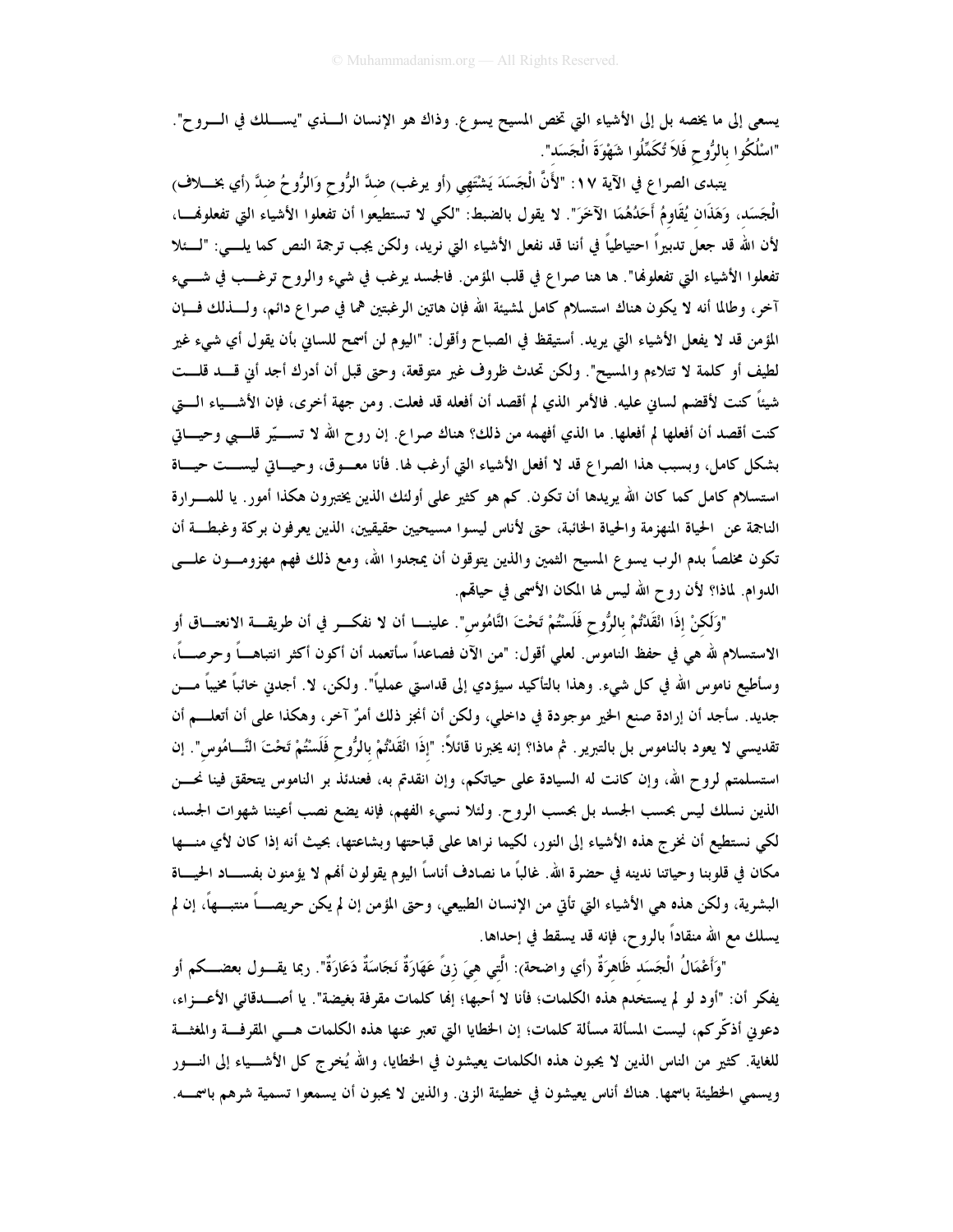يسعى إلى ما يخصه بل إلى الأشياء التي تخص المسيح يسوع. وذاك هو الإنسان الـذي "يسـلك في الـروح". "اسْلُكُوا بالرُّوحِ فَلاَ تُكَمِّلُوا شَهْوَةَ الْجَسَدِ".

يتبدى الصراع في الآية ١٧: "لأَنَّ الْجَسَدَ يَشْتَهِي (أو يرغب) ضِدَّ الرُّوحِ وَالرُّوحُ ضِدَّ (أي بخـلاف) الْجَسَدِ، وَهذَانِ يُقَاوِمُ أَحَدُهُمَا الآخَرَ". لا يقول بالضبط: "لكي لا تستطيعوا أن تفعلوا الأشياء التي تفعلونها، لأن الله قد جعل تدبيراً احتياطياً في أننا قد نفعل الأشياء التي نريد، ولكن يجب ترجمة النص كما يلـي: "لـئلا تفعلوا الأشياء التي تفعلونها". ها هنا صراع في قلب المؤمن. فالجسد يرغب في شيء والروح ترغـب في شـيء آخر، وطالما أنه لا يكون هناك استسلام كامل لمشيئة الله فإن هاتين الرغبتين هما في صراع دائم، ولـذلك فـإن المؤمن قد لا يفعل الأشياء التي يريد. أستيقظ في الصباح وأقول: "اليوم لن أسمح للساني بأن يقول أي شيء غير لطيف أو كلمة لا تتلاءم والمسيح". ولكن تحدث ظروف غير متوقعة، وحتى قبل أن أدرك أجد أني قـد قلـت شيئاً كنت لأقضم لساني عليه. فالأمر الذي لم أقصد أن أفعله قد فعلت. ومن جهة أخرى، فإن الأشـياء الـتي كنت أقصد أن أفعلها لم أفعلها. ما الذي أفهمه من ذلك؟ هناك صراع. إن روح الله لا تسـيّر قلـبي وحيـاتي بشكل كامل، وبسبب هذا الصراع قد لا أفعل الأشياء التي أرغب لها. فأنا معـوق، وحيـاتي ليسـت حيـاة استسلام كامل كما كان الله يريدها أن تكون. كم هو كثير على أولئك الذين يختبرون هكذا أمور. يا للمـرارة الناجمة عن الحياة المنهزمة والحياة الخائبة، حتى لأناس ليسوا مسيحيين حقيقيين، الذين يعرفون بركة وغبطـة أن تكون مخلصاً بدم الرب يسوع المسيح الثمين والذين يتوقون أن يمجدوا الله، ومع ذلك فهم مهزومـون علـى الدوام. لماذا؟ لأن روح الله ليس لها المكان الأسمى في حياتهم.

"وَلكِنْ إِذَا انْقَدْتُمْ بِالرُّوحِ فَلَسْتُمْ تَحْتَ النَّامُوسِ". علينـا أن لا نفكـر في أن طريقـة الانعتـاق أو الاستسلام لله هي في حفظ الناموس. لعلي أقول: "من الآن فصاعداً سأتعمد أن أكون أكثر انتباهـاً وحرصـاً، وسأطيع ناموس الله في كل شيء. وهذا بالتأكيد سيؤدي إلى قداستي عملياً". ولكن، لا. أجدني خائباً مخيباً مـن جديد. سأجد أن إرادة صنع الخير موجودة في داخلي، ولكن أن أنجز ذلك أمرٌ آخر، وهكذا على أن أتعلـم أن تقديسي لا يعود بالناموس بل بالتبرير. ثم ماذا؟ إنه يخبرنا قائلاً: "إِذَا انْقَدْتُمْ بِالرُّوحِ فَلَسْتُمْ تَحْتَ النَّـامُوسِ". إن استسلمتم لروح الله، وإن كانت له السيادة على حياتكم، وإن انقدتم به، فعندئذ بر الناموس يتحقق فينا نحـن الذين نسلك ليس بحسب الجسد بل بحسب الروح. ولئلا نسيء الفهم، فإنه يضع نصب أعيننا شهوات الجسد، لكي نستطيع أن نخرج هذه الأشياء إلى النور، لكيما نراها على قباحتها وبشاعتها، بحيث أنه إذا كان لأي منـها مكان في قلوبنا وحياتنا ندينه في حضرة الله. غالباً ما نصادف أناساً اليوم يقولون أنهم لا يؤمنون بفسـاد الحيـاة البشرية، ولكن هذه هي الأشياء التي تأتي من الإنسان الطبيعي، وحتى المؤمن إن لم يكن حريصـاً منتبـهاً، إن لم يسلك مع الله منقاداً بالروح، فإنه قد يسقط في إحداها.

"وَأَعْمَالُ الْجَسَدِ ظَاهِرَةٌ (أي واضحة): الَّتِي هِيَ زِنىً عَهَارَةٌ نَجَاسَةٌ دَعَارَةٌ". ربما يقـول بعضـكم أو يفكر أن: "أود لو لم يستخدم هذه الكلمات؛ فأنا لا أحبها؛ إنها كلمات مقرفة بغيضة". يا أصـدقائي الأعـزاء، دعوني أذكّركم، ليست المسألة مسألة كلمات؛ إن الخطايا التي تعبر عنها هذه الكلمات هـي المقرفـة والمغثـة للغاية. كثير من الناس الذين لا يحبون هذه الكلمات يعيشون في الخطايا، والله يُخرج كل الأشـياء إلى النـور ويسمي الخطيئة باسمها. هناك أناس يعيشون في خطيئة الزنى. والذين لا يحبون أن يسمعوا تسمية شرهم باسمـه.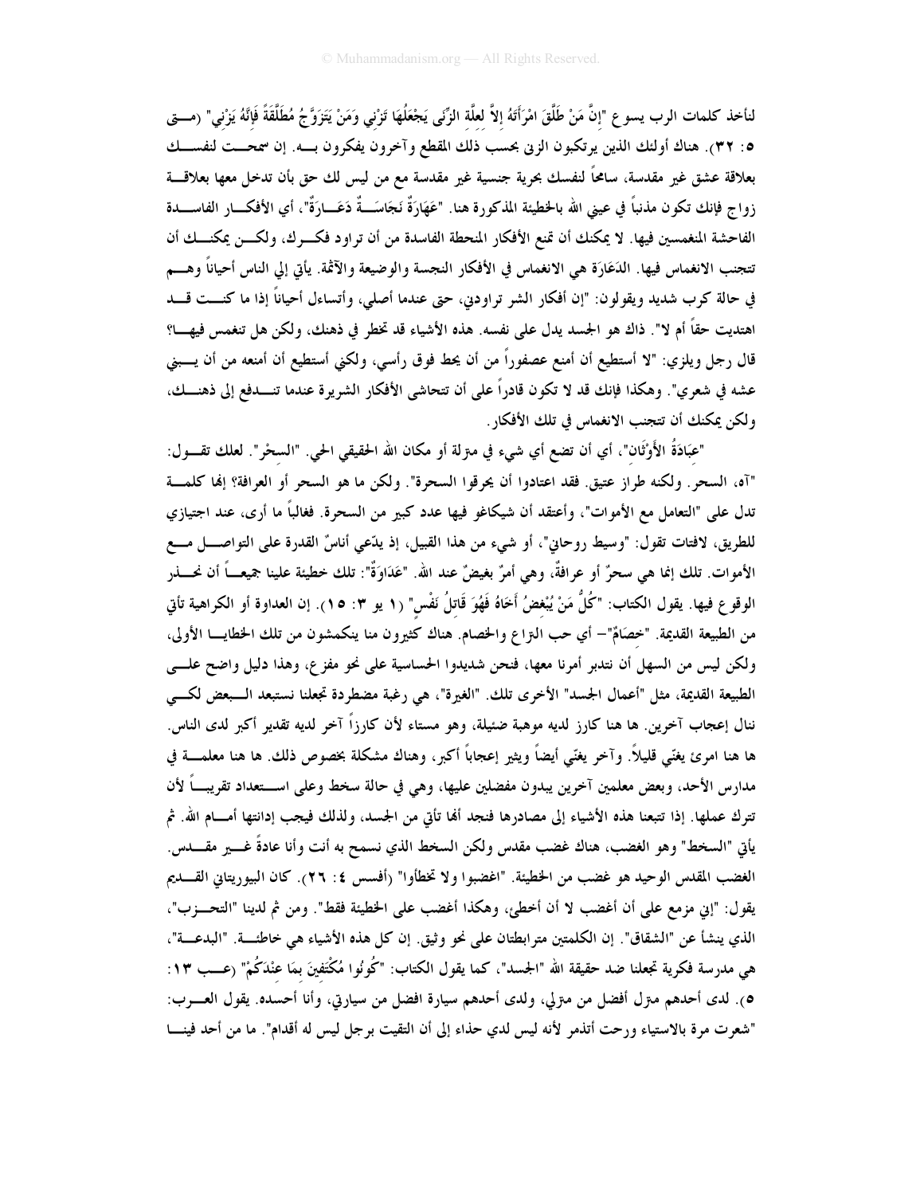لنأخذ كلمات الرب يسوع "إِنَّ مَنْ طَلَّقَ امْرَأَتَهُ إِلاَّ لعِلَّة الزِّنَى يَجْعَلُهَا تَزْنِي وَمَنْ يَتَزَوَّجُ مُطَلَّقَةً فَإِنَّهُ يَزْنِي" (متى ٥: ٣٢). هناك أولئك الذين يرتكبون الزنى بحسب ذلك المقطع وآخرون يفكرون به. إن سمحت لنفسك بعلاقة عشق غير مقدسة، سامحاً لنفسك بحرية جنسية غير مقدسة مع من ليس لك حق بأن تدخل معها بعلاقة زواج فإنك تكون مذنباً في عيني الله بالخطيئة المذكورة هنا. "عَهَارَةٌ نَجَاسَةٌ دَعَارَةٌ"، أي الأفكار الفاسدة الفاحشة المنغمسين فيها. لا يمكنك أن تمنع الأفكار المنحطة الفاسدة من أن تراود فكرك، ولكن يمكنك أن تتجنب الانغماس فيها. الدَعَارَة هي الانغماس في الأفكار النجسة والوضيعة والآثمة. يأتي إلي الناس أحياناً وهم في حالة كرب شديد ويقولون: "إن أفكار الشر تراودني، حتى عندما أصلي، وأتساءل أحياناً إذا ما كنت قد اهتديت حقاً أم لا". ذاك هو الجسد يدل على نفسه. هذه الأشياء قد تخطر في ذهنك، ولكن هل تنغمس فيها؟ قال رجل ويلزي: "لا أستطيع أن أمنع عصفوراً من أن يحط فوق رأسي، ولكني أستطيع أن أمنعه من أن يبني عشه في شعري". وهكذا فإنك قد لا تكون قادراً على أن تتحاشى الأفكار الشريرة عندما تندفع إلى ذهنك، ولكن يمكنك أن تتجنب الانغماس في تلك الأفكار.

"عِبَادَةُ الأَوْثَانِ"، أي أن تضع أي شيء في منزلة أو مكان الله الحقيقي الحي. "السحْر". لعلك تقول: "آه، السحر. ولكنه طراز عتيق. فقد اعتادوا أن يحرقوا السحرة". ولكن ما هو السحر أو العرافة؟ إنها كلمة تدل على "التعامل مع الأموات"، وأعتقد أن شيكاغو فيها عدد كبير من السحرة. فغالباً ما أرى، عند اجتيازي للطريق، لافتات تقول: "وسيط روحاني"، أو شيء من هذا القبيل، إذ يدّعي أناسٌ القدرة على التواصل مع الأموات. تلك إنما هي سحرٌ أو عرافةٌ، وهي أمرٌ بغيضٌ عند الله. "عَدَاوَةٌ": تلك خطيئة علينا جميعاً أن نحذر الوقوع فيها. يقول الكتاب: "كُلُّ مَنْ يُبْغِضُ أَخَاهُ فَهُوَ قَاتِلُ نَفْسٍ" (١ يو ٣: ١٥). إن العداوة أو الكراهية تأتي من الطبيعة القديمة. "خِصَامٌ"– أي حب النزاع والخصام. هناك كثيرون منا ينكمشون من تلك الخطايا الأولى، ولكن ليس من السهل أن نتدبر أمرنا معها، فنحن شديدوا الحساسية على نحو مفزع، وهذا دليل واضح على الطبيعة القديمة، مثل "أعمال الجسد" الأخرى تلك. "الغيرة"، هي رغبة مضطردة تجعلنا نستبعد البعض لكي ننال إعجاب آخرين. ها هنا كارز لديه موهبة ضئيلة، وهو مستاء لأن كارزاً آخر لديه تقدير أكبر لدى الناس. ها هنا امرئ يغنّي قليلاً. وآخر يغنّي أيضاً ويثير إعجاباً أكبر، وهناك مشكلة بخصوص ذلك. ها هنا معلمة في مدارس الأحد، وبعض معلمين آخرين يبدون مفضلين عليها، وهي في حالة سخط وعلى استعداد تقريباً لأن تترك عملها. إذا تتبعنا هذه الأشياء إلى مصادرها فنجد أنها تأتي من الجسد، ولذلك فيجب إدانتها أمام الله. ثم يأتي "السخط" وهو الغضب، هناك غضب مقدس ولكن السخط الذي نسمح به أنت وأنا عادةً غير مقدس. الغضب المقدس الوحيد هو غضب من الخطيئة. "اغضبوا ولا تخطأوا" (أفسس ٤: ٢٦). كان البيوريتاني القديم يقول: "إني مزمع على أن أغضب لا أن أخطئ، وهكذا أغضب على الخطيئة فقط". ومن ثم لدينا "التحزب"، الذي ينشأ عن "الشقاق". إن الكلمتين مترابطتان على نحو وثيق. إن كل هذه الأشياء هي خاطئة. "البدعة"، هي مدرسة فكرية تجعلنا ضد حقيقة الله "الجسد"، كما يقول الكتاب: "كُونُوا مُكْتَفِينَ بِمَا عِنْدَكُمْ" (عب ١٣: ٥). لدى أحدهم منزل أفضل من منزلي، ولدى أحدهم سيارة افضل من سيارتي، وأنا أحسده. يقول العرب: "شعرت مرة بالاستياء ورحت أتذمر لأنه ليس لدي حذاء إلى أن التقيت برجل ليس له أقدام". ما من أحد فينا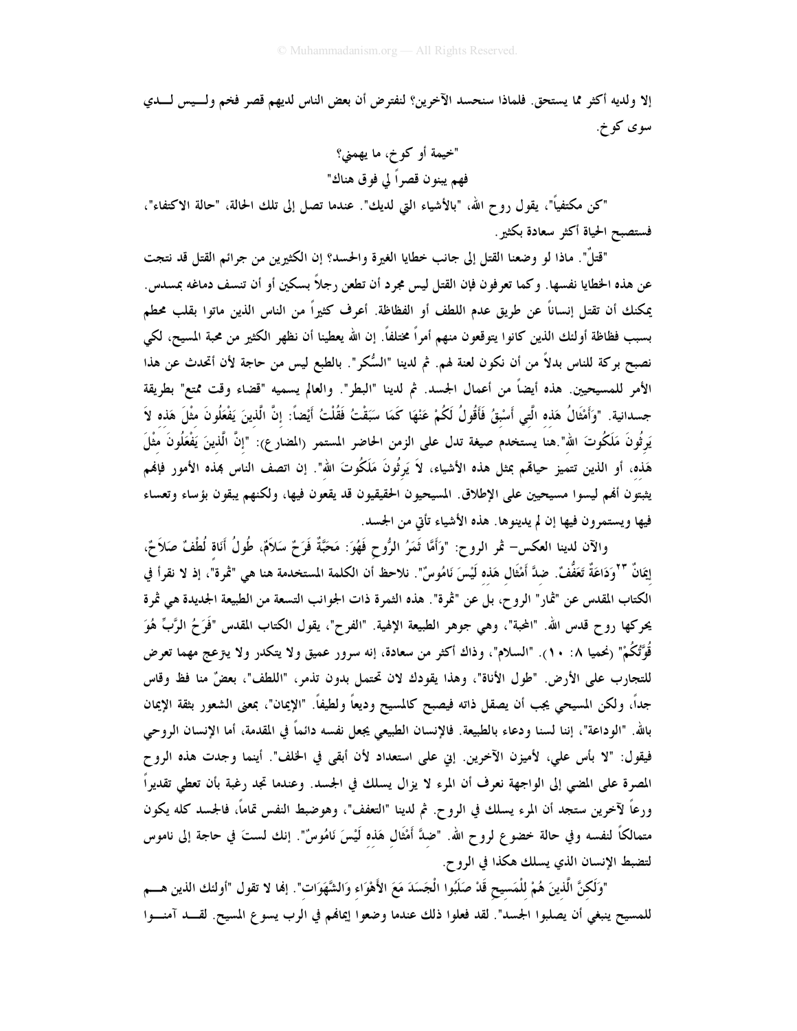إلا ولديه أكثر مما يستحق. فلماذا سنحسد الآخرين؟ لنفترض أن بعض الناس لديهم قصر فخم وليس لدي سوى كوخ.

"خيمة أو كوخ، ما يهمني؟

فهم يبنون قصراً لي فوق هناك"

"كن مكتفياً"، يقول روح الله، "بالأشياء التي لديك". عندما تصل إلى تلك الحالة، "حالة الاكتفاء"، فستصبح الحياة أكثر سعادة بكثير.

"قتلٌ". ماذا لو وضعنا القتل إلى جانب خطايا الغيرة والحسد؟ إن الكثيرين من جرائم القتل قد نتجت عن هذه الخطايا نفسها. وكما تعرفون فإن القتل ليس مجرد أن تطعن رجلاً بسكين أو أن تنسف دماغه بمسدس. يمكنك أن تقتل إنساناً عن طريق عدم اللطف أو الفظاظة. أعرف كثيراً من الناس الذين ماتوا بقلب محطم بسبب فظاظة أولئك الذين كانوا يتوقعون منهم أمراً مختلفاً. إن الله يعطينا أن نظهر الكثير من محبة المسيح، لكي نصبح بركة للناس بدلاً من أن نكون لعنة لهم. ثم لدينا "السُّكر". بالطبع ليس من حاجة لأن أتحدث عن هذا الأمر للمسيحيين. هذه أيضاً من أعمال الجسد. ثم لدينا "البطر". والعالم يسميه "قضاء وقت ممتع" بطريقة جسدانية. "وَأَمْثَالُ هَذِهِ الَّتِي أَسْبِقُ فَأَقُولُ لَكُمْ عَنْهَا كَمَا سَبَقْتُ فَقُلْتُ أَيْضاً: إِنَّ الَّذِينَ يَفْعَلُونَ مِثْلَ هَذِهِ لاَ يَرِثُونَ مَلَكُوتَ اللهِ".هنا يستخدم صيغة تدل على الزمن الحاضر المستمر (المضارع): "إِنَّ الَّذِينَ يَفْعَلُونَ مِثْلَ هَذِهِ، أو الذين تتميز حياتهم بمثل هذه الأشياء، لاَ يَرِثُونَ مَلَكُوتَ اللهِ". إن اتصف الناس بهذه الأمور فإنهم يثبتون أنهم ليسوا مسيحيين على الإطلاق. المسيحيون الحقيقيون قد يقعون فيها، ولكنهم يبقون بؤساء وتعساء فيها ويستمرون فيها إن لم يدينوها. هذه الأشياء تأتي من الجسد.

والآن لدينا العكس– ثمر الروح: "وَأَمَّا ثَمَرُ الرُّوحِ فَهُوَ: مَحَبَّةٌ فَرَحٌ سَلاَمٌ، طُولُ أَنَاةٍ لُطْفٌ صَلاَحٌ، إِيمَانٌ [٢٣]وَدَاعَةٌ تَعَفُّفٌ. ضِدَّ أَمْثَالِ هَذِهِ لَيْسَ نَامُوسٌ". نلاحظ أن الكلمة المستخدمة هنا هي "ثمرةٌ"، إذ لا نقرأ في الكتاب المقدس عن "ثمار" الروح، بل عن "ثمرة". هذه الثمرة ذات الجوانب التسعة من الطبيعة الجديدة هي ثمرة يحركها روح قدس الله. "المحبة"، وهي جوهر الطبيعة الإلهية. "الفرح"، يقول الكتاب المقدس "فَرَحُ الرَّبِّ هُوَ قُوَّتُكُمْ" (نحميا ٨: ١٠). "السلام"، وذاك أكثر من سعادة، إنه سرور عميق ولا يتكدر ولا يتزعج مهما تعرض للتجارب على الأرض. "طول الأناة"، وهذا يقودك لان تحتمل بدون تذمر، "اللطف"، بعضٌ منا فظ وقاس جداً، ولكن المسيحي يجب أن يصقل ذاته فيصبح كالمسيح وديعاً ولطيفاً. "الإيمان"، بمعنى الشعور بثقة الإيمان بالله. "الوداعة"، إننا لسنا ودعاء بالطبيعة. فالإنسان الطبيعي يجعل نفسه دائماً في المقدمة، أما الإنسان الروحي فيقول: "لا بأس علي، لأميزن الآخرين. إني على استعداد لأن أبقى في الخلف". أينما وجدت هذه الروح المصرة على المضي إلى الواجهة نعرف أن المرء لا يزال يسلك في الجسد. وعندما تجد رغبة بأن تعطي تقديراً ورعاً لآخرين ستجد أن المرء يسلك في الروح. ثم لدينا "التعفف"، وهوضبط النفس تماماً، فالجسد كله يكون متمالكاً لنفسه وفي حالة خضوع لروح الله. "ضِدَّ أَمْثَالِ هَذِهِ لَيْسَ نَامُوسٌ". إنك لستَ في حاجة إلى ناموس لتضبط الإنسان الذي يسلك هكذا في الروح.

"وَلَكِنَّ الَّذِينَ هُمْ لِلْمَسِيحِ قَدْ صَلَبُوا الْجَسَدَ مَعَ الأَهْوَاءِ وَالشَّهَوَاتِ". إنها لا تقول "أولئك الذين هم للمسيح ينبغي أن يصلبوا الجسد". لقد فعلوا ذلك عندما وضعوا إيمانهم في الرب يسوع المسيح. لقد آمنوا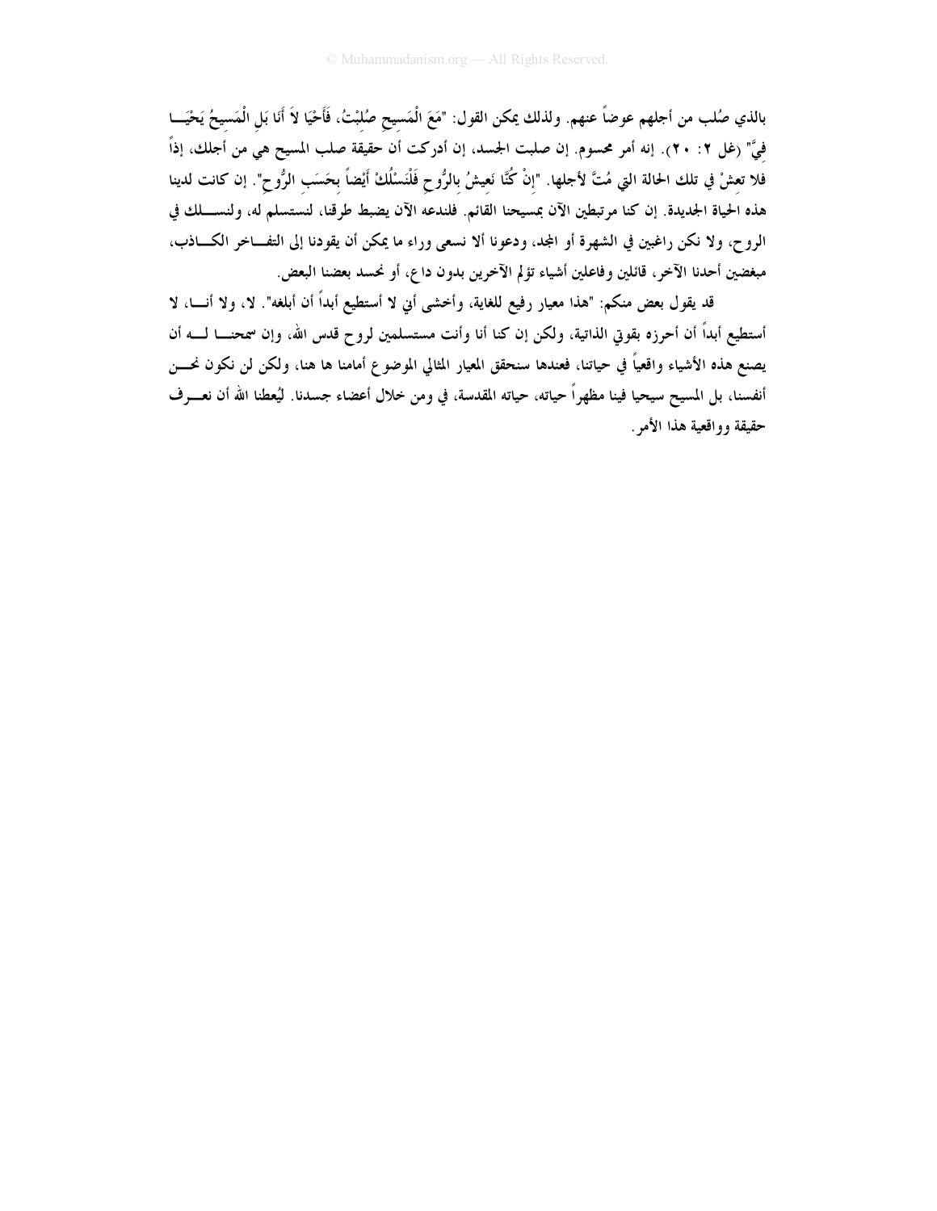بالذي صُلب من أجلهم عوضاً عنهم. ولذلك يمكن القول: "مَعَ الْمَسِيحِ صُلِبْتُ، فَأَحْيَا لاَ أَنَا بَلِ الْمَسِيحُ يَحْيَا فِيَّ" (غل ٢: ٢٠). إنه أمر محسوم. إن صلبت الجسد، إن أدركت أن حقيقة صلب المسيح هي من أجلك، إذاً فلا تعشْ في تلك الحالة التي مُتَّ لأجلها. "إِنْ كُنَّا نَعِيشُ بِالرُّوحِ فَلْنَسْلُكْ أَيْضاً بِحَسَبِ الرُّوحِ". إن كانت لدينا هذه الحياة الجديدة. إن كنا مرتبطين الآن بمسيحنا القائم. فلندعه الآن يضبط طرقنا، لنستسلم له، ولنسلك في الروح، ولا نكن راغبين في الشهرة أو المجد، ودعونا ألا نسعى وراء ما يمكن أن يقودنا إلى التفاخر الكاذب، مبغضين أحدنا الآخر، قائلين وفاعلين أشياء تؤلم الآخرين بدون داع، أو نحسد بعضنا البعض.

قد يقول بعض منكم: "هذا معيار رفيع للغاية، وأخشى أني لا أستطيع أبداً أن أبلغه". لا، ولا أنا، لا أستطيع أبداً أن أحرزه بقوتي الذاتية، ولكن إن كنا أنا وأنت مستسلمين لروح قدس الله، وإن سمحنا له أن يصنع هذه الأشياء واقعياً في حياتنا، فعندها سنحقق المعيار المثالي الموضوع أمامنا ها هنا، ولكن لن نكون نحن أنفسنا، بل المسيح سيحيا فينا مظهراً حياته، حياته المقدسة، في ومن خلال أعضاء جسدنا. ليُعطنا الله أن نعرف حقيقة وواقعية هذا الأمر.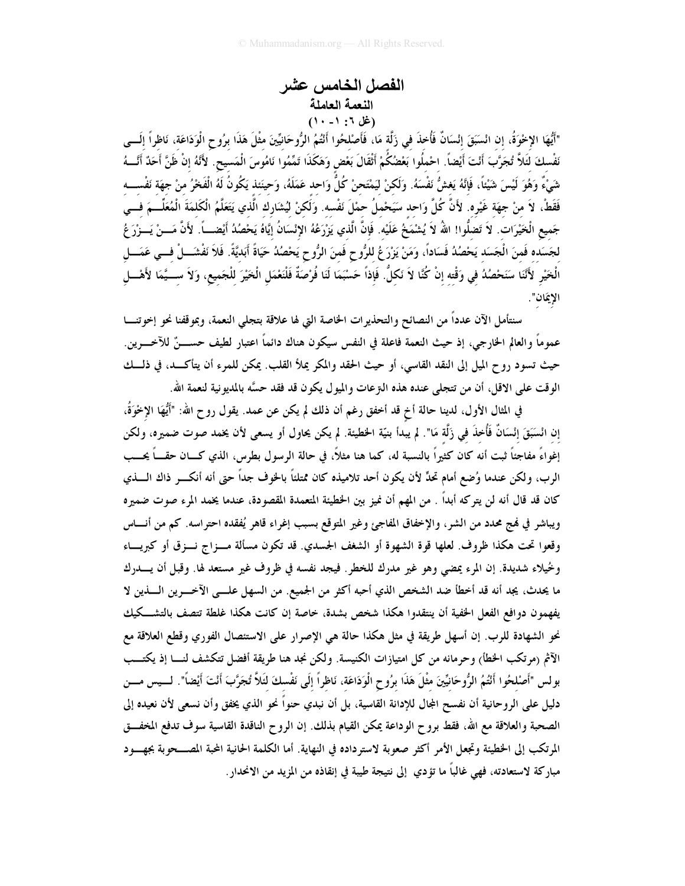# الفصل الخامس عشر

## النعمة العاملة

### (غل ٦: ١-١٠)

"أَيُّهَا الإِخْوَةُ، إِنِ انْسَبَقَ إِنْسَانٌ فَأُخِذَ فِي زَلَّةٍ مَا، فَأَصْلِحُوا أَنْتُمُ الرُّوحَانِيِّينَ مِثْلَ هَذَا بِرُوحِ الْوَدَاعَةِ، نَاظِراً إِلَى نَفْسِكَ لِئَلاَّ تُجَرَّبَ أَنْتَ أَيْضاً. احْمِلُوا بَعْضُكُمْ أَثْقَالَ بَعْضٍ وَهَكَذَا تَمِّمُوا نَامُوسَ الْمَسِيحِ. لأَنَّهُ إِنْ ظَنَّ أَحَدٌ أَنَّهُ شَيْءٌ وَهُوَ لَيْسَ شَيْئاً، فَإِنَّهُ يَغِشُّ نَفْسَهُ. وَلَكِنْ لِيَمْتَحِنْ كُلُّ وَاحِدٍ عَمَلَهُ، وَحِينَئِذٍ يَكُونُ لَهُ الْفَخْرُ مِنْ جِهَةِ نَفْسِهِ فَقَطْ، لاَ مِنْ جِهَةِ غَيْرِهِ. لأَنَّ كُلَّ وَاحِدٍ سَيَحْمِلُ حِمْلَ نَفْسِهِ. وَلَكِنْ لِيُشَارِكِ الَّذِي يَتَعَلَّمُ الْكَلِمَةَ الْمُعَلِّمَ فِي جَمِيعِ الْخَيْرَاتِ. لاَ تَضِلُّوا! اللهُ لاَ يُشْمَخُ عَلَيْهِ. فَإِنَّ الَّذِي يَزْرَعُهُ الإِنْسَانُ إِيَّاهُ يَحْصُدُ أَيْضاً. لأَنَّ مَنْ يَزْرَعُ لِجَسَدِهِ فَمِنَ الْجَسَدِ يَحْصُدُ فَسَاداً، وَمَنْ يَزْرَعُ لِلرُّوحِ فَمِنَ الرُّوحِ يَحْصُدُ حَيَاةً أَبَدِيَّةً. فَلاَ نَفْشَلْ فِي عَمَلِ الْخَيْرِ لأَنَّنَا سَنَحْصُدُ فِي وَقْتِهِ إِنْ كُنَّا لاَ نَكِلُّ. فَإِذاً حَسْبَمَا لَنَا فُرْصَةٌ فَلْنَعْمَلِ الْخَيْرَ لِلْجَمِيعِ، وَلاَ سِيَّمَا لأَهْلِ الإِيمَانِ".

سنتأمل الآن عدداً من النصائح والتحذيرات الخاصة التي لها علاقة بتجلي النعمة، وبموقفنا نحو إخوتنا عموماً والعالم الخارجي، إذ حيث النعمة فاعلة في النفس سيكون هناك دائماً اعتبار لطيف حسنٌ للآخرين. حيث تسود روح الميل إلى النقد القاسي، أو حيث الحقد والمكر يملأ القلب. يمكن للمرء أن يتأكد، في ذلك الوقت على الاقل، أن من تتجلى عنده هذه النزعات والميول يكون قد فقد حسَّه بالمديونية لنعمة الله.

في المثال الأول، لدينا حالة أخ قد أخفق رغم أن ذلك لم يكن عن عمد. يقول روح الله: "أَيُّهَا الإِخْوَةُ، إِنِ انْسَبَقَ إِنْسَانٌ فَأُخِذَ فِي زَلَّةٍ مَا". لم يبدأ بنيّة الخطيئة. لم يكن يحاول أو يسعى لأن يخمد صوت ضميره، ولكن إغواءً مفاجئاً ثبت أنه كان كثيراً بالنسبة له، كما هنا مثلاً، في حالة الرسول بطرس، الذي كان حقاً يحب الرب، ولكن عندما وُضع أمام تحدٍّ لأن يكون أحد تلاميذه كان ممتلئاً بالخوف جداً حتى أنه أنكر ذاك الذي كان قد قال أنه لن يتركه أبداً . من المهم أن نميز بين الخطيئة المتعمدة المقصودة، عندما يخمد المرء صوت ضميره ويباشر في نهج محدد من الشر، والإخفاق المفاجئ وغير المتوقع بسبب إغواء قاهر يُفقده احتراسه. كم من أناس وقعوا تحت هكذا ظروف. لعلها قوة الشهوة أو الشغف الجسدي. قد تكون مسألة مزاج نزق أو كبرياء وخُيلاء شديدة. إن المرء يمضي وهو غير مدرك للخطر. فيجد نفسه في ظروف غير مستعد لها. وقبل أن يدرك ما يحدث، يجد أنه قد أخطأ ضد الشخص الذي أحبه أكثر من الجميع. من السهل على الآخرين الذين لا يفهمون دوافع الفعل الخفية أن ينتقدوا هكذا شخص بشدة، خاصة إن كانت هكذا غلطة تتصف بالتشكيك نحو الشهادة للرب. إن أسهل طريقة في مثل هكذا حالة هي الإصرار على الاستئصال الفوري وقطع العلاقة مع الآثم (مرتكب الخطأ) وحرمانه من كل امتيازات الكنيسة. ولكن نجد هنا طريقة أفضل تتكشف لنا إذ يكتب بولس "أَصْلِحُوا أَنْتُمُ الرُّوحَانِيِّينَ مِثْلَ هَذَا بِرُوحِ الْوَدَاعَةِ، نَاظِراً إِلَى نَفْسِكَ لِئَلاَّ تُجَرَّبَ أَنْتَ أَيْضاً". ليس من دليل على الروحانية أن نفسح المجال للإدانة القاسية، بل أن نبدي حنواً نحو الذي يخفق وأن نسعى لأن نعيده إلى الصحبة والعلاقة مع الله، فقط بروح الوداعة يمكن القيام بذلك. إن الروح الناقدة القاسية سوف تدفع المخفق المرتكب إلى الخطيئة وتجعل الأمر أكثر صعوبة لاسترداده في النهاية. أما الكلمة الحانية المحبة المصحوبة بجهود مباركة لاستعادته، فهي غالباً ما تؤدي إلى نتيجة طيبة في إنقاذه من المزيد من الانحدار.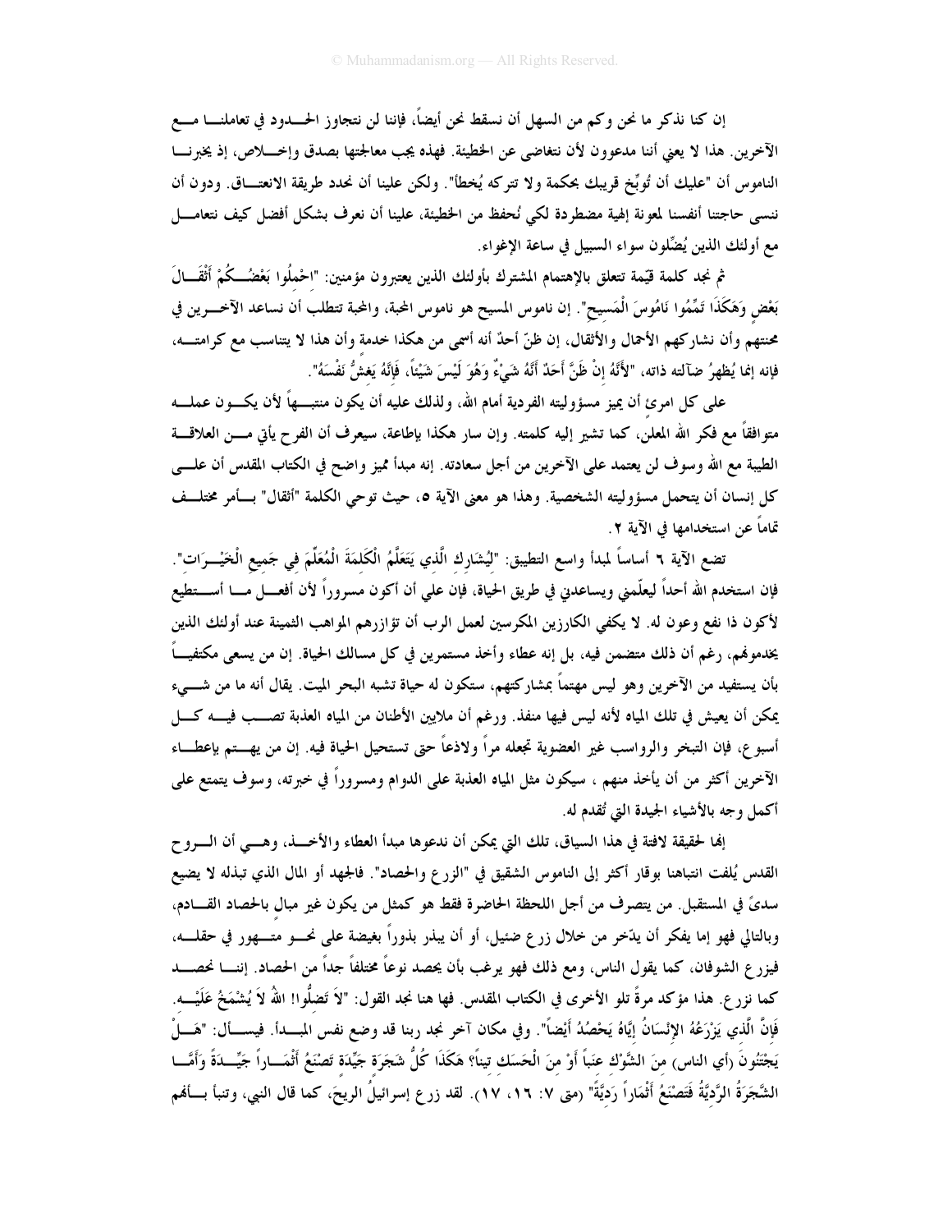إن كنا نذكر ما نحن وكم من السهل أن نسقط نحن أيضاً، فإننا لن نتجاوز الحدود في تعاملنا مع الآخرين. هذا لا يعني أننا مدعوون لأن نتغاضى عن الخطيئة. فهذه يجب معالجتها بصدق وإخلاص، إذ يخبرنا الناموس أن "عليك أن تُوبِّخ قريبك بحكمة ولا تتركه يُخطأ". ولكن علينا أن نحدد طريقة الانعتاق. ودون أن ننسى حاجتنا أنفسنا لمعونة إلهية مضطردة لكي نُحفظ من الخطيئة، علينا أن نعرف بشكل أفضل كيف نتعامل مع أولئك الذين يُضِّلون سواء السبيل في ساعة الإغواء.

ثم نجد كلمة قيّمة تتعلق بالإهتمام المشترك بأولئك الذين يعتبرون مؤمنين: "احْمِلُوا بَعْضُكُمْ أَثْقَالَ بَعْضٍ وَهَكَذَا تَمِّمُوا نَامُوسَ الْمَسِيحِ". إن ناموس المسيح هو ناموس المحبة، والمحبة تتطلب أن نساعد الآخرين في محنتهم وأن نشاركهم الأحمال والأثقال، إن ظنّ أحدٌ أنه أسمى من هكذا خدمة وأن هذا لا يتناسب مع كرامته، فإنه إنما يُظهرُ ضآلته ذاته، "لأَنَّهُ إِنْ ظَنَّ أَحَدٌ أَنَّهُ شَيْءٌ وَهُوَ لَيْسَ شَيْئاً، فَإِنَّهُ يَغشُّ نَفْسَهُ".

على كل امرئ أن يميز مسؤوليته الفردية أمام الله، ولذلك عليه أن يكون منتبهاً لأن يكون عمله متوافقاً مع فكر الله المعلن، كما تشير إليه كلمته. وإن سار هكذا بإطاعة، سيعرف أن الفرح يأتي من العلاقة الطيبة مع الله وسوف لن يعتمد على الآخرين من أجل سعادته. إنه مبدأ مميز واضح في الكتاب المقدس أن على كل إنسان أن يتحمل مسؤوليته الشخصية. وهذا هو معنى الآية ٥، حيث توحي الكلمة "أثقال" بأمر مختلف تماماً عن استخدامها في الآية ٢.

تضع الآية ٦ أساساً لمبدأ واسع التطبيق: "لِيُشَارِكِ الَّذِي يَتَعَلَّمُ الْكَلِمَةَ الْمُعَلِّمَ فِي جَمِيعِ الْخَيْرَاتِ". فإن استخدم الله أحداً ليعلّمني ويساعدني في طريق الحياة، فإن عليَ أن أكون مسروراً لأن أفعل ما أستطيع لأكون ذا نفع وعون له. لا يكفي الكارزين المكرسين لعمل الرب أن تؤازرهم المواهب الثمينة عند أولئك الذين يخدمونهم، رغم أن ذلك متضمن فيه، بل إنه عطاء وأخذ مستمرين في كل مسالك الحياة. إن من يسعى مكتفياً بأن يستفيد من الآخرين وهو ليس مهتماً بمشاركتهم، ستكون له حياة تشبه البحر الميت. يقال أنه ما من شيء يمكن أن يعيش في تلك المياه لأنه ليس فيها منفذ. ورغم أن ملايين الأطنان من المياه العذبة تصب فيه كل أسبوع، فإن التبخر والرواسب غير العضوية تجعله مراً ولاذعاً حتى تستحيل الحياة فيه. إن من يهتم بإعطاء الآخرين أكثر من أن يأخذ منهم ، سيكون مثل المياه العذبة على الدوام ومسروراً في خبرته، وسوف يتمتع على أكمل وجه بالأشياء الجيدة التي تُقدم له.

إنها لحقيقة لافتة في هذا السياق، تلك التي يمكن أن ندعوها مبدأ العطاء والأخذ، وهي أن الروح القدس يُلفت انتباهنا بوقار أكثر إلى الناموس الشقيق في "الزرع والحصاد". فالجهد أو المال الذي تبذله لا يضيع سدىً في المستقبل. من يتصرف من أجل اللحظة الحاضرة فقط هو كمثل من يكون غير مبال بالحصاد القادم، وبالتالي فهو إما يفكر أن يدّخر من خلال زرع ضئيل، أو أن يبذر بذوراً بغيضة على نحو متهور في حقله، فيزرع الشوفان، كما يقول الناس، ومع ذلك فهو يرغب بأن يحصد نوعاً مختلفاً جداً من الحصاد. إننا نحصد كما نزرع. هذا مؤكد مرةً تلو الأخرى في الكتاب المقدس. فها هنا نجد القول: "لاَ تَضِلُّوا! اللهُ لاَ يُشْمَخُ عَلَيْهِ. فَإِنَّ الَّذِي يَزْرَعُهُ الإِنْسَانُ إِيَّاهُ يَحْصُدُ أَيْضاً". وفي مكان آخر نجد ربنا قد وضع نفس المبدأ. فيسأل: "هَلْ يَجْتَنُونَ (أي الناس) مِنَ الشَّوْكِ عِنَباً أَوْ مِنَ الْحَسَكِ تِيناً؟ هَكَذَا كُلُّ شَجَرَةٍ جَيِّدَةٍ تَصْنَعُ أَثْمَاراً جَيِّدَةً وَأَمَّا الشَّجَرَةُ الرَّدِيَّةُ فَتَصْنَعُ أَثْمَاراً رَدِيَّةً" (متى ٧: ١٦، ١٧). لقد زرع إسرائيلُ الريحَ، كما قال النبي، وتنبأ بأنهم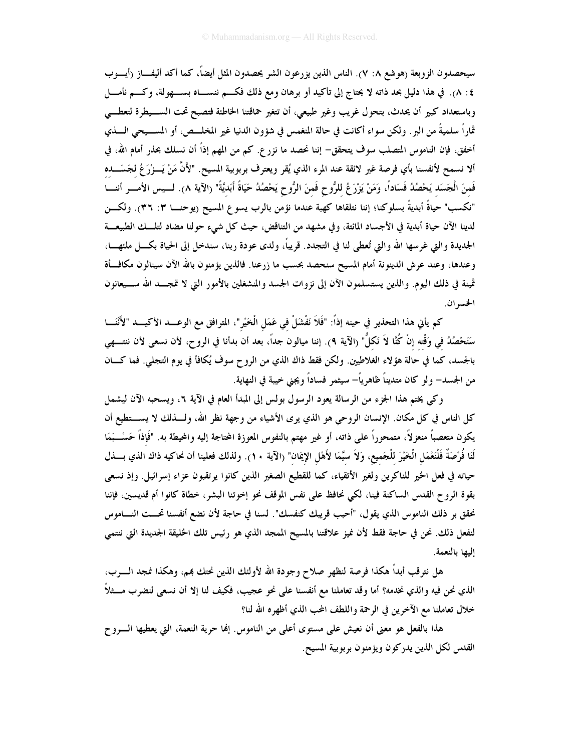سيحصدون الزوبعة (هوشع ٨: ٧). الناس الذين يزرعون الشر يحصدون المثل أيضاً، كما أكد أليفاز (أيوب ٤: ٨). في هذا دليل بحد ذاته لا يحتاج إلى تأكيد أو برهان ومع ذلك فكم ننساه بسهولة، وكم نأمل وباستعداد كبير أن يحدث، بتحول غريب وغير طبيعي، أن تتغير حماقتنا الخاطئة فتصبح تحت السيطرة لتعطي ثماراً سلميةً من البر. ولكن سواء أكانت في حالة المنغمس في شؤون الدنيا غير المخلص، أو المسيحي الذي أخفق، فإن الناموس المتصلب سوف يتحقق– إننا نحصد ما نزرع. كم من المهم إذاً أن نسلك بحذر أمام الله، في ألا نسمح لأنفسنا بأي فرصة غير لائقة عند المرء الذي يُقر ويعترف بربوبية المسيح. "لأَنَّ مَنْ يَزْرَعُ لِجَسَدِهِ فَمِنَ الْجَسَدِ يَحْصُدُ فَسَاداً، وَمَنْ يَزْرَعُ لِلرُّوحِ فَمِنَ الرُّوحِ يَحْصُدُ حَيَاةً أَبَدِيَّةً" (الآية ٨). ليس الأمر أننا "نكسب" حياةً أبديةً بسلوكنا؛ إننا نتلقاها كهبة عندما نؤمن بالرب يسوع المسيح (يوحنا ٣: ٣٦). ولكن لدينا الآن حياة أبدية في الأجساد المائتة، وفي مشهد من التناقض، حيث كل شيء حولنا مضاد لتلك الطبيعة الجديدة والتي غرسها الله والتي تُعطى لنا في التجدد. قريباً، ولدى عودة ربنا، سندخل إلى الحياة بكل ملئها، وعندها، وعند عرش الدينونة أمام المسيح سنحصد بحسب ما زرعنا. فالذين يؤمنون بالله الآن سينالون مكافأة ثمينة في ذلك اليوم. والذين يستسلمون الآن إلى نزوات الجسد والمنشغلين بالأمور التي لا تمجد الله سيعانون الخسران.

كم يأتي هذا التحذير في حينه إذاً: "فَلاَ نَفْشَلْ فِي عَمَلِ الْخَيْرِ"، المترافق مع الوعد الأكيد "لأَنَّنَا سَنَحْصُدُ فِي وَقْتِهِ إِنْ كُنَّا لاَ نَكِلُّ" (الآية ٩). إننا ميالون جداً، بعد أن بدأنا في الروح، لأن نسعى لأن ننتهي بالجسد، كما في حالة هؤلاء الغلاطيين. ولكن فقط ذاك الذي من الروح سوف يُكافأ في يوم التجلي. فما كان من الجسد– ولو كان متديناً ظاهرياً– سيثمر فساداً ويجني خيبة في النهاية.

وكي يختم هذا الجزء من الرسالة يعود الرسول بولس إلى المبدأ العام في الآية ٦، ويسحبه الآن ليشمل كل الناس في كل مكان. الإنسان الروحي هو الذي يرى الأشياء من وجهة نظر الله، ولذلك لا يستطيع أن يكون متعصباً منعزلاً، متمحوراً على ذاته، أو غير مهتم بالنفوس المعوزة المحتاجة إليه والمحيطة به. "فَإِذاً حَسْبَمَا لَنَا فُرْصَةٌ فَلْنَعْمَلِ الْخَيْرَ لِلْجَمِيعِ، وَلاَ سِيَّمَا لأَهْلِ الإِيمَانِ" (الآية ١٠). ولذلك فعلينا أن نحاكيه ذاك الذي بذل حياته في فعل الخير للناكرين ولغير الأتقياء، كما للقطيع الصغير الذين كانوا يرتقبون عزاء إسرائيل. وإذ نسعى بقوة الروح القدس الساكنة فينا، لكي نحافظ على نفس الموقف نحو إخوتنا البشر، خطاة كانوا أم قديسين، فإننا نحقق بر ذلك الناموس الذي يقول، "أحبب قريبك كنفسك". لسنا في حاجة لأن نضع أنفسنا تحت الناموس لنفعل ذلك. نحن في حاجة فقط لأن نميز علاقتنا بالمسيح الممجد الذي هو رئيس تلك الخليقة الجديدة التي ننتمي إليها بالنعمة.

هل نترقب أبداً هكذا فرصة لنظهر صلاح وجودة الله لأولئك الذين نحتك بهم، وهكذا نمجد الرب، الذي نحن فيه والذي نخدمه؟ أما وقد تعاملنا مع أنفسنا على نحو عجيب، فكيف لنا إلا أن نسعى لنضرب مثلاً خلال تعاملنا مع الآخرين في الرحمة واللطف المحب الذي أظهره الله لنا؟

هذا بالفعل هو معنى أن نعيش على مستوى أعلى من الناموس. إنها حرية النعمة، التي يعطيها الروح القدس لكل الذين يدركون ويؤمنون بربوبية المسيح.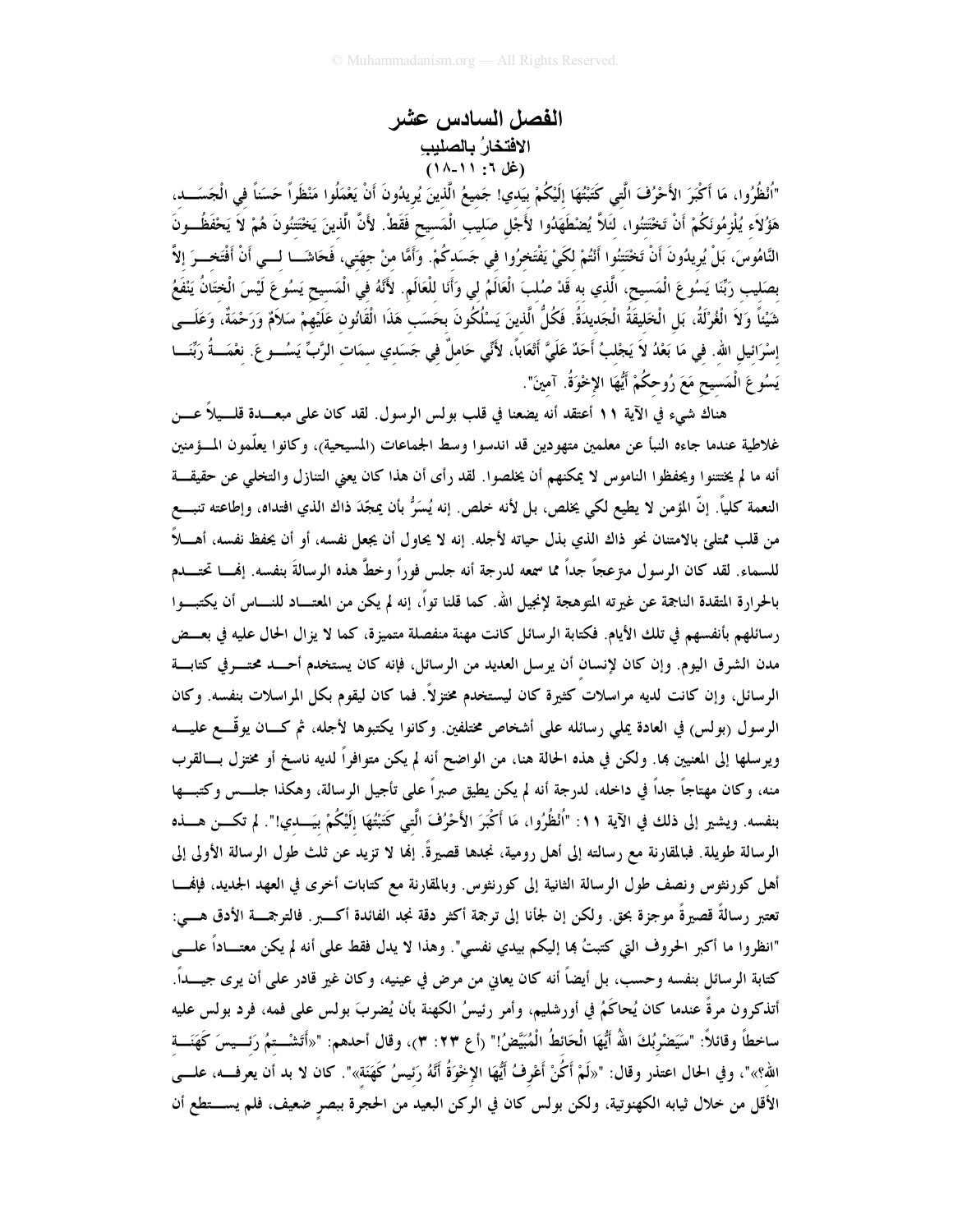# الفصل السادس عشر

## الافتخارُ بالصليبِ

**(غل ٦: ١١-١٨)**

"اُنْظُرُوا، مَا أَكْبَرَ الأَحْرُفَ الَّتِي كَتَبْتُهَا إِلَيْكُمْ بِيَدِي! جَمِيعُ الَّذِينَ يُرِيدُونَ أَنْ يَعْمَلُوا مَنْظَراً حَسَناً فِي الْجَسَدِ، هؤُلاَءِ يُلْزِمُونَكُمْ أَنْ تَخْتَتِنُوا، لِئَلاَّ يُضْطَهَدُوا لأَجْلِ صَلِيبِ الْمَسِيحِ فَقَطْ. لأَنَّ الَّذِينَ يَخْتَتِنُونَ هُمْ لاَ يَحْفَظُونَ النَّامُوسَ، بَلْ يُرِيدُونَ أَنْ تَخْتَتِنُوا أَنْتُمْ لِكَيْ يَفْتَخِرُوا فِي جَسَدِكُمْ. وَأَمَّا مِنْ جِهَتِي، فَحَاشَا لِي أَنْ أَفْتَخِرَ إِلاَّ بِصَلِيبِ رَبِّنَا يَسُوعَ الْمَسِيحِ، الَّذِي بِهِ قَدْ صُلِبَ الْعَالَمُ لِي وَأَنَا لِلْعَالَمِ. لأَنَّهُ فِي الْمَسِيحِ يَسُوعَ لَيْسَ الْخِتَانُ يَنْفَعُ شَيْئاً وَلاَ الْغُرْلَةُ، بَلِ الْخَلِيقَةُ الْجَدِيدَةُ. فَكُلُّ الَّذِينَ يَسْلُكُونَ بِحَسَبِ هذَا الْقَانُونِ عَلَيْهِمْ سَلاَمٌ وَرَحْمَةٌ، وَعَلَى إِسْرَائِيلِ اللهِ. فِي مَا بَعْدُ لاَ يَجْلِبُ أَحَدٌ عَلَيَّ أَتْعَاباً، لأَنِّي حَامِلٌ فِي جَسَدِي سِمَاتِ الرَّبِّ يَسُوعَ. نِعْمَةُ رَبِّنَا يَسُوعَ الْمَسِيحِ مَعَ رُوحِكُمْ أَيُّهَا الإِخْوَةُ. آمِينَ".

هناك شيء في الآية ١١ أعتقد أنه يضعنا في قلب بولس الرسول. لقد كان على مبعدة قليلاً عن غلاطية عندما جاءه النبأ عن معلمين متهودين قد اندسوا وسط الجماعات (المسيحية)، وكانوا يعلّمون المؤمنين أنه ما لم يختتنوا ويحفظوا الناموس لا يمكنهم أن يخلصوا. لقد رأى أن هذا كان يعني التنازل والتخلي عن حقيقة النعمة كلياً. إنّ المؤمن لا يطيع لكي يخلص، بل لأنه خلص. إنه يُسَرُّ بأن يمجِّدَ ذاك الذي افتداه، وإطاعته تنبع من قلب ممتلئ بالامتنان نحو ذاك الذي بذل حياته لأجله. إنه لا يحاول أن يجعل نفسه، أو أن يحفظ نفسه، أهلاً للسماء. لقد كان الرسول منزعجاً جداً مما سمعه لدرجة أنه جلس فوراً وخطَّ هذه الرسالةَ بنفسه. إنها تحتدم بالحرارة المتقدة الناجمة عن غيرته المتوهجة لإنجيل الله. كما قلنا تواً، إنه لم يكن من المعتاد للناس أن يكتبوا رسائلهم بأنفسهم في تلك الأيام. فكتابة الرسائل كانت مهنة منفصلة متميزة، كما لا يزال الحال عليه في بعض مدن الشرق اليوم. وإن كان لإنسانٍ أن يرسل العديد من الرسائل، فإنه كان يستخدم أحد محترفي كتابة الرسائل، وإن كانت لديه مراسلات كثيرة كان ليستخدم مختزلاً. فما كان ليقوم بكل المراسلات بنفسه. وكان الرسول (بولس) في العادة يملي رسائله على أشخاص مختلفين. وكانوا يكتبوها لأجله، ثم كان يوقّع عليه ويرسلها إلى المعنيين بها. ولكن في هذه الحالة هنا، من الواضح أنه لم يكن متوافراً لديه ناسخ أو مختزل بالقرب منه، وكان مهتاجاً جداً في داخله، لدرجة أنه لم يكن يطيق صبراً على تأجيل الرسالة، وهكذا جلس وكتبها بنفسه. ويشير إلى ذلك في الآية ١١: "اُنْظُرُوا، مَا أَكْبَرَ الأَحْرُفَ الَّتِي كَتَبْتُهَا إِلَيْكُمْ بِيَدِي!". لم تكن هذه الرسالة طويلة. فبالمقارنة مع رسالته إلى أهل رومية، نجدها قصيرةً. إنها لا تزيد عن ثلث طول الرسالة الأولى إلى أهل كورنثوس ونصف طول الرسالة الثانية إلى كورنثوس. وبالمقارنة مع كتابات أخرى في العهد الجديد، فإنها تعتبر رسالةً قصيرةً موجزة بحق. ولكن إن لجأنا إلى ترجمة أكثر دقة نجد الفائدة أكبر. فالترجمة الأدق هي: "انظروا ما أكبر الحروف التي كتبتُ بها إليكم بيدي نفسي". وهذا لا يدل فقط على أنه لم يكن معتاداً على كتابة الرسائل بنفسه وحسب، بل أيضاً أنه كان يعاني من مرض في عينيه، وكان غير قادر على أن يرى جيداً. أتذكرون مرةً عندما كان يُحاكَمُ في أورشليم، وأمر رئيسُ الكهنة بأن يُضربَ بولس على فمه، فرد بولس عليه ساخطاً وقائلاً: "سَيَضْرِبُكَ اللهُ أَيُّهَا الْحَائِطُ الْمُبَيَّضُ!" (أع ٢٣: ٣)، وقال أحدهم: "«أَتَشْتِمُ رَئِيسَ كَهَنَةِ اللهِ؟»". وفي الحال اعتذر وقال: "«لَمْ أَكُنْ أَعْرِفُ أَيُّهَا الإِخْوَةُ أَنَّهُ رَئِيسُ كَهَنَةٍ»". كان لا بد أن يعرفه، على الأقل من خلال ثيابه الكهنوتية، ولكن بولس كان في الركن البعيد من الحجرة ببصرٍ ضعيف، فلم يستطع أن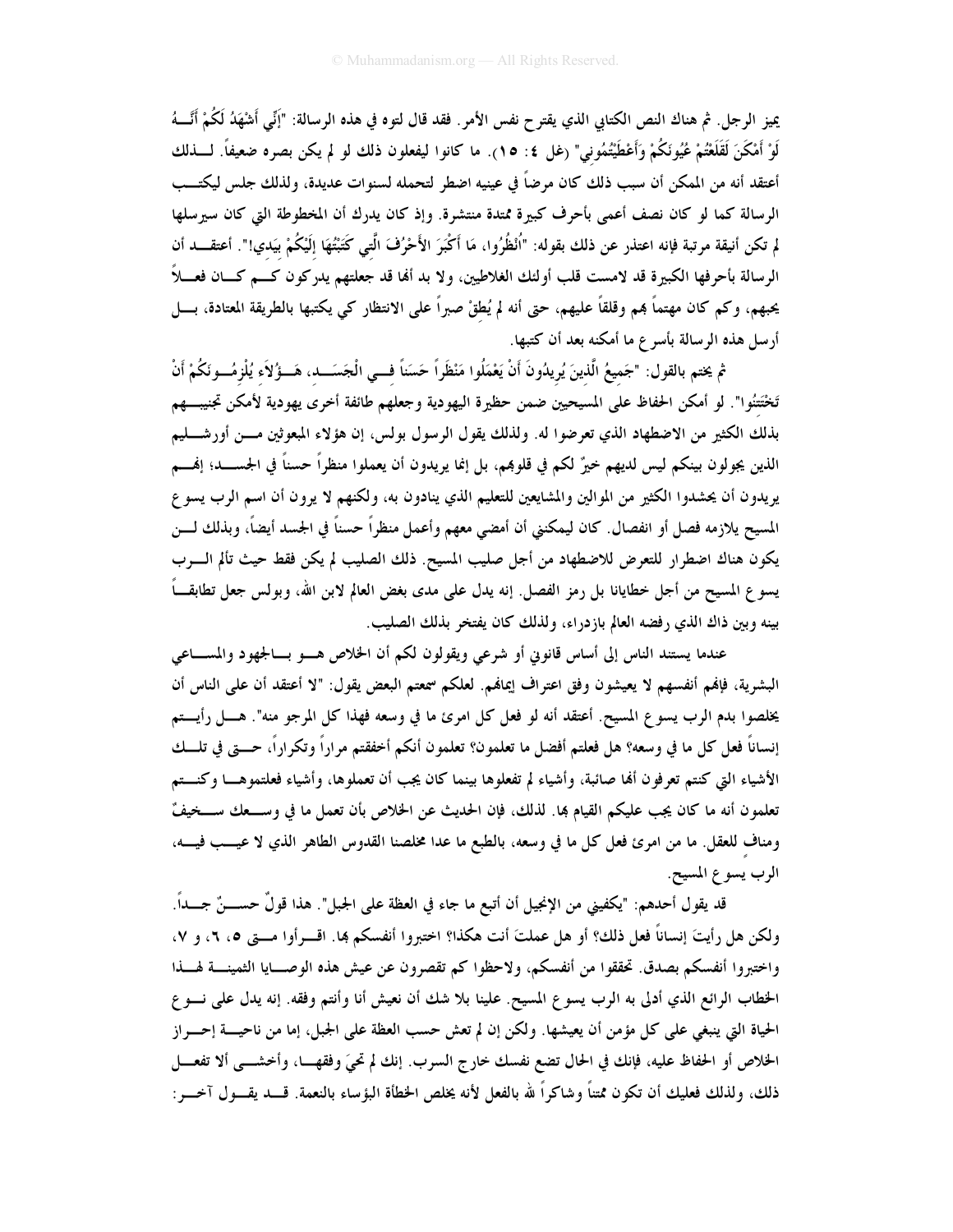يميز الرجل. ثم هناك النص الكتابي الذي يقترح نفس الأمر. فقد قال لتوه في هذه الرسالة: "إِنِّي أَشْهَدُ لَكُمْ أَنَّهُ لَوْ أَمْكَنَ لَقَلَعْتُمْ عُيُونَكُمْ وَأَعْطَيْتُمُونِي" (غل ٤: ١٥). ما كانوا ليفعلون ذلك لو لم يكن بصره ضعيفاً. لذلك أعتقد أنه من الممكن أن سبب ذلك كان مرضاً في عينيه اضطر لتحمله لسنوات عديدة، ولذلك جلس ليكتب الرسالة كما لو كان نصف أعمى بأحرف كبيرة ممتدة منتشرة. وإذ كان يدرك أن المخطوطة التي كان سيرسلها لم تكن أنيقة مرتبة فإنه اعتذر عن ذلك بقوله: "اُنْظُرُوا، مَا أَكْبَرَ الأَحْرُفَ الَّتِي كَتَبْتُهَا إِلَيْكُمْ بِيَدِي!". أعتقد أن الرسالة بأحرفها الكبيرة قد لامست قلب أولئك الغلاطيين، ولا بد أنها قد جعلتهم يدركون كم كان فعلاً يحبهم، وكم كان مهتماً بهم وقلقاً عليهم، حتى أنه لم يُطِقْ صبراً على الانتظار كي يكتبها بالطريقة المعتادة، بل أرسل هذه الرسالة بأسرع ما أمكنه بعد أن كتبها.

ثم يختم بالقول: "جَمِيعُ الَّذِينَ يُرِيدُونَ أَنْ يَعْمَلُوا مَنْظَراً حَسَناً فِي الْجَسَدِ، هَؤُلاَءِ يُلْزِمُونَكُمْ أَنْ تَخْتَتِنُوا". لو أمكن الحفاظ على المسيحيين ضمن حظيرة اليهودية وجعلهم طائفة أخرى يهودية لأمكن تجنيبهم بذلك الكثير من الاضطهاد الذي تعرضوا له. ولذلك يقول الرسول بولس، إن هؤلاء المبعوثين من أورشليم الذين يجولون بينكم ليس لديهم خيرٌ لكم في قلوبهم، بل إنما يريدون أن يعملوا منظراً حسناً في الجسد؛ إنهم يريدون أن يحشدوا الكثير من الموالين والمشايعين للتعليم الذي ينادون به، ولكنهم لا يرون أن اسم الرب يسوع المسيح يلازمه فصل أو انفصال. كان ليمكنني أن أمضي معهم وأعمل منظراً حسناً في الجسد أيضاً، وبذلك لن يكون هناك اضطرار للتعرض للاضطهاد من أجل صليب المسيح. ذلك الصليب لم يكن فقط حيث تألم الرب يسوع المسيح من أجل خطايانا بل رمز الفصل. إنه يدل على مدى بغض العالم لابن الله، وبولس جعل تطابقاً بينه وبين ذاك الذي رفضه العالم بازدراء، ولذلك كان يفتخر بذلك الصليب.

عندما يستند الناس إلى أساس قانوني أو شرعي ويقولون لكم أن الخلاص هو بالجهود والمساعي البشرية، فإنهم أنفسهم لا يعيشون وفق اعتراف إيمانهم. لعلكم سمعتم البعض يقول: "لا أعتقد أن على الناس أن يخلصوا بدم الرب يسوع المسيح. أعتقد أنه لو فعل كل امرئ ما في وسعه فهذا كل المرجو منه". هل رأيتم إنساناً فعل كل ما في وسعه؟ هل فعلتم أفضل ما تعلمون؟ تعلمون أنكم أخفقتم مراراً وتكراراً، حتى في تلك الأشياء التي كنتم تعرفون أنها صائبة، وأشياء لم تفعلوها بينما كان يجب أن تعملوها، وأشياء فعلتموها وكنتم تعلمون أنه ما كان يجب عليكم القيام بها. لذلك، فإن الحديث عن الخلاص بأن تعمل ما في وسعك سخيفٌ ومنافٍ للعقل. ما من امرئ فعل كل ما في وسعه، بالطبع ما عدا مخلصنا القدوس الطاهر الذي لا عيب فيه، الرب يسوع المسيح.

قد يقول أحدهم: "يكفيني من الإنجيل أن أتبع ما جاء في العظة على الجبل". هذا قولٌ حسنٌ جداً. ولكن هل رأيتَ إنساناً فعل ذلك؟ أو هل عملتَ أنت هكذا؟ اختبروا أنفسكم بها. اقرأوا متى ٥، ٦، و ٧، واختبروا أنفسكم بصدق. تحققوا من أنفسكم، ولاحظوا كم تقصرون عن عيش هذه الوصايا الثمينة لهذا الخطاب الرائع الذي أدلى به الرب يسوع المسيح. علينا بلا شك أن نعيش أنا وأنتم وفقه. إنه يدل على نوع الحياة التي ينبغي على كل مؤمن أن يعيشها. ولكن إن لم تعش حسب العظة على الجبل، إما من ناحية إحراز الخلاص أو الحفاظ عليه، فإنك في الحال تضع نفسك خارج السرب. إنك لم تحيَ وفقها، وأخشى ألا تفعل ذلك، ولذلك فعليك أن تكون ممتناً وشاكراً لله بالفعل لأنه يخلص الخطأة البؤساء بالنعمة. قد يقول آخر: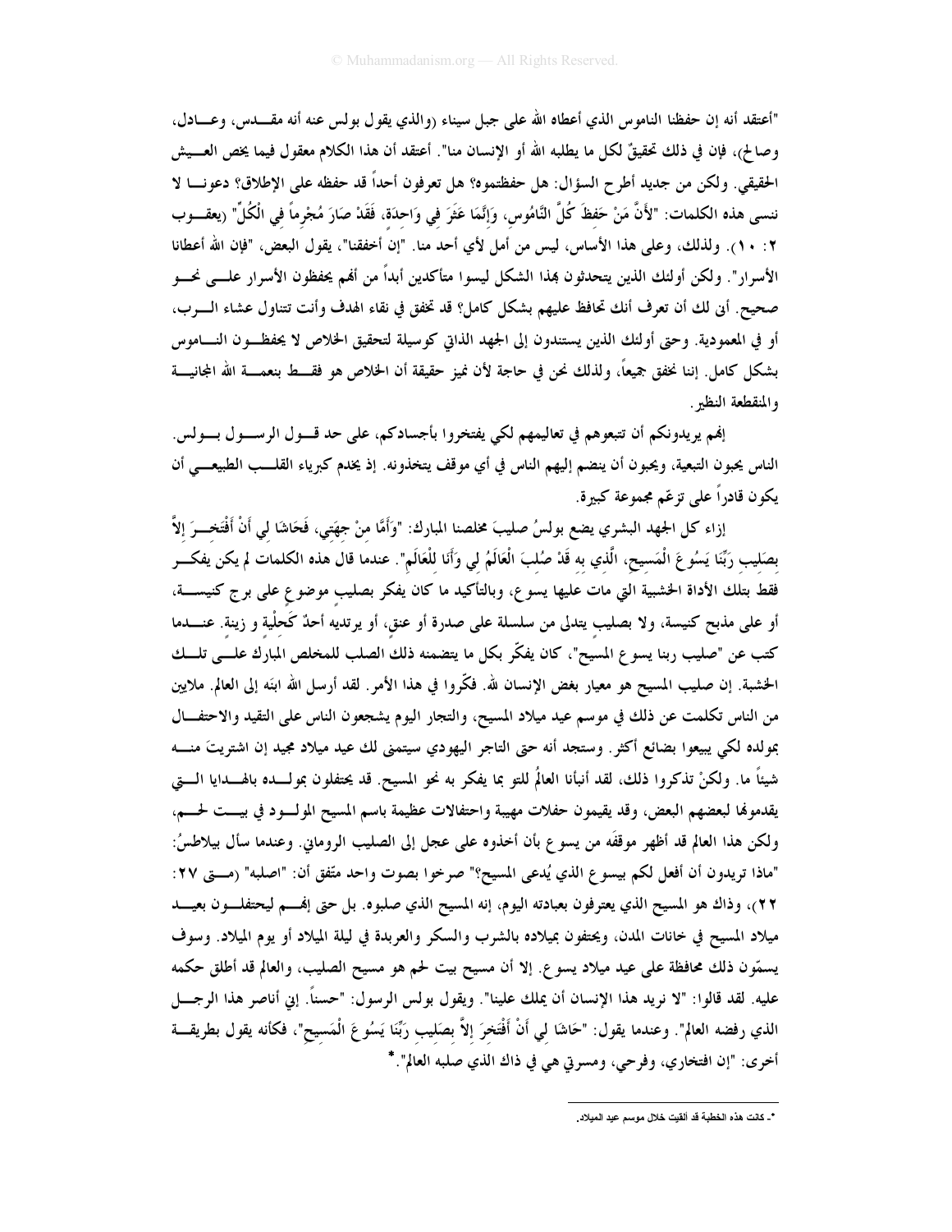"أعتقد أنه إن حفظنا الناموس الذي أعطاه الله على جبل سيناء (والذي يقول بولس عنه أنه مقدس، وعادل، وصالح)، فإن في ذلك تحقيقٌ لكل ما يطلبه الله أو الإنسان منا". أعتقد أن هذا الكلام معقول فيما يخص العيش الحقيقي. ولكن من جديد أطرح السؤال: هل حفظتموه؟ هل تعرفون أحداً قد حفظه على الإطلاق؟ دعونا لا ننسى هذه الكلمات: "لأَنَّ مَنْ حَفِظَ كُلَّ النَّامُوسِ، وَإِنَّمَا عَثَرَ فِي وَاحِدَةٍ، فَقَدْ صَارَ مُجْرِماً فِي الْكُلِّ" (يعقوب ٢: ١٠). ولذلك، وعلى هذا الأساس، ليس من أمل لأي أحد منا. "إن أخفقنا"، يقول البعض، "فإن الله أعطانا الأسرار". ولكن أولئك الذين يتحدثون بهذا الشكل ليسوا متأكدين أبداً من أنهم يحفظون الأسرار على نحو صحيح. أنى لك أن تعرف أنك تحافظ عليهم بشكل كامل؟ قد تخفق في نقاء الهدف وأنت تتناول عشاء الرب، أو في المعمودية. وحتى أولئك الذين يستندون إلى الجهد الذاتي كوسيلة لتحقيق الخلاص لا يحفظون الناموس بشكل كامل. إننا نخفق جميعاً، ولذلك نحن في حاجة لأن نميز حقيقة أن الخلاص هو فقط بنعمة الله المجانية والمنقطعة النظير.

إنهم يريدونكم أن تتبعوهم في تعاليمهم لكي يفتخروا بأجسادكم، على حد قول الرسول بولس. الناس يحبون التبعية، ويحبون أن ينضم إليهم الناس في أي موقف يتخذونه. إذ يخدم كبرياء القلب الطبيعي أن يكون قادراً على تزعّم مجموعة كبيرة.

إزاء كل الجهد البشري يضع بولسُ صليبَ مخلصنا المبارك: "وَأَمَّا مِنْ جِهَتِي، فَحَاشَا لِي أَنْ أَفْتَخِرَ إِلاَّ بِصَلِيبِ رَبِّنَا يَسُوعَ الْمَسِيحِ، الَّذِي بِهِ قَدْ صُلِبَ الْعَالَمُ لِي وَأَنَا لِلْعَالَمِ". عندما قال هذه الكلمات لم يكن يفكر فقط بتلك الأداة الخشبية التي مات عليها يسوع، وبالتأكيد ما كان يفكر بصليبٍ موضوعٍ على برج كنيسة، أو على مذبح كنيسة، ولا بصليب يتدلى من سلسلة على صدرة أو عنق، أو يرتديه أحدٌ كَحِلْيَة و زينة. عندما كتب عن "صليب ربنا يسوع المسيح"، كان يفكّر بكل ما يتضمنه ذلك الصلب للمخلص المبارك على تلك الخشبة. إن صليب المسيح هو معيار بغض الإنسان لله. فكّروا في هذا الأمر. لقد أرسل الله ابنَه إلى العالم. ملايين من الناس تكلمت عن ذلك في موسم عيد ميلاد المسيح، والتجار اليوم يشجعون الناس على التقيد والاحتفال بمولده لكي يبيعوا بضائع أكثر. وستجد أنه حتى التاجر اليهودي سيتمنى لك عيد ميلاد مجيد إن اشتريتَ منه شيئاً ما. ولكنْ تذكروا ذلك، لقد أنبأنا العالمُ للتو بما يفكر به نحو المسيح. قد يحتفلون بمولده بالهدايا التي يقدمونها لبعضهم البعض، وقد يقيمون حفلات مهيبة واحتفالات عظيمة باسم المسيح المولود في بيت لحم، ولكن هذا العالم قد أظهر موقفَه من يسوع بأن أخذوه على عجل إلى الصليب الروماني. وعندما سأل بيلاطسُ: "ماذا تريدون أن أفعل لكم بيسوع الذي يُدعى المسيح؟" صرخوا بصوت واحد متّفق أن: "اصلبه" (متى ٢٧: ٢٢)، وذاك هو المسيح الذي يعترفون بعبادته اليوم، إنه المسيح الذي صلبوه. بل حتى إنهم ليحتفلون بعيد ميلاد المسيح في خانات المدن، ويحتفون بميلاده بالشرب والسكر والعربدة في ليلة الميلاد أو يوم الميلاد. وسوف يسمّون ذلك محافظة على عيد ميلاد يسوع. إلا أن مسيح بيت لحم هو مسيح الصليب، والعالم قد أطلق حكمه عليه. لقد قالوا: "لا نريد هذا الإنسان أن يملك علينا". ويقول بولس الرسول: "حسناً. إني أناصر هذا الرجل الذي رفضه العالم". وعندما يقول: "حَاشَا لِي أَنْ أَفْتَخِرَ إِلاَّ بِصَلِيبِ رَبِّنَا يَسُوعَ الْمَسِيحِ"، فكأنه يقول بطريقة أخرى: "إن افتخاري، وفرحي، ومسرتي هي في ذاك الذي صلبه العالم".*

*- كانت هذه الخطبة قد ألقيت خلال موسم عيد الميلاد.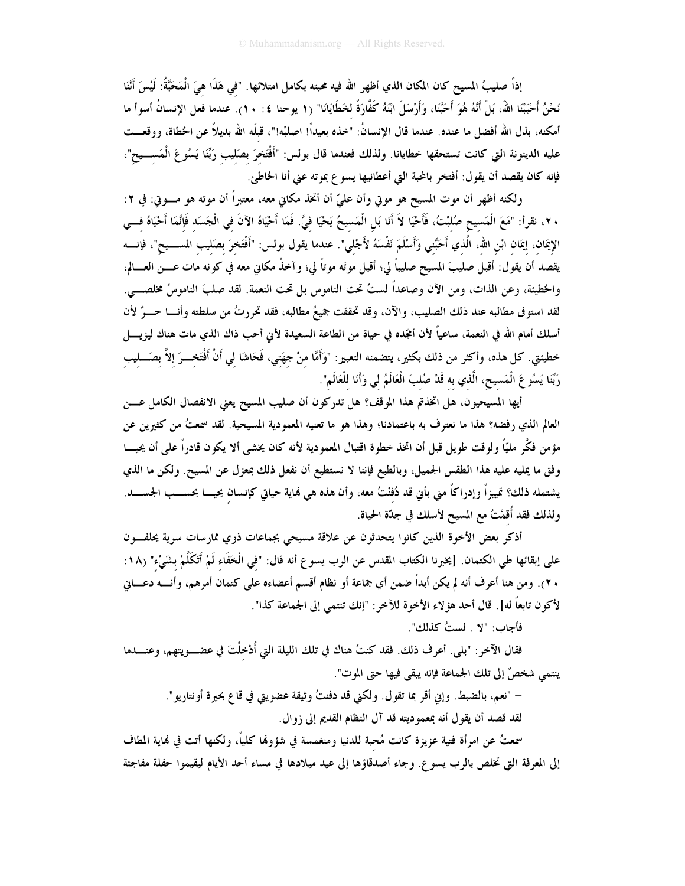إذاً صليبُ المسيح كان المكان الذي أظهر الله فيه محبته بكامل امتلائها. "فِي هَذَا هِيَ الْمَحَبَّةُ: لَيْسَ أَنَّنَا نَحْنُ أَحْبَبْنَا اللهَ، بَلْ أَنَّهُ هُوَ أَحَبَّنَا، وَأَرْسَلَ ابْنَهُ كَفَّارَةً لِخَطَايَانَا" (١ يوحنا ٤: ١٠). عندما فعل الإنسانُ أسوأ ما أمكنه، بذل الله أفضل ما عنده. عندما قال الإنسانُ: "خذه بعيداً! اصلبْه!"، قبلَه الله بديلاً عن الخطاة، ووقعت عليه الدينونة التي كانت تستحقها خطايانا. ولذلك فعندما قال بولس: "أَفْتَخِرَ بِصَلِيبِ رَبِّنَا يَسُوعَ الْمَسِيحِ"، فإنه كان يقصد أن يقول: أفتخر بالمحبة التي أعطانيها يسوع بموته عني أنا الخاطئ.

ولكنه أظهر أن موت المسيح هو موتي وأن عليّ أن أتخذ مكاني معه، معتبراً أن موته هو موتي: في ٢: ٢٠، نقرأ: "مَعَ الْمَسِيحِ صُلِبْتُ، فَأَحْيَا لاَ أَنَا بَلِ الْمَسِيحُ يَحْيَا فِيَّ. فَمَا أَحْيَاهُ الآنَ فِي الْجَسَدِ فَإِنَّمَا أَحْيَاهُ فِي الإِيمَانِ، إِيمَانِ ابْنِ اللهِ، الَّذِي أَحَبَّنِي وَأَسْلَمَ نَفْسَهُ لأَجْلِي". عندما يقول بولس: "أَفْتَخِرَ بِصَلِيبِ المسيح"، فإنه يقصد أن يقول: أقبل صليبَ المسيح صليباً لي؛ أقبل موتَه موتاً لي؛ وآخذُ مكاني معه في كونه مات عن العالم، والخطيئة، وعن الذات، ومن الآن وصاعداً لستُ تحت الناموس بل تحت النعمة. لقد صلبَ الناموسُ مخلصي. لقد استوفى مطالبه عند ذلك الصليب، والآن، وقد تحققت جميعُ مطالبه، فقد تحررتُ من سلطته وأنا حرٌّ لأن أسلك أمام الله في النعمة، ساعياً لأن أمجّده في حياة من الطاعة السعيدة لأني أحب ذاك الذي مات هناك ليزيل خطيئتي. كل هذه، وأكثر من ذلك بكثير، يتضمنه التعبير: "وَأَمَّا مِنْ جِهَتِي، فَحَاشَا لِي أَنْ أَفْتَخِرَ إِلاَّ بِصَلِيبِ رَبِّنَا يَسُوعَ الْمَسِيحِ، الَّذِي بِهِ قَدْ صُلِبَ الْعَالَمُ لِي وَأَنَا لِلْعَالَمِ".

أيها المسيحيون، هل اتخذتم هذا الموقف؟ هل تدركون أن صليب المسيح يعني الانفصال الكامل عن العالم الذي رفضه؟ هذا ما نعترف به باعتمادنا؛ وهذا هو ما تعنيه المعمودية المسيحية. لقد سمعتُ من كثيرين عن مؤمن فكّر ملياً ولوقت طويل قبل أن اتخذ خطوة اقتبال المعمودية لأنه كان يخشى ألا يكون قادراً على أن يحيا وفق ما يمليه عليه هذا الطقس الجميل، وبالطبع فإننا لا نستطيع أن نفعل ذلك بمعزل عن المسيح. ولكن ما الذي يشتمله ذلك؟ تمييزاً وإدراكاً مني بأني قد دُفنْتُ معه، وأن هذه هي نهاية حياتي كإنسانٍ يحيا بحسب الجسد. ولذلك فقد أُقِمْتُ مع المسيح لأسلك في جدّة الحياة.

أذكر بعض الأخوة الذين كانوا يتحدثون عن علاقة مسيحي بجماعات ذوي ممارسات سرية يحلفون على إبقائها طي الكتمان. [يخبرنا الكتاب المقدس عن الرب يسوع أنه قال: "فِي الْخَفَاءِ لَمْ أَتَكَلَّمْ بِشَيْءٍ" (١٨: ٢٠). ومن هنا أعرف أنه لم يكن أبداً ضمن أي جماعة أو نظام أقسم أعضاءه على كتمان أمرهم، وأنه دعاني لأكون تابعاً له]. قال أحد هؤلاء الأخوة للآخر: "إنك تنتمي إلى الجماعة كذا".

فأجاب: "لا . لستُ كذلك".

فقال الآخر: "بلى. أعرف ذلك. فقد كنتُ هناك في تلك الليلة التي أُدْخِلْتَ في عضويتهم، وعندما ينتمي شخصٌ إلى تلك الجماعة فإنه يبقى فيها حتى الموت".

– "نعم، بالضبط. وإني أقر بما تقول. ولكني قد دفنتُ وثيقة عضويتي في قاع بحيرة أونتاريو".

لقد قصد أن يقول أنه بمعموديته قد آل النظام القديم إلى زوال.

سمعتُ عن امرأة فتية عزيزة كانت مُحبة للدنيا ومنغمسة في شؤونها كلياً، ولكنها أتت في نهاية المطاف إلى المعرفة التي تخلص بالرب يسوع. وجاء أصدقاؤها إلى عيد ميلادها في مساء أحد الأيام ليقيموا حفلة مفاجئة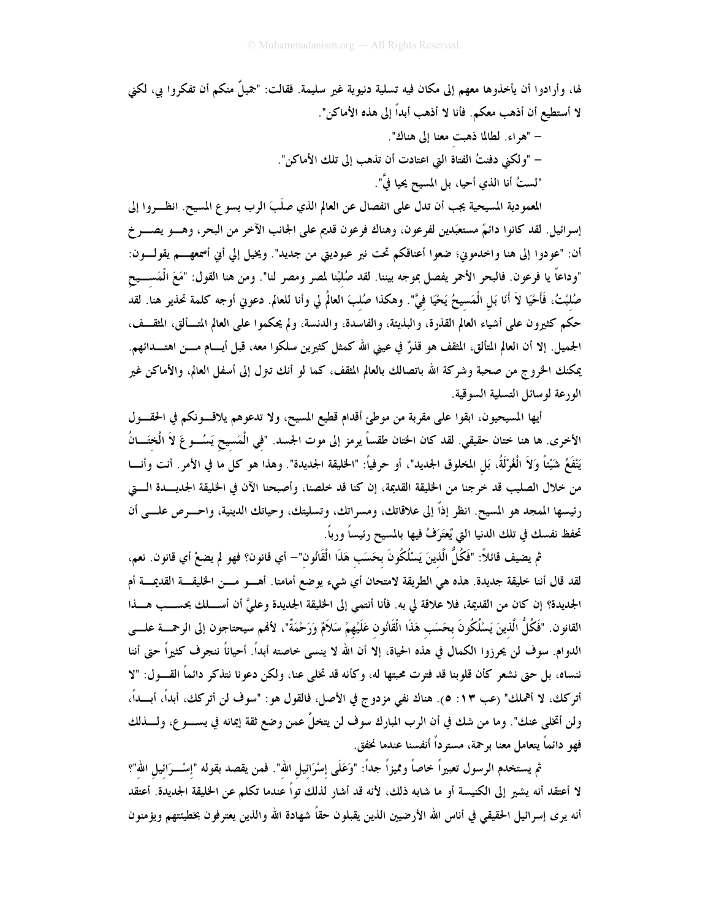لها، وأرادوا أن يأخذوها معهم إلى مكان فيه تسلية دنيوية غير سليمة. فقالت: "جميلٌ منكم أن تفكروا بي، لكني لا أستطيع أن أذهب معكم. فأنا لا أذهب أبداً إلى هذه الأماكن".

– "هراء. لطالما ذهبتِ معنا إلى هناك".

– "ولكني دفنتُ الفتاة التي اعتادت أن تذهب إلى تلك الأماكن".

"لستُ أنا الذي أحيا، بل المسيح يحيا فيَّ".

المعمودية المسيحية يجب أن تدل على انفصال عن العالم الذي صلَبَ الرب يسوع المسيح. انظروا إلى إسرائيل. لقد كانوا دائمً مستعبَدين لفرعون، وهناك فرعون قديم على الجانب الآخر من البحر، وهو يصرخ أن: "عودوا إلى هنا واخدموني؛ ضعوا أعناقكم تحت نير عبوديتي من جديد". ويخيل إلي أني أسمعهم يقولون: "وداعاً يا فرعون. فالبحر الأحمر يفصل بموجه بيننا. لقد صُلبْنا لمصر ومصر لنا". ومن هنا القول: "مَعَ الْمَسِيحِ صُلِبْتُ، فَأَحْيَا لاَ أَنَا بَلِ الْمَسِيحُ يَحْيَا فِيَّ". وهكذا صُلبَ العالمُ لي وأنا للعالم. دعوني أوجه كلمة تحذير هنا. لقد حكم كثيرون على أشياء العالم القذرة، والبذيئة، والفاسدة، والدنسة، ولم يحكموا على العالم المتألق، المثقف، الجميل. إلا أن العالم المتألق، المثقف هو قذرٌ في عيني الله كمثل كثيرين سلكوا معه، قبل أيام من اهتدائهم. يمكنك الخروج من صحبة وشركة الله باتصالك بالعالم المثقف، كما لو أنك تنزل إلى أسفل العالم، والأماكن غير الورعة لوسائل التسلية السوقية.

أيها المسيحيون، ابقوا على مقربة من موطئ أقدام قطيع المسيح، ولا تدعوهم يلاقونكم في الحقول الأخرى. ها هنا ختان حقيقي. لقد كان الختان طقساً يرمز إلى موت الجسد. "فِي الْمَسِيحِ يَسُوعَ لاَ الْخِتَانُ يَنْفَعُ شَيْئاً وَلاَ الْغُرْلَةُ، بَلِ المخلوق الجديد"، أو حرفياً: "الخليقة الجديدة". وهذا هو كل ما في الأمر. أنت وأنا من خلال الصليب قد خرجنا من الخليقة القديمة، إن كنا قد خلصنا، وأصبحنا الآن في الخليقة الجديدة التي رئيسها الممجد هو المسيح. انظر إذاً إلى علاقاتك، ومسراتك، وتسليتك، وحياتك الدينية، واحرص على أن تحفظ نفسك في تلك الدنيا التي يُعتَرَفُ فيها بالمسيح رئيساً ورباً.

ثم يضيف قائلاً: "فَكُلُّ الَّذِينَ يَسْلُكُونَ بِحَسَبِ هَذَا الْقَانُونِ"– أي قانون؟ فهو لم يضعْ أي قانون. نعم، لقد قال أننا خليقة جديدة. هذه هي الطريقة لامتحان أي شيء يوضع أمامنا. أهو من الخليقة القديمة أم الجديدة؟ إن كان من القديمة، فلا علاقة لي به. فأنا أنتمي إلى الخليقة الجديدة وعليَّ أن أسلك بحسب هذا القانون. "فَكُلُّ الَّذِينَ يَسْلُكُونَ بِحَسَبِ هَذَا الْقَانُونِ عَلَيْهِمْ سَلاَمٌ وَرَحْمَةٌ"، لأنهم سيحتاجون إلى الرحمة على الدوام. سوف لن يحرزوا الكمال في هذه الحياة، إلا أن الله لا ينسى خاصته أبداً. أحياناً ننجرف كثيراً حتى أننا ننساه، بل حتى نشعر كأن قلوبنا قد فترت محبتها له، وكأنه قد تخلى عنا، ولكن دعونا نتذكر دائماً القول: "لا أتركك، لا أهملك" (عب ١٣: ٥). هناك نفي مزدوج في الأصل، فالقول هو: "سوف لن أتركك، أبداً، أبداً، ولن أتخلى عنك". وما من شك في أن الرب المبارك سوف لن يتخلَّ عمن وضع ثقة إيمانه في يسوع، ولذلك فهو دائماً يتعامل معنا برحمة، مسترداً أنفسنا عندما نخفق.

ثم يستخدم الرسول تعبيراً خاصاً ومميزاً جداً: "وَعَلَى إِسْرَائِيلِ اللهِ". فمن يقصد بقوله "إِسْرَائِيل اللهِ"؟ لا أعتقد أنه يشير إلى الكنيسة أو ما شابه ذلك، لأنه قد أشار لذلك تواً عندما تكلم عن الخليقة الجديدة. أعتقد أنه يرى إسرائيل الحقيقي في أناس الله الأرضيين الذين يقبلون حقاً شهادة الله والذين يعترفون بخطيئتهم ويؤمنون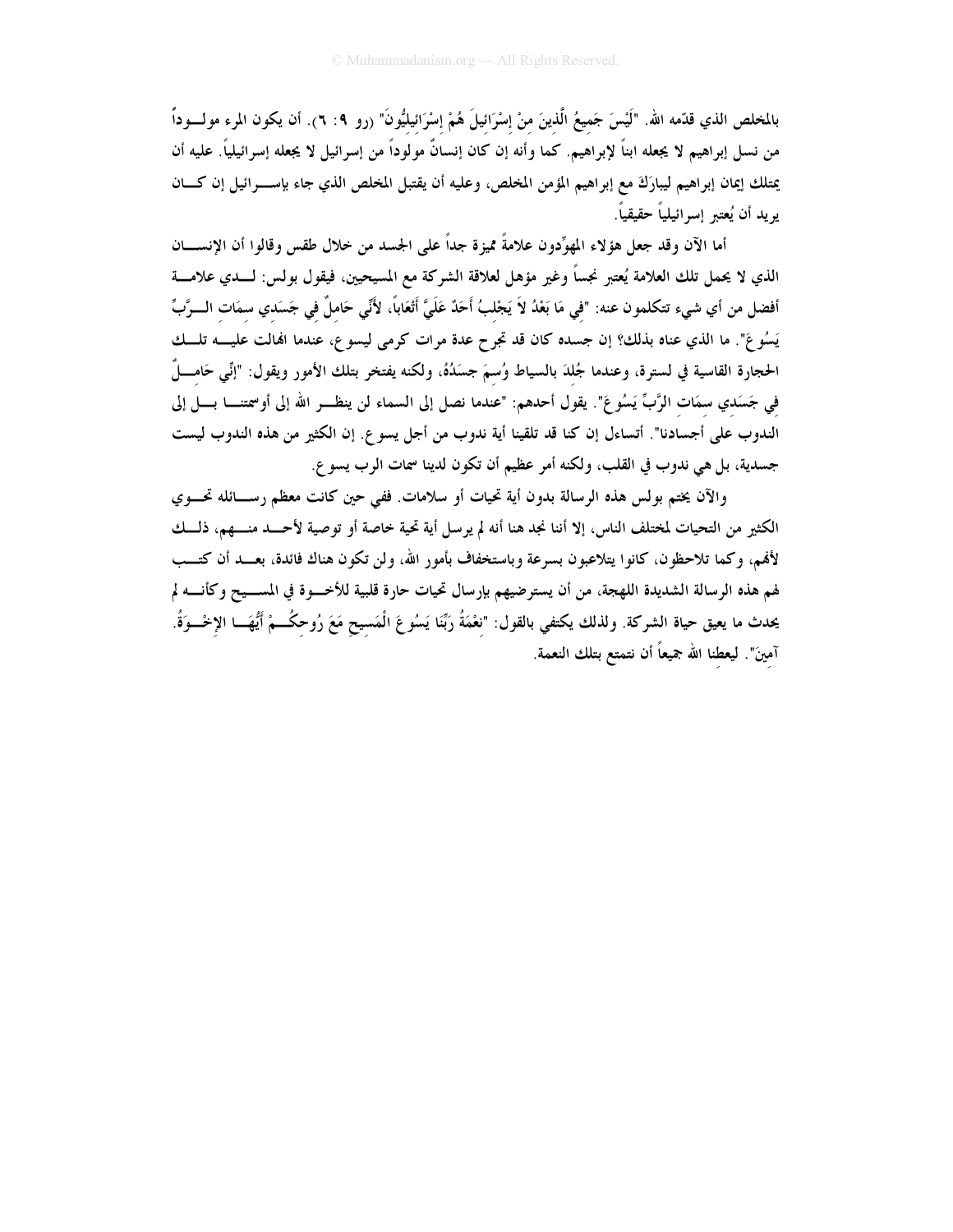بالمخلص الذي قدّمه الله. "لَيْسَ جَمِيعُ الَّذِينَ مِنْ إِسْرَائِيلَ هُمْ إِسْرَائِيلِيُّونَ" (رو ٩: ٦). أن يكون المرء مولوداً من نسل إبراهيم لا يجعله ابناً لإبراهيم. كما وأنه إن كان إنسانٌ مولوداً من إسرائيل لا يجعله إسرائيلياً. عليه أن يمتلك إيمان إبراهيم ليبارَكَ مع إبراهيم المؤمن المخلص، وعليه أن يقتبل المخلص الذي جاء بإسرائيل إن كان يريد أن يُعتبر إسرائيلياً حقيقياً.

أما الآن وقد جعل هؤلاء المهوِّدون علامةً مميزة جداً على الجسد من خلال طقس وقالوا أن الإنسان الذي لا يحمل تلك العلامة يُعتبر نجساً وغير مؤهل لعلاقة الشركة مع المسيحيين، فيقول بولس: لدي علامة أفضل من أي شيء تتكلمون عنه: "فِي مَا بَعْدُ لاَ يَجْلِبُ أَحَدٌ عَلَيَّ أَتْعَاباً، لأَنِّي حَامِلٌ فِي جَسَدِي سِمَاتِ الرَّبِّ يَسُوعَ". ما الذي عناه بذلك؟ إن جسده كان قد تجرح عدة مرات كرمى ليسوع، عندما انهالت عليه تلك الحجارة القاسية في لسترة، وعندما جُلِدَ بالسياط وُسِمَ جسَدُهُ، ولكنه يفتخر بتلك الأمور ويقول: "إِنِّي حَامِلٌ فِي جَسَدِي سِمَاتِ الرَّبِّ يَسُوعَ". يقول أحدهم: "عندما نصل إلى السماء لن ينظر الله إلى أوسمتنا بل إلى الندوب على أجسادنا". أتساءل إن كنا قد تلقينا أية ندوب من أجل يسوع. إن الكثير من هذه الندوب ليست جسدية، بل هي ندوب في القلب، ولكنه أمر عظيم أن تكون لدينا سمات الرب يسوع.

والآن يختم بولس هذه الرسالة بدون أية تحيات أو سلامات. ففي حين كانت معظم رسائله تحوي الكثير من التحيات لمختلف الناس، إلا أننا نجد هنا أنه لم يرسل أية تحية خاصة أو توصية لأحد منهم، ذلك لأنهم، وكما تلاحظون، كانوا يتلاعبون بسرعة وباستخفاف بأمور الله، ولن تكون هناك فائدة، بعد أن كتب لهم هذه الرسالة الشديدة اللهجة، من أن يسترضيهم بإرسال تحيات حارة قلبية للأخوة في المسيح وكأنه لم يحدث ما يعيق حياة الشركة. ولذلك يكتفي بالقول: "نِعْمَةُ رَبِّنَا يَسُوعَ الْمَسِيحِ مَعَ رُوحِكُمْ أَيُّهَا الإِخْوَةُ. آمِينَ". ليعطنا الله جميعاً أن نتمتع بتلك النعمة.